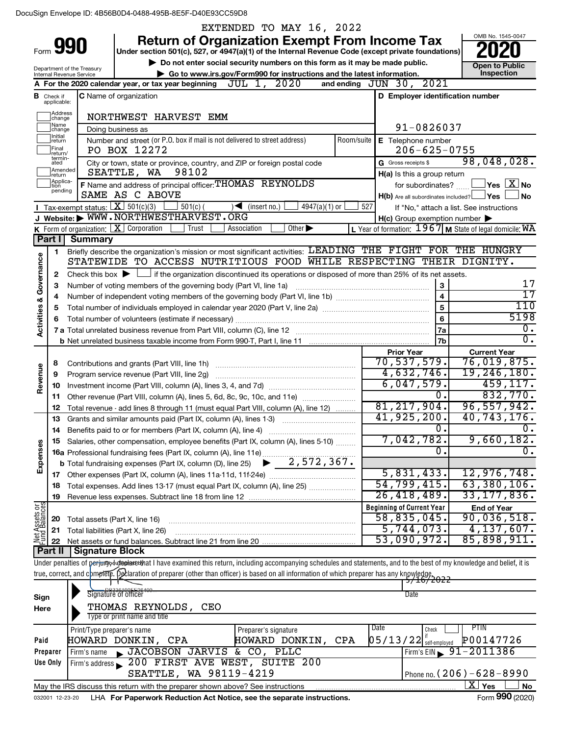DocuSign Envelope ID: 4B56B0D4-0488-495B-8E5F-D40E93CC59D8

EXTENDED TO MAY 16, 2022

# Form 990 — Return of Organization Exempt From Income Tax — 2020

Under section 501(c), 527, or 4947(a)(1) of the Internal Revenue Code (except private foundations)

▶ Do not enter social security numbers on this form as it may be made public.

▶ Go to www.irs.gov/Form990 for instructions and the latest information.

Department of the Treasury, Internal Revenue Service — OMB No. 1545-0047 — Open to Public Inspection

**A** For the 2020 calendar year, or tax year beginning JUL 1, 2020 and ending JUN 30, 2021

**B** Check if applicable: Address change, Name change, Initial return, Final return/terminated, Amended return, Application pending

**C** Name of organization: NORTHWEST HARVEST EMM

Doing business as

Number and street (or P.O. box if mail is not delivered to street address): PO BOX 12272 — Room/suite

City or town, state or province, country, and ZIP or foreign postal code: SEATTLE, WA 98102

**D** Employer identification number: 91-0826037

**E** Telephone number: 206-625-0755

**G** Gross receipts $ 98,048,028.

**F** Name and address of principal officer: THOMAS REYNOLDS, SAME AS C ABOVE

**H(a)** Is this a group return for subordinates? Yes [ ] No [X]

**H(b)** Are all subordinates included? Yes [ ] No [ ] If "No," attach a list. See instructions

**H(c)** Group exemption number ▶

**I** Tax-exempt status: [X] 501(c)(3) [ ] 501(c) ( ) ◀ (insert no.) [ ] 4947(a)(1) or [ ] 527

**J** Website: ▶ WWW.NORTHWESTHARVEST.ORG

**K** Form of organization: [X] Corporation [ ] Trust [ ] Association [ ] Other ▶

**L** Year of formation: 1967 **M** State of legal domicile: WA

## Part I Summary

**Activities & Governance**

1. Briefly describe the organization's mission or most significant activities: LEADING THE FIGHT FOR THE HUNGRY STATEWIDE TO ACCESS NUTRITIOUS FOOD WHILE RESPECTING THEIR DIGNITY.
2. Check this box ▶ [ ] if the organization discontinued its operations or disposed of more than 25% of its net assets.

| Line | Description | No. | Value |
|---|---|---|---|
| 3 | Number of voting members of the governing body (Part VI, line 1a) | 3 | 17 |
| 4 | Number of independent voting members of the governing body (Part VI, line 1b) | 4 | 17 |
| 5 | Total number of individuals employed in calendar year 2020 (Part V, line 2a) | 5 | 110 |
| 6 | Total number of volunteers (estimate if necessary) | 6 | 5198 |
| 7a | Total unrelated business revenue from Part VIII, column (C), line 12 | 7a | 0. |
| b | Net unrelated business taxable income from Form 990-T, Part I, line 11 | 7b | 0. |

| | Line | Description | Prior Year | Current Year |
|---|---|---|---|---|
| Revenue | 8 | Contributions and grants (Part VIII, line 1h) | 70,537,579. | 76,019,875. |
| | 9 | Program service revenue (Part VIII, line 2g) | 4,632,746. | 19,246,180. |
| | 10 | Investment income (Part VIII, column (A), lines 3, 4, and 7d) | 6,047,579. | 459,117. |
| | 11 | Other revenue (Part VIII, column (A), lines 5, 6d, 8c, 9c, 10c, and 11e) | 0. | 832,770. |
| | 12 | Total revenue - add lines 8 through 11 (must equal Part VIII, column (A), line 12) | 81,217,904. | 96,557,942. |
| Expenses | 13 | Grants and similar amounts paid (Part IX, column (A), lines 1-3) | 41,925,200. | 40,743,176. |
| | 14 | Benefits paid to or for members (Part IX, column (A), line 4) | 0. | 0. |
| | 15 | Salaries, other compensation, employee benefits (Part IX, column (A), lines 5-10) | 7,042,782. | 9,660,182. |
| | 16a | Professional fundraising fees (Part IX, column (A), line 11e) | 0. | 0. |
| | b | Total fundraising expenses (Part IX, column (D), line 25) ▶ 2,572,367. | | |
| | 17 | Other expenses (Part IX, column (A), lines 11a-11d, 11f-24e) | 5,831,433. | 12,976,748. |
| | 18 | Total expenses. Add lines 13-17 (must equal Part IX, column (A), line 25) | 54,799,415. | 63,380,106. |
| | 19 | Revenue less expenses. Subtract line 18 from line 12 | 26,418,489. | 33,177,836. |

| | Line | Description | Beginning of Current Year | End of Year |
|---|---|---|---|---|
| Net Assets or Fund Balances | 20 | Total assets (Part X, line 16) | 58,835,045. | 90,036,518. |
| | 21 | Total liabilities (Part X, line 26) | 5,744,073. | 4,137,607. |
| | 22 | Net assets or fund balances. Subtract line 21 from line 20 | 53,090,972. | 85,898,911. |

## Part II Signature Block

Under penalties of perjury, I declare that I have examined this return, including accompanying schedules and statements, and to the best of my knowledge and belief, it is true, correct, and complete. Declaration of preparer (other than officer) is based on all information of which preparer has any knowledge.

**Sign Here**

Signature of officer — Date: 5/16/2022

THOMAS REYNOLDS, CEO

Type or print name and title

**Paid Preparer Use Only**

| Print/Type preparer's name | Preparer's signature | Date | Check if self-employed | PTIN |
|---|---|---|---|---|
| HOWARD DONKIN, CPA | HOWARD DONKIN, CPA | 05/13/22 | | P00147726 |

Firm's name ▶ JACOBSON JARVIS & CO, PLLC — Firm's EIN ▶ 91-2011386

Firm's address ▶ 200 FIRST AVE WEST, SUITE 200, SEATTLE, WA 98119-4219 — Phone no. (206)-628-8990

May the IRS discuss this return with the preparer shown above? See instructions [X] Yes [ ] No

032001 12-23-20 LHA For Paperwork Reduction Act Notice, see the separate instructions. Form 990 (2020)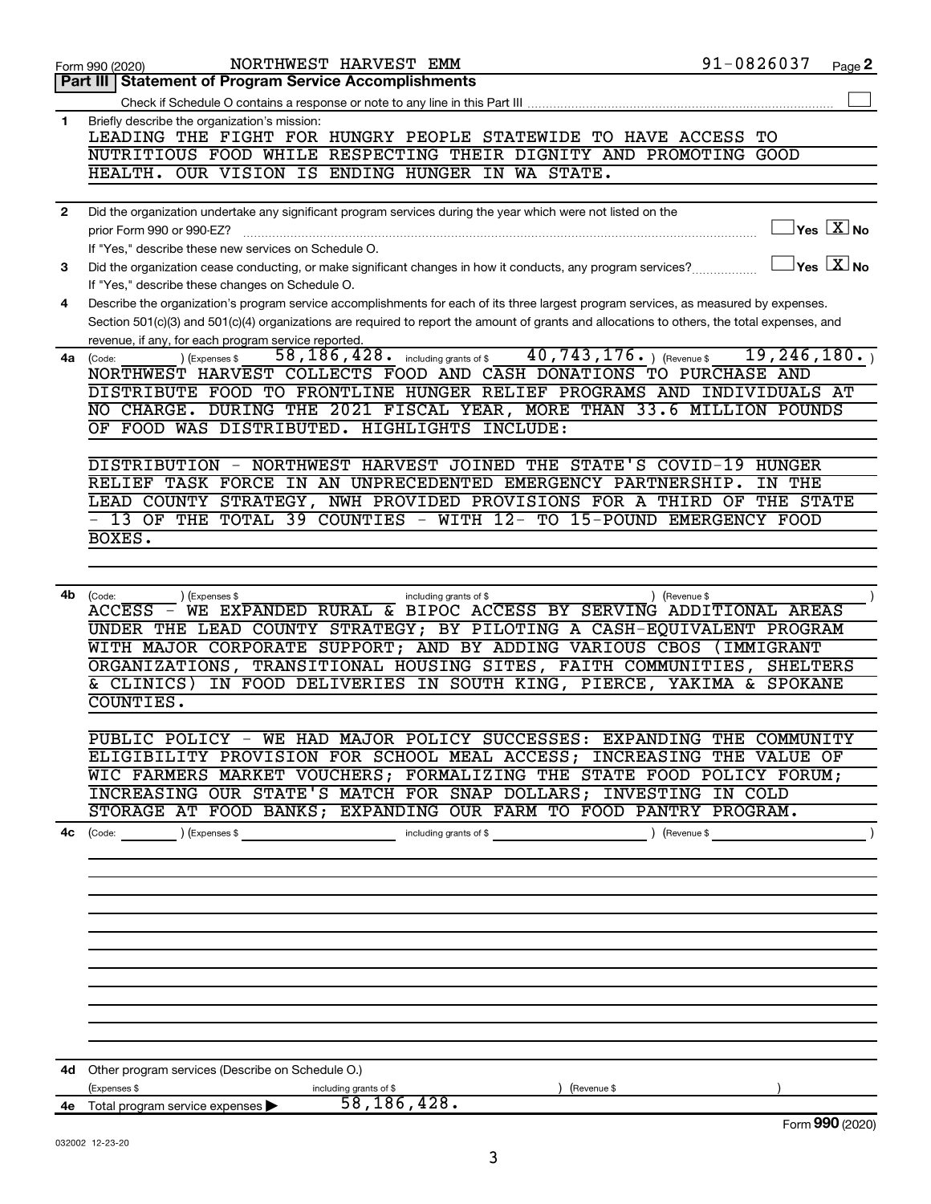Form 990 (2020) NORTHWEST HARVEST EMM 91-0826037 Page **2**

## Part III | Statement of Program Service Accomplishments

Check if Schedule O contains a response or note to any line in this Part III ☐

**1** Briefly describe the organization's mission:

LEADING THE FIGHT FOR HUNGRY PEOPLE STATEWIDE TO HAVE ACCESS TO NUTRITIOUS FOOD WHILE RESPECTING THEIR DIGNITY AND PROMOTING GOOD HEALTH. OUR VISION IS ENDING HUNGER IN WA STATE.

**2** Did the organization undertake any significant program services during the year which were not listed on the prior Form 990 or 990-EZ? ☐ Yes ☒ No

If "Yes," describe these new services on Schedule O.

**3** Did the organization cease conducting, or make significant changes in how it conducts, any program services? ☐ Yes ☒ No

If "Yes," describe these changes on Schedule O.

**4** Describe the organization's program service accomplishments for each of its three largest program services, as measured by expenses. Section 501(c)(3) and 501(c)(4) organizations are required to report the amount of grants and allocations to others, the total expenses, and revenue, if any, for each program service reported.

**4a** (Code: ) (Expenses $ 58,186,428. including grants of $ 40,743,176. ) (Revenue $ 19,246,180. )

NORTHWEST HARVEST COLLECTS FOOD AND CASH DONATIONS TO PURCHASE AND DISTRIBUTE FOOD TO FRONTLINE HUNGER RELIEF PROGRAMS AND INDIVIDUALS AT NO CHARGE. DURING THE 2021 FISCAL YEAR, MORE THAN 33.6 MILLION POUNDS OF FOOD WAS DISTRIBUTED. HIGHLIGHTS INCLUDE:

DISTRIBUTION - NORTHWEST HARVEST JOINED THE STATE'S COVID-19 HUNGER RELIEF TASK FORCE IN AN UNPRECEDENTED EMERGENCY PARTNERSHIP. IN THE LEAD COUNTY STRATEGY, NWH PROVIDED PROVISIONS FOR A THIRD OF THE STATE - 13 OF THE TOTAL 39 COUNTIES - WITH 12- TO 15-POUND EMERGENCY FOOD BOXES.

**4b** (Code: ) (Expenses $ including grants of $ ) (Revenue $ )

ACCESS - WE EXPANDED RURAL & BIPOC ACCESS BY SERVING ADDITIONAL AREAS UNDER THE LEAD COUNTY STRATEGY; BY PILOTING A CASH-EQUIVALENT PROGRAM WITH MAJOR CORPORATE SUPPORT; AND BY ADDING VARIOUS CBOS (IMMIGRANT ORGANIZATIONS, TRANSITIONAL HOUSING SITES, FAITH COMMUNITIES, SHELTERS & CLINICS) IN FOOD DELIVERIES IN SOUTH KING, PIERCE, YAKIMA & SPOKANE COUNTIES.

PUBLIC POLICY - WE HAD MAJOR POLICY SUCCESSES: EXPANDING THE COMMUNITY ELIGIBILITY PROVISION FOR SCHOOL MEAL ACCESS; INCREASING THE VALUE OF WIC FARMERS MARKET VOUCHERS; FORMALIZING THE STATE FOOD POLICY FORUM; INCREASING OUR STATE'S MATCH FOR SNAP DOLLARS; INVESTING IN COLD STORAGE AT FOOD BANKS; EXPANDING OUR FARM TO FOOD PANTRY PROGRAM.

**4c** (Code: ) (Expenses $ including grants of $ ) (Revenue $ )

**4d** Other program services (Describe on Schedule O.)

(Expenses $ including grants of $ ) (Revenue $ )

**4e** Total program service expenses ▶ 58,186,428.

Form **990** (2020)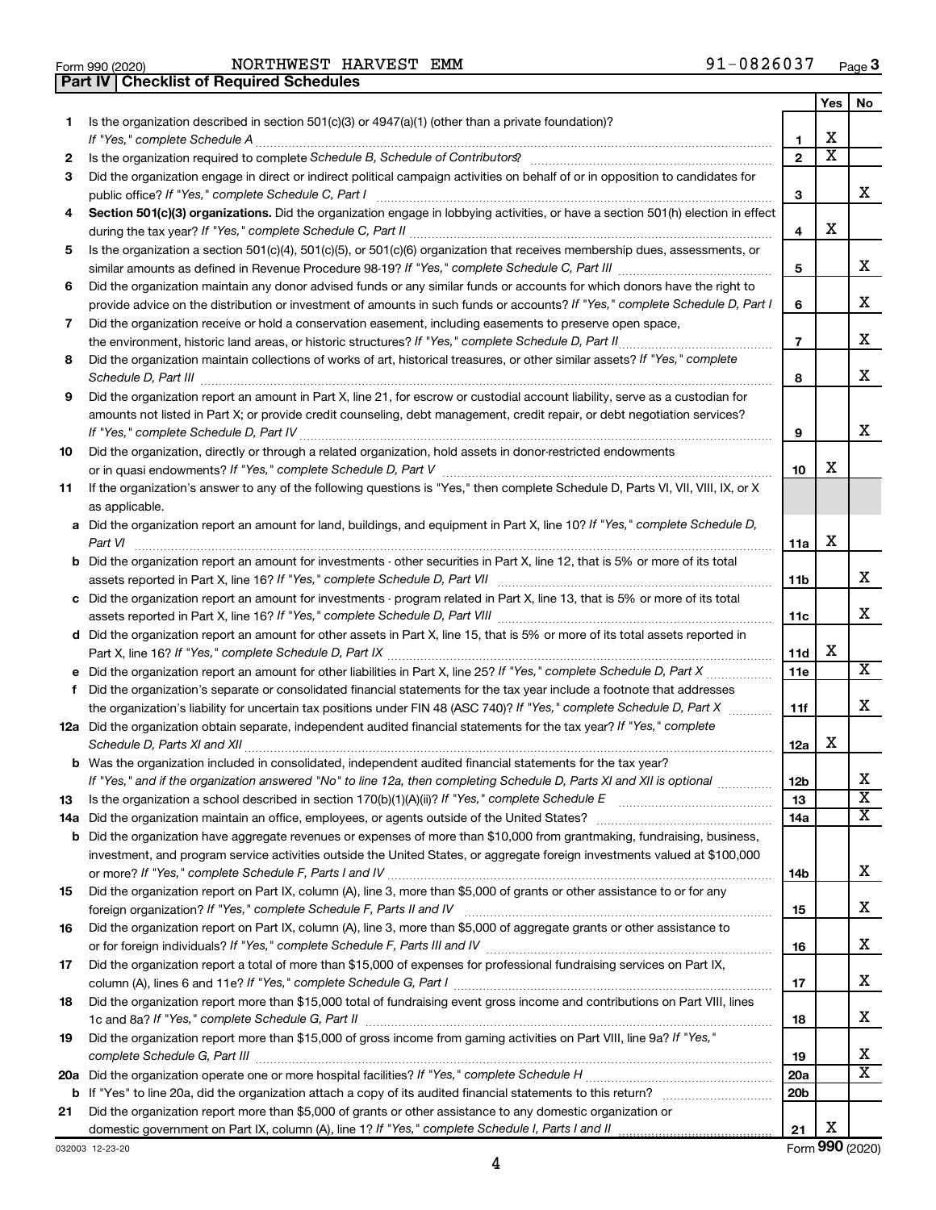Form 990 (2020) NORTHWEST HARVEST EMM 91-0826037 Page 3

**Part IV | Checklist of Required Schedules**

| | | | Yes | No |
|---|---|---|---|---|
| **1** | Is the organization described in section 501(c)(3) or 4947(a)(1) (other than a private foundation)? *If "Yes," complete Schedule A* | 1 | X | |
| **2** | Is the organization required to complete *Schedule B, Schedule of Contributors*? | 2 | X | |
| **3** | Did the organization engage in direct or indirect political campaign activities on behalf of or in opposition to candidates for public office? *If "Yes," complete Schedule C, Part I* | 3 | | X |
| **4** | **Section 501(c)(3) organizations.** Did the organization engage in lobbying activities, or have a section 501(h) election in effect during the tax year? *If "Yes," complete Schedule C, Part II* | 4 | X | |
| **5** | Is the organization a section 501(c)(4), 501(c)(5), or 501(c)(6) organization that receives membership dues, assessments, or similar amounts as defined in Revenue Procedure 98-19? *If "Yes," complete Schedule C, Part III* | 5 | | X |
| **6** | Did the organization maintain any donor advised funds or any similar funds or accounts for which donors have the right to provide advice on the distribution or investment of amounts in such funds or accounts? *If "Yes," complete Schedule D, Part I* | 6 | | X |
| **7** | Did the organization receive or hold a conservation easement, including easements to preserve open space, the environment, historic land areas, or historic structures? *If "Yes," complete Schedule D, Part II* | 7 | | X |
| **8** | Did the organization maintain collections of works of art, historical treasures, or other similar assets? *If "Yes," complete Schedule D, Part III* | 8 | | X |
| **9** | Did the organization report an amount in Part X, line 21, for escrow or custodial account liability, serve as a custodian for amounts not listed in Part X; or provide credit counseling, debt management, credit repair, or debt negotiation services? *If "Yes," complete Schedule D, Part IV* | 9 | | X |
| **10** | Did the organization, directly or through a related organization, hold assets in donor-restricted endowments or in quasi endowments? *If "Yes," complete Schedule D, Part V* | 10 | X | |
| **11** | If the organization's answer to any of the following questions is "Yes," then complete Schedule D, Parts VI, VII, VIII, IX, or X as applicable. | | | |
| **a** | Did the organization report an amount for land, buildings, and equipment in Part X, line 10? *If "Yes," complete Schedule D, Part VI* | 11a | X | |
| **b** | Did the organization report an amount for investments - other securities in Part X, line 12, that is 5% or more of its total assets reported in Part X, line 16? *If "Yes," complete Schedule D, Part VII* | 11b | | X |
| **c** | Did the organization report an amount for investments - program related in Part X, line 13, that is 5% or more of its total assets reported in Part X, line 16? *If "Yes," complete Schedule D, Part VIII* | 11c | | X |
| **d** | Did the organization report an amount for other assets in Part X, line 15, that is 5% or more of its total assets reported in Part X, line 16? *If "Yes," complete Schedule D, Part IX* | 11d | X | |
| **e** | Did the organization report an amount for other liabilities in Part X, line 25? *If "Yes," complete Schedule D, Part X* | 11e | | X |
| **f** | Did the organization's separate or consolidated financial statements for the tax year include a footnote that addresses the organization's liability for uncertain tax positions under FIN 48 (ASC 740)? *If "Yes," complete Schedule D, Part X* | 11f | | X |
| **12a** | Did the organization obtain separate, independent audited financial statements for the tax year? *If "Yes," complete Schedule D, Parts XI and XII* | 12a | X | |
| **b** | Was the organization included in consolidated, independent audited financial statements for the tax year? *If "Yes," and if the organization answered "No" to line 12a, then completing Schedule D, Parts XI and XII is optional* | 12b | | X |
| **13** | Is the organization a school described in section 170(b)(1)(A)(ii)? *If "Yes," complete Schedule E* | 13 | | X |
| **14a** | Did the organization maintain an office, employees, or agents outside of the United States? | 14a | | X |
| **b** | Did the organization have aggregate revenues or expenses of more than $10,000 from grantmaking, fundraising, business, investment, and program service activities outside the United States, or aggregate foreign investments valued at $100,000 or more? *If "Yes," complete Schedule F, Parts I and IV* | 14b | | X |
| **15** | Did the organization report on Part IX, column (A), line 3, more than $5,000 of grants or other assistance to or for any foreign organization? *If "Yes," complete Schedule F, Parts II and IV* | 15 | | X |
| **16** | Did the organization report on Part IX, column (A), line 3, more than $5,000 of aggregate grants or other assistance to or for foreign individuals? *If "Yes," complete Schedule F, Parts III and IV* | 16 | | X |
| **17** | Did the organization report a total of more than $15,000 of expenses for professional fundraising services on Part IX, column (A), lines 6 and 11e? *If "Yes," complete Schedule G, Part I* | 17 | | X |
| **18** | Did the organization report more than $15,000 total of fundraising event gross income and contributions on Part VIII, lines 1c and 8a? *If "Yes," complete Schedule G, Part II* | 18 | | X |
| **19** | Did the organization report more than $15,000 of gross income from gaming activities on Part VIII, line 9a? *If "Yes," complete Schedule G, Part III* | 19 | | X |
| **20a** | Did the organization operate one or more hospital facilities? *If "Yes," complete Schedule H* | 20a | | X |
| **b** | If "Yes" to line 20a, did the organization attach a copy of its audited financial statements to this return? | 20b | | |
| **21** | Did the organization report more than $5,000 of grants or other assistance to any domestic organization or domestic government on Part IX, column (A), line 1? *If "Yes," complete Schedule I, Parts I and II* | 21 | X | |

032003 12-23-20 Form **990** (2020)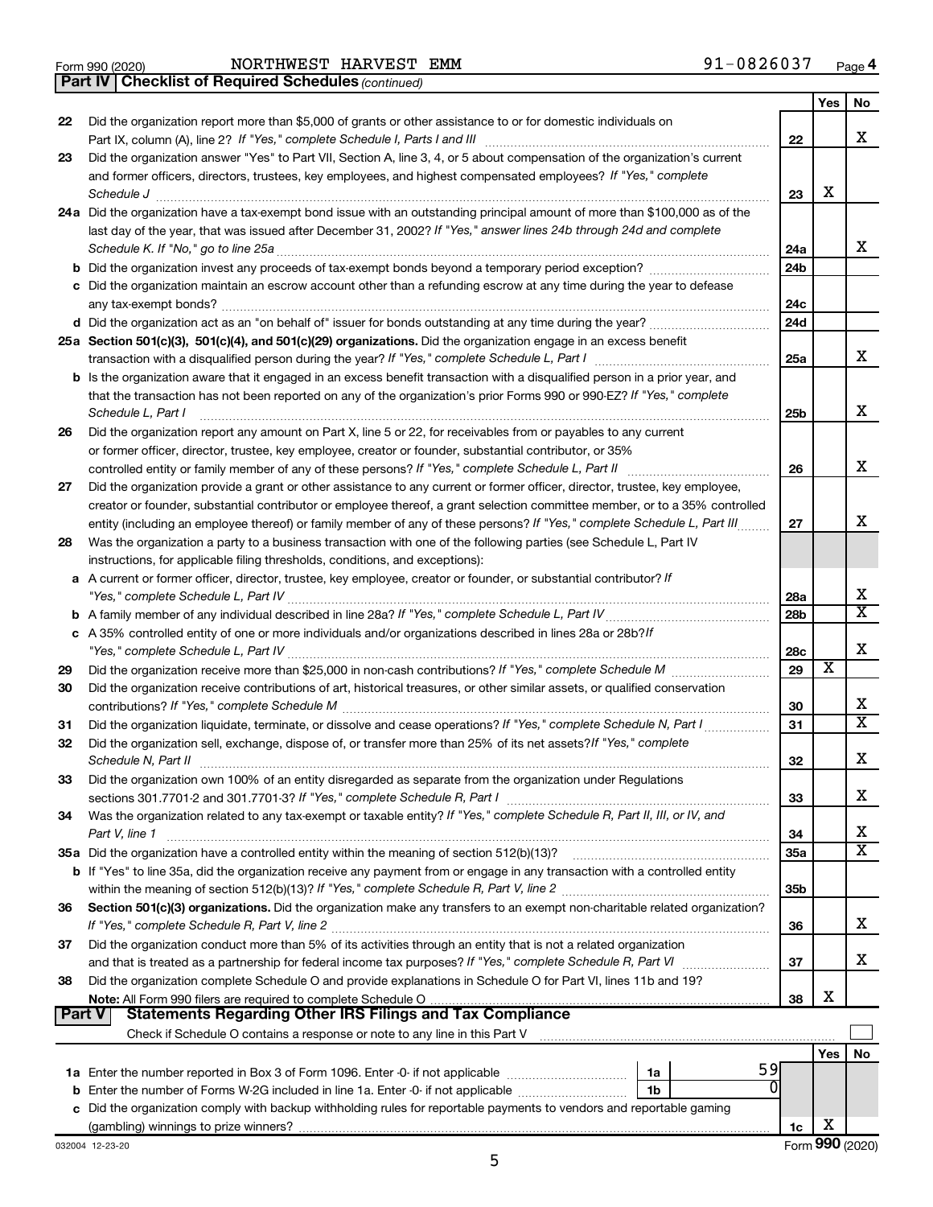Form 990 (2020) NORTHWEST HARVEST EMM 91-0826037 Page 4

**Part IV | Checklist of Required Schedules** *(continued)*

| | | | Yes | No |
|---|---|---|---|---|
| 22 | Did the organization report more than $5,000 of grants or other assistance to or for domestic individuals on Part IX, column (A), line 2? *If "Yes," complete Schedule I, Parts I and III* | 22 | | X |
| 23 | Did the organization answer "Yes" to Part VII, Section A, line 3, 4, or 5 about compensation of the organization's current and former officers, directors, trustees, key employees, and highest compensated employees? *If "Yes," complete Schedule J* | 23 | X | |
| 24a | Did the organization have a tax-exempt bond issue with an outstanding principal amount of more than $100,000 as of the last day of the year, that was issued after December 31, 2002? *If "Yes," answer lines 24b through 24d and complete Schedule K. If "No," go to line 25a* | 24a | | X |
| b | Did the organization invest any proceeds of tax-exempt bonds beyond a temporary period exception? | 24b | | |
| c | Did the organization maintain an escrow account other than a refunding escrow at any time during the year to defease any tax-exempt bonds? | 24c | | |
| d | Did the organization act as an "on behalf of" issuer for bonds outstanding at any time during the year? | 24d | | |
| 25a | **Section 501(c)(3), 501(c)(4), and 501(c)(29) organizations.** Did the organization engage in an excess benefit transaction with a disqualified person during the year? *If "Yes," complete Schedule L, Part I* | 25a | | X |
| b | Is the organization aware that it engaged in an excess benefit transaction with a disqualified person in a prior year, and that the transaction has not been reported on any of the organization's prior Forms 990 or 990-EZ? *If "Yes," complete Schedule L, Part I* | 25b | | X |
| 26 | Did the organization report any amount on Part X, line 5 or 22, for receivables from or payables to any current or former officer, director, trustee, key employee, creator or founder, substantial contributor, or 35% controlled entity or family member of any of these persons? *If "Yes," complete Schedule L, Part II* | 26 | | X |
| 27 | Did the organization provide a grant or other assistance to any current or former officer, director, trustee, key employee, creator or founder, substantial contributor or employee thereof, a grant selection committee member, or to a 35% controlled entity (including an employee thereof) or family member of any of these persons? *If "Yes," complete Schedule L, Part III* | 27 | | X |
| 28 | Was the organization a party to a business transaction with one of the following parties (see Schedule L, Part IV instructions, for applicable filing thresholds, conditions, and exceptions): | | | |
| a | A current or former officer, director, trustee, key employee, creator or founder, or substantial contributor? *If "Yes," complete Schedule L, Part IV* | 28a | | X |
| b | A family member of any individual described in line 28a? *If "Yes," complete Schedule L, Part IV* | 28b | | X |
| c | A 35% controlled entity of one or more individuals and/or organizations described in lines 28a or 28b? *If "Yes," complete Schedule L, Part IV* | 28c | | X |
| 29 | Did the organization receive more than $25,000 in non-cash contributions? *If "Yes," complete Schedule M* | 29 | X | |
| 30 | Did the organization receive contributions of art, historical treasures, or other similar assets, or qualified conservation contributions? *If "Yes," complete Schedule M* | 30 | | X |
| 31 | Did the organization liquidate, terminate, or dissolve and cease operations? *If "Yes," complete Schedule N, Part I* | 31 | | X |
| 32 | Did the organization sell, exchange, dispose of, or transfer more than 25% of its net assets? *If "Yes," complete Schedule N, Part II* | 32 | | X |
| 33 | Did the organization own 100% of an entity disregarded as separate from the organization under Regulations sections 301.7701-2 and 301.7701-3? *If "Yes," complete Schedule R, Part I* | 33 | | X |
| 34 | Was the organization related to any tax-exempt or taxable entity? *If "Yes," complete Schedule R, Part II, III, or IV, and Part V, line 1* | 34 | | X |
| 35a | Did the organization have a controlled entity within the meaning of section 512(b)(13)? | 35a | | X |
| b | If "Yes" to line 35a, did the organization receive any payment from or engage in any transaction with a controlled entity within the meaning of section 512(b)(13)? *If "Yes," complete Schedule R, Part V, line 2* | 35b | | |
| 36 | **Section 501(c)(3) organizations.** Did the organization make any transfers to an exempt non-charitable related organization? *If "Yes," complete Schedule R, Part V, line 2* | 36 | | X |
| 37 | Did the organization conduct more than 5% of its activities through an entity that is not a related organization and that is treated as a partnership for federal income tax purposes? *If "Yes," complete Schedule R, Part VI* | 37 | | X |
| 38 | Did the organization complete Schedule O and provide explanations in Schedule O for Part VI, lines 11b and 19? **Note:** All Form 990 filers are required to complete Schedule O | 38 | X | |

**Part V | Statements Regarding Other IRS Filings and Tax Compliance**

Check if Schedule O contains a response or note to any line in this Part V [ ]

| | | | | | Yes | No |
|---|---|---|---|---|---|---|
| 1a | Enter the number reported in Box 3 of Form 1096. Enter -0- if not applicable | 1a | 59 | | | |
| b | Enter the number of Forms W-2G included in line 1a. Enter -0- if not applicable | 1b | 0 | | | |
| c | Did the organization comply with backup withholding rules for reportable payments to vendors and reportable gaming (gambling) winnings to prize winners? | | | 1c | X | |

032004 12-23-20 Form **990** (2020)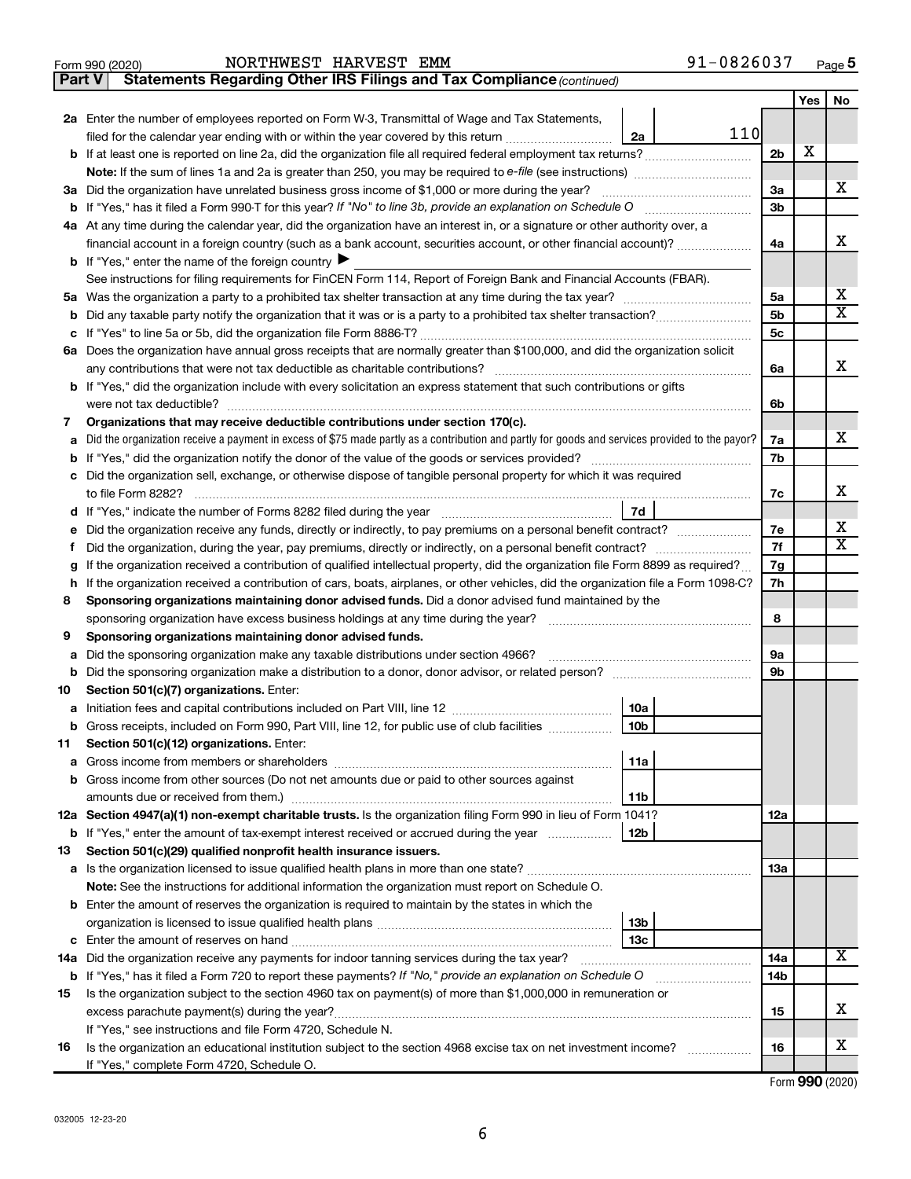Form 990 (2020) NORTHWEST HARVEST EMM 91-0826037 Page 5

**Part V Statements Regarding Other IRS Filings and Tax Compliance** *(continued)*

| | | | | | Yes | No |
|---|---|---|---|---|---|---|
| **2a** | Enter the number of employees reported on Form W-3, Transmittal of Wage and Tax Statements, filed for the calendar year ending with or within the year covered by this return | 2a | 110 | | | |
| **b** | If at least one is reported on line 2a, did the organization file all required federal employment tax returns? | | | 2b | X | |
| | **Note:** If the sum of lines 1a and 2a is greater than 250, you may be required to *e-file* (see instructions) | | | | | |
| **3a** | Did the organization have unrelated business gross income of $1,000 or more during the year? | | | 3a | | X |
| **b** | If "Yes," has it filed a Form 990-T for this year? *If "No" to line 3b, provide an explanation on Schedule O* | | | 3b | | |
| **4a** | At any time during the calendar year, did the organization have an interest in, or a signature or other authority over, a financial account in a foreign country (such as a bank account, securities account, or other financial account)? | | | 4a | | X |
| **b** | If "Yes," enter the name of the foreign country ▶ | | | | | |
| | See instructions for filing requirements for FinCEN Form 114, Report of Foreign Bank and Financial Accounts (FBAR). | | | | | |
| **5a** | Was the organization a party to a prohibited tax shelter transaction at any time during the tax year? | | | 5a | | X |
| **b** | Did any taxable party notify the organization that it was or is a party to a prohibited tax shelter transaction? | | | 5b | | X |
| **c** | If "Yes" to line 5a or 5b, did the organization file Form 8886-T? | | | 5c | | |
| **6a** | Does the organization have annual gross receipts that are normally greater than $100,000, and did the organization solicit any contributions that were not tax deductible as charitable contributions? | | | 6a | | X |
| **b** | If "Yes," did the organization include with every solicitation an express statement that such contributions or gifts were not tax deductible? | | | 6b | | |
| **7** | **Organizations that may receive deductible contributions under section 170(c).** | | | | | |
| **a** | Did the organization receive a payment in excess of $75 made partly as a contribution and partly for goods and services provided to the payor? | | | 7a | | X |
| **b** | If "Yes," did the organization notify the donor of the value of the goods or services provided? | | | 7b | | |
| **c** | Did the organization sell, exchange, or otherwise dispose of tangible personal property for which it was required to file Form 8282? | | | 7c | | X |
| **d** | If "Yes," indicate the number of Forms 8282 filed during the year | 7d | | | | |
| **e** | Did the organization receive any funds, directly or indirectly, to pay premiums on a personal benefit contract? | | | 7e | | X |
| **f** | Did the organization, during the year, pay premiums, directly or indirectly, on a personal benefit contract? | | | 7f | | X |
| **g** | If the organization received a contribution of qualified intellectual property, did the organization file Form 8899 as required? | | | 7g | | |
| **h** | If the organization received a contribution of cars, boats, airplanes, or other vehicles, did the organization file a Form 1098-C? | | | 7h | | |
| **8** | **Sponsoring organizations maintaining donor advised funds.** Did a donor advised fund maintained by the sponsoring organization have excess business holdings at any time during the year? | | | 8 | | |
| **9** | **Sponsoring organizations maintaining donor advised funds.** | | | | | |
| **a** | Did the sponsoring organization make any taxable distributions under section 4966? | | | 9a | | |
| **b** | Did the sponsoring organization make a distribution to a donor, donor advisor, or related person? | | | 9b | | |
| **10** | **Section 501(c)(7) organizations.** Enter: | | | | | |
| **a** | Initiation fees and capital contributions included on Part VIII, line 12 | 10a | | | | |
| **b** | Gross receipts, included on Form 990, Part VIII, line 12, for public use of club facilities | 10b | | | | |
| **11** | **Section 501(c)(12) organizations.** Enter: | | | | | |
| **a** | Gross income from members or shareholders | 11a | | | | |
| **b** | Gross income from other sources (Do not net amounts due or paid to other sources against amounts due or received from them.) | 11b | | | | |
| **12a** | **Section 4947(a)(1) non-exempt charitable trusts.** Is the organization filing Form 990 in lieu of Form 1041? | | | 12a | | |
| **b** | If "Yes," enter the amount of tax-exempt interest received or accrued during the year | 12b | | | | |
| **13** | **Section 501(c)(29) qualified nonprofit health insurance issuers.** | | | | | |
| **a** | Is the organization licensed to issue qualified health plans in more than one state? | | | 13a | | |
| | **Note:** See the instructions for additional information the organization must report on Schedule O. | | | | | |
| **b** | Enter the amount of reserves the organization is required to maintain by the states in which the organization is licensed to issue qualified health plans | 13b | | | | |
| **c** | Enter the amount of reserves on hand | 13c | | | | |
| **14a** | Did the organization receive any payments for indoor tanning services during the tax year? | | | 14a | | X |
| **b** | If "Yes," has it filed a Form 720 to report these payments? *If "No," provide an explanation on Schedule O* | | | 14b | | |
| **15** | Is the organization subject to the section 4960 tax on payment(s) of more than $1,000,000 in remuneration or excess parachute payment(s) during the year? | | | 15 | | X |
| | If "Yes," see instructions and file Form 4720, Schedule N. | | | | | |
| **16** | Is the organization an educational institution subject to the section 4968 excise tax on net investment income? | | | 16 | | X |
| | If "Yes," complete Form 4720, Schedule O. | | | | | |

Form **990** (2020)

032005 12-23-20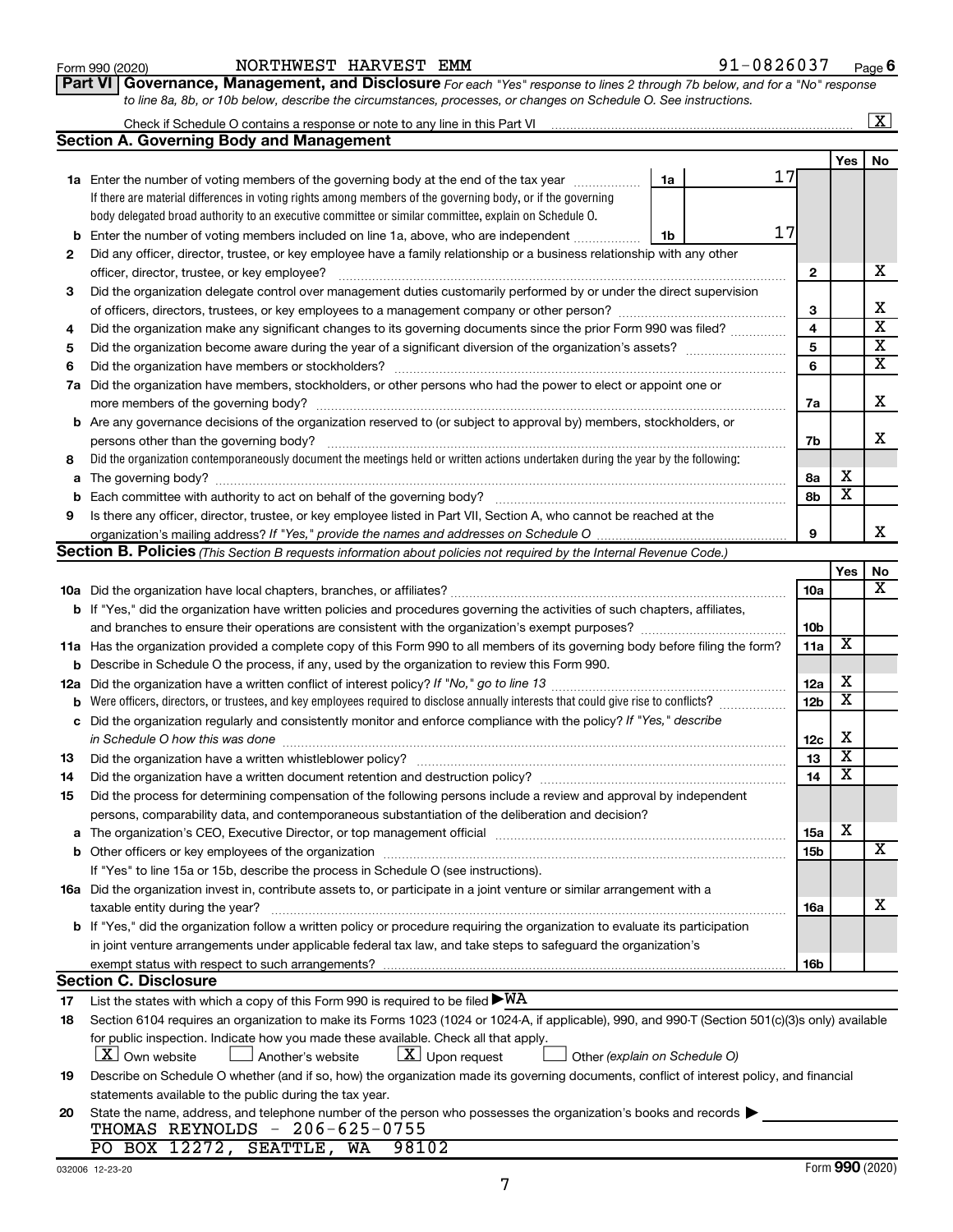Form 990 (2020) NORTHWEST HARVEST EMM 91-0826037 Page 6

**Part VI Governance, Management, and Disclosure** *For each "Yes" response to lines 2 through 7b below, and for a "No" response to line 8a, 8b, or 10b below, describe the circumstances, processes, or changes on Schedule O. See instructions.*

Check if Schedule O contains a response or note to any line in this Part VI [X]

## Section A. Governing Body and Management

| | | | | Yes | No |
|---|---|---|---|---|---|
| **1a** | Enter the number of voting members of the governing body at the end of the tax year (1a: 17). If there are material differences in voting rights among members of the governing body, or if the governing body delegated broad authority to an executive committee or similar committee, explain on Schedule O. | | | | |
| **b** | Enter the number of voting members included on line 1a, above, who are independent (1b: 17) | | | | |
| **2** | Did any officer, director, trustee, or key employee have a family relationship or a business relationship with any other officer, director, trustee, or key employee? | 2 | | | X |
| **3** | Did the organization delegate control over management duties customarily performed by or under the direct supervision of officers, directors, trustees, or key employees to a management company or other person? | 3 | | | X |
| **4** | Did the organization make any significant changes to its governing documents since the prior Form 990 was filed? | 4 | | | X |
| **5** | Did the organization become aware during the year of a significant diversion of the organization's assets? | 5 | | | X |
| **6** | Did the organization have members or stockholders? | 6 | | | X |
| **7a** | Did the organization have members, stockholders, or other persons who had the power to elect or appoint one or more members of the governing body? | 7a | | | X |
| **b** | Are any governance decisions of the organization reserved to (or subject to approval by) members, stockholders, or persons other than the governing body? | 7b | | | X |
| **8** | Did the organization contemporaneously document the meetings held or written actions undertaken during the year by the following: | | | | |
| **a** | The governing body? | 8a | | X | |
| **b** | Each committee with authority to act on behalf of the governing body? | 8b | | X | |
| **9** | Is there any officer, director, trustee, or key employee listed in Part VII, Section A, who cannot be reached at the organization's mailing address? *If "Yes," provide the names and addresses on Schedule O* | 9 | | | X |

## Section B. Policies *(This Section B requests information about policies not required by the Internal Revenue Code.)*

| | | | Yes | No |
|---|---|---|---|---|
| **10a** | Did the organization have local chapters, branches, or affiliates? | 10a | | X |
| **b** | If "Yes," did the organization have written policies and procedures governing the activities of such chapters, affiliates, and branches to ensure their operations are consistent with the organization's exempt purposes? | 10b | | |
| **11a** | Has the organization provided a complete copy of this Form 990 to all members of its governing body before filing the form? | 11a | X | |
| **b** | Describe in Schedule O the process, if any, used by the organization to review this Form 990. | | | |
| **12a** | Did the organization have a written conflict of interest policy? *If "No," go to line 13* | 12a | X | |
| **b** | Were officers, directors, or trustees, and key employees required to disclose annually interests that could give rise to conflicts? | 12b | X | |
| **c** | Did the organization regularly and consistently monitor and enforce compliance with the policy? *If "Yes," describe in Schedule O how this was done* | 12c | X | |
| **13** | Did the organization have a written whistleblower policy? | 13 | X | |
| **14** | Did the organization have a written document retention and destruction policy? | 14 | X | |
| **15** | Did the process for determining compensation of the following persons include a review and approval by independent persons, comparability data, and contemporaneous substantiation of the deliberation and decision? | | | |
| **a** | The organization's CEO, Executive Director, or top management official | 15a | X | |
| **b** | Other officers or key employees of the organization | 15b | | X |
| | If "Yes" to line 15a or 15b, describe the process in Schedule O (see instructions). | | | |
| **16a** | Did the organization invest in, contribute assets to, or participate in a joint venture or similar arrangement with a taxable entity during the year? | 16a | | X |
| **b** | If "Yes," did the organization follow a written policy or procedure requiring the organization to evaluate its participation in joint venture arrangements under applicable federal tax law, and take steps to safeguard the organization's exempt status with respect to such arrangements? | 16b | | |

## Section C. Disclosure

**17** List the states with which a copy of this Form 990 is required to be filed ▶ WA

**18** Section 6104 requires an organization to make its Forms 1023 (1024 or 1024-A, if applicable), 990, and 990-T (Section 501(c)(3)s only) available for public inspection. Indicate how you made these available. Check all that apply.

[X] Own website [ ] Another's website [X] Upon request [ ] Other *(explain on Schedule O)*

**19** Describe on Schedule O whether (and if so, how) the organization made its governing documents, conflict of interest policy, and financial statements available to the public during the tax year.

**20** State the name, address, and telephone number of the person who possesses the organization's books and records ▶

THOMAS REYNOLDS - 206-625-0755
PO BOX 12272, SEATTLE, WA 98102

032006 12-23-20 Form **990** (2020)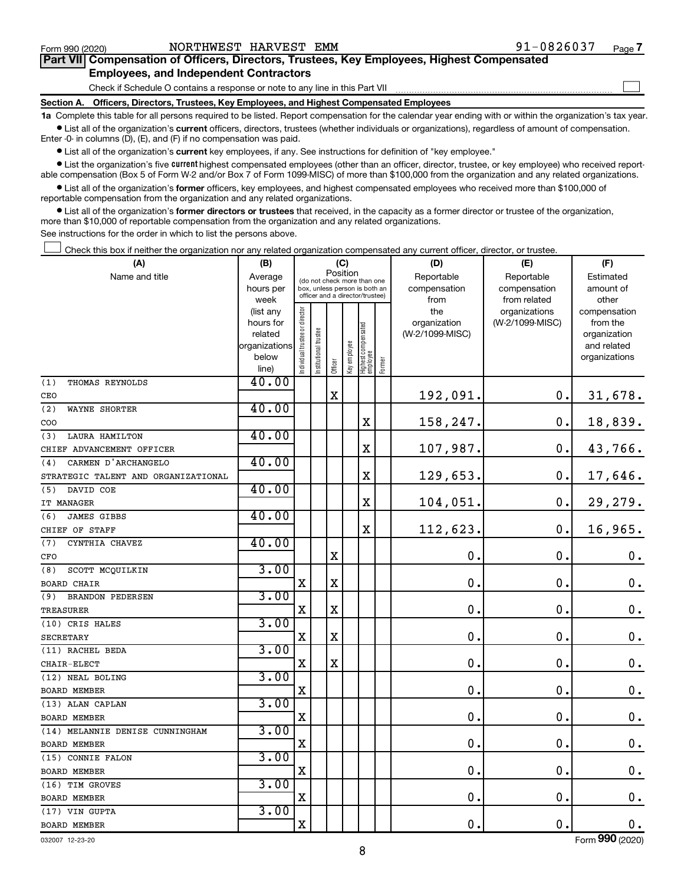Form 990 (2020) NORTHWEST HARVEST EMM 91-0826037 Page 7

**Part VII Compensation of Officers, Directors, Trustees, Key Employees, Highest Compensated Employees, and Independent Contractors**

Check if Schedule O contains a response or note to any line in this Part VII ☐

**Section A. Officers, Directors, Trustees, Key Employees, and Highest Compensated Employees**

**1a** Complete this table for all persons required to be listed. Report compensation for the calendar year ending with or within the organization's tax year.

- List all of the organization's **current** officers, directors, trustees (whether individuals or organizations), regardless of amount of compensation. Enter -0- in columns (D), (E), and (F) if no compensation was paid.
- List all of the organization's **current** key employees, if any. See instructions for definition of "key employee."
- List the organization's five **current** highest compensated employees (other than an officer, director, trustee, or key employee) who received reportable compensation (Box 5 of Form W-2 and/or Box 7 of Form 1099-MISC) of more than $100,000 from the organization and any related organizations.
- List all of the organization's **former** officers, key employees, and highest compensated employees who received more than $100,000 of reportable compensation from the organization and any related organizations.
- List all of the organization's **former directors or trustees** that received, in the capacity as a former director or trustee of the organization, more than $10,000 of reportable compensation from the organization and any related organizations.

See instructions for the order in which to list the persons above.

☐ Check this box if neither the organization nor any related organization compensated any current officer, director, or trustee.

| (A) Name and title | (B) Average hours per week (list any hours for related organizations below line) | (C) Position: Individual trustee or director | Institutional trustee | Officer | Key employee | Highest compensated employee | Former | (D) Reportable compensation from the organization (W-2/1099-MISC) | (E) Reportable compensation from related organizations (W-2/1099-MISC) | (F) Estimated amount of other compensation from the organization and related organizations |
|---|---|---|---|---|---|---|---|---|---|---|
| (1) THOMAS REYNOLDS<br>CEO | 40.00 | | | X | | | | 192,091. | 0. | 31,678. |
| (2) WAYNE SHORTER<br>COO | 40.00 | | | | | X | | 158,247. | 0. | 18,839. |
| (3) LAURA HAMILTON<br>CHIEF ADVANCEMENT OFFICER | 40.00 | | | | | X | | 107,987. | 0. | 43,766. |
| (4) CARMEN D'ARCHANGELO<br>STRATEGIC TALENT AND ORGANIZATIONAL | 40.00 | | | | | X | | 129,653. | 0. | 17,646. |
| (5) DAVID COE<br>IT MANAGER | 40.00 | | | | | X | | 104,051. | 0. | 29,279. |
| (6) JAMES GIBBS<br>CHIEF OF STAFF | 40.00 | | | | | X | | 112,623. | 0. | 16,965. |
| (7) CYNTHIA CHAVEZ<br>CFO | 40.00 | | | X | | | | 0. | 0. | 0. |
| (8) SCOTT MCQUILKIN<br>BOARD CHAIR | 3.00 | X | | X | | | | 0. | 0. | 0. |
| (9) BRANDON PEDERSEN<br>TREASURER | 3.00 | X | | X | | | | 0. | 0. | 0. |
| (10) CRIS HALES<br>SECRETARY | 3.00 | X | | X | | | | 0. | 0. | 0. |
| (11) RACHEL BEDA<br>CHAIR-ELECT | 3.00 | X | | X | | | | 0. | 0. | 0. |
| (12) NEAL BOLING<br>BOARD MEMBER | 3.00 | X | | | | | | 0. | 0. | 0. |
| (13) ALAN CAPLAN<br>BOARD MEMBER | 3.00 | X | | | | | | 0. | 0. | 0. |
| (14) MELANNIE DENISE CUNNINGHAM<br>BOARD MEMBER | 3.00 | X | | | | | | 0. | 0. | 0. |
| (15) CONNIE FALON<br>BOARD MEMBER | 3.00 | X | | | | | | 0. | 0. | 0. |
| (16) TIM GROVES<br>BOARD MEMBER | 3.00 | X | | | | | | 0. | 0. | 0. |
| (17) VIN GUPTA<br>BOARD MEMBER | 3.00 | X | | | | | | 0. | 0. | 0. |

032007 12-23-20 Form **990** (2020)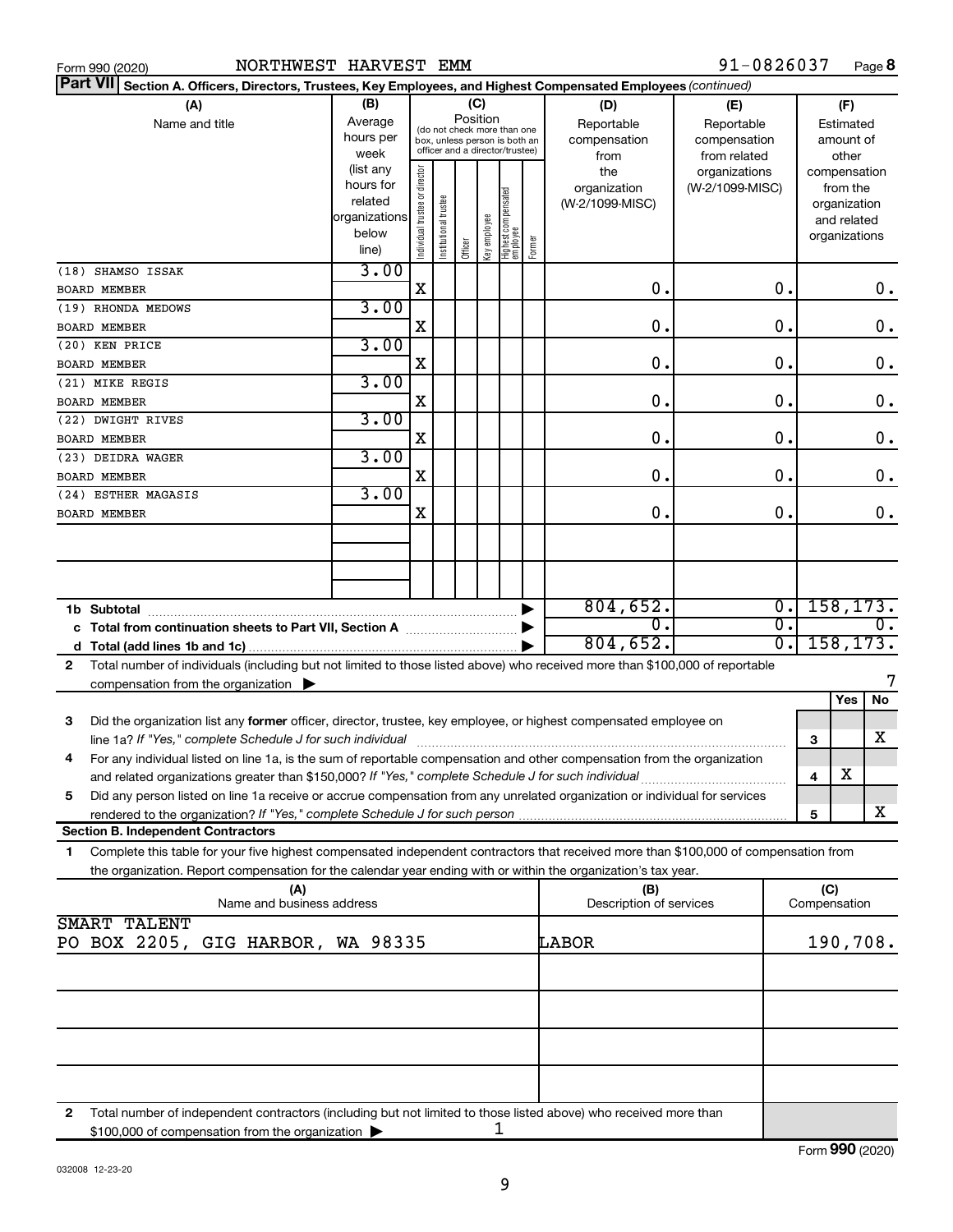Form 990 (2020) NORTHWEST HARVEST EMM 91-0826037 Page **8**

**Part VII** **Section A. Officers, Directors, Trustees, Key Employees, and Highest Compensated Employees** *(continued)*

| (A) Name and title | (B) Average hours per week (list any hours for related organizations below line) | (C) Position: Individual trustee or director | Institutional trustee | Officer | Key employee | Highest compensated employee | Former | (D) Reportable compensation from the organization (W-2/1099-MISC) | (E) Reportable compensation from related organizations (W-2/1099-MISC) | (F) Estimated amount of other compensation from the organization and related organizations |
|---|---|---|---|---|---|---|---|---|---|---|
| (18) SHAMSO ISSAK<br>BOARD MEMBER | 3.00 | X | | | | | | 0. | 0. | 0. |
| (19) RHONDA MEDOWS<br>BOARD MEMBER | 3.00 | X | | | | | | 0. | 0. | 0. |
| (20) KEN PRICE<br>BOARD MEMBER | 3.00 | X | | | | | | 0. | 0. | 0. |
| (21) MIKE REGIS<br>BOARD MEMBER | 3.00 | X | | | | | | 0. | 0. | 0. |
| (22) DWIGHT RIVES<br>BOARD MEMBER | 3.00 | X | | | | | | 0. | 0. | 0. |
| (23) DEIDRA WAGER<br>BOARD MEMBER | 3.00 | X | | | | | | 0. | 0. | 0. |
| (24) ESTHER MAGASIS<br>BOARD MEMBER | 3.00 | X | | | | | | 0. | 0. | 0. |

| | (D) | (E) | (F) |
|---|---|---|---|
| **1b Subtotal** | 804,652. | 0. | 158,173. |
| **c Total from continuation sheets to Part VII, Section A** | 0. | 0. | 0. |
| **d Total (add lines 1b and 1c)** | 804,652. | 0. | 158,173. |

**2** Total number of individuals (including but not limited to those listed above) who received more than $100,000 of reportable compensation from the organization ▶ 7

| | | Yes | No |
|---|---|---|---|
| **3** Did the organization list any **former** officer, director, trustee, key employee, or highest compensated employee on line 1a? *If "Yes," complete Schedule J for such individual* | 3 | | X |
| **4** For any individual listed on line 1a, is the sum of reportable compensation and other compensation from the organization and related organizations greater than $150,000? *If "Yes," complete Schedule J for such individual* | 4 | X | |
| **5** Did any person listed on line 1a receive or accrue compensation from any unrelated organization or individual for services rendered to the organization? *If "Yes," complete Schedule J for such person* | 5 | | X |

**Section B. Independent Contractors**

**1** Complete this table for your five highest compensated independent contractors that received more than $100,000 of compensation from the organization. Report compensation for the calendar year ending with or within the organization's tax year.

| (A) Name and business address | (B) Description of services | (C) Compensation |
|---|---|---|
| SMART TALENT<br>PO BOX 2205, GIG HARBOR, WA 98335 | LABOR | 190,708. |
| | | |
| | | |
| | | |
| | | |

**2** Total number of independent contractors (including but not limited to those listed above) who received more than $100,000 of compensation from the organization ▶ 1

Form **990** (2020)

032008 12-23-20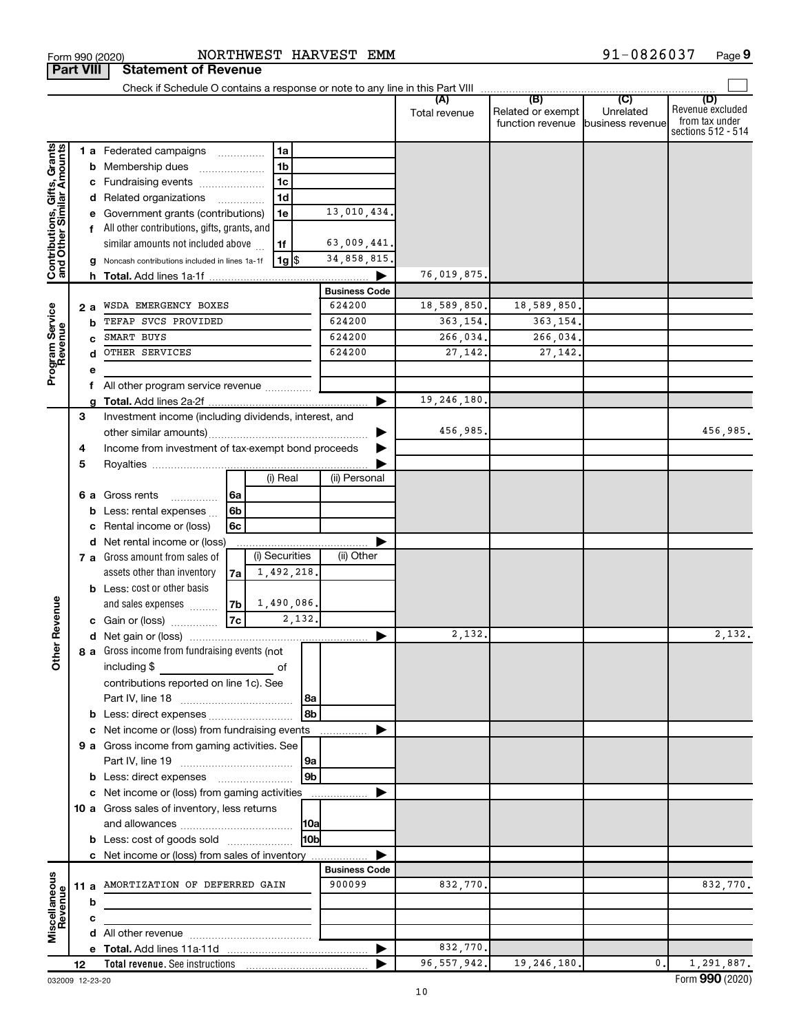Form 990 (2020) NORTHWEST HARVEST EMM 91-0826037

## Part VIII Statement of Revenue

Check if Schedule O contains a response or note to any line in this Part VIII

| | | | | (A) Total revenue | (B) Related or exempt function revenue | (C) Unrelated business revenue | (D) Revenue excluded from tax under sections 512 - 514 |
|---|---|---|---|---|---|---|---|
| **Contributions, Gifts, Grants and Other Similar Amounts** | 1 a | Federated campaigns | 1a | | | | |
| | b | Membership dues | 1b | | | | |
| | c | Fundraising events | 1c | | | | |
| | d | Related organizations | 1d | | | | |
| | e | Government grants (contributions) | 1e 13,010,434. | | | | |
| | f | All other contributions, gifts, grants, and similar amounts not included above | 1f 63,009,441. | | | | |
| | g | Noncash contributions included in lines 1a-1f | 1g $ 34,858,815. | | | | |
| | h | **Total.** Add lines 1a-1f | ▶ | 76,019,875. | | | |
| | | | **Business Code** | | | | |
| **Program Service Revenue** | 2 a | WSDA EMERGENCY BOXES | 624200 | 18,589,850. | 18,589,850. | | |
| | b | TEFAP SVCS PROVIDED | 624200 | 363,154. | 363,154. | | |
| | c | SMART BUYS | 624200 | 266,034. | 266,034. | | |
| | d | OTHER SERVICES | 624200 | 27,142. | 27,142. | | |
| | e | | | | | | |
| | f | All other program service revenue | | | | | |
| | g | **Total.** Add lines 2a-2f | ▶ | 19,246,180. | | | |
| **Other Revenue** | 3 | Investment income (including dividends, interest, and other similar amounts) | ▶ | 456,985. | | | 456,985. |
| | 4 | Income from investment of tax-exempt bond proceeds | ▶ | | | | |
| | 5 | Royalties | ▶ | | | | |
| | | | (i) Real / (ii) Personal | | | | |
| | 6 a | Gross rents | 6a | | | | |
| | b | Less: rental expenses | 6b | | | | |
| | c | Rental income or (loss) | 6c | | | | |
| | d | Net rental income or (loss) | ▶ | | | | |
| | | | (i) Securities / (ii) Other | | | | |
| | 7 a | Gross amount from sales of assets other than inventory | 7a (i) 1,492,218. | | | | |
| | b | Less: cost or other basis and sales expenses | 7b (i) 1,490,086. | | | | |
| | c | Gain or (loss) | 7c (i) 2,132. | | | | |
| | d | Net gain or (loss) | ▶ | 2,132. | | | 2,132. |
| | 8 a | Gross income from fundraising events (not including $ ____ of contributions reported on line 1c). See Part IV, line 18 | 8a | | | | |
| | b | Less: direct expenses | 8b | | | | |
| | c | Net income or (loss) from fundraising events | ▶ | | | | |
| | 9 a | Gross income from gaming activities. See Part IV, line 19 | 9a | | | | |
| | b | Less: direct expenses | 9b | | | | |
| | c | Net income or (loss) from gaming activities | ▶ | | | | |
| | 10 a | Gross sales of inventory, less returns and allowances | 10a | | | | |
| | b | Less: cost of goods sold | 10b | | | | |
| | c | Net income or (loss) from sales of inventory | ▶ | | | | |
| | | | **Business Code** | | | | |
| **Miscellaneous Revenue** | 11 a | AMORTIZATION OF DEFERRED GAIN | 900099 | 832,770. | | | 832,770. |
| | b | | | | | | |
| | c | | | | | | |
| | d | All other revenue | | | | | |
| | e | **Total.** Add lines 11a-11d | ▶ | 832,770. | | | |
| | 12 | **Total revenue.** See instructions | ▶ | 96,557,942. | 19,246,180. | 0. | 1,291,887. |

032009 12-23-20 Form **990** (2020)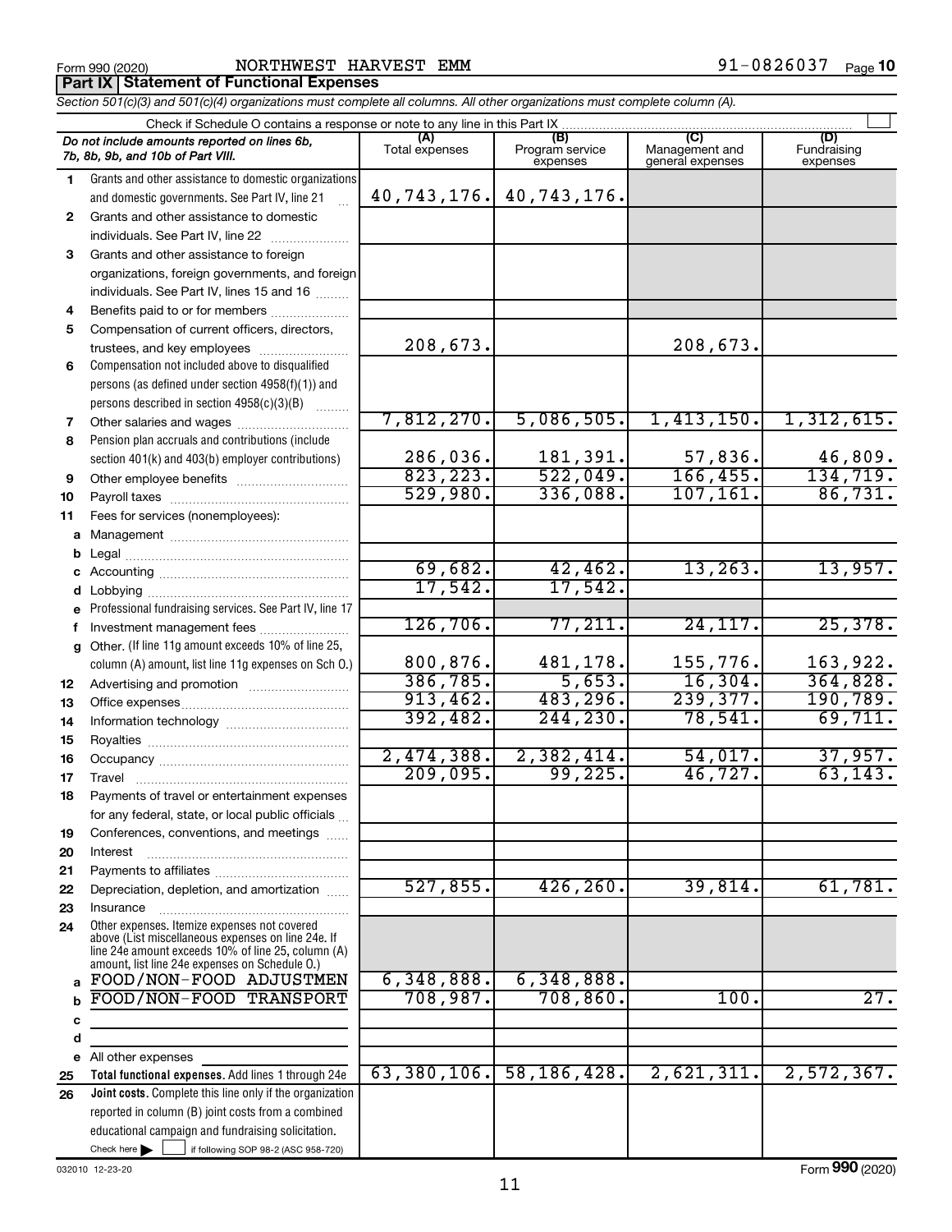Form 990 (2020) NORTHWEST HARVEST EMM 91-0826037 Page 10

**Part IX Statement of Functional Expenses**

*Section 501(c)(3) and 501(c)(4) organizations must complete all columns. All other organizations must complete column (A).*

Check if Schedule O contains a response or note to any line in this Part IX

| | *Do not include amounts reported on lines 6b, 7b, 8b, 9b, and 10b of Part VIII.* | (A) Total expenses | (B) Program service expenses | (C) Management and general expenses | (D) Fundraising expenses |
|---|---|---|---|---|---|
| 1 | Grants and other assistance to domestic organizations and domestic governments. See Part IV, line 21 | 40,743,176. | 40,743,176. | | |
| 2 | Grants and other assistance to domestic individuals. See Part IV, line 22 | | | | |
| 3 | Grants and other assistance to foreign organizations, foreign governments, and foreign individuals. See Part IV, lines 15 and 16 | | | | |
| 4 | Benefits paid to or for members | | | | |
| 5 | Compensation of current officers, directors, trustees, and key employees | 208,673. | | 208,673. | |
| 6 | Compensation not included above to disqualified persons (as defined under section 4958(f)(1)) and persons described in section 4958(c)(3)(B) | | | | |
| 7 | Other salaries and wages | 7,812,270. | 5,086,505. | 1,413,150. | 1,312,615. |
| 8 | Pension plan accruals and contributions (include section 401(k) and 403(b) employer contributions) | 286,036. | 181,391. | 57,836. | 46,809. |
| 9 | Other employee benefits | 823,223. | 522,049. | 166,455. | 134,719. |
| 10 | Payroll taxes | 529,980. | 336,088. | 107,161. | 86,731. |
| 11 | Fees for services (nonemployees): | | | | |
| a | Management | | | | |
| b | Legal | | | | |
| c | Accounting | 69,682. | 42,462. | 13,263. | 13,957. |
| d | Lobbying | 17,542. | 17,542. | | |
| e | Professional fundraising services. See Part IV, line 17 | | | | |
| f | Investment management fees | 126,706. | 77,211. | 24,117. | 25,378. |
| g | Other. (If line 11g amount exceeds 10% of line 25, column (A) amount, list line 11g expenses on Sch O.) | 800,876. | 481,178. | 155,776. | 163,922. |
| 12 | Advertising and promotion | 386,785. | 5,653. | 16,304. | 364,828. |
| 13 | Office expenses | 913,462. | 483,296. | 239,377. | 190,789. |
| 14 | Information technology | 392,482. | 244,230. | 78,541. | 69,711. |
| 15 | Royalties | | | | |
| 16 | Occupancy | 2,474,388. | 2,382,414. | 54,017. | 37,957. |
| 17 | Travel | 209,095. | 99,225. | 46,727. | 63,143. |
| 18 | Payments of travel or entertainment expenses for any federal, state, or local public officials | | | | |
| 19 | Conferences, conventions, and meetings | | | | |
| 20 | Interest | | | | |
| 21 | Payments to affiliates | | | | |
| 22 | Depreciation, depletion, and amortization | 527,855. | 426,260. | 39,814. | 61,781. |
| 23 | Insurance | | | | |
| 24 | Other expenses. Itemize expenses not covered above (List miscellaneous expenses on line 24e. If line 24e amount exceeds 10% of line 25, column (A) amount, list line 24e expenses on Schedule O.) | | | | |
| a | FOOD/NON-FOOD ADJUSTMEN | 6,348,888. | 6,348,888. | | |
| b | FOOD/NON-FOOD TRANSPORT | 708,987. | 708,860. | 100. | 27. |
| c | | | | | |
| d | | | | | |
| e | All other expenses | | | | |
| 25 | **Total functional expenses.** Add lines 1 through 24e | 63,380,106. | 58,186,428. | 2,621,311. | 2,572,367. |
| 26 | **Joint costs.** Complete this line only if the organization reported in column (B) joint costs from a combined educational campaign and fundraising solicitation. Check here ☐ if following SOP 98-2 (ASC 958-720) | | | | |

032010 12-23-20 Form **990** (2020)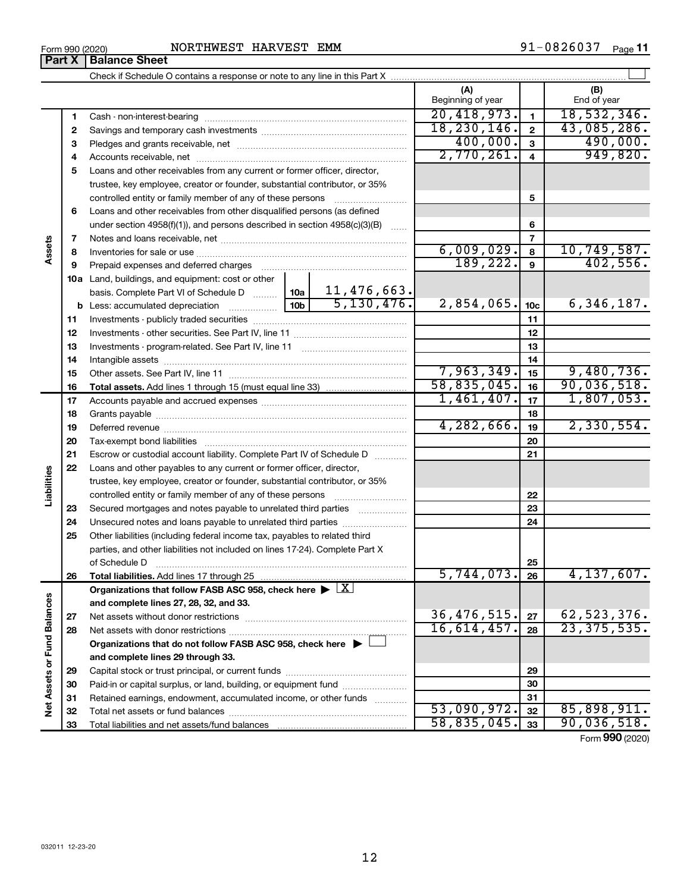Form 990 (2020) NORTHWEST HARVEST EMM 91-0826037

## Part X Balance Sheet

Check if Schedule O contains a response or note to any line in this Part X

| | | | (A) Beginning of year | | (B) End of year |
|---|---|---|---|---|---|
| Assets | 1 | Cash - non-interest-bearing | 20,418,973. | 1 | 18,532,346. |
| | 2 | Savings and temporary cash investments | 18,230,146. | 2 | 43,085,286. |
| | 3 | Pledges and grants receivable, net | 400,000. | 3 | 490,000. |
| | 4 | Accounts receivable, net | 2,770,261. | 4 | 949,820. |
| | 5 | Loans and other receivables from any current or former officer, director, trustee, key employee, creator or founder, substantial contributor, or 35% controlled entity or family member of any of these persons | | 5 | |
| | 6 | Loans and other receivables from other disqualified persons (as defined under section 4958(f)(1)), and persons described in section 4958(c)(3)(B) | | 6 | |
| | 7 | Notes and loans receivable, net | | 7 | |
| | 8 | Inventories for sale or use | 6,009,029. | 8 | 10,749,587. |
| | 9 | Prepaid expenses and deferred charges | 189,222. | 9 | 402,556. |
| | 10a | Land, buildings, and equipment: cost or other basis. Complete Part VI of Schedule D ... 10a 11,476,663. | | | |
| | b | Less: accumulated depreciation ... 10b 5,130,476. | 2,854,065. | 10c | 6,346,187. |
| | 11 | Investments - publicly traded securities | | 11 | |
| | 12 | Investments - other securities. See Part IV, line 11 | | 12 | |
| | 13 | Investments - program-related. See Part IV, line 11 | | 13 | |
| | 14 | Intangible assets | | 14 | |
| | 15 | Other assets. See Part IV, line 11 | 7,963,349. | 15 | 9,480,736. |
| | 16 | **Total assets.** Add lines 1 through 15 (must equal line 33) | 58,835,045. | 16 | 90,036,518. |
| Liabilities | 17 | Accounts payable and accrued expenses | 1,461,407. | 17 | 1,807,053. |
| | 18 | Grants payable | | 18 | |
| | 19 | Deferred revenue | 4,282,666. | 19 | 2,330,554. |
| | 20 | Tax-exempt bond liabilities | | 20 | |
| | 21 | Escrow or custodial account liability. Complete Part IV of Schedule D | | 21 | |
| | 22 | Loans and other payables to any current or former officer, director, trustee, key employee, creator or founder, substantial contributor, or 35% controlled entity or family member of any of these persons | | 22 | |
| | 23 | Secured mortgages and notes payable to unrelated third parties | | 23 | |
| | 24 | Unsecured notes and loans payable to unrelated third parties | | 24 | |
| | 25 | Other liabilities (including federal income tax, payables to related third parties, and other liabilities not included on lines 17-24). Complete Part X of Schedule D | | 25 | |
| | 26 | **Total liabilities.** Add lines 17 through 25 | 5,744,073. | 26 | 4,137,607. |
| Net Assets or Fund Balances | | **Organizations that follow FASB ASC 958, check here** ▶ X **and complete lines 27, 28, 32, and 33.** | | | |
| | 27 | Net assets without donor restrictions | 36,476,515. | 27 | 62,523,376. |
| | 28 | Net assets with donor restrictions | 16,614,457. | 28 | 23,375,535. |
| | | **Organizations that do not follow FASB ASC 958, check here** ▶ ☐ **and complete lines 29 through 33.** | | | |
| | 29 | Capital stock or trust principal, or current funds | | 29 | |
| | 30 | Paid-in or capital surplus, or land, building, or equipment fund | | 30 | |
| | 31 | Retained earnings, endowment, accumulated income, or other funds | | 31 | |
| | 32 | Total net assets or fund balances | 53,090,972. | 32 | 85,898,911. |
| | 33 | Total liabilities and net assets/fund balances | 58,835,045. | 33 | 90,036,518. |

Form **990** (2020)

032011 12-23-20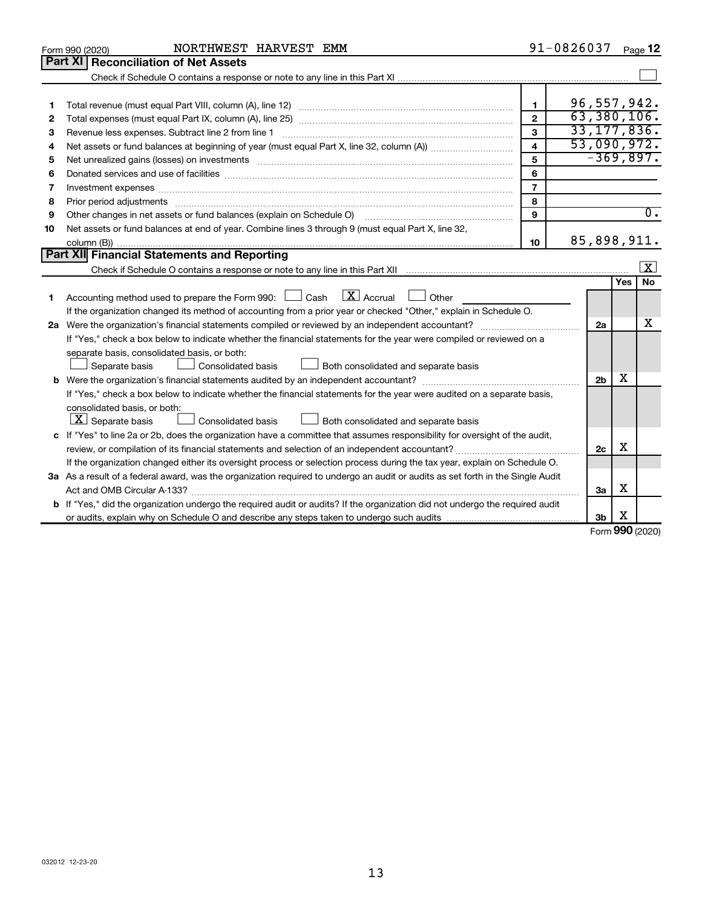Form 990 (2020) NORTHWEST HARVEST EMM 91-0826037 Page **12**

## Part XI Reconciliation of Net Assets

Check if Schedule O contains a response or note to any line in this Part XI ☐

| | | | |
|---|---|---|---|
| 1 | Total revenue (must equal Part VIII, column (A), line 12) | 1 | 96,557,942. |
| 2 | Total expenses (must equal Part IX, column (A), line 25) | 2 | 63,380,106. |
| 3 | Revenue less expenses. Subtract line 2 from line 1 | 3 | 33,177,836. |
| 4 | Net assets or fund balances at beginning of year (must equal Part X, line 32, column (A)) | 4 | 53,090,972. |
| 5 | Net unrealized gains (losses) on investments | 5 | -369,897. |
| 6 | Donated services and use of facilities | 6 | |
| 7 | Investment expenses | 7 | |
| 8 | Prior period adjustments | 8 | |
| 9 | Other changes in net assets or fund balances (explain on Schedule O) | 9 | 0. |
| 10 | Net assets or fund balances at end of year. Combine lines 3 through 9 (must equal Part X, line 32, column (B)) | 10 | 85,898,911. |

## Part XII Financial Statements and Reporting

Check if Schedule O contains a response or note to any line in this Part XII ☒

| | | | Yes | No |
|---|---|---|---|---|
| 1 | Accounting method used to prepare the Form 990: ☐ Cash ☒ Accrual ☐ Other | | | |
| | If the organization changed its method of accounting from a prior year or checked "Other," explain in Schedule O. | | | |
| 2a | Were the organization's financial statements compiled or reviewed by an independent accountant? | 2a | | X |
| | If "Yes," check a box below to indicate whether the financial statements for the year were compiled or reviewed on a separate basis, consolidated basis, or both: ☐ Separate basis ☐ Consolidated basis ☐ Both consolidated and separate basis | | | |
| b | Were the organization's financial statements audited by an independent accountant? | 2b | X | |
| | If "Yes," check a box below to indicate whether the financial statements for the year were audited on a separate basis, consolidated basis, or both: ☒ Separate basis ☐ Consolidated basis ☐ Both consolidated and separate basis | | | |
| c | If "Yes" to line 2a or 2b, does the organization have a committee that assumes responsibility for oversight of the audit, review, or compilation of its financial statements and selection of an independent accountant? | 2c | X | |
| | If the organization changed either its oversight process or selection process during the tax year, explain on Schedule O. | | | |
| 3a | As a result of a federal award, was the organization required to undergo an audit or audits as set forth in the Single Audit Act and OMB Circular A-133? | 3a | X | |
| b | If "Yes," did the organization undergo the required audit or audits? If the organization did not undergo the required audit or audits, explain why on Schedule O and describe any steps taken to undergo such audits | 3b | X | |

Form **990** (2020)

032012 12-23-20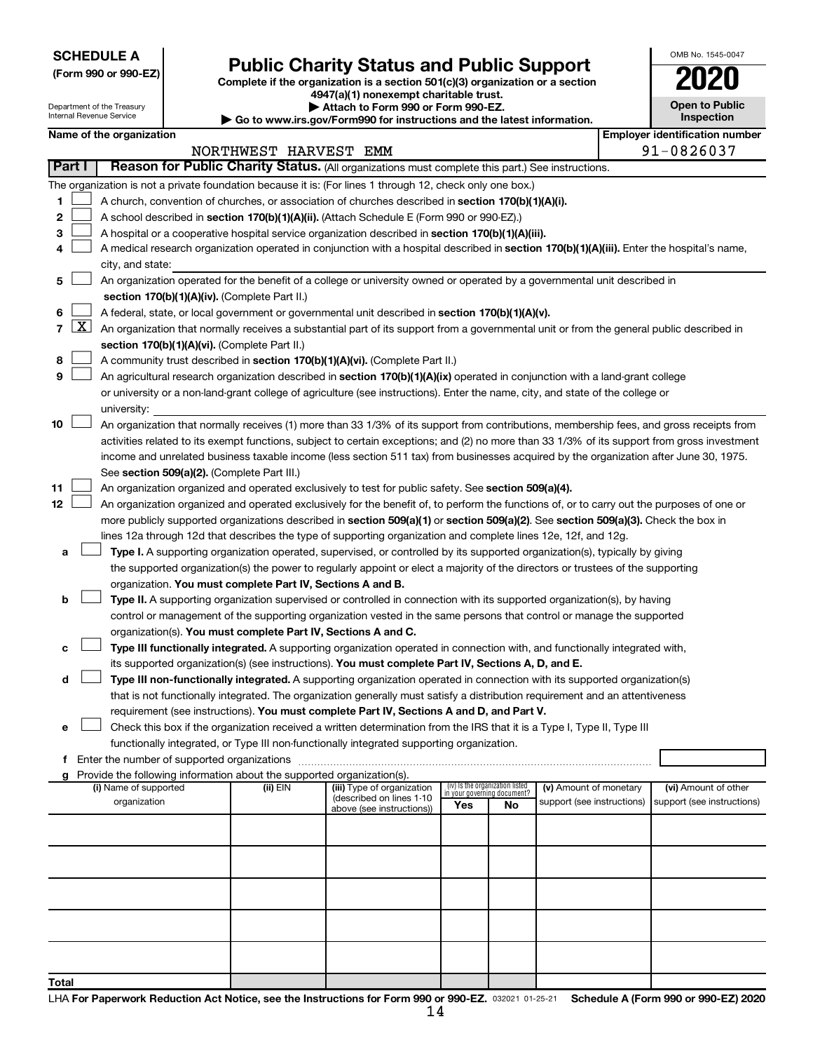**SCHEDULE A**
**(Form 990 or 990-EZ)**

Department of the Treasury
Internal Revenue Service

# Public Charity Status and Public Support

**Complete if the organization is a section 501(c)(3) organization or a section 4947(a)(1) nonexempt charitable trust.**
**▶ Attach to Form 990 or Form 990-EZ.**
**▶ Go to www.irs.gov/Form990 for instructions and the latest information.**

OMB No. 1545-0047

**2020**

**Open to Public Inspection**

**Name of the organization**
NORTHWEST HARVEST EMM

**Employer identification number**
91-0826037

**Part I** **Reason for Public Charity Status.** (All organizations must complete this part.) See instructions.

The organization is not a private foundation because it is: (For lines 1 through 12, check only one box.)

1 ☐ A church, convention of churches, or association of churches described in **section 170(b)(1)(A)(i).**

2 ☐ A school described in **section 170(b)(1)(A)(ii).** (Attach Schedule E (Form 990 or 990-EZ).)

3 ☐ A hospital or a cooperative hospital service organization described in **section 170(b)(1)(A)(iii).**

4 ☐ A medical research organization operated in conjunction with a hospital described in **section 170(b)(1)(A)(iii).** Enter the hospital's name, city, and state:

5 ☐ An organization operated for the benefit of a college or university owned or operated by a governmental unit described in **section 170(b)(1)(A)(iv).** (Complete Part II.)

6 ☐ A federal, state, or local government or governmental unit described in **section 170(b)(1)(A)(v).**

7 ☒ An organization that normally receives a substantial part of its support from a governmental unit or from the general public described in **section 170(b)(1)(A)(vi).** (Complete Part II.)

8 ☐ A community trust described in **section 170(b)(1)(A)(vi).** (Complete Part II.)

9 ☐ An agricultural research organization described in **section 170(b)(1)(A)(ix)** operated in conjunction with a land-grant college or university or a non-land-grant college of agriculture (see instructions). Enter the name, city, and state of the college or university:

10 ☐ An organization that normally receives (1) more than 33 1/3% of its support from contributions, membership fees, and gross receipts from activities related to its exempt functions, subject to certain exceptions; and (2) no more than 33 1/3% of its support from gross investment income and unrelated business taxable income (less section 511 tax) from businesses acquired by the organization after June 30, 1975. See **section 509(a)(2).** (Complete Part III.)

11 ☐ An organization organized and operated exclusively to test for public safety. See **section 509(a)(4).**

12 ☐ An organization organized and operated exclusively for the benefit of, to perform the functions of, or to carry out the purposes of one or more publicly supported organizations described in **section 509(a)(1)** or **section 509(a)(2).** See **section 509(a)(3).** Check the box in lines 12a through 12d that describes the type of supporting organization and complete lines 12e, 12f, and 12g.

a ☐ **Type I.** A supporting organization operated, supervised, or controlled by its supported organization(s), typically by giving the supported organization(s) the power to regularly appoint or elect a majority of the directors or trustees of the supporting organization. **You must complete Part IV, Sections A and B.**

b ☐ **Type II.** A supporting organization supervised or controlled in connection with its supported organization(s), by having control or management of the supporting organization vested in the same persons that control or manage the supported organization(s). **You must complete Part IV, Sections A and C.**

c ☐ **Type III functionally integrated.** A supporting organization operated in connection with, and functionally integrated with, its supported organization(s) (see instructions). **You must complete Part IV, Sections A, D, and E.**

d ☐ **Type III non-functionally integrated.** A supporting organization operated in connection with its supported organization(s) that is not functionally integrated. The organization generally must satisfy a distribution requirement and an attentiveness requirement (see instructions). **You must complete Part IV, Sections A and D, and Part V.**

e ☐ Check this box if the organization received a written determination from the IRS that it is a Type I, Type II, Type III functionally integrated, or Type III non-functionally integrated supporting organization.

f Enter the number of supported organizations

g Provide the following information about the supported organization(s).

| (i) Name of supported organization | (ii) EIN | (iii) Type of organization (described on lines 1-10 above (see instructions)) | (iv) Is the organization listed in your governing document? Yes | No | (v) Amount of monetary support (see instructions) | (vi) Amount of other support (see instructions) |
|---|---|---|---|---|---|---|
| | | | | | | |
| | | | | | | |
| | | | | | | |
| | | | | | | |
| | | | | | | |
| **Total** | | | | | | |

LHA **For Paperwork Reduction Act Notice, see the Instructions for Form 990 or 990-EZ.** 032021 01-25-21 **Schedule A (Form 990 or 990-EZ) 2020**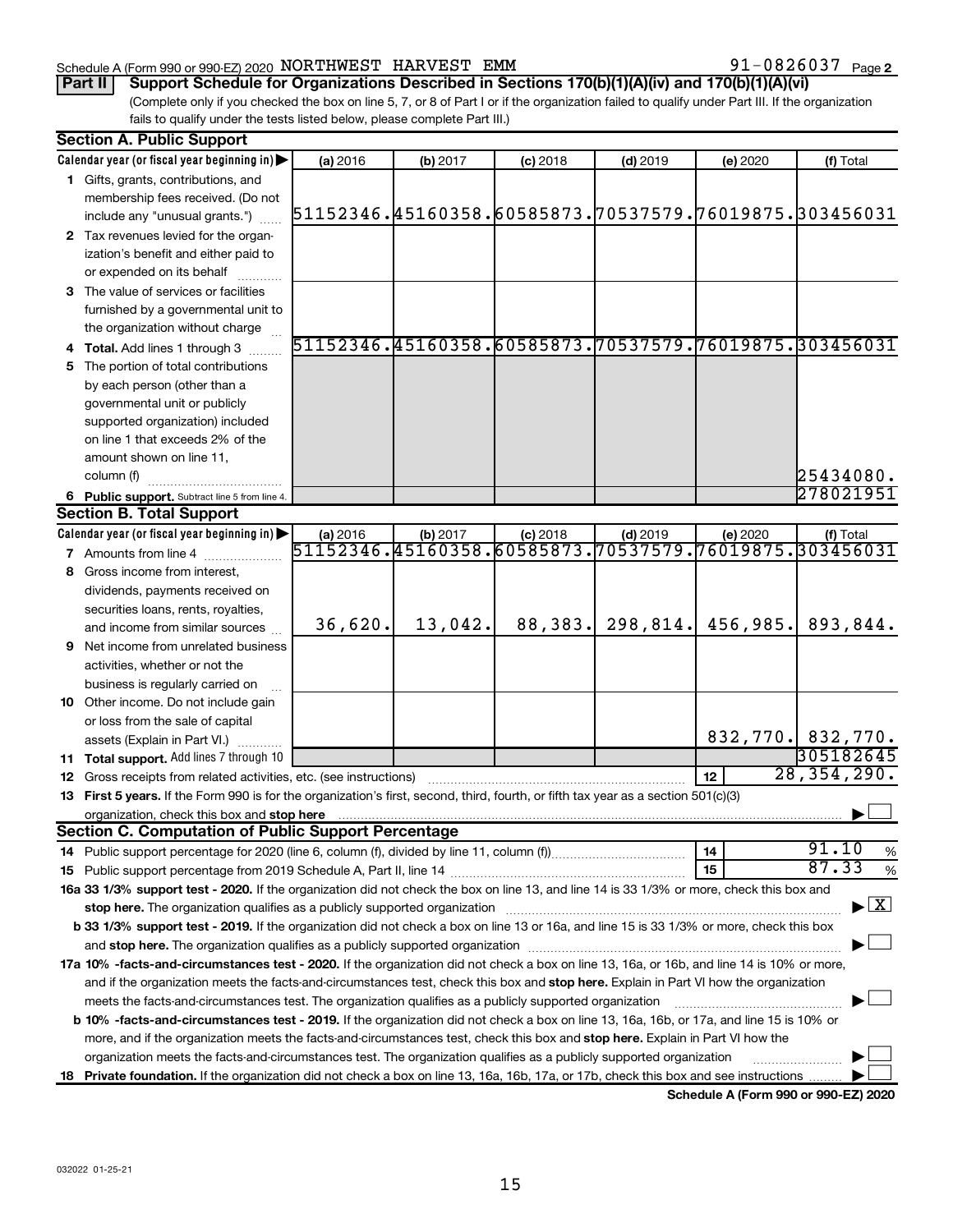Schedule A (Form 990 or 990-EZ) 2020 NORTHWEST HARVEST EMM 91-0826037 Page 2

**Part II Support Schedule for Organizations Described in Sections 170(b)(1)(A)(iv) and 170(b)(1)(A)(vi)**

(Complete only if you checked the box on line 5, 7, or 8 of Part I or if the organization failed to qualify under Part III. If the organization fails to qualify under the tests listed below, please complete Part III.)

## Section A. Public Support

| Calendar year (or fiscal year beginning in) ▶ | (a) 2016 | (b) 2017 | (c) 2018 | (d) 2019 | (e) 2020 | (f) Total |
|---|---|---|---|---|---|---|
| 1 Gifts, grants, contributions, and membership fees received. (Do not include any "unusual grants.") | 51152346. | 45160358. | 60585873. | 70537579. | 76019875. | 303456031 |
| 2 Tax revenues levied for the organization's benefit and either paid to or expended on its behalf | | | | | | |
| 3 The value of services or facilities furnished by a governmental unit to the organization without charge | | | | | | |
| 4 Total. Add lines 1 through 3 | 51152346. | 45160358. | 60585873. | 70537579. | 76019875. | 303456031 |
| 5 The portion of total contributions by each person (other than a governmental unit or publicly supported organization) included on line 1 that exceeds 2% of the amount shown on line 11, column (f) | | | | | | 25434080. |
| 6 Public support. Subtract line 5 from line 4. | | | | | | 278021951 |

## Section B. Total Support

| Calendar year (or fiscal year beginning in) ▶ | (a) 2016 | (b) 2017 | (c) 2018 | (d) 2019 | (e) 2020 | (f) Total |
|---|---|---|---|---|---|---|
| 7 Amounts from line 4 | 51152346. | 45160358. | 60585873. | 70537579. | 76019875. | 303456031 |
| 8 Gross income from interest, dividends, payments received on securities loans, rents, royalties, and income from similar sources | 36,620. | 13,042. | 88,383. | 298,814. | 456,985. | 893,844. |
| 9 Net income from unrelated business activities, whether or not the business is regularly carried on | | | | | | |
| 10 Other income. Do not include gain or loss from the sale of capital assets (Explain in Part VI.) | | | | | 832,770. | 832,770. |
| 11 Total support. Add lines 7 through 10 | | | | | | 305182645 |

12 Gross receipts from related activities, etc. (see instructions) | 12 | 28,354,290.

13 **First 5 years.** If the Form 990 is for the organization's first, second, third, fourth, or fifth tax year as a section 501(c)(3) organization, check this box and **stop here** ▶ ☐

## Section C. Computation of Public Support Percentage

14 Public support percentage for 2020 (line 6, column (f), divided by line 11, column (f)) | 14 | 91.10 %

15 Public support percentage from 2019 Schedule A, Part II, line 14 | 15 | 87.33 %

**16a 33 1/3% support test - 2020.** If the organization did not check the box on line 13, and line 14 is 33 1/3% or more, check this box and **stop here.** The organization qualifies as a publicly supported organization ▶ ☒

**b 33 1/3% support test - 2019.** If the organization did not check a box on line 13 or 16a, and line 15 is 33 1/3% or more, check this box and **stop here.** The organization qualifies as a publicly supported organization ▶ ☐

**17a 10% -facts-and-circumstances test - 2020.** If the organization did not check a box on line 13, 16a, or 16b, and line 14 is 10% or more, and if the organization meets the facts-and-circumstances test, check this box and **stop here.** Explain in Part VI how the organization meets the facts-and-circumstances test. The organization qualifies as a publicly supported organization ▶ ☐

**b 10% -facts-and-circumstances test - 2019.** If the organization did not check a box on line 13, 16a, 16b, or 17a, and line 15 is 10% or more, and if the organization meets the facts-and-circumstances test, check this box and **stop here.** Explain in Part VI how the organization meets the facts-and-circumstances test. The organization qualifies as a publicly supported organization ▶ ☐

**18 Private foundation.** If the organization did not check a box on line 13, 16a, 16b, 17a, or 17b, check this box and see instructions ▶ ☐

**Schedule A (Form 990 or 990-EZ) 2020**

032022 01-25-21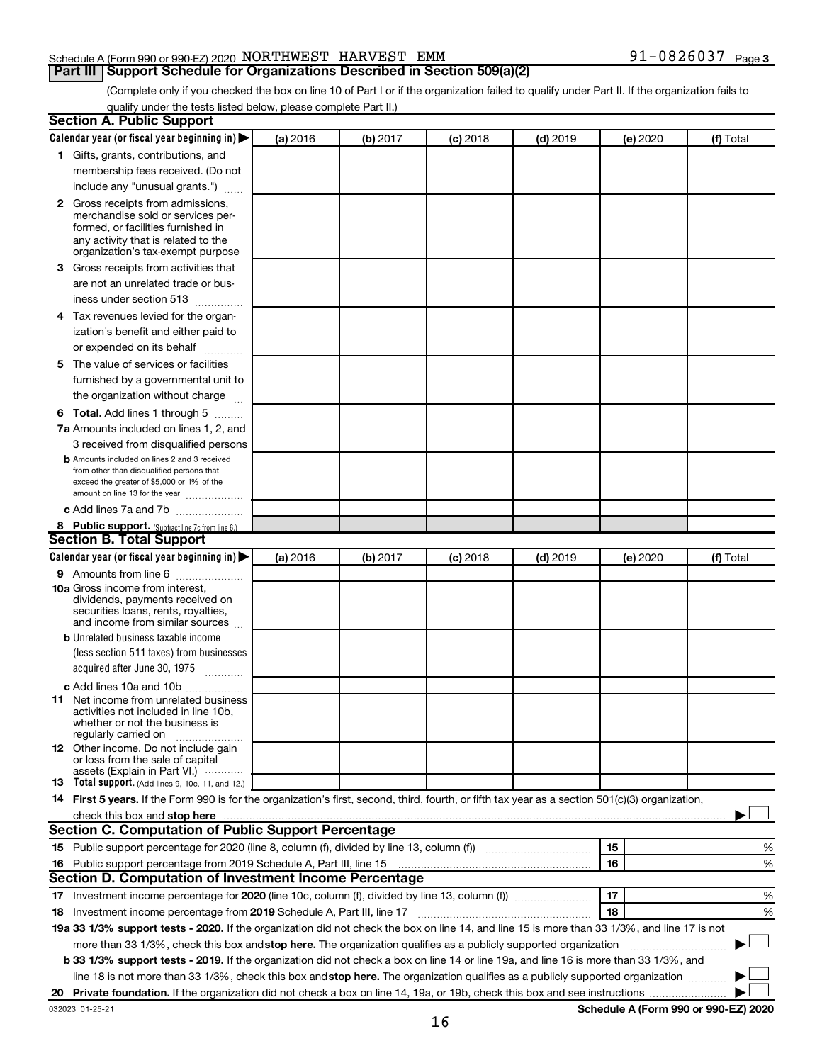Schedule A (Form 990 or 990-EZ) 2020 NORTHWEST HARVEST EMM 91-0826037 Page 3

## Part III Support Schedule for Organizations Described in Section 509(a)(2)

(Complete only if you checked the box on line 10 of Part I or if the organization failed to qualify under Part II. If the organization fails to qualify under the tests listed below, please complete Part II.)

### Section A. Public Support

| Calendar year (or fiscal year beginning in) | (a) 2016 | (b) 2017 | (c) 2018 | (d) 2019 | (e) 2020 | (f) Total |
|---|---|---|---|---|---|---|
| 1 Gifts, grants, contributions, and membership fees received. (Do not include any "unusual grants.") | | | | | | |
| 2 Gross receipts from admissions, merchandise sold or services performed, or facilities furnished in any activity that is related to the organization's tax-exempt purpose | | | | | | |
| 3 Gross receipts from activities that are not an unrelated trade or business under section 513 | | | | | | |
| 4 Tax revenues levied for the organization's benefit and either paid to or expended on its behalf | | | | | | |
| 5 The value of services or facilities furnished by a governmental unit to the organization without charge | | | | | | |
| 6 Total. Add lines 1 through 5 | | | | | | |
| 7a Amounts included on lines 1, 2, and 3 received from disqualified persons | | | | | | |
| b Amounts included on lines 2 and 3 received from other than disqualified persons that exceed the greater of $5,000 or 1% of the amount on line 13 for the year | | | | | | |
| c Add lines 7a and 7b | | | | | | |
| 8 Public support. (Subtract line 7c from line 6.) | | | | | | |

### Section B. Total Support

| Calendar year (or fiscal year beginning in) | (a) 2016 | (b) 2017 | (c) 2018 | (d) 2019 | (e) 2020 | (f) Total |
|---|---|---|---|---|---|---|
| 9 Amounts from line 6 | | | | | | |
| 10a Gross income from interest, dividends, payments received on securities loans, rents, royalties, and income from similar sources | | | | | | |
| b Unrelated business taxable income (less section 511 taxes) from businesses acquired after June 30, 1975 | | | | | | |
| c Add lines 10a and 10b | | | | | | |
| 11 Net income from unrelated business activities not included in line 10b, whether or not the business is regularly carried on | | | | | | |
| 12 Other income. Do not include gain or loss from the sale of capital assets (Explain in Part VI.) | | | | | | |
| 13 Total support. (Add lines 9, 10c, 11, and 12.) | | | | | | |

**14 First 5 years.** If the Form 990 is for the organization's first, second, third, fourth, or fifth tax year as a section 501(c)(3) organization, check this box and **stop here** ☐

### Section C. Computation of Public Support Percentage

| | | | |
|---|---|---|---|
| 15 | Public support percentage for 2020 (line 8, column (f), divided by line 13, column (f)) | 15 | % |
| 16 | Public support percentage from 2019 Schedule A, Part III, line 15 | 16 | % |

### Section D. Computation of Investment Income Percentage

| | | | |
|---|---|---|---|
| 17 | Investment income percentage for **2020** (line 10c, column (f), divided by line 13, column (f)) | 17 | % |
| 18 | Investment income percentage from **2019** Schedule A, Part III, line 17 | 18 | % |

**19a 33 1/3% support tests - 2020.** If the organization did not check the box on line 14, and line 15 is more than 33 1/3%, and line 17 is not more than 33 1/3%, check this box and **stop here.** The organization qualifies as a publicly supported organization ☐

**b 33 1/3% support tests - 2019.** If the organization did not check a box on line 14 or line 19a, and line 16 is more than 33 1/3%, and line 18 is not more than 33 1/3%, check this box and **stop here.** The organization qualifies as a publicly supported organization ☐

**20 Private foundation.** If the organization did not check a box on line 14, 19a, or 19b, check this box and see instructions ☐

032023 01-25-21 **Schedule A (Form 990 or 990-EZ) 2020**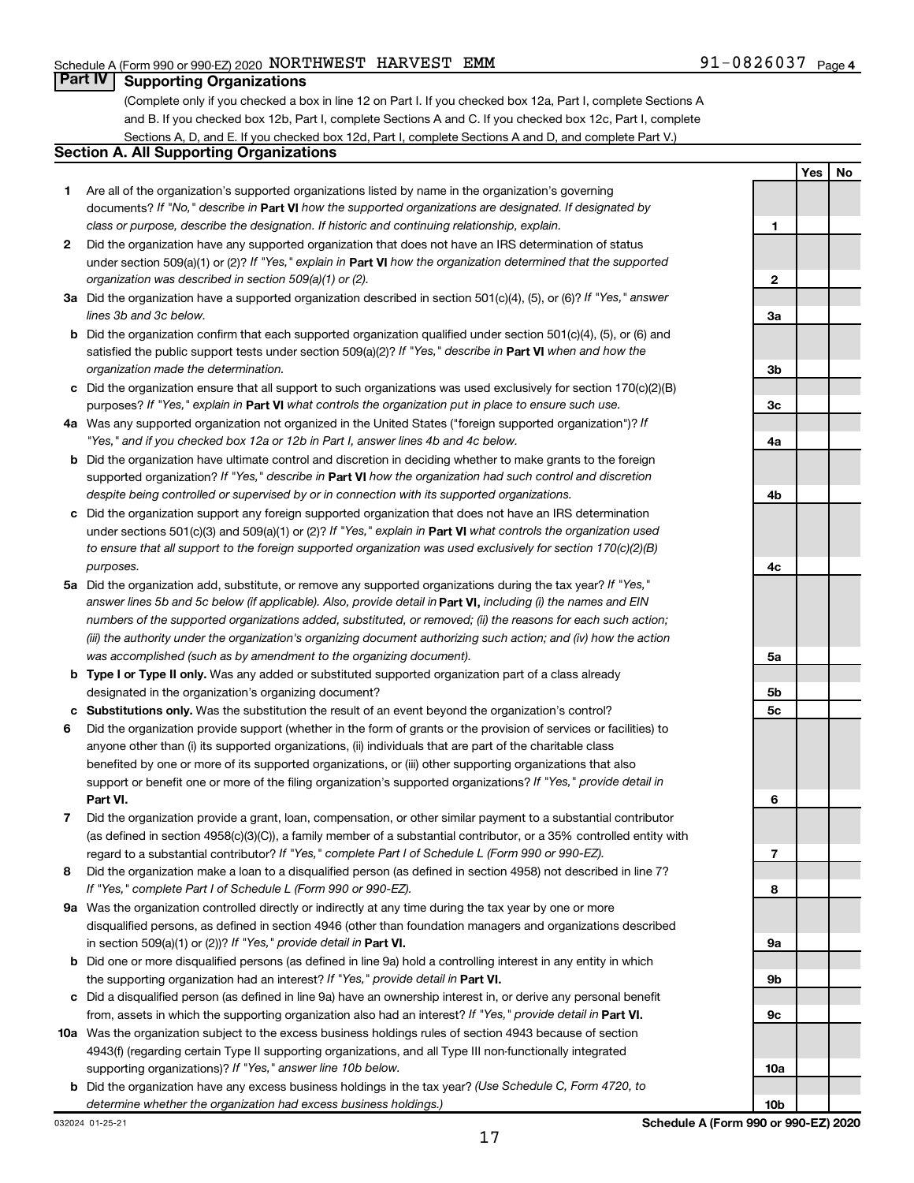Schedule A (Form 990 or 990-EZ) 2020 NORTHWEST HARVEST EMM 91-0826037 Page 4

## Part IV Supporting Organizations

(Complete only if you checked a box in line 12 on Part I. If you checked box 12a, Part I, complete Sections A and B. If you checked box 12b, Part I, complete Sections A and C. If you checked box 12c, Part I, complete Sections A, D, and E. If you checked box 12d, Part I, complete Sections A and D, and complete Part V.)

### Section A. All Supporting Organizations

| | | Line | Yes | No |
|---|---|---|---|---|
| **1** | Are all of the organization's supported organizations listed by name in the organization's governing documents? *If "No," describe in* **Part VI** *how the supported organizations are designated. If designated by class or purpose, describe the designation. If historic and continuing relationship, explain.* | 1 | | |
| **2** | Did the organization have any supported organization that does not have an IRS determination of status under section 509(a)(1) or (2)? *If "Yes," explain in* **Part VI** *how the organization determined that the supported organization was described in section 509(a)(1) or (2).* | 2 | | |
| **3a** | Did the organization have a supported organization described in section 501(c)(4), (5), or (6)? *If "Yes," answer lines 3b and 3c below.* | 3a | | |
| **b** | Did the organization confirm that each supported organization qualified under section 501(c)(4), (5), or (6) and satisfied the public support tests under section 509(a)(2)? *If "Yes," describe in* **Part VI** *when and how the organization made the determination.* | 3b | | |
| **c** | Did the organization ensure that all support to such organizations was used exclusively for section 170(c)(2)(B) purposes? *If "Yes," explain in* **Part VI** *what controls the organization put in place to ensure such use.* | 3c | | |
| **4a** | Was any supported organization not organized in the United States ("foreign supported organization")? *If "Yes," and if you checked box 12a or 12b in Part I, answer lines 4b and 4c below.* | 4a | | |
| **b** | Did the organization have ultimate control and discretion in deciding whether to make grants to the foreign supported organization? *If "Yes," describe in* **Part VI** *how the organization had such control and discretion despite being controlled or supervised by or in connection with its supported organizations.* | 4b | | |
| **c** | Did the organization support any foreign supported organization that does not have an IRS determination under sections 501(c)(3) and 509(a)(1) or (2)? *If "Yes," explain in* **Part VI** *what controls the organization used to ensure that all support to the foreign supported organization was used exclusively for section 170(c)(2)(B) purposes.* | 4c | | |
| **5a** | Did the organization add, substitute, or remove any supported organizations during the tax year? *If "Yes," answer lines 5b and 5c below (if applicable). Also, provide detail in* **Part VI,** *including (i) the names and EIN numbers of the supported organizations added, substituted, or removed; (ii) the reasons for each such action; (iii) the authority under the organization's organizing document authorizing such action; and (iv) how the action was accomplished (such as by amendment to the organizing document).* | 5a | | |
| **b** | **Type I or Type II only.** Was any added or substituted supported organization part of a class already designated in the organization's organizing document? | 5b | | |
| **c** | **Substitutions only.** Was the substitution the result of an event beyond the organization's control? | 5c | | |
| **6** | Did the organization provide support (whether in the form of grants or the provision of services or facilities) to anyone other than (i) its supported organizations, (ii) individuals that are part of the charitable class benefited by one or more of its supported organizations, or (iii) other supporting organizations that also support or benefit one or more of the filing organization's supported organizations? *If "Yes," provide detail in* **Part VI.** | 6 | | |
| **7** | Did the organization provide a grant, loan, compensation, or other similar payment to a substantial contributor (as defined in section 4958(c)(3)(C)), a family member of a substantial contributor, or a 35% controlled entity with regard to a substantial contributor? *If "Yes," complete Part I of Schedule L (Form 990 or 990-EZ).* | 7 | | |
| **8** | Did the organization make a loan to a disqualified person (as defined in section 4958) not described in line 7? *If "Yes," complete Part I of Schedule L (Form 990 or 990-EZ).* | 8 | | |
| **9a** | Was the organization controlled directly or indirectly at any time during the tax year by one or more disqualified persons, as defined in section 4946 (other than foundation managers and organizations described in section 509(a)(1) or (2))? *If "Yes," provide detail in* **Part VI.** | 9a | | |
| **b** | Did one or more disqualified persons (as defined in line 9a) hold a controlling interest in any entity in which the supporting organization had an interest? *If "Yes," provide detail in* **Part VI.** | 9b | | |
| **c** | Did a disqualified person (as defined in line 9a) have an ownership interest in, or derive any personal benefit from, assets in which the supporting organization also had an interest? *If "Yes," provide detail in* **Part VI.** | 9c | | |
| **10a** | Was the organization subject to the excess business holdings rules of section 4943 because of section 4943(f) (regarding certain Type II supporting organizations, and all Type III non-functionally integrated supporting organizations)? *If "Yes," answer line 10b below.* | 10a | | |
| **b** | Did the organization have any excess business holdings in the tax year? *(Use Schedule C, Form 4720, to determine whether the organization had excess business holdings.)* | 10b | | |

032024 01-25-21 **Schedule A (Form 990 or 990-EZ) 2020**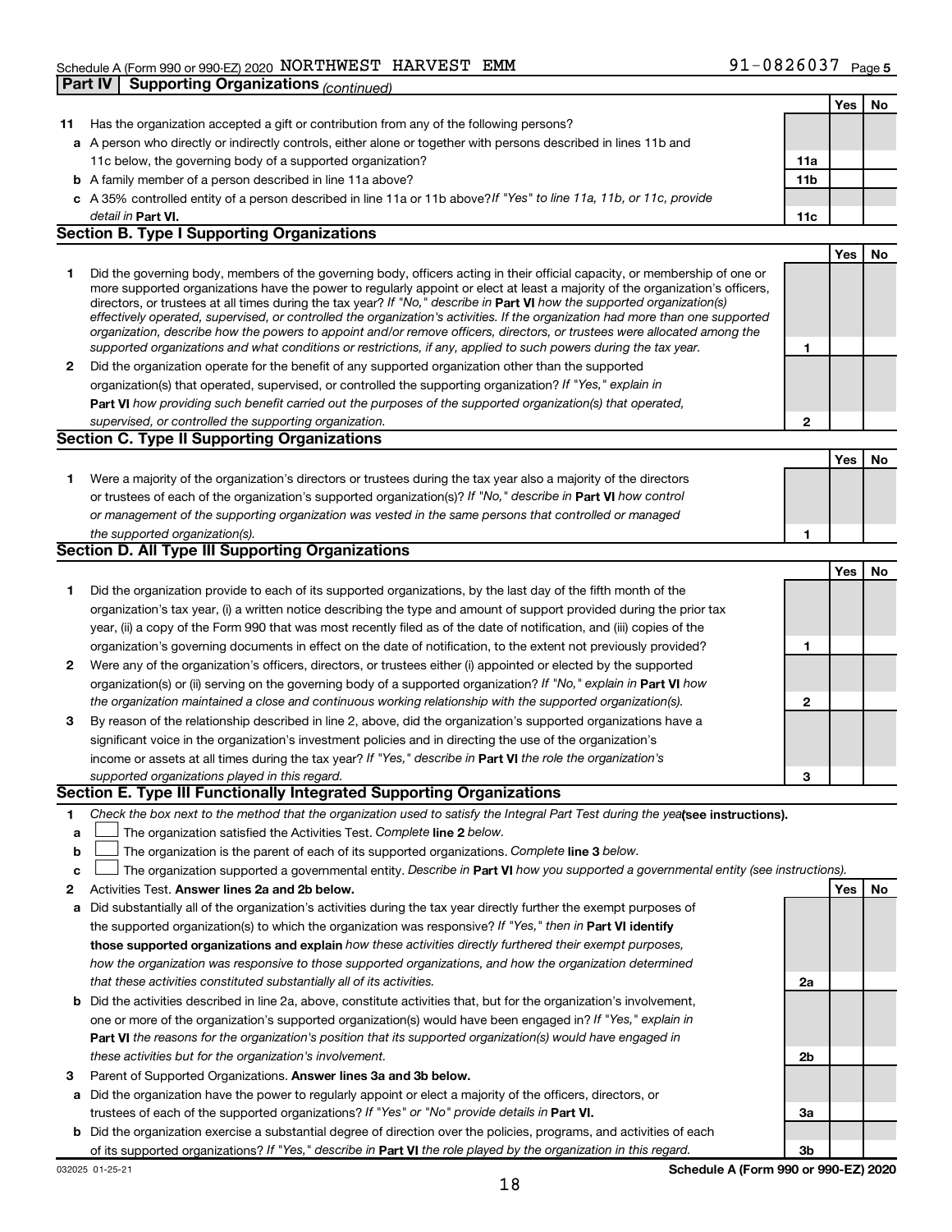Schedule A (Form 990 or 990-EZ) 2020 NORTHWEST HARVEST EMM 91-0826037 Page 5

**Part IV Supporting Organizations** *(continued)*

| | | | Yes | No |
|---|---|---|---|---|
| **11** | Has the organization accepted a gift or contribution from any of the following persons? | | | |
| **a** | A person who directly or indirectly controls, either alone or together with persons described in lines 11b and 11c below, the governing body of a supported organization? | **11a** | | |
| **b** | A family member of a person described in line 11a above? | **11b** | | |
| **c** | A 35% controlled entity of a person described in line 11a or 11b above? *If "Yes" to line 11a, 11b, or 11c, provide detail in* **Part VI.** | **11c** | | |

## Section B. Type I Supporting Organizations

| | | | Yes | No |
|---|---|---|---|---|
| **1** | Did the governing body, members of the governing body, officers acting in their official capacity, or membership of one or more supported organizations have the power to regularly appoint or elect at least a majority of the organization's officers, directors, or trustees at all times during the tax year? *If "No," describe in* **Part VI** *how the supported organization(s) effectively operated, supervised, or controlled the organization's activities. If the organization had more than one supported organization, describe how the powers to appoint and/or remove officers, directors, or trustees were allocated among the supported organizations and what conditions or restrictions, if any, applied to such powers during the tax year.* | **1** | | |
| **2** | Did the organization operate for the benefit of any supported organization other than the supported organization(s) that operated, supervised, or controlled the supporting organization? *If "Yes," explain in* **Part VI** *how providing such benefit carried out the purposes of the supported organization(s) that operated, supervised, or controlled the supporting organization.* | **2** | | |

## Section C. Type II Supporting Organizations

| | | | Yes | No |
|---|---|---|---|---|
| **1** | Were a majority of the organization's directors or trustees during the tax year also a majority of the directors or trustees of each of the organization's supported organization(s)? *If "No," describe in* **Part VI** *how control or management of the supporting organization was vested in the same persons that controlled or managed the supported organization(s).* | **1** | | |

## Section D. All Type III Supporting Organizations

| | | | Yes | No |
|---|---|---|---|---|
| **1** | Did the organization provide to each of its supported organizations, by the last day of the fifth month of the organization's tax year, (i) a written notice describing the type and amount of support provided during the prior tax year, (ii) a copy of the Form 990 that was most recently filed as of the date of notification, and (iii) copies of the organization's governing documents in effect on the date of notification, to the extent not previously provided? | **1** | | |
| **2** | Were any of the organization's officers, directors, or trustees either (i) appointed or elected by the supported organization(s) or (ii) serving on the governing body of a supported organization? *If "No," explain in* **Part VI** *how the organization maintained a close and continuous working relationship with the supported organization(s).* | **2** | | |
| **3** | By reason of the relationship described in line 2, above, did the organization's supported organizations have a significant voice in the organization's investment policies and in directing the use of the organization's income or assets at all times during the tax year? *If "Yes," describe in* **Part VI** *the role the organization's supported organizations played in this regard.* | **3** | | |

## Section E. Type III Functionally Integrated Supporting Organizations

**1** *Check the box next to the method that the organization used to satisfy the Integral Part Test during the year* **(see instructions).**

**a** ☐ The organization satisfied the Activities Test. *Complete* **line 2** *below.*

**b** ☐ The organization is the parent of each of its supported organizations. *Complete* **line 3** *below.*

**c** ☐ The organization supported a governmental entity. *Describe in* **Part VI** *how you supported a governmental entity (see instructions).*

| | | | Yes | No |
|---|---|---|---|---|
| **2** | Activities Test. **Answer lines 2a and 2b below.** | | | |
| **a** | Did substantially all of the organization's activities during the tax year directly further the exempt purposes of the supported organization(s) to which the organization was responsive? *If "Yes," then in* **Part VI identify those supported organizations and explain** *how these activities directly furthered their exempt purposes, how the organization was responsive to those supported organizations, and how the organization determined that these activities constituted substantially all of its activities.* | **2a** | | |
| **b** | Did the activities described in line 2a, above, constitute activities that, but for the organization's involvement, one or more of the organization's supported organization(s) would have been engaged in? *If "Yes," explain in* **Part VI** *the reasons for the organization's position that its supported organization(s) would have engaged in these activities but for the organization's involvement.* | **2b** | | |
| **3** | Parent of Supported Organizations. **Answer lines 3a and 3b below.** | | | |
| **a** | Did the organization have the power to regularly appoint or elect a majority of the officers, directors, or trustees of each of the supported organizations? *If "Yes" or "No" provide details in* **Part VI.** | **3a** | | |
| **b** | Did the organization exercise a substantial degree of direction over the policies, programs, and activities of each of its supported organizations? *If "Yes," describe in* **Part VI** *the role played by the organization in this regard.* | **3b** | | |

032025 01-25-21 **Schedule A (Form 990 or 990-EZ) 2020**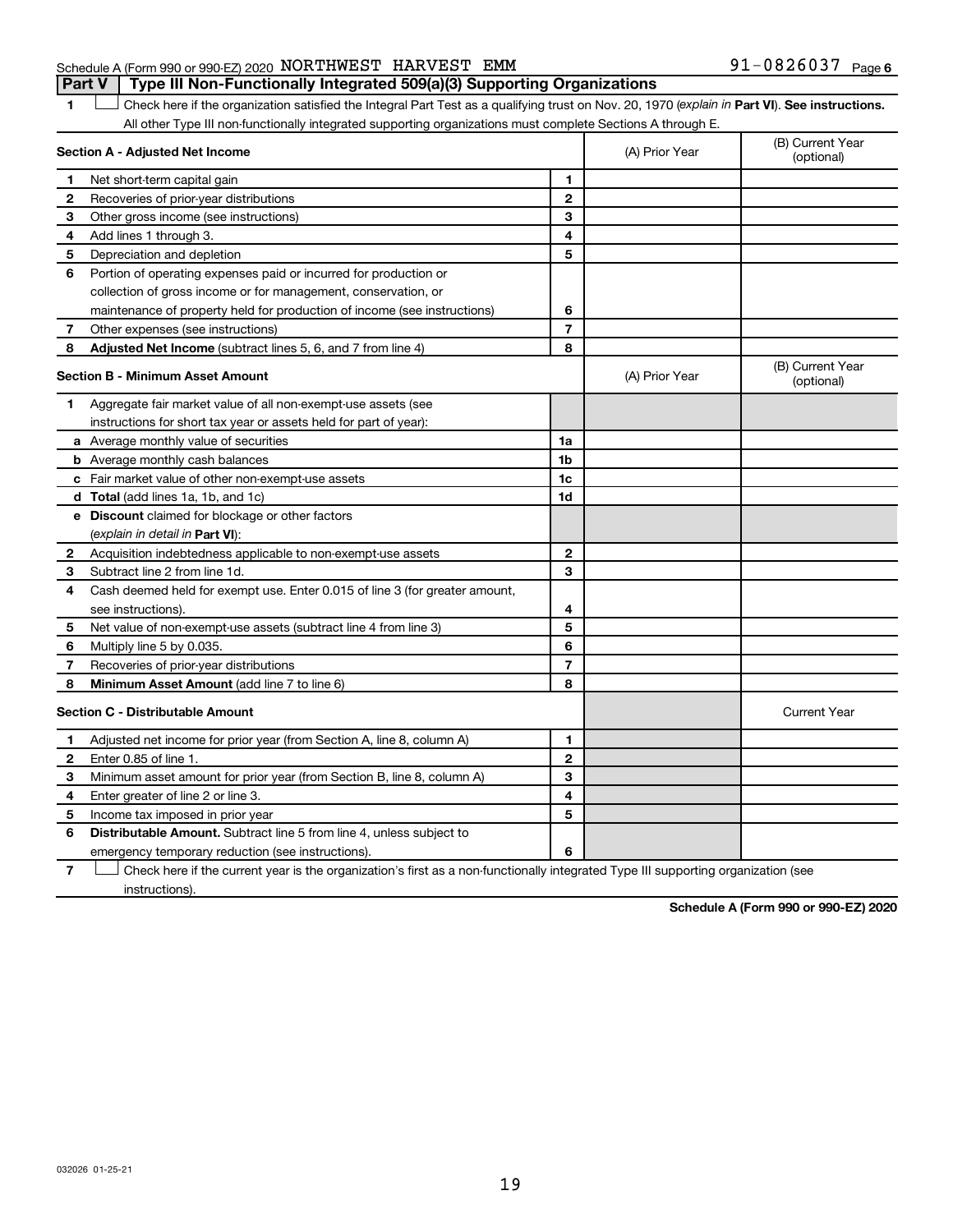Schedule A (Form 990 or 990-EZ) 2020 NORTHWEST HARVEST EMM 91-0826037 Page 6

## Part V Type III Non-Functionally Integrated 509(a)(3) Supporting Organizations

**1** ☐ Check here if the organization satisfied the Integral Part Test as a qualifying trust on Nov. 20, 1970 (*explain in* **Part VI**). **See instructions.** All other Type III non-functionally integrated supporting organizations must complete Sections A through E.

| **Section A - Adjusted Net Income** | | | (A) Prior Year | (B) Current Year (optional) |
|---|---|---|---|---|
| 1 | Net short-term capital gain | 1 | | |
| 2 | Recoveries of prior-year distributions | 2 | | |
| 3 | Other gross income (see instructions) | 3 | | |
| 4 | Add lines 1 through 3. | 4 | | |
| 5 | Depreciation and depletion | 5 | | |
| 6 | Portion of operating expenses paid or incurred for production or collection of gross income or for management, conservation, or maintenance of property held for production of income (see instructions) | 6 | | |
| 7 | Other expenses (see instructions) | 7 | | |
| 8 | **Adjusted Net Income** (subtract lines 5, 6, and 7 from line 4) | 8 | | |

| **Section B - Minimum Asset Amount** | | | (A) Prior Year | (B) Current Year (optional) |
|---|---|---|---|---|
| 1 | Aggregate fair market value of all non-exempt-use assets (see instructions for short tax year or assets held for part of year): | | | |
| a | Average monthly value of securities | 1a | | |
| b | Average monthly cash balances | 1b | | |
| c | Fair market value of other non-exempt-use assets | 1c | | |
| d | **Total** (add lines 1a, 1b, and 1c) | 1d | | |
| e | **Discount** claimed for blockage or other factors (*explain in detail in* **Part VI**): | | | |
| 2 | Acquisition indebtedness applicable to non-exempt-use assets | 2 | | |
| 3 | Subtract line 2 from line 1d. | 3 | | |
| 4 | Cash deemed held for exempt use. Enter 0.015 of line 3 (for greater amount, see instructions). | 4 | | |
| 5 | Net value of non-exempt-use assets (subtract line 4 from line 3) | 5 | | |
| 6 | Multiply line 5 by 0.035. | 6 | | |
| 7 | Recoveries of prior-year distributions | 7 | | |
| 8 | **Minimum Asset Amount** (add line 7 to line 6) | 8 | | |

| **Section C - Distributable Amount** | | | | Current Year |
|---|---|---|---|---|
| 1 | Adjusted net income for prior year (from Section A, line 8, column A) | 1 | | |
| 2 | Enter 0.85 of line 1. | 2 | | |
| 3 | Minimum asset amount for prior year (from Section B, line 8, column A) | 3 | | |
| 4 | Enter greater of line 2 or line 3. | 4 | | |
| 5 | Income tax imposed in prior year | 5 | | |
| 6 | **Distributable Amount.** Subtract line 5 from line 4, unless subject to emergency temporary reduction (see instructions). | 6 | | |

**7** ☐ Check here if the current year is the organization's first as a non-functionally integrated Type III supporting organization (see instructions).

**Schedule A (Form 990 or 990-EZ) 2020**

032026 01-25-21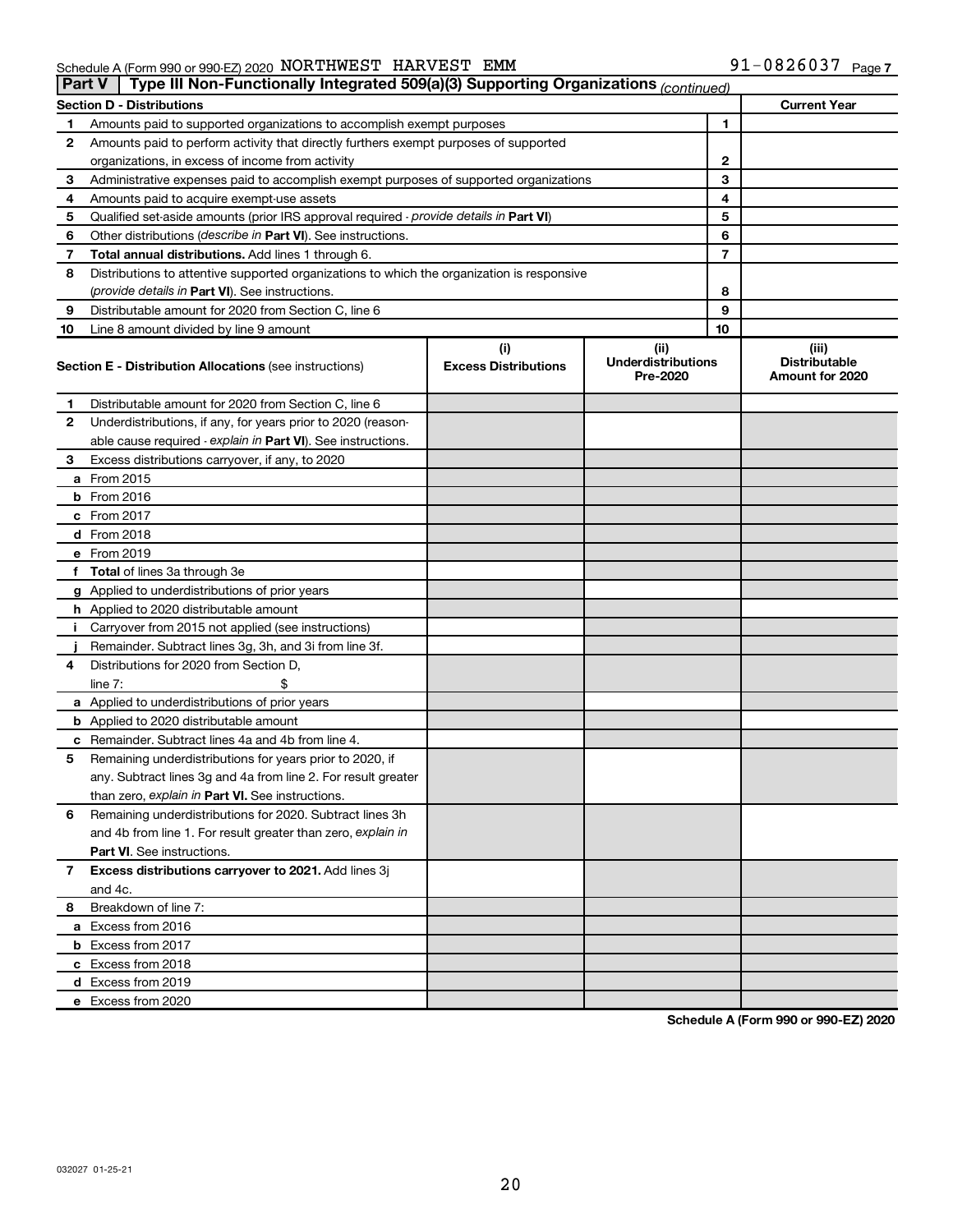Schedule A (Form 990 or 990-EZ) 2020 NORTHWEST HARVEST EMM 91-0826037 Page 7

**Part V Type III Non-Functionally Integrated 509(a)(3) Supporting Organizations** *(continued)*

| **Section D - Distributions** | | | **Current Year** |
|---|---|---|---|
| 1 | Amounts paid to supported organizations to accomplish exempt purposes | 1 | |
| 2 | Amounts paid to perform activity that directly furthers exempt purposes of supported organizations, in excess of income from activity | 2 | |
| 3 | Administrative expenses paid to accomplish exempt purposes of supported organizations | 3 | |
| 4 | Amounts paid to acquire exempt-use assets | 4 | |
| 5 | Qualified set-aside amounts (prior IRS approval required - *provide details in* **Part VI**) | 5 | |
| 6 | Other distributions (*describe in* **Part VI**). See instructions. | 6 | |
| 7 | **Total annual distributions.** Add lines 1 through 6. | 7 | |
| 8 | Distributions to attentive supported organizations to which the organization is responsive (*provide details in* **Part VI**). See instructions. | 8 | |
| 9 | Distributable amount for 2020 from Section C, line 6 | 9 | |
| 10 | Line 8 amount divided by line 9 amount | 10 | |

| | **Section E - Distribution Allocations** (see instructions) | **(i)** **Excess Distributions** | **(ii)** **Underdistributions Pre-2020** | **(iii)** **Distributable Amount for 2020** |
|---|---|---|---|---|
| 1 | Distributable amount for 2020 from Section C, line 6 | | | |
| 2 | Underdistributions, if any, for years prior to 2020 (reasonable cause required - *explain in* **Part VI**). See instructions. | | | |
| 3 | Excess distributions carryover, if any, to 2020 | | | |
| a | From 2015 | | | |
| b | From 2016 | | | |
| c | From 2017 | | | |
| d | From 2018 | | | |
| e | From 2019 | | | |
| f | **Total** of lines 3a through 3e | | | |
| g | Applied to underdistributions of prior years | | | |
| h | Applied to 2020 distributable amount | | | |
| i | Carryover from 2015 not applied (see instructions) | | | |
| j | Remainder. Subtract lines 3g, 3h, and 3i from line 3f. | | | |
| 4 | Distributions for 2020 from Section D, line 7: $ | | | |
| a | Applied to underdistributions of prior years | | | |
| b | Applied to 2020 distributable amount | | | |
| c | Remainder. Subtract lines 4a and 4b from line 4. | | | |
| 5 | Remaining underdistributions for years prior to 2020, if any. Subtract lines 3g and 4a from line 2. For result greater than zero, *explain in* **Part VI.** See instructions. | | | |
| 6 | Remaining underdistributions for 2020. Subtract lines 3h and 4b from line 1. For result greater than zero, *explain in* **Part VI**. See instructions. | | | |
| 7 | **Excess distributions carryover to 2021.** Add lines 3j and 4c. | | | |
| 8 | Breakdown of line 7: | | | |
| a | Excess from 2016 | | | |
| b | Excess from 2017 | | | |
| c | Excess from 2018 | | | |
| d | Excess from 2019 | | | |
| e | Excess from 2020 | | | |

**Schedule A (Form 990 or 990-EZ) 2020**

032027 01-25-21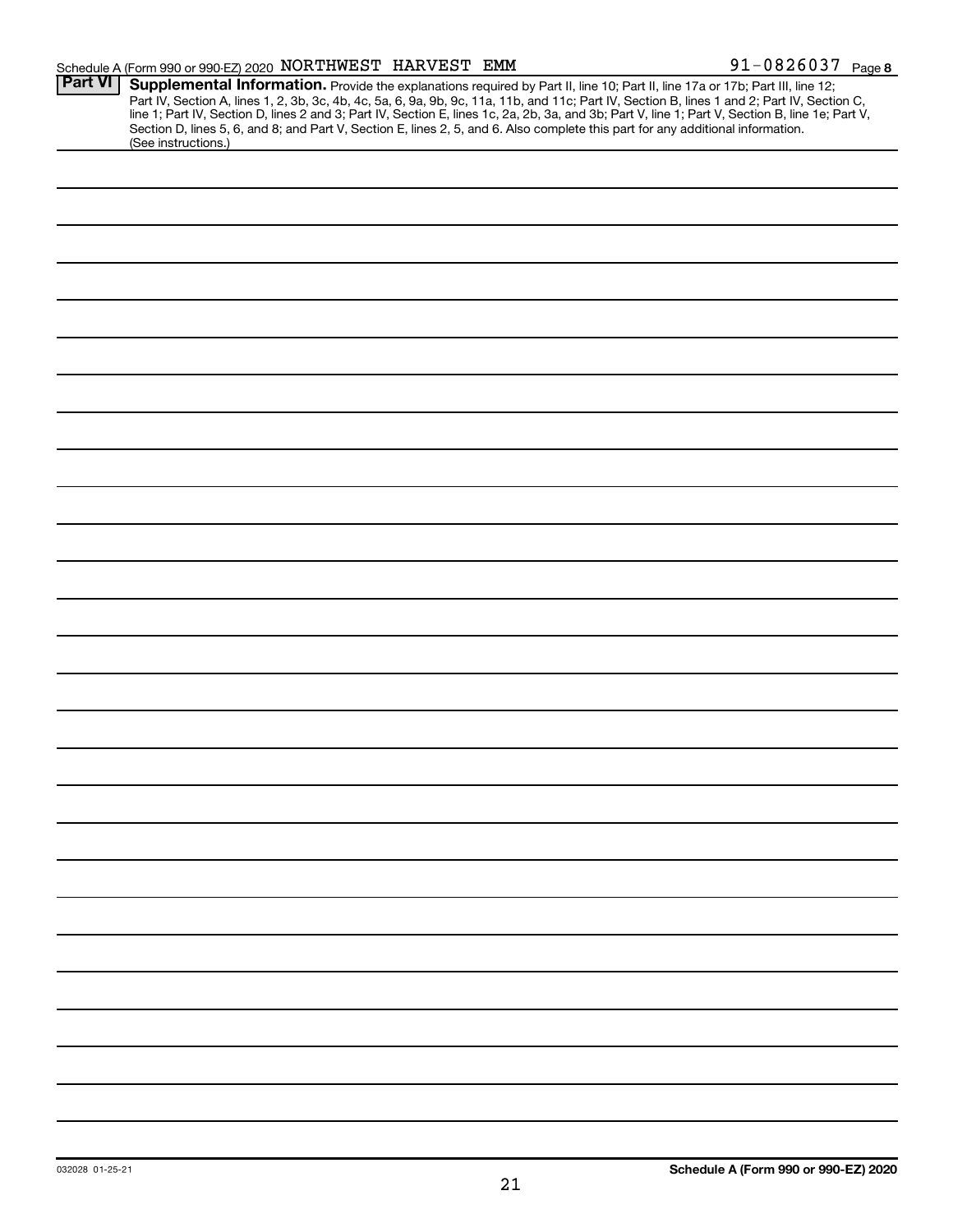Schedule A (Form 990 or 990-EZ) 2020 NORTHWEST HARVEST EMM 91-0826037 Page **8**

**Part VI** **Supplemental Information.** Provide the explanations required by Part II, line 10; Part II, line 17a or 17b; Part III, line 12; Part IV, Section A, lines 1, 2, 3b, 3c, 4b, 4c, 5a, 6, 9a, 9b, 9c, 11a, 11b, and 11c; Part IV, Section B, lines 1 and 2; Part IV, Section C, line 1; Part IV, Section D, lines 2 and 3; Part IV, Section E, lines 1c, 2a, 2b, 3a, and 3b; Part V, line 1; Part V, Section B, line 1e; Part V, Section D, lines 5, 6, and 8; and Part V, Section E, lines 2, 5, and 6. Also complete this part for any additional information. (See instructions.)

032028 01-25-21

**Schedule A (Form 990 or 990-EZ) 2020**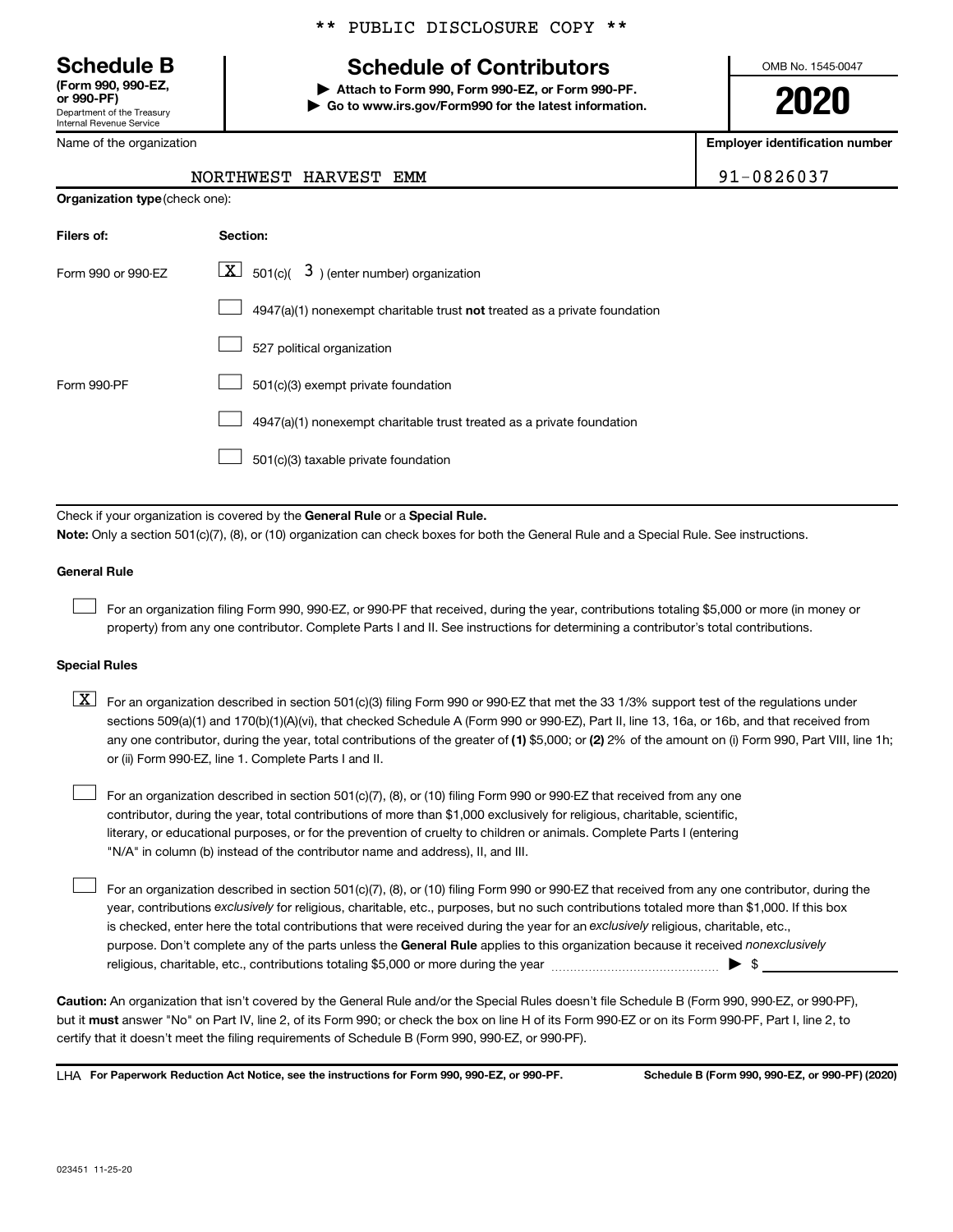** PUBLIC DISCLOSURE COPY **

**Schedule B**
**(Form 990, 990-EZ, or 990-PF)**
Department of the Treasury
Internal Revenue Service

# Schedule of Contributors

▶ **Attach to Form 990, Form 990-EZ, or Form 990-PF.**
▶ **Go to www.irs.gov/Form990 for the latest information.**

OMB No. 1545-0047

**2020**

Name of the organization: NORTHWEST HARVEST EMM

**Employer identification number:** 91-0826037

**Organization type** (check one):

| Filers of: | Section: |
|---|---|
| Form 990 or 990-EZ | [X] 501(c)( 3 ) (enter number) organization |
| | [ ] 4947(a)(1) nonexempt charitable trust **not** treated as a private foundation |
| | [ ] 527 political organization |
| Form 990-PF | [ ] 501(c)(3) exempt private foundation |
| | [ ] 4947(a)(1) nonexempt charitable trust treated as a private foundation |
| | [ ] 501(c)(3) taxable private foundation |

Check if your organization is covered by the **General Rule** or a **Special Rule.**

**Note:** Only a section 501(c)(7), (8), or (10) organization can check boxes for both the General Rule and a Special Rule. See instructions.

**General Rule**

[ ] For an organization filing Form 990, 990-EZ, or 990-PF that received, during the year, contributions totaling $5,000 or more (in money or property) from any one contributor. Complete Parts I and II. See instructions for determining a contributor's total contributions.

**Special Rules**

[X] For an organization described in section 501(c)(3) filing Form 990 or 990-EZ that met the 33 1/3% support test of the regulations under sections 509(a)(1) and 170(b)(1)(A)(vi), that checked Schedule A (Form 990 or 990-EZ), Part II, line 13, 16a, or 16b, and that received from any one contributor, during the year, total contributions of the greater of **(1)** $5,000; or **(2)** 2% of the amount on (i) Form 990, Part VIII, line 1h; or (ii) Form 990-EZ, line 1. Complete Parts I and II.

[ ] For an organization described in section 501(c)(7), (8), or (10) filing Form 990 or 990-EZ that received from any one contributor, during the year, total contributions of more than $1,000 exclusively for religious, charitable, scientific, literary, or educational purposes, or for the prevention of cruelty to children or animals. Complete Parts I (entering "N/A" in column (b) instead of the contributor name and address), II, and III.

[ ] For an organization described in section 501(c)(7), (8), or (10) filing Form 990 or 990-EZ that received from any one contributor, during the year, contributions *exclusively* for religious, charitable, etc., purposes, but no such contributions totaled more than $1,000. If this box is checked, enter here the total contributions that were received during the year for an *exclusively* religious, charitable, etc., purpose. Don't complete any of the parts unless the **General Rule** applies to this organization because it received *nonexclusively* religious, charitable, etc., contributions totaling $5,000 or more during the year ▶ $ \_\_\_\_\_\_\_\_

**Caution:** An organization that isn't covered by the General Rule and/or the Special Rules doesn't file Schedule B (Form 990, 990-EZ, or 990-PF), but it **must** answer "No" on Part IV, line 2, of its Form 990; or check the box on line H of its Form 990-EZ or on its Form 990-PF, Part I, line 2, to certify that it doesn't meet the filing requirements of Schedule B (Form 990, 990-EZ, or 990-PF).

LHA **For Paperwork Reduction Act Notice, see the instructions for Form 990, 990-EZ, or 990-PF.** **Schedule B (Form 990, 990-EZ, or 990-PF) (2020)**

023451 11-25-20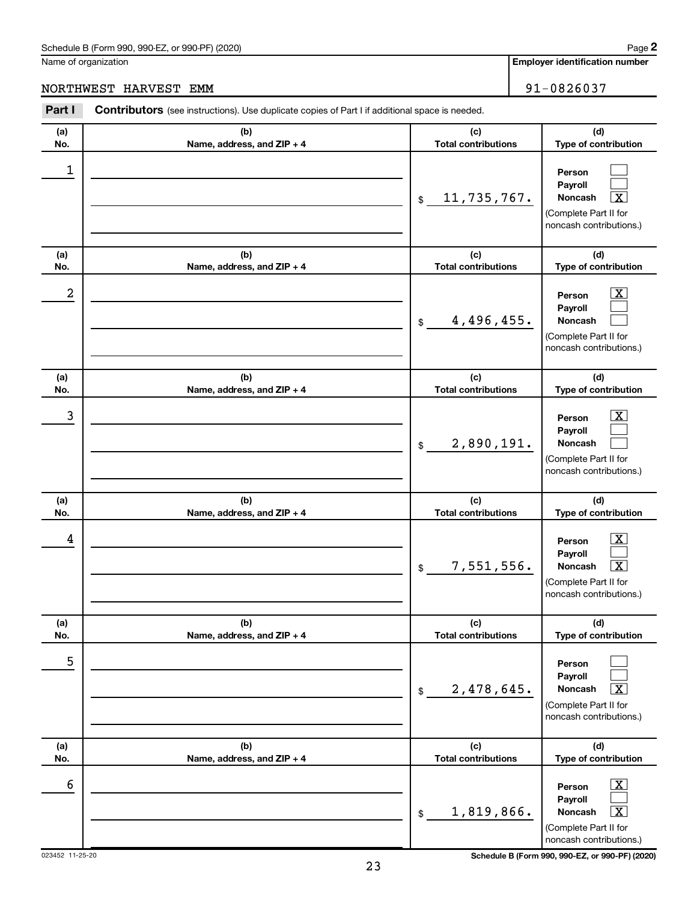Schedule B (Form 990, 990-EZ, or 990-PF) (2020) Page **2**

Name of organization: NORTHWEST HARVEST EMM

Employer identification number: 91-0826037

**Part I** **Contributors** (see instructions). Use duplicate copies of Part I if additional space is needed.

| (a) No. | (b) Name, address, and ZIP + 4 | (c) Total contributions | (d) Type of contribution |
|---|---|---|---|
| 1 | | $ 11,735,767. | Person [ ] Payroll [ ] Noncash [X] (Complete Part II for noncash contributions.) |
| 2 | | $ 4,496,455. | Person [X] Payroll [ ] Noncash [ ] (Complete Part II for noncash contributions.) |
| 3 | | $ 2,890,191. | Person [X] Payroll [ ] Noncash [ ] (Complete Part II for noncash contributions.) |
| 4 | | $ 7,551,556. | Person [X] Payroll [ ] Noncash [X] (Complete Part II for noncash contributions.) |
| 5 | | $ 2,478,645. | Person [ ] Payroll [ ] Noncash [X] (Complete Part II for noncash contributions.) |
| 6 | | $ 1,819,866. | Person [X] Payroll [ ] Noncash [X] (Complete Part II for noncash contributions.) |

023452 11-25-20 Schedule B (Form 990, 990-EZ, or 990-PF) (2020)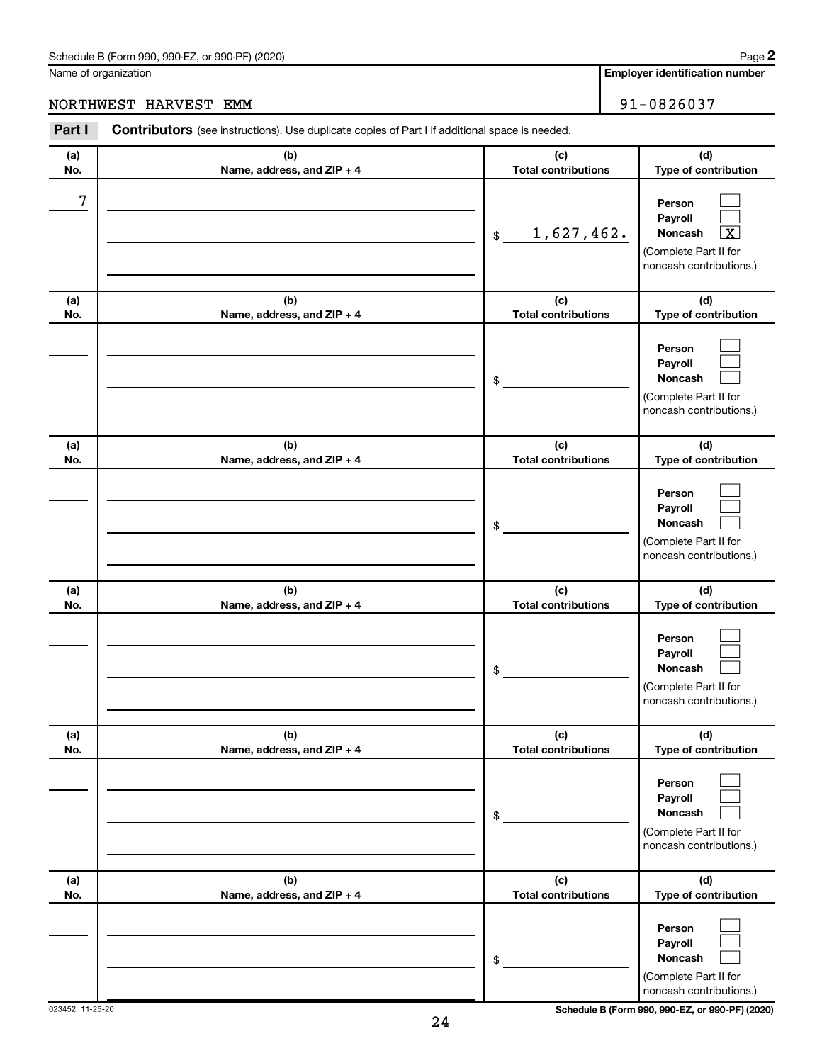Schedule B (Form 990, 990-EZ, or 990-PF) (2020) Page **2**

Name of organization: NORTHWEST HARVEST EMM

**Employer identification number**: 91-0826037

**Part I** **Contributors** (see instructions). Use duplicate copies of Part I if additional space is needed.

| (a) No. | (b) Name, address, and ZIP + 4 | (c) Total contributions | (d) Type of contribution |
|---|---|---|---|
| 7 | | $ 1,627,462. | Person ☐ Payroll ☐ Noncash ☒ (Complete Part II for noncash contributions.) |
| | | $ | Person ☐ Payroll ☐ Noncash ☐ (Complete Part II for noncash contributions.) |
| | | $ | Person ☐ Payroll ☐ Noncash ☐ (Complete Part II for noncash contributions.) |
| | | $ | Person ☐ Payroll ☐ Noncash ☐ (Complete Part II for noncash contributions.) |
| | | $ | Person ☐ Payroll ☐ Noncash ☐ (Complete Part II for noncash contributions.) |
| | | $ | Person ☐ Payroll ☐ Noncash ☐ (Complete Part II for noncash contributions.) |

023452 11-25-20 **Schedule B (Form 990, 990-EZ, or 990-PF) (2020)**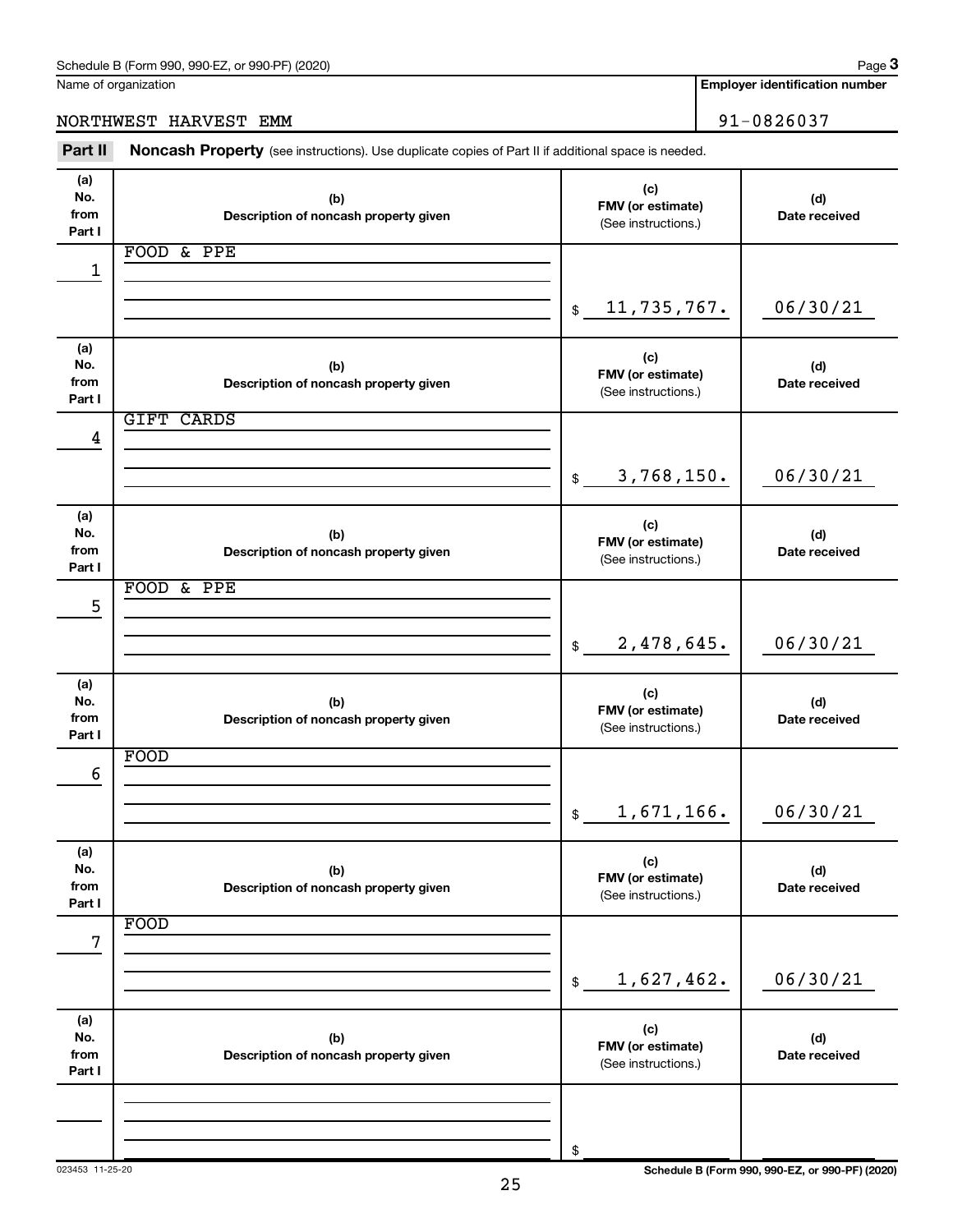Schedule B (Form 990, 990-EZ, or 990-PF) (2020)

Name of organization: NORTHWEST HARVEST EMM

Employer identification number: 91-0826037

## Part II Noncash Property (see instructions). Use duplicate copies of Part II if additional space is needed.

| (a) No. from Part I | (b) Description of noncash property given | (c) FMV (or estimate) (See instructions.) | (d) Date received |
|---|---|---|---|
| 1 | FOOD & PPE | $ 11,735,767. | 06/30/21 |
| 4 | GIFT CARDS | $ 3,768,150. | 06/30/21 |
| 5 | FOOD & PPE | $ 2,478,645. | 06/30/21 |
| 6 | FOOD | $ 1,671,166. | 06/30/21 |
| 7 | FOOD | $ 1,627,462. | 06/30/21 |
| | | $ | |

023453 11-25-20

Schedule B (Form 990, 990-EZ, or 990-PF) (2020)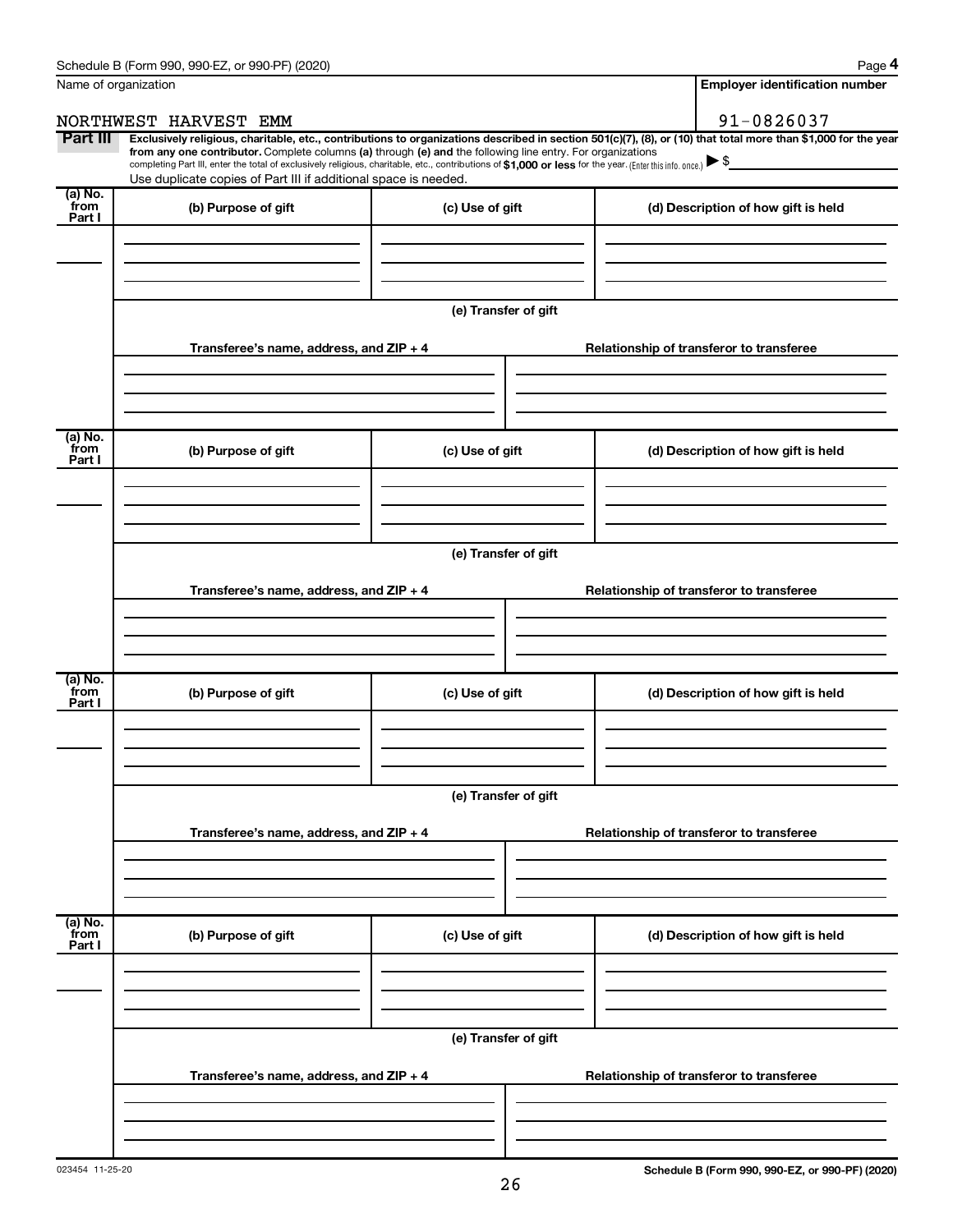Name of organization

NORTHWEST HARVEST EMM

**Employer identification number**

91-0826037

**Part III** **Exclusively religious, charitable, etc., contributions to organizations described in section 501(c)(7), (8), or (10) that total more than $1,000 for the year from any one contributor.** Complete columns **(a)** through **(e)** and the following line entry. For organizations completing Part III, enter the total of exclusively religious, charitable, etc., contributions of **$1,000 or less** for the year. (Enter this info. once.) ▶ $

Use duplicate copies of Part III if additional space is needed.

| (a) No. from Part I | (b) Purpose of gift | (c) Use of gift | (d) Description of how gift is held |
|---|---|---|---|
| | | | |

(e) Transfer of gift

| Transferee's name, address, and ZIP + 4 | Relationship of transferor to transferee |
|---|---|
| | |

| (a) No. from Part I | (b) Purpose of gift | (c) Use of gift | (d) Description of how gift is held |
|---|---|---|---|
| | | | |

(e) Transfer of gift

| Transferee's name, address, and ZIP + 4 | Relationship of transferor to transferee |
|---|---|
| | |

| (a) No. from Part I | (b) Purpose of gift | (c) Use of gift | (d) Description of how gift is held |
|---|---|---|---|
| | | | |

(e) Transfer of gift

| Transferee's name, address, and ZIP + 4 | Relationship of transferor to transferee |
|---|---|
| | |

| (a) No. from Part I | (b) Purpose of gift | (c) Use of gift | (d) Description of how gift is held |
|---|---|---|---|
| | | | |

(e) Transfer of gift

| Transferee's name, address, and ZIP + 4 | Relationship of transferor to transferee |
|---|---|
| | |

023454 11-25-20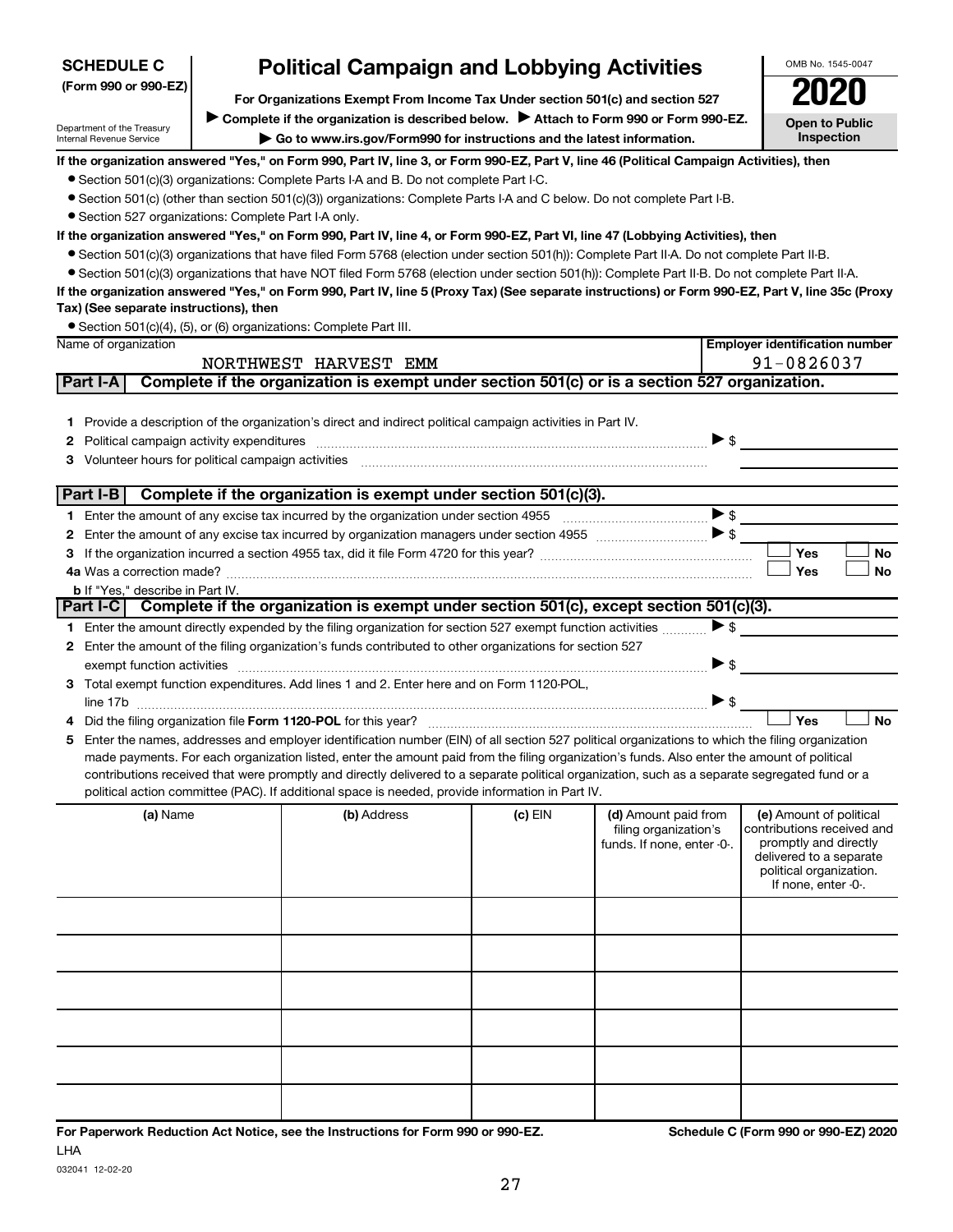**SCHEDULE C (Form 990 or 990-EZ)**

Department of the Treasury
Internal Revenue Service

# Political Campaign and Lobbying Activities

**For Organizations Exempt From Income Tax Under section 501(c) and section 527**

▶ Complete if the organization is described below. ▶ Attach to Form 990 or Form 990-EZ.

▶ Go to www.irs.gov/Form990 for instructions and the latest information.

OMB No. 1545-0047

**2020**

**Open to Public Inspection**

**If the organization answered "Yes," on Form 990, Part IV, line 3, or Form 990-EZ, Part V, line 46 (Political Campaign Activities), then**

- Section 501(c)(3) organizations: Complete Parts I-A and B. Do not complete Part I-C.
- Section 501(c) (other than section 501(c)(3)) organizations: Complete Parts I-A and C below. Do not complete Part I-B.
- Section 527 organizations: Complete Part I-A only.

**If the organization answered "Yes," on Form 990, Part IV, line 4, or Form 990-EZ, Part VI, line 47 (Lobbying Activities), then**

- Section 501(c)(3) organizations that have filed Form 5768 (election under section 501(h)): Complete Part II-A. Do not complete Part II-B.
- Section 501(c)(3) organizations that have NOT filed Form 5768 (election under section 501(h)): Complete Part II-B. Do not complete Part II-A.

**If the organization answered "Yes," on Form 990, Part IV, line 5 (Proxy Tax) (See separate instructions) or Form 990-EZ, Part V, line 35c (Proxy Tax) (See separate instructions), then**

- Section 501(c)(4), (5), or (6) organizations: Complete Part III.

| Name of organization | Employer identification number |
|---|---|
| NORTHWEST HARVEST EMM | 91-0826037 |

## Part I-A Complete if the organization is exempt under section 501(c) or is a section 527 organization.

1. Provide a description of the organization's direct and indirect political campaign activities in Part IV.
2. Political campaign activity expenditures ▶ $
3. Volunteer hours for political campaign activities

## Part I-B Complete if the organization is exempt under section 501(c)(3).

1. Enter the amount of any excise tax incurred by the organization under section 4955 ▶ $
2. Enter the amount of any excise tax incurred by organization managers under section 4955 ▶ $
3. If the organization incurred a section 4955 tax, did it file Form 4720 for this year? ☐ Yes ☐ No

4a. Was a correction made? ☐ Yes ☐ No

b. If "Yes," describe in Part IV.

## Part I-C Complete if the organization is exempt under section 501(c), except section 501(c)(3).

1. Enter the amount directly expended by the filing organization for section 527 exempt function activities ▶ $
2. Enter the amount of the filing organization's funds contributed to other organizations for section 527 exempt function activities ▶ $
3. Total exempt function expenditures. Add lines 1 and 2. Enter here and on Form 1120-POL, line 17b ▶ $
4. Did the filing organization file **Form 1120-POL** for this year? ☐ Yes ☐ No
5. Enter the names, addresses and employer identification number (EIN) of all section 527 political organizations to which the filing organization made payments. For each organization listed, enter the amount paid from the filing organization's funds. Also enter the amount of political contributions received that were promptly and directly delivered to a separate political organization, such as a separate segregated fund or a political action committee (PAC). If additional space is needed, provide information in Part IV.

| (a) Name | (b) Address | (c) EIN | (d) Amount paid from filing organization's funds. If none, enter -0-. | (e) Amount of political contributions received and promptly and directly delivered to a separate political organization. If none, enter -0-. |
|---|---|---|---|---|
| | | | | |
| | | | | |
| | | | | |
| | | | | |
| | | | | |
| | | | | |

**For Paperwork Reduction Act Notice, see the Instructions for Form 990 or 990-EZ.** **Schedule C (Form 990 or 990-EZ) 2020**

LHA

032041 12-02-20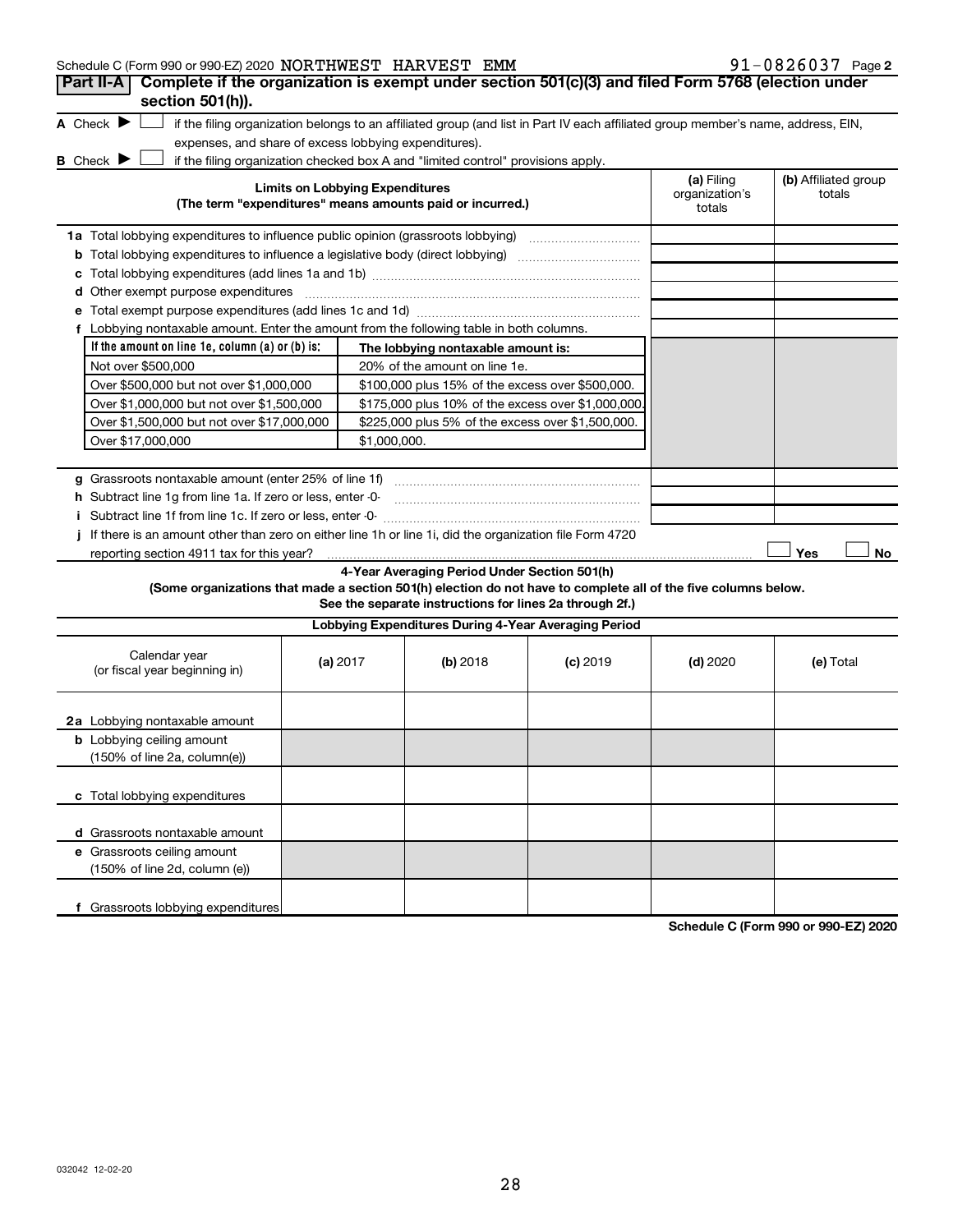Schedule C (Form 990 or 990-EZ) 2020 NORTHWEST HARVEST EMM 91-0826037 Page 2

**Part II-A** **Complete if the organization is exempt under section 501(c)(3) and filed Form 5768 (election under section 501(h)).**

A Check ▶ ☐ if the filing organization belongs to an affiliated group (and list in Part IV each affiliated group member's name, address, EIN, expenses, and share of excess lobbying expenditures).

B Check ▶ ☐ if the filing organization checked box A and "limited control" provisions apply.

| **Limits on Lobbying Expenditures** (The term "expenditures" means amounts paid or incurred.) | **(a)** Filing organization's totals | **(b)** Affiliated group totals |
|---|---|---|
| **1a** Total lobbying expenditures to influence public opinion (grassroots lobbying) | | |
| **b** Total lobbying expenditures to influence a legislative body (direct lobbying) | | |
| **c** Total lobbying expenditures (add lines 1a and 1b) | | |
| **d** Other exempt purpose expenditures | | |
| **e** Total exempt purpose expenditures (add lines 1c and 1d) | | |
| **f** Lobbying nontaxable amount. Enter the amount from the following table in both columns. | | |

| If the amount on line 1e, column (a) or (b) is: | The lobbying nontaxable amount is: |
|---|---|
| Not over $500,000 | 20% of the amount on line 1e. |
| Over $500,000 but not over $1,000,000 | $100,000 plus 15% of the excess over $500,000. |
| Over $1,000,000 but not over $1,500,000 | $175,000 plus 10% of the excess over $1,000,000. |
| Over $1,500,000 but not over $17,000,000 | $225,000 plus 5% of the excess over $1,500,000. |
| Over $17,000,000 | $1,000,000. |

| | (a) | (b) |
|---|---|---|
| **g** Grassroots nontaxable amount (enter 25% of line 1f) | | |
| **h** Subtract line 1g from line 1a. If zero or less, enter -0- | | |
| **i** Subtract line 1f from line 1c. If zero or less, enter -0- | | |

**j** If there is an amount other than zero on either line 1h or line 1i, did the organization file Form 4720 reporting section 4911 tax for this year? ☐ Yes ☐ No

**4-Year Averaging Period Under Section 501(h)**

**(Some organizations that made a section 501(h) election do not have to complete all of the five columns below. See the separate instructions for lines 2a through 2f.)**

| **Lobbying Expenditures During 4-Year Averaging Period** | | | | | |
|---|---|---|---|---|---|
| Calendar year (or fiscal year beginning in) | **(a)** 2017 | **(b)** 2018 | **(c)** 2019 | **(d)** 2020 | **(e)** Total |
| **2a** Lobbying nontaxable amount | | | | | |
| **b** Lobbying ceiling amount (150% of line 2a, column(e)) | | | | | |
| **c** Total lobbying expenditures | | | | | |
| **d** Grassroots nontaxable amount | | | | | |
| **e** Grassroots ceiling amount (150% of line 2d, column (e)) | | | | | |
| **f** Grassroots lobbying expenditures | | | | | |

**Schedule C (Form 990 or 990-EZ) 2020**

032042 12-02-20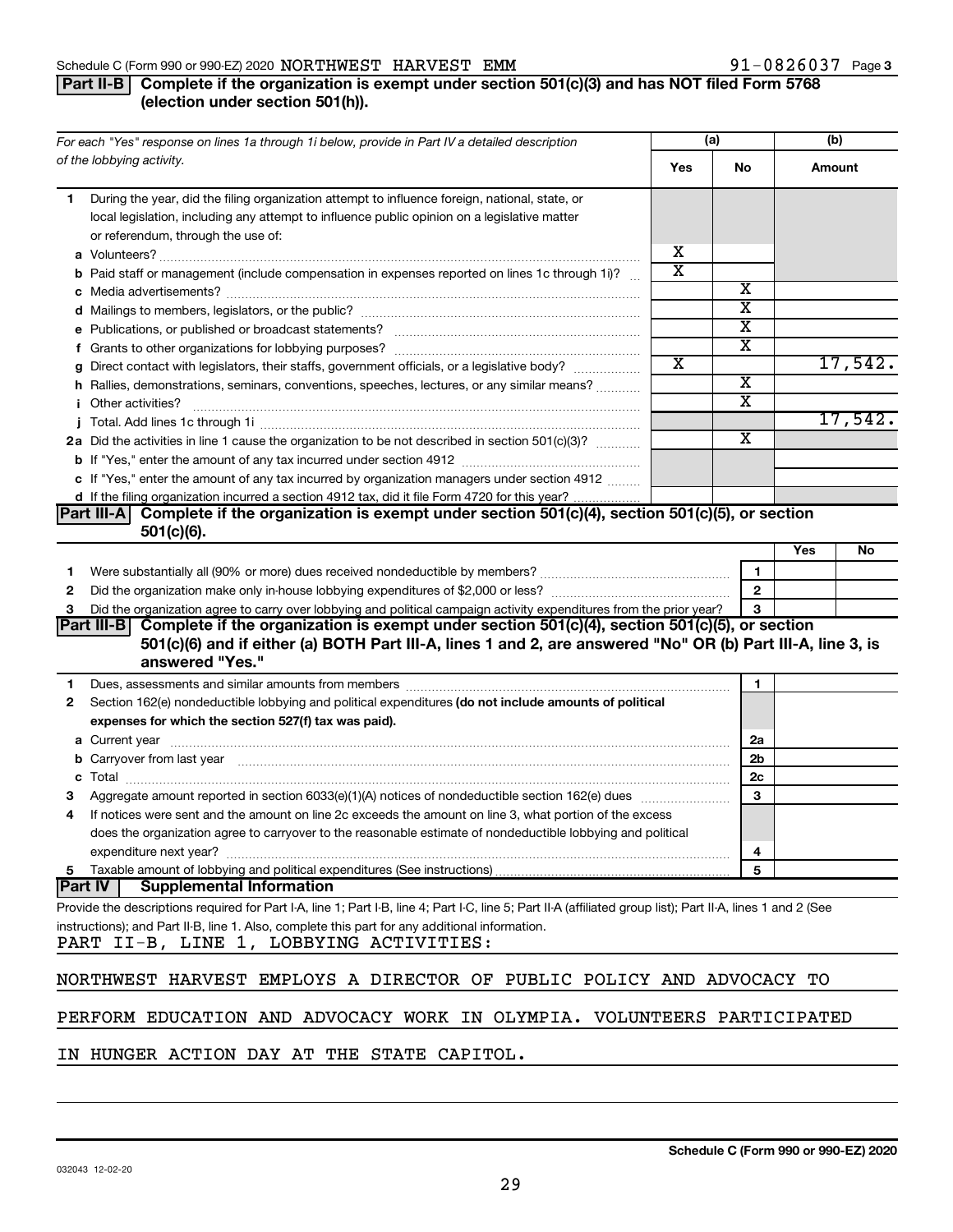Schedule C (Form 990 or 990-EZ) 2020 NORTHWEST HARVEST EMM 91-0826037 Page 3

**Part II-B** **Complete if the organization is exempt under section 501(c)(3) and has NOT filed Form 5768 (election under section 501(h)).**

| *For each "Yes" response on lines 1a through 1i below, provide in Part IV a detailed description of the lobbying activity.* | (a) Yes | (a) No | (b) Amount |
|---|---|---|---|
| **1** During the year, did the filing organization attempt to influence foreign, national, state, or local legislation, including any attempt to influence public opinion on a legislative matter or referendum, through the use of: | | | |
| **a** Volunteers? | X | | |
| **b** Paid staff or management (include compensation in expenses reported on lines 1c through 1i)? | X | | |
| **c** Media advertisements? | | X | |
| **d** Mailings to members, legislators, or the public? | | X | |
| **e** Publications, or published or broadcast statements? | | X | |
| **f** Grants to other organizations for lobbying purposes? | | X | |
| **g** Direct contact with legislators, their staffs, government officials, or a legislative body? | X | | 17,542. |
| **h** Rallies, demonstrations, seminars, conventions, speeches, lectures, or any similar means? | | X | |
| **i** Other activities? | | X | |
| **j** Total. Add lines 1c through 1i | | | 17,542. |
| **2a** Did the activities in line 1 cause the organization to be not described in section 501(c)(3)? | | X | |
| **b** If "Yes," enter the amount of any tax incurred under section 4912 | | | |
| **c** If "Yes," enter the amount of any tax incurred by organization managers under section 4912 | | | |
| **d** If the filing organization incurred a section 4912 tax, did it file Form 4720 for this year? | | | |

**Part III-A** **Complete if the organization is exempt under section 501(c)(4), section 501(c)(5), or section 501(c)(6).**

| | | | Yes | No |
|---|---|---|---|---|
| **1** | Were substantially all (90% or more) dues received nondeductible by members? | 1 | | |
| **2** | Did the organization make only in-house lobbying expenditures of $2,000 or less? | 2 | | |
| **3** | Did the organization agree to carry over lobbying and political campaign activity expenditures from the prior year? | 3 | | |

**Part III-B** **Complete if the organization is exempt under section 501(c)(4), section 501(c)(5), or section 501(c)(6) and if either (a) BOTH Part III-A, lines 1 and 2, are answered "No" OR (b) Part III-A, line 3, is answered "Yes."**

| | | | |
|---|---|---|---|
| **1** | Dues, assessments and similar amounts from members | 1 | |
| **2** | Section 162(e) nondeductible lobbying and political expenditures **(do not include amounts of political expenses for which the section 527(f) tax was paid).** | | |
| **a** | Current year | 2a | |
| **b** | Carryover from last year | 2b | |
| **c** | Total | 2c | |
| **3** | Aggregate amount reported in section 6033(e)(1)(A) notices of nondeductible section 162(e) dues | 3 | |
| **4** | If notices were sent and the amount on line 2c exceeds the amount on line 3, what portion of the excess does the organization agree to carryover to the reasonable estimate of nondeductible lobbying and political expenditure next year? | 4 | |
| **5** | Taxable amount of lobbying and political expenditures (See instructions) | 5 | |

**Part IV** **Supplemental Information**

Provide the descriptions required for Part I-A, line 1; Part I-B, line 4; Part I-C, line 5; Part II-A (affiliated group list); Part II-A, lines 1 and 2 (See instructions); and Part II-B, line 1. Also, complete this part for any additional information.

PART II-B, LINE 1, LOBBYING ACTIVITIES:

NORTHWEST HARVEST EMPLOYS A DIRECTOR OF PUBLIC POLICY AND ADVOCACY TO PERFORM EDUCATION AND ADVOCACY WORK IN OLYMPIA. VOLUNTEERS PARTICIPATED IN HUNGER ACTION DAY AT THE STATE CAPITOL.

032043 12-02-20

**Schedule C (Form 990 or 990-EZ) 2020**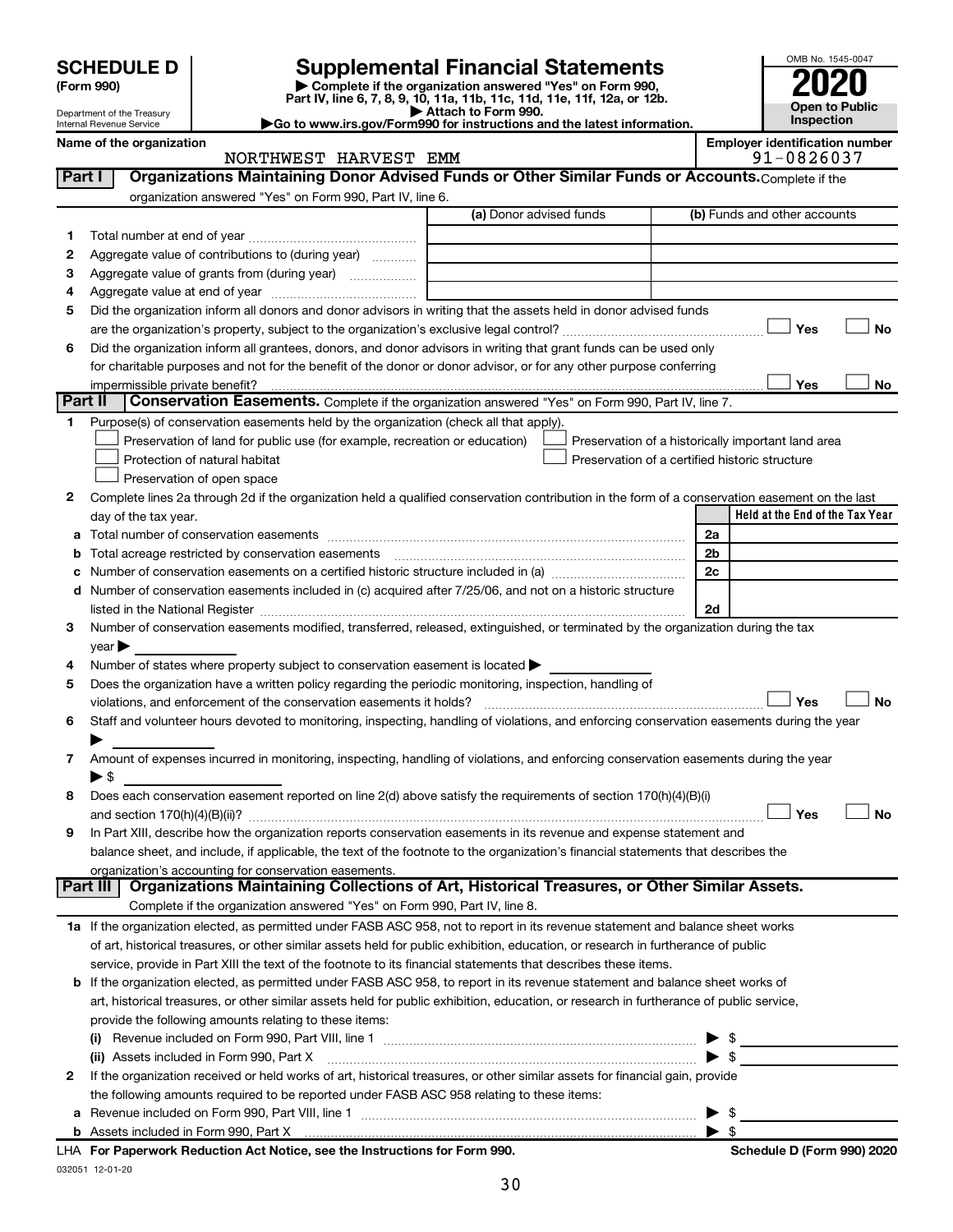# SCHEDULE D (Form 990)

Department of the Treasury
Internal Revenue Service

## Supplemental Financial Statements

▶ Complete if the organization answered "Yes" on Form 990, Part IV, line 6, 7, 8, 9, 10, 11a, 11b, 11c, 11d, 11e, 11f, 12a, or 12b.
▶ Attach to Form 990.
▶Go to www.irs.gov/Form990 for instructions and the latest information.

OMB No. 1545-0047

**2020**

**Open to Public Inspection**

**Name of the organization:** NORTHWEST HARVEST EMM

**Employer identification number:** 91-0826037

### Part I — Organizations Maintaining Donor Advised Funds or Other Similar Funds or Accounts. Complete if the organization answered "Yes" on Form 990, Part IV, line 6.

| | | (a) Donor advised funds | (b) Funds and other accounts |
|---|---|---|---|
| 1 | Total number at end of year | | |
| 2 | Aggregate value of contributions to (during year) | | |
| 3 | Aggregate value of grants from (during year) | | |
| 4 | Aggregate value at end of year | | |

5 Did the organization inform all donors and donor advisors in writing that the assets held in donor advised funds are the organization's property, subject to the organization's exclusive legal control? ☐ Yes ☐ No

6 Did the organization inform all grantees, donors, and donor advisors in writing that grant funds can be used only for charitable purposes and not for the benefit of the donor or donor advisor, or for any other purpose conferring impermissible private benefit? ☐ Yes ☐ No

### Part II — Conservation Easements. Complete if the organization answered "Yes" on Form 990, Part IV, line 7.

1 Purpose(s) of conservation easements held by the organization (check all that apply).

- ☐ Preservation of land for public use (for example, recreation or education)
- ☐ Protection of natural habitat
- ☐ Preservation of open space
- ☐ Preservation of a historically important land area
- ☐ Preservation of a certified historic structure

2 Complete lines 2a through 2d if the organization held a qualified conservation contribution in the form of a conservation easement on the last day of the tax year.

| | | | Held at the End of the Tax Year |
|---|---|---|---|
| a | Total number of conservation easements | 2a | |
| b | Total acreage restricted by conservation easements | 2b | |
| c | Number of conservation easements on a certified historic structure included in (a) | 2c | |
| d | Number of conservation easements included in (c) acquired after 7/25/06, and not on a historic structure listed in the National Register | 2d | |

3 Number of conservation easements modified, transferred, released, extinguished, or terminated by the organization during the tax year ▶

4 Number of states where property subject to conservation easement is located ▶

5 Does the organization have a written policy regarding the periodic monitoring, inspection, handling of violations, and enforcement of the conservation easements it holds? ☐ Yes ☐ No

6 Staff and volunteer hours devoted to monitoring, inspecting, handling of violations, and enforcing conservation easements during the year ▶

7 Amount of expenses incurred in monitoring, inspecting, handling of violations, and enforcing conservation easements during the year ▶ $

8 Does each conservation easement reported on line 2(d) above satisfy the requirements of section 170(h)(4)(B)(i) and section 170(h)(4)(B)(ii)? ☐ Yes ☐ No

9 In Part XIII, describe how the organization reports conservation easements in its revenue and expense statement and balance sheet, and include, if applicable, the text of the footnote to the organization's financial statements that describes the organization's accounting for conservation easements.

### Part III — Organizations Maintaining Collections of Art, Historical Treasures, or Other Similar Assets. Complete if the organization answered "Yes" on Form 990, Part IV, line 8.

1a If the organization elected, as permitted under FASB ASC 958, not to report in its revenue statement and balance sheet works of art, historical treasures, or other similar assets held for public exhibition, education, or research in furtherance of public service, provide in Part XIII the text of the footnote to its financial statements that describes these items.

b If the organization elected, as permitted under FASB ASC 958, to report in its revenue statement and balance sheet works of art, historical treasures, or other similar assets held for public exhibition, education, or research in furtherance of public service, provide the following amounts relating to these items:

(i) Revenue included on Form 990, Part VIII, line 1 ▶ $

(ii) Assets included in Form 990, Part X ▶ $

2 If the organization received or held works of art, historical treasures, or other similar assets for financial gain, provide the following amounts required to be reported under FASB ASC 958 relating to these items:

a Revenue included on Form 990, Part VIII, line 1 ▶ $

b Assets included in Form 990, Part X ▶ $

LHA For Paperwork Reduction Act Notice, see the Instructions for Form 990. Schedule D (Form 990) 2020

032051 12-01-20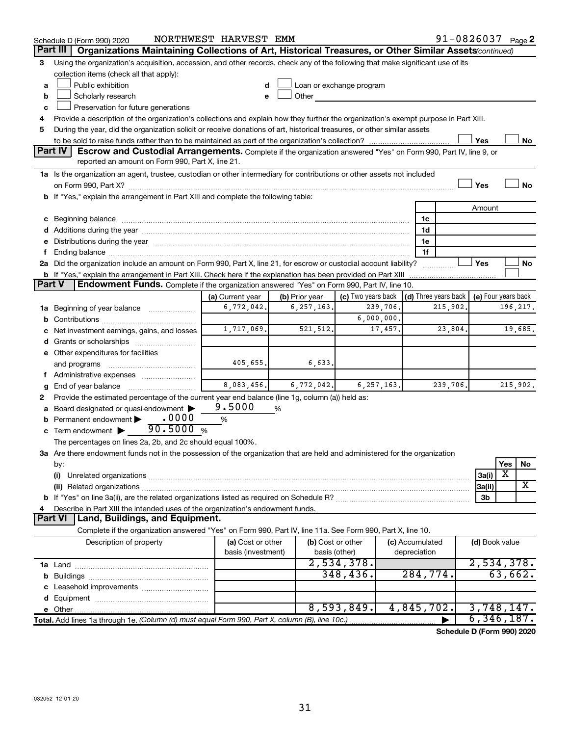Schedule D (Form 990) 2020 NORTHWEST HARVEST EMM 91-0826037 Page 2

## Part III Organizations Maintaining Collections of Art, Historical Treasures, or Other Similar Assets (continued)

3 Using the organization's acquisition, accession, and other records, check any of the following that make significant use of its collection items (check all that apply):

- a ☐ Public exhibition
- b ☐ Scholarly research
- c ☐ Preservation for future generations
- d ☐ Loan or exchange program
- e ☐ Other

4 Provide a description of the organization's collections and explain how they further the organization's exempt purpose in Part XIII.

5 During the year, did the organization solicit or receive donations of art, historical treasures, or other similar assets to be sold to raise funds rather than to be maintained as part of the organization's collection? ☐ Yes ☐ No

## Part IV Escrow and Custodial Arrangements.

Complete if the organization answered "Yes" on Form 990, Part IV, line 9, or reported an amount on Form 990, Part X, line 21.

1a Is the organization an agent, trustee, custodian or other intermediary for contributions or other assets not included on Form 990, Part X? ☐ Yes ☐ No

b If "Yes," explain the arrangement in Part XIII and complete the following table:

| | | Amount |
|---|---|---|
| c Beginning balance | 1c | |
| d Additions during the year | 1d | |
| e Distributions during the year | 1e | |
| f Ending balance | 1f | |

2a Did the organization include an amount on Form 990, Part X, line 21, for escrow or custodial account liability? ☐ Yes ☐ No

b If "Yes," explain the arrangement in Part XIII. Check here if the explanation has been provided on Part XIII ☐

## Part V Endowment Funds.

Complete if the organization answered "Yes" on Form 990, Part IV, line 10.

| | (a) Current year | (b) Prior year | (c) Two years back | (d) Three years back | (e) Four years back |
|---|---|---|---|---|---|
| 1a Beginning of year balance | 6,772,042. | 6,257,163. | 239,706. | 215,902. | 196,217. |
| b Contributions | | | 6,000,000. | | |
| c Net investment earnings, gains, and losses | 1,717,069. | 521,512. | 17,457. | 23,804. | 19,685. |
| d Grants or scholarships | | | | | |
| e Other expenditures for facilities and programs | 405,655. | 6,633. | | | |
| f Administrative expenses | | | | | |
| g End of year balance | 8,083,456. | 6,772,042. | 6,257,163. | 239,706. | 215,902. |

2 Provide the estimated percentage of the current year end balance (line 1g, column (a)) held as:

- a Board designated or quasi-endowment ▶ 9.5000 %
- b Permanent endowment ▶ .0000 %
- c Term endowment ▶ 90.5000 %

The percentages on lines 2a, 2b, and 2c should equal 100%.

3a Are there endowment funds not in the possession of the organization that are held and administered for the organization by:

| | | Yes | No |
|---|---|---|---|
| (i) Unrelated organizations | 3a(i) | X | |
| (ii) Related organizations | 3a(ii) | | X |
| b If "Yes" on line 3a(ii), are the related organizations listed as required on Schedule R? | 3b | | |

4 Describe in Part XIII the intended uses of the organization's endowment funds.

## Part VI Land, Buildings, and Equipment.

Complete if the organization answered "Yes" on Form 990, Part IV, line 11a. See Form 990, Part X, line 10.

| Description of property | (a) Cost or other basis (investment) | (b) Cost or other basis (other) | (c) Accumulated depreciation | (d) Book value |
|---|---|---|---|---|
| 1a Land | | 2,534,378. | | 2,534,378. |
| b Buildings | | 348,436. | 284,774. | 63,662. |
| c Leasehold improvements | | | | |
| d Equipment | | | | |
| e Other | | 8,593,849. | 4,845,702. | 3,748,147. |
| Total. Add lines 1a through 1e. (Column (d) must equal Form 990, Part X, column (B), line 10c.) ▶ | | | | 6,346,187. |

Schedule D (Form 990) 2020

032052 12-01-20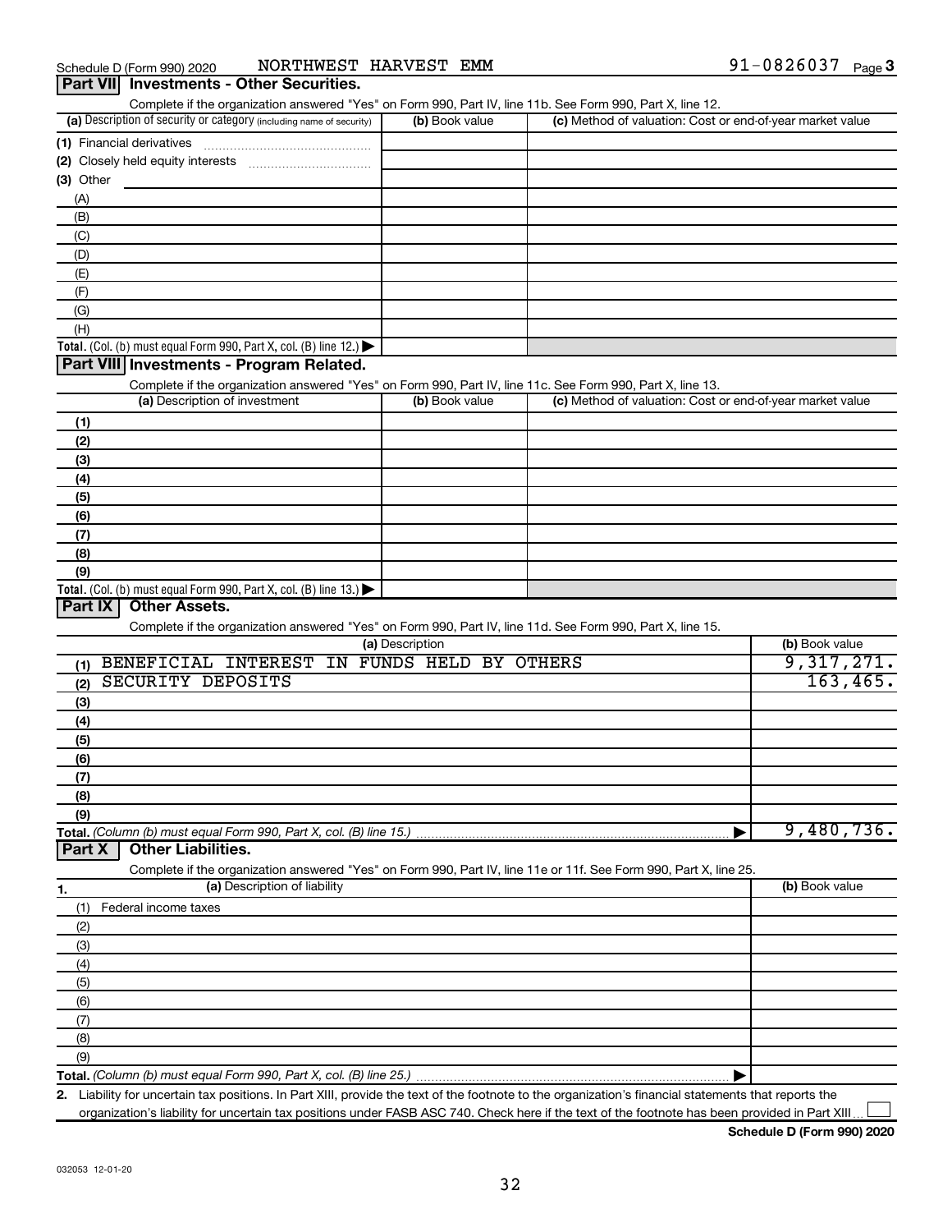Schedule D (Form 990) 2020 NORTHWEST HARVEST EMM 91-0826037 Page 3

## Part VII Investments - Other Securities.

Complete if the organization answered "Yes" on Form 990, Part IV, line 11b. See Form 990, Part X, line 12.

| (a) Description of security or category (including name of security) | (b) Book value | (c) Method of valuation: Cost or end-of-year market value |
|---|---|---|
| (1) Financial derivatives | | |
| (2) Closely held equity interests | | |
| (3) Other | | |
| (A) | | |
| (B) | | |
| (C) | | |
| (D) | | |
| (E) | | |
| (F) | | |
| (G) | | |
| (H) | | |
| **Total.** (Col. (b) must equal Form 990, Part X, col. (B) line 12.) | | |

## Part VIII Investments - Program Related.

Complete if the organization answered "Yes" on Form 990, Part IV, line 11c. See Form 990, Part X, line 13.

| (a) Description of investment | (b) Book value | (c) Method of valuation: Cost or end-of-year market value |
|---|---|---|
| (1) | | |
| (2) | | |
| (3) | | |
| (4) | | |
| (5) | | |
| (6) | | |
| (7) | | |
| (8) | | |
| (9) | | |
| **Total.** (Col. (b) must equal Form 990, Part X, col. (B) line 13.) | | |

## Part IX Other Assets.

Complete if the organization answered "Yes" on Form 990, Part IV, line 11d. See Form 990, Part X, line 15.

| (a) Description | (b) Book value |
|---|---|
| (1) BENEFICIAL INTEREST IN FUNDS HELD BY OTHERS | 9,317,271. |
| (2) SECURITY DEPOSITS | 163,465. |
| (3) | |
| (4) | |
| (5) | |
| (6) | |
| (7) | |
| (8) | |
| (9) | |
| **Total.** (Column (b) must equal Form 990, Part X, col. (B) line 15.) | 9,480,736. |

## Part X Other Liabilities.

Complete if the organization answered "Yes" on Form 990, Part IV, line 11e or 11f. See Form 990, Part X, line 25.

| 1. (a) Description of liability | (b) Book value |
|---|---|
| (1) Federal income taxes | |
| (2) | |
| (3) | |
| (4) | |
| (5) | |
| (6) | |
| (7) | |
| (8) | |
| (9) | |
| **Total.** (Column (b) must equal Form 990, Part X, col. (B) line 25.) | |

2. Liability for uncertain tax positions. In Part XIII, provide the text of the footnote to the organization's financial statements that reports the organization's liability for uncertain tax positions under FASB ASC 740. Check here if the text of the footnote has been provided in Part XIII ☐

**Schedule D (Form 990) 2020**

032053 12-01-20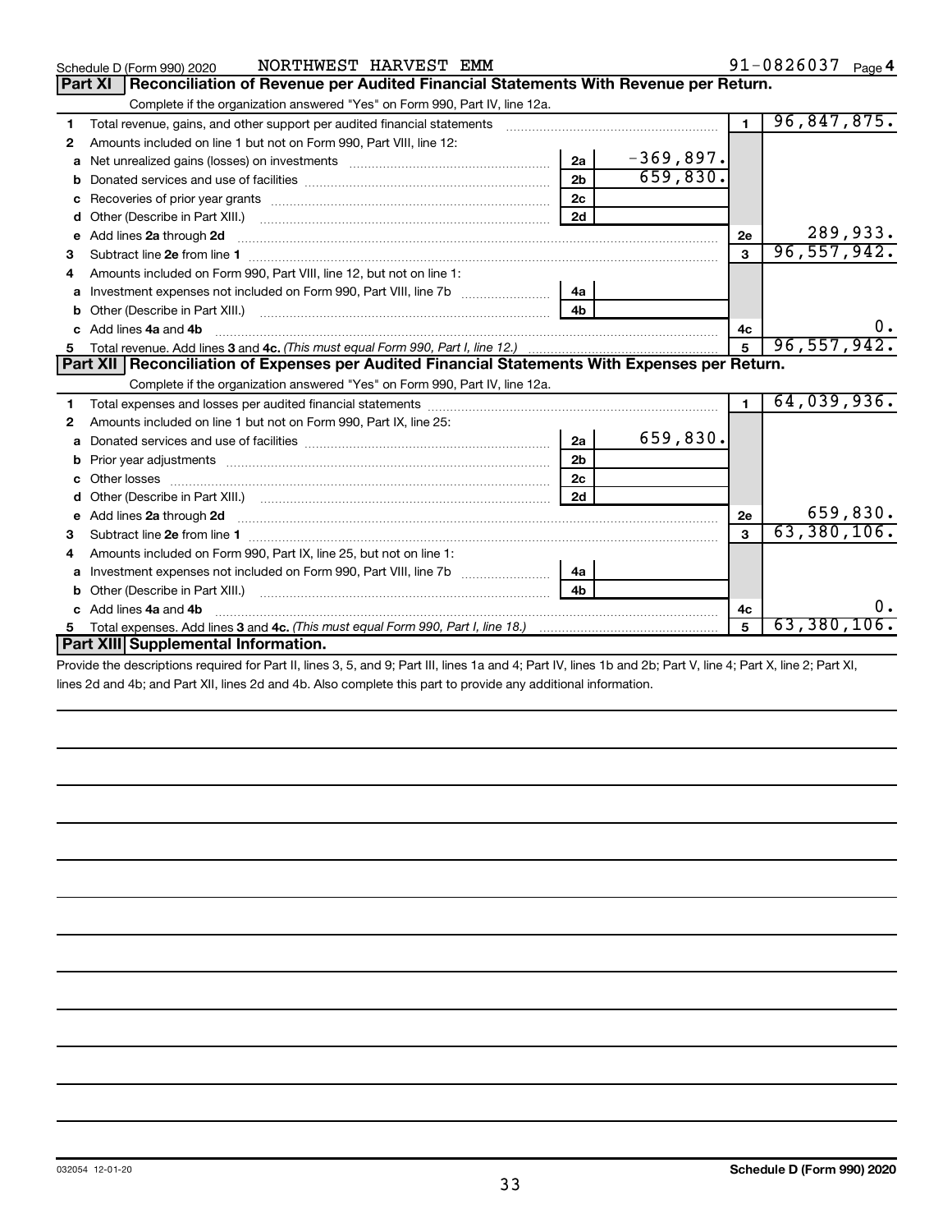Schedule D (Form 990) 2020 NORTHWEST HARVEST EMM 91-0826037 Page 4

## Part XI Reconciliation of Revenue per Audited Financial Statements With Revenue per Return.

Complete if the organization answered "Yes" on Form 990, Part IV, line 12a.

| | | | | | |
|---|---|---|---|---|---|
| 1 | Total revenue, gains, and other support per audited financial statements | | | 1 | 96,847,875. |
| 2 | Amounts included on line 1 but not on Form 990, Part VIII, line 12: | | | | |
| a | Net unrealized gains (losses) on investments | 2a | -369,897. | | |
| b | Donated services and use of facilities | 2b | 659,830. | | |
| c | Recoveries of prior year grants | 2c | | | |
| d | Other (Describe in Part XIII.) | 2d | | | |
| e | Add lines 2a through 2d | | | 2e | 289,933. |
| 3 | Subtract line 2e from line 1 | | | 3 | 96,557,942. |
| 4 | Amounts included on Form 990, Part VIII, line 12, but not on line 1: | | | | |
| a | Investment expenses not included on Form 990, Part VIII, line 7b | 4a | | | |
| b | Other (Describe in Part XIII.) | 4b | | | |
| c | Add lines 4a and 4b | | | 4c | 0. |
| 5 | Total revenue. Add lines 3 and 4c. *(This must equal Form 990, Part I, line 12.)* | | | 5 | 96,557,942. |

## Part XII Reconciliation of Expenses per Audited Financial Statements With Expenses per Return.

Complete if the organization answered "Yes" on Form 990, Part IV, line 12a.

| | | | | | |
|---|---|---|---|---|---|
| 1 | Total expenses and losses per audited financial statements | | | 1 | 64,039,936. |
| 2 | Amounts included on line 1 but not on Form 990, Part IX, line 25: | | | | |
| a | Donated services and use of facilities | 2a | 659,830. | | |
| b | Prior year adjustments | 2b | | | |
| c | Other losses | 2c | | | |
| d | Other (Describe in Part XIII.) | 2d | | | |
| e | Add lines 2a through 2d | | | 2e | 659,830. |
| 3 | Subtract line 2e from line 1 | | | 3 | 63,380,106. |
| 4 | Amounts included on Form 990, Part IX, line 25, but not on line 1: | | | | |
| a | Investment expenses not included on Form 990, Part VIII, line 7b | 4a | | | |
| b | Other (Describe in Part XIII.) | 4b | | | |
| c | Add lines 4a and 4b | | | 4c | 0. |
| 5 | Total expenses. Add lines 3 and 4c. *(This must equal Form 990, Part I, line 18.)* | | | 5 | 63,380,106. |

## Part XIII Supplemental Information.

Provide the descriptions required for Part II, lines 3, 5, and 9; Part III, lines 1a and 4; Part IV, lines 1b and 2b; Part V, line 4; Part X, line 2; Part XI, lines 2d and 4b; and Part XII, lines 2d and 4b. Also complete this part to provide any additional information.

032054 12-01-20

**Schedule D (Form 990) 2020**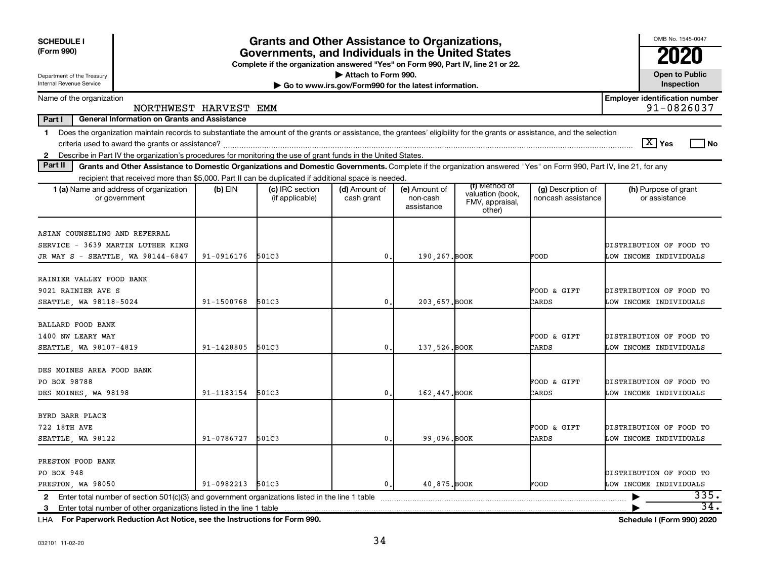**SCHEDULE I (Form 990)**

Department of the Treasury
Internal Revenue Service

# Grants and Other Assistance to Organizations, Governments, and Individuals in the United States

**Complete if the organization answered "Yes" on Form 990, Part IV, line 21 or 22.**

**▶ Attach to Form 990.**

**▶ Go to www.irs.gov/Form990 for the latest information.**

OMB No. 1545-0047

**2020**

**Open to Public Inspection**

Name of the organization: NORTHWEST HARVEST EMM

**Employer identification number:** 91-0826037

**Part I — General Information on Grants and Assistance**

1 Does the organization maintain records to substantiate the amount of the grants or assistance, the grantees' eligibility for the grants or assistance, and the selection criteria used to award the grants or assistance? [X] Yes [ ] No

2 Describe in Part IV the organization's procedures for monitoring the use of grant funds in the United States.

**Part II — Grants and Other Assistance to Domestic Organizations and Domestic Governments.** Complete if the organization answered "Yes" on Form 990, Part IV, line 21, for any recipient that received more than $5,000. Part II can be duplicated if additional space is needed.

| 1 (a) Name and address of organization or government | (b) EIN | (c) IRC section (if applicable) | (d) Amount of cash grant | (e) Amount of non-cash assistance | (f) Method of valuation (book, FMV, appraisal, other) | (g) Description of noncash assistance | (h) Purpose of grant or assistance |
|---|---|---|---|---|---|---|---|
| ASIAN COUNSELING AND REFERRAL SERVICE - 3639 MARTIN LUTHER KING JR WAY S - SEATTLE, WA 98144-6847 | 91-0916176 | 501C3 | 0. | 190,267. | BOOK | FOOD | DISTRIBUTION OF FOOD TO LOW INCOME INDIVIDUALS |
| RAINIER VALLEY FOOD BANK 9021 RAINIER AVE S SEATTLE, WA 98118-5024 | 91-1500768 | 501C3 | 0. | 203,657. | BOOK | FOOD & GIFT CARDS | DISTRIBUTION OF FOOD TO LOW INCOME INDIVIDUALS |
| BALLARD FOOD BANK 1400 NW LEARY WAY SEATTLE, WA 98107-4819 | 91-1428805 | 501C3 | 0. | 137,526. | BOOK | FOOD & GIFT CARDS | DISTRIBUTION OF FOOD TO LOW INCOME INDIVIDUALS |
| DES MOINES AREA FOOD BANK PO BOX 98788 DES MOINES, WA 98198 | 91-1183154 | 501C3 | 0. | 162,447. | BOOK | FOOD & GIFT CARDS | DISTRIBUTION OF FOOD TO LOW INCOME INDIVIDUALS |
| BYRD BARR PLACE 722 18TH AVE SEATTLE, WA 98122 | 91-0786727 | 501C3 | 0. | 99,096. | BOOK | FOOD & GIFT CARDS | DISTRIBUTION OF FOOD TO LOW INCOME INDIVIDUALS |
| PRESTON FOOD BANK PO BOX 948 PRESTON, WA 98050 | 91-0982213 | 501C3 | 0. | 40,875. | BOOK | FOOD | DISTRIBUTION OF FOOD TO LOW INCOME INDIVIDUALS |

2 Enter total number of section 501(c)(3) and government organizations listed in the line 1 table ▶ 335.

3 Enter total number of other organizations listed in the line 1 table ▶ 34.

LHA **For Paperwork Reduction Act Notice, see the Instructions for Form 990.** **Schedule I (Form 990) 2020**

032101 11-02-20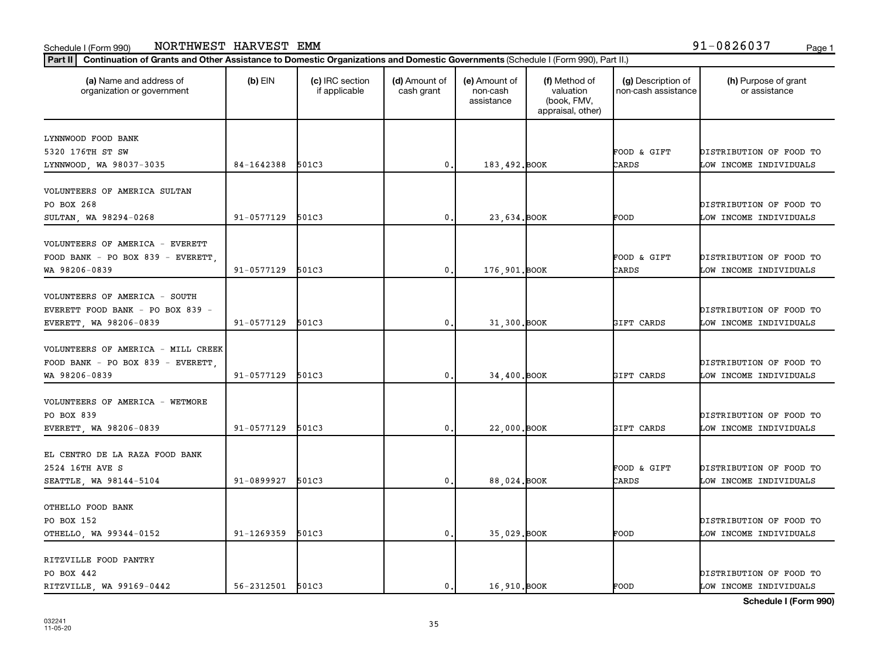Schedule I (Form 990) NORTHWEST HARVEST EMM 91-0826037

**Part II** Continuation of Grants and Other Assistance to Domestic Organizations and Domestic Governments (Schedule I (Form 990), Part II.)

| (a) Name and address of organization or government | (b) EIN | (c) IRC section if applicable | (d) Amount of cash grant | (e) Amount of non-cash assistance | (f) Method of valuation (book, FMV, appraisal, other) | (g) Description of non-cash assistance | (h) Purpose of grant or assistance |
|---|---|---|---|---|---|---|---|
| LYNNWOOD FOOD BANK 5320 176TH ST SW LYNNWOOD, WA 98037-3035 | 84-1642388 | 501C3 | 0. | 183,492. | BOOK | FOOD & GIFT CARDS | DISTRIBUTION OF FOOD TO LOW INCOME INDIVIDUALS |
| VOLUNTEERS OF AMERICA SULTAN PO BOX 268 SULTAN, WA 98294-0268 | 91-0577129 | 501C3 | 0. | 23,634. | BOOK | FOOD | DISTRIBUTION OF FOOD TO LOW INCOME INDIVIDUALS |
| VOLUNTEERS OF AMERICA - EVERETT FOOD BANK - PO BOX 839 - EVERETT, WA 98206-0839 | 91-0577129 | 501C3 | 0. | 176,901. | BOOK | FOOD & GIFT CARDS | DISTRIBUTION OF FOOD TO LOW INCOME INDIVIDUALS |
| VOLUNTEERS OF AMERICA - SOUTH EVERETT FOOD BANK - PO BOX 839 - EVERETT, WA 98206-0839 | 91-0577129 | 501C3 | 0. | 31,300. | BOOK | GIFT CARDS | DISTRIBUTION OF FOOD TO LOW INCOME INDIVIDUALS |
| VOLUNTEERS OF AMERICA - MILL CREEK FOOD BANK - PO BOX 839 - EVERETT, WA 98206-0839 | 91-0577129 | 501C3 | 0. | 34,400. | BOOK | GIFT CARDS | DISTRIBUTION OF FOOD TO LOW INCOME INDIVIDUALS |
| VOLUNTEERS OF AMERICA - WETMORE PO BOX 839 EVERETT, WA 98206-0839 | 91-0577129 | 501C3 | 0. | 22,000. | BOOK | GIFT CARDS | DISTRIBUTION OF FOOD TO LOW INCOME INDIVIDUALS |
| EL CENTRO DE LA RAZA FOOD BANK 2524 16TH AVE S SEATTLE, WA 98144-5104 | 91-0899927 | 501C3 | 0. | 88,024. | BOOK | FOOD & GIFT CARDS | DISTRIBUTION OF FOOD TO LOW INCOME INDIVIDUALS |
| OTHELLO FOOD BANK PO BOX 152 OTHELLO, WA 99344-0152 | 91-1269359 | 501C3 | 0. | 35,029. | BOOK | FOOD | DISTRIBUTION OF FOOD TO LOW INCOME INDIVIDUALS |
| RITZVILLE FOOD PANTRY PO BOX 442 RITZVILLE, WA 99169-0442 | 56-2312501 | 501C3 | 0. | 16,910. | BOOK | FOOD | DISTRIBUTION OF FOOD TO LOW INCOME INDIVIDUALS |

**Schedule I (Form 990)**

032241 11-05-20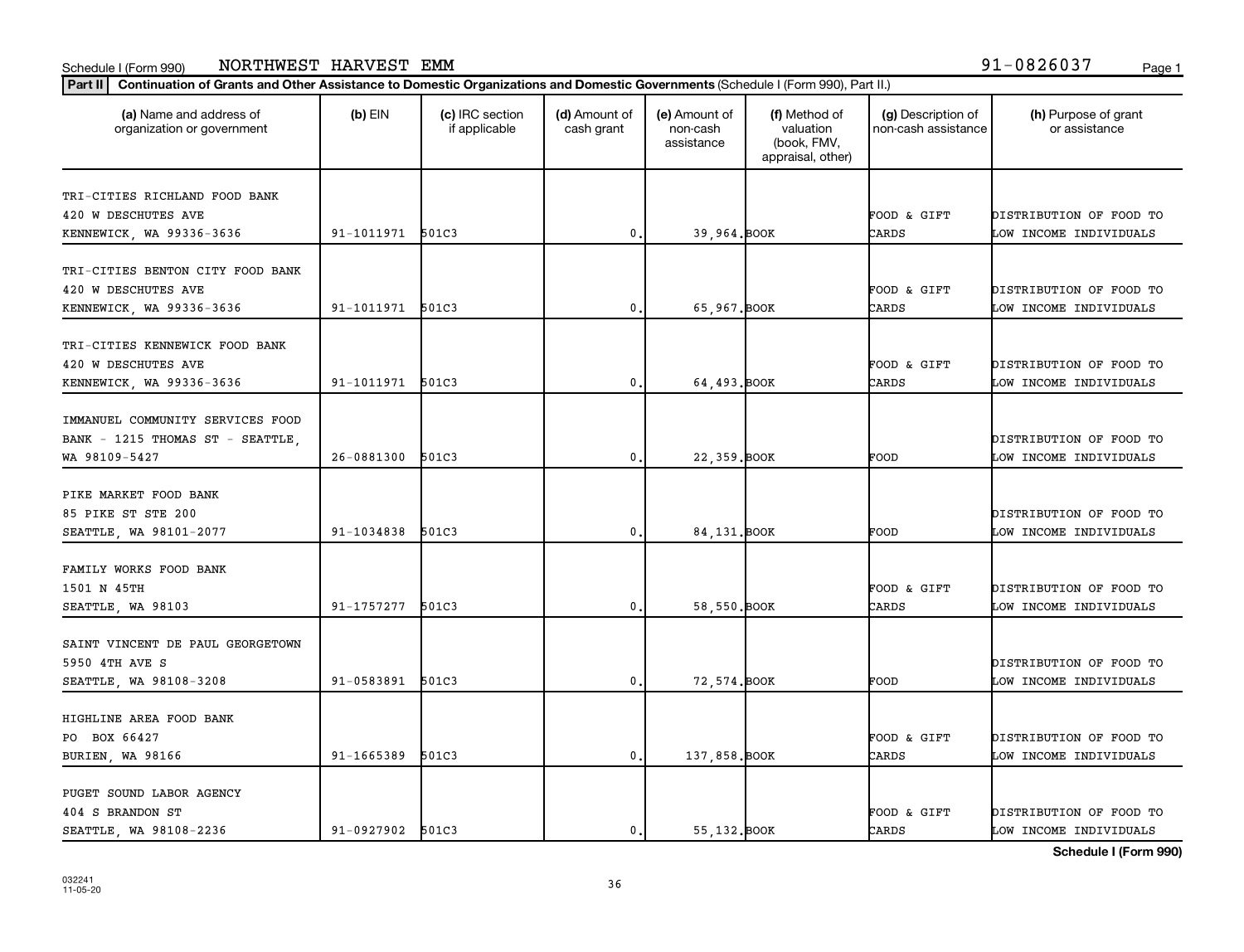Schedule I (Form 990) NORTHWEST HARVEST EMM 91-0826037

**Part II** **Continuation of Grants and Other Assistance to Domestic Organizations and Domestic Governments** (Schedule I (Form 990), Part II.)

| (a) Name and address of organization or government | (b) EIN | (c) IRC section if applicable | (d) Amount of cash grant | (e) Amount of non-cash assistance | (f) Method of valuation (book, FMV, appraisal, other) | (g) Description of non-cash assistance | (h) Purpose of grant or assistance |
|---|---|---|---|---|---|---|---|
| TRI-CITIES RICHLAND FOOD BANK<br>420 W DESCHUTES AVE<br>KENNEWICK, WA 99336-3636 | 91-1011971 | 501C3 | 0. | 39,964. | BOOK | FOOD & GIFT CARDS | DISTRIBUTION OF FOOD TO LOW INCOME INDIVIDUALS |
| TRI-CITIES BENTON CITY FOOD BANK<br>420 W DESCHUTES AVE<br>KENNEWICK, WA 99336-3636 | 91-1011971 | 501C3 | 0. | 65,967. | BOOK | FOOD & GIFT CARDS | DISTRIBUTION OF FOOD TO LOW INCOME INDIVIDUALS |
| TRI-CITIES KENNEWICK FOOD BANK<br>420 W DESCHUTES AVE<br>KENNEWICK, WA 99336-3636 | 91-1011971 | 501C3 | 0. | 64,493. | BOOK | FOOD & GIFT CARDS | DISTRIBUTION OF FOOD TO LOW INCOME INDIVIDUALS |
| IMMANUEL COMMUNITY SERVICES FOOD BANK - 1215 THOMAS ST - SEATTLE, WA 98109-5427 | 26-0881300 | 501C3 | 0. | 22,359. | BOOK | FOOD | DISTRIBUTION OF FOOD TO LOW INCOME INDIVIDUALS |
| PIKE MARKET FOOD BANK<br>85 PIKE ST STE 200<br>SEATTLE, WA 98101-2077 | 91-1034838 | 501C3 | 0. | 84,131. | BOOK | FOOD | DISTRIBUTION OF FOOD TO LOW INCOME INDIVIDUALS |
| FAMILY WORKS FOOD BANK<br>1501 N 45TH<br>SEATTLE, WA 98103 | 91-1757277 | 501C3 | 0. | 58,550. | BOOK | FOOD & GIFT CARDS | DISTRIBUTION OF FOOD TO LOW INCOME INDIVIDUALS |
| SAINT VINCENT DE PAUL GEORGETOWN<br>5950 4TH AVE S<br>SEATTLE, WA 98108-3208 | 91-0583891 | 501C3 | 0. | 72,574. | BOOK | FOOD | DISTRIBUTION OF FOOD TO LOW INCOME INDIVIDUALS |
| HIGHLINE AREA FOOD BANK<br>PO BOX 66427<br>BURIEN, WA 98166 | 91-1665389 | 501C3 | 0. | 137,858. | BOOK | FOOD & GIFT CARDS | DISTRIBUTION OF FOOD TO LOW INCOME INDIVIDUALS |
| PUGET SOUND LABOR AGENCY<br>404 S BRANDON ST<br>SEATTLE, WA 98108-2236 | 91-0927902 | 501C3 | 0. | 55,132. | BOOK | FOOD & GIFT CARDS | DISTRIBUTION OF FOOD TO LOW INCOME INDIVIDUALS |

**Schedule I (Form 990)**

032241
11-05-20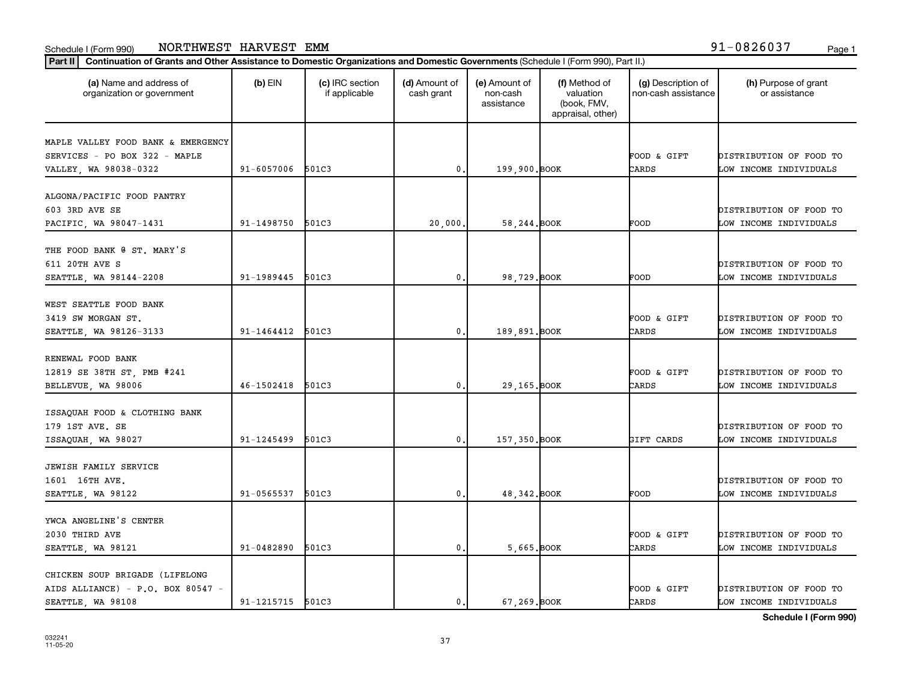Schedule I (Form 990) NORTHWEST HARVEST EMM 91-0826037

**Part II Continuation of Grants and Other Assistance to Domestic Organizations and Domestic Governments** (Schedule I (Form 990), Part II.)

| (a) Name and address of organization or government | (b) EIN | (c) IRC section if applicable | (d) Amount of cash grant | (e) Amount of non-cash assistance | (f) Method of valuation (book, FMV, appraisal, other) | (g) Description of non-cash assistance | (h) Purpose of grant or assistance |
|---|---|---|---|---|---|---|---|
| MAPLE VALLEY FOOD BANK & EMERGENCY SERVICES - PO BOX 322 - MAPLE VALLEY, WA 98038-0322 | 91-6057006 | 501C3 | 0. | 199,900. | BOOK | FOOD & GIFT CARDS | DISTRIBUTION OF FOOD TO LOW INCOME INDIVIDUALS |
| ALGONA/PACIFIC FOOD PANTRY 603 3RD AVE SE PACIFIC, WA 98047-1431 | 91-1498750 | 501C3 | 20,000. | 58,244. | BOOK | FOOD | DISTRIBUTION OF FOOD TO LOW INCOME INDIVIDUALS |
| THE FOOD BANK @ ST. MARY'S 611 20TH AVE S SEATTLE, WA 98144-2208 | 91-1989445 | 501C3 | 0. | 98,729. | BOOK | FOOD | DISTRIBUTION OF FOOD TO LOW INCOME INDIVIDUALS |
| WEST SEATTLE FOOD BANK 3419 SW MORGAN ST. SEATTLE, WA 98126-3133 | 91-1464412 | 501C3 | 0. | 189,891. | BOOK | FOOD & GIFT CARDS | DISTRIBUTION OF FOOD TO LOW INCOME INDIVIDUALS |
| RENEWAL FOOD BANK 12819 SE 38TH ST, PMB #241 BELLEVUE, WA 98006 | 46-1502418 | 501C3 | 0. | 29,165. | BOOK | FOOD & GIFT CARDS | DISTRIBUTION OF FOOD TO LOW INCOME INDIVIDUALS |
| ISSAQUAH FOOD & CLOTHING BANK 179 1ST AVE. SE ISSAQUAH, WA 98027 | 91-1245499 | 501C3 | 0. | 157,350. | BOOK | GIFT CARDS | DISTRIBUTION OF FOOD TO LOW INCOME INDIVIDUALS |
| JEWISH FAMILY SERVICE 1601 16TH AVE. SEATTLE, WA 98122 | 91-0565537 | 501C3 | 0. | 48,342. | BOOK | FOOD | DISTRIBUTION OF FOOD TO LOW INCOME INDIVIDUALS |
| YWCA ANGELINE'S CENTER 2030 THIRD AVE SEATTLE, WA 98121 | 91-0482890 | 501C3 | 0. | 5,665. | BOOK | FOOD & GIFT CARDS | DISTRIBUTION OF FOOD TO LOW INCOME INDIVIDUALS |
| CHICKEN SOUP BRIGADE (LIFELONG AIDS ALLIANCE) - P.O. BOX 80547 - SEATTLE, WA 98108 | 91-1215715 | 501C3 | 0. | 67,269. | BOOK | FOOD & GIFT CARDS | DISTRIBUTION OF FOOD TO LOW INCOME INDIVIDUALS |

**Schedule I (Form 990)**

032241 11-05-20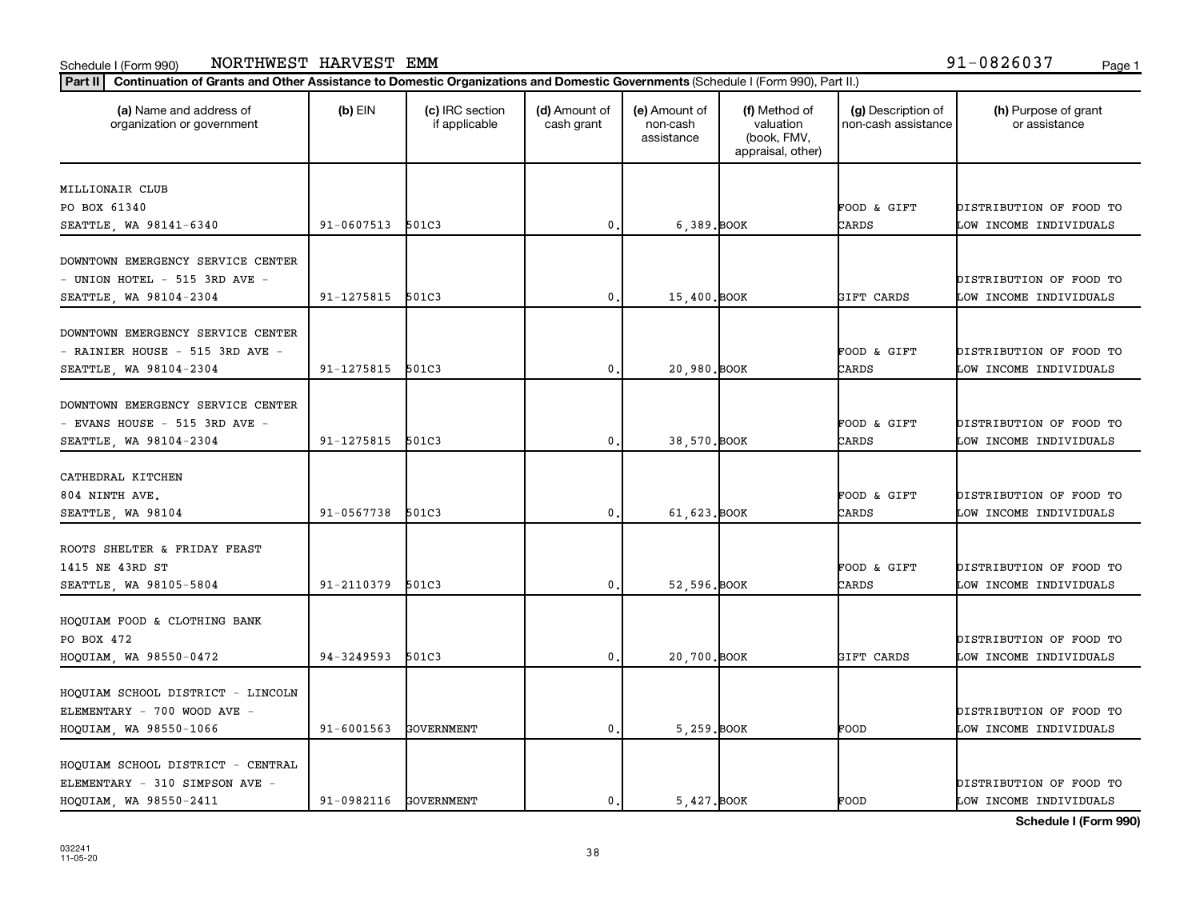Schedule I (Form 990) NORTHWEST HARVEST EMM 91-0826037

**Part II | Continuation of Grants and Other Assistance to Domestic Organizations and Domestic Governments** (Schedule I (Form 990), Part II.)

| (a) Name and address of organization or government | (b) EIN | (c) IRC section if applicable | (d) Amount of cash grant | (e) Amount of non-cash assistance | (f) Method of valuation (book, FMV, appraisal, other) | (g) Description of non-cash assistance | (h) Purpose of grant or assistance |
|---|---|---|---|---|---|---|---|
| MILLIONAIR CLUB PO BOX 61340 SEATTLE, WA 98141-6340 | 91-0607513 | 501C3 | 0. | 6,389. | BOOK | FOOD & GIFT CARDS | DISTRIBUTION OF FOOD TO LOW INCOME INDIVIDUALS |
| DOWNTOWN EMERGENCY SERVICE CENTER - UNION HOTEL - 515 3RD AVE - SEATTLE, WA 98104-2304 | 91-1275815 | 501C3 | 0. | 15,400. | BOOK | GIFT CARDS | DISTRIBUTION OF FOOD TO LOW INCOME INDIVIDUALS |
| DOWNTOWN EMERGENCY SERVICE CENTER - RAINIER HOUSE - 515 3RD AVE - SEATTLE, WA 98104-2304 | 91-1275815 | 501C3 | 0. | 20,980. | BOOK | FOOD & GIFT CARDS | DISTRIBUTION OF FOOD TO LOW INCOME INDIVIDUALS |
| DOWNTOWN EMERGENCY SERVICE CENTER - EVANS HOUSE - 515 3RD AVE - SEATTLE, WA 98104-2304 | 91-1275815 | 501C3 | 0. | 38,570. | BOOK | FOOD & GIFT CARDS | DISTRIBUTION OF FOOD TO LOW INCOME INDIVIDUALS |
| CATHEDRAL KITCHEN 804 NINTH AVE. SEATTLE, WA 98104 | 91-0567738 | 501C3 | 0. | 61,623. | BOOK | FOOD & GIFT CARDS | DISTRIBUTION OF FOOD TO LOW INCOME INDIVIDUALS |
| ROOTS SHELTER & FRIDAY FEAST 1415 NE 43RD ST SEATTLE, WA 98105-5804 | 91-2110379 | 501C3 | 0. | 52,596. | BOOK | FOOD & GIFT CARDS | DISTRIBUTION OF FOOD TO LOW INCOME INDIVIDUALS |
| HOQUIAM FOOD & CLOTHING BANK PO BOX 472 HOQUIAM, WA 98550-0472 | 94-3249593 | 501C3 | 0. | 20,700. | BOOK | GIFT CARDS | DISTRIBUTION OF FOOD TO LOW INCOME INDIVIDUALS |
| HOQUIAM SCHOOL DISTRICT - LINCOLN ELEMENTARY - 700 WOOD AVE - HOQUIAM, WA 98550-1066 | 91-6001563 | GOVERNMENT | 0. | 5,259. | BOOK | FOOD | DISTRIBUTION OF FOOD TO LOW INCOME INDIVIDUALS |
| HOQUIAM SCHOOL DISTRICT - CENTRAL ELEMENTARY - 310 SIMPSON AVE - HOQUIAM, WA 98550-2411 | 91-0982116 | GOVERNMENT | 0. | 5,427. | BOOK | FOOD | DISTRIBUTION OF FOOD TO LOW INCOME INDIVIDUALS |

**Schedule I (Form 990)**

032241 11-05-20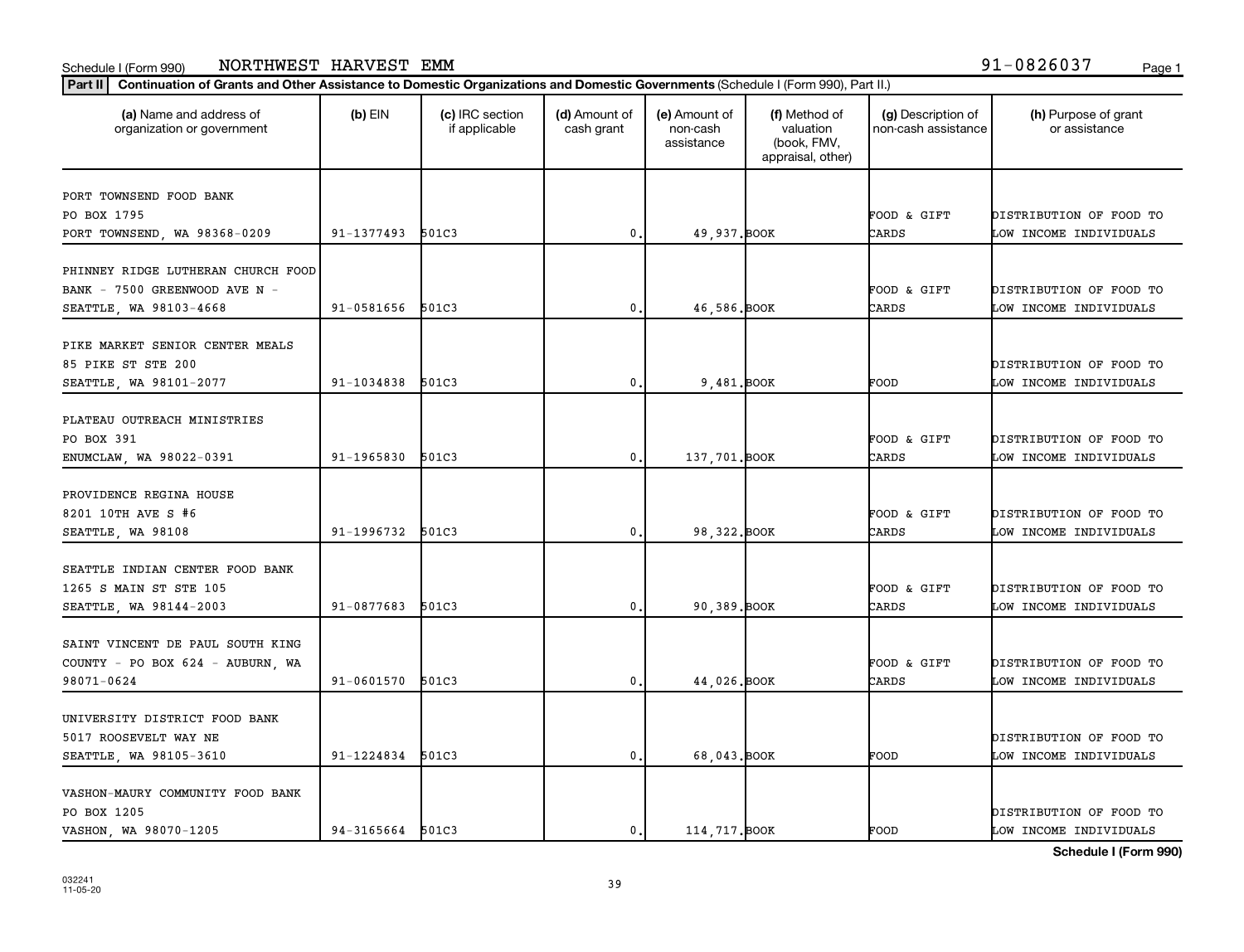Schedule I (Form 990) NORTHWEST HARVEST EMM 91-0826037

**Part II** **Continuation of Grants and Other Assistance to Domestic Organizations and Domestic Governments** (Schedule I (Form 990), Part II.)

| (a) Name and address of organization or government | (b) EIN | (c) IRC section if applicable | (d) Amount of cash grant | (e) Amount of non-cash assistance | (f) Method of valuation (book, FMV, appraisal, other) | (g) Description of non-cash assistance | (h) Purpose of grant or assistance |
|---|---|---|---|---|---|---|---|
| PORT TOWNSEND FOOD BANK PO BOX 1795 PORT TOWNSEND, WA 98368-0209 | 91-1377493 | 501C3 | 0. | 49,937. | BOOK | FOOD & GIFT CARDS | DISTRIBUTION OF FOOD TO LOW INCOME INDIVIDUALS |
| PHINNEY RIDGE LUTHERAN CHURCH FOOD BANK - 7500 GREENWOOD AVE N - SEATTLE, WA 98103-4668 | 91-0581656 | 501C3 | 0. | 46,586. | BOOK | FOOD & GIFT CARDS | DISTRIBUTION OF FOOD TO LOW INCOME INDIVIDUALS |
| PIKE MARKET SENIOR CENTER MEALS 85 PIKE ST STE 200 SEATTLE, WA 98101-2077 | 91-1034838 | 501C3 | 0. | 9,481. | BOOK | FOOD | DISTRIBUTION OF FOOD TO LOW INCOME INDIVIDUALS |
| PLATEAU OUTREACH MINISTRIES PO BOX 391 ENUMCLAW, WA 98022-0391 | 91-1965830 | 501C3 | 0. | 137,701. | BOOK | FOOD & GIFT CARDS | DISTRIBUTION OF FOOD TO LOW INCOME INDIVIDUALS |
| PROVIDENCE REGINA HOUSE 8201 10TH AVE S #6 SEATTLE, WA 98108 | 91-1996732 | 501C3 | 0. | 98,322. | BOOK | FOOD & GIFT CARDS | DISTRIBUTION OF FOOD TO LOW INCOME INDIVIDUALS |
| SEATTLE INDIAN CENTER FOOD BANK 1265 S MAIN ST STE 105 SEATTLE, WA 98144-2003 | 91-0877683 | 501C3 | 0. | 90,389. | BOOK | FOOD & GIFT CARDS | DISTRIBUTION OF FOOD TO LOW INCOME INDIVIDUALS |
| SAINT VINCENT DE PAUL SOUTH KING COUNTY - PO BOX 624 - AUBURN, WA 98071-0624 | 91-0601570 | 501C3 | 0. | 44,026. | BOOK | FOOD & GIFT CARDS | DISTRIBUTION OF FOOD TO LOW INCOME INDIVIDUALS |
| UNIVERSITY DISTRICT FOOD BANK 5017 ROOSEVELT WAY NE SEATTLE, WA 98105-3610 | 91-1224834 | 501C3 | 0. | 68,043. | BOOK | FOOD | DISTRIBUTION OF FOOD TO LOW INCOME INDIVIDUALS |
| VASHON-MAURY COMMUNITY FOOD BANK PO BOX 1205 VASHON, WA 98070-1205 | 94-3165664 | 501C3 | 0. | 114,717. | BOOK | FOOD | DISTRIBUTION OF FOOD TO LOW INCOME INDIVIDUALS |

**Schedule I (Form 990)**

032241 11-05-20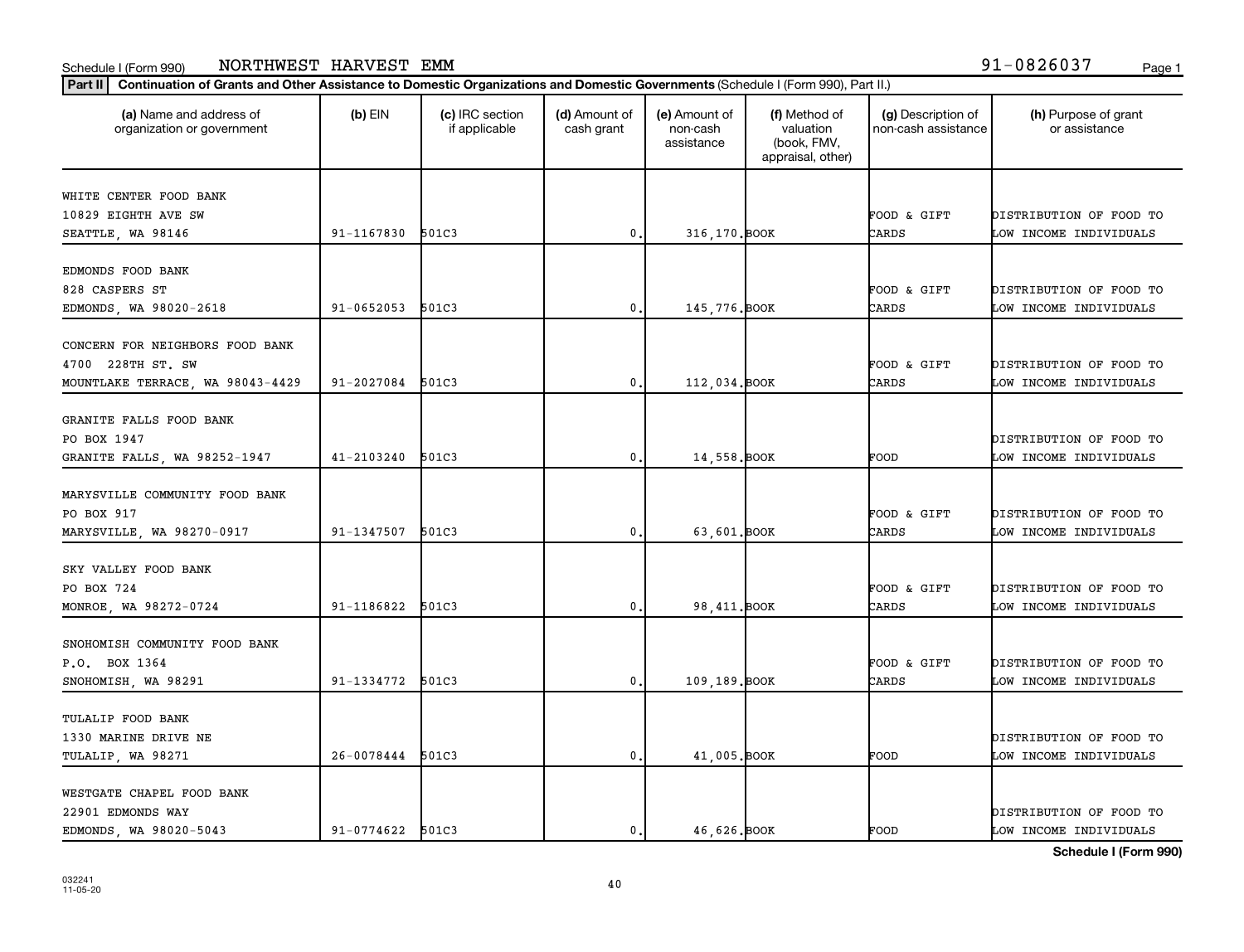Schedule I (Form 990) NORTHWEST HARVEST EMM 91-0826037

**Part II** **Continuation of Grants and Other Assistance to Domestic Organizations and Domestic Governments** (Schedule I (Form 990), Part II.)

| (a) Name and address of organization or government | (b) EIN | (c) IRC section if applicable | (d) Amount of cash grant | (e) Amount of non-cash assistance | (f) Method of valuation (book, FMV, appraisal, other) | (g) Description of non-cash assistance | (h) Purpose of grant or assistance |
|---|---|---|---|---|---|---|---|
| WHITE CENTER FOOD BANK<br>10829 EIGHTH AVE SW<br>SEATTLE, WA 98146 | 91-1167830 | 501C3 | 0. | 316,170. | BOOK | FOOD & GIFT CARDS | DISTRIBUTION OF FOOD TO LOW INCOME INDIVIDUALS |
| EDMONDS FOOD BANK<br>828 CASPERS ST<br>EDMONDS, WA 98020-2618 | 91-0652053 | 501C3 | 0. | 145,776. | BOOK | FOOD & GIFT CARDS | DISTRIBUTION OF FOOD TO LOW INCOME INDIVIDUALS |
| CONCERN FOR NEIGHBORS FOOD BANK<br>4700 228TH ST. SW<br>MOUNTLAKE TERRACE, WA 98043-4429 | 91-2027084 | 501C3 | 0. | 112,034. | BOOK | FOOD & GIFT CARDS | DISTRIBUTION OF FOOD TO LOW INCOME INDIVIDUALS |
| GRANITE FALLS FOOD BANK<br>PO BOX 1947<br>GRANITE FALLS, WA 98252-1947 | 41-2103240 | 501C3 | 0. | 14,558. | BOOK | FOOD | DISTRIBUTION OF FOOD TO LOW INCOME INDIVIDUALS |
| MARYSVILLE COMMUNITY FOOD BANK<br>PO BOX 917<br>MARYSVILLE, WA 98270-0917 | 91-1347507 | 501C3 | 0. | 63,601. | BOOK | FOOD & GIFT CARDS | DISTRIBUTION OF FOOD TO LOW INCOME INDIVIDUALS |
| SKY VALLEY FOOD BANK<br>PO BOX 724<br>MONROE, WA 98272-0724 | 91-1186822 | 501C3 | 0. | 98,411. | BOOK | FOOD & GIFT CARDS | DISTRIBUTION OF FOOD TO LOW INCOME INDIVIDUALS |
| SNOHOMISH COMMUNITY FOOD BANK<br>P.O. BOX 1364<br>SNOHOMISH, WA 98291 | 91-1334772 | 501C3 | 0. | 109,189. | BOOK | FOOD & GIFT CARDS | DISTRIBUTION OF FOOD TO LOW INCOME INDIVIDUALS |
| TULALIP FOOD BANK<br>1330 MARINE DRIVE NE<br>TULALIP, WA 98271 | 26-0078444 | 501C3 | 0. | 41,005. | BOOK | FOOD | DISTRIBUTION OF FOOD TO LOW INCOME INDIVIDUALS |
| WESTGATE CHAPEL FOOD BANK<br>22901 EDMONDS WAY<br>EDMONDS, WA 98020-5043 | 91-0774622 | 501C3 | 0. | 46,626. | BOOK | FOOD | DISTRIBUTION OF FOOD TO LOW INCOME INDIVIDUALS |

**Schedule I (Form 990)**

032241
11-05-20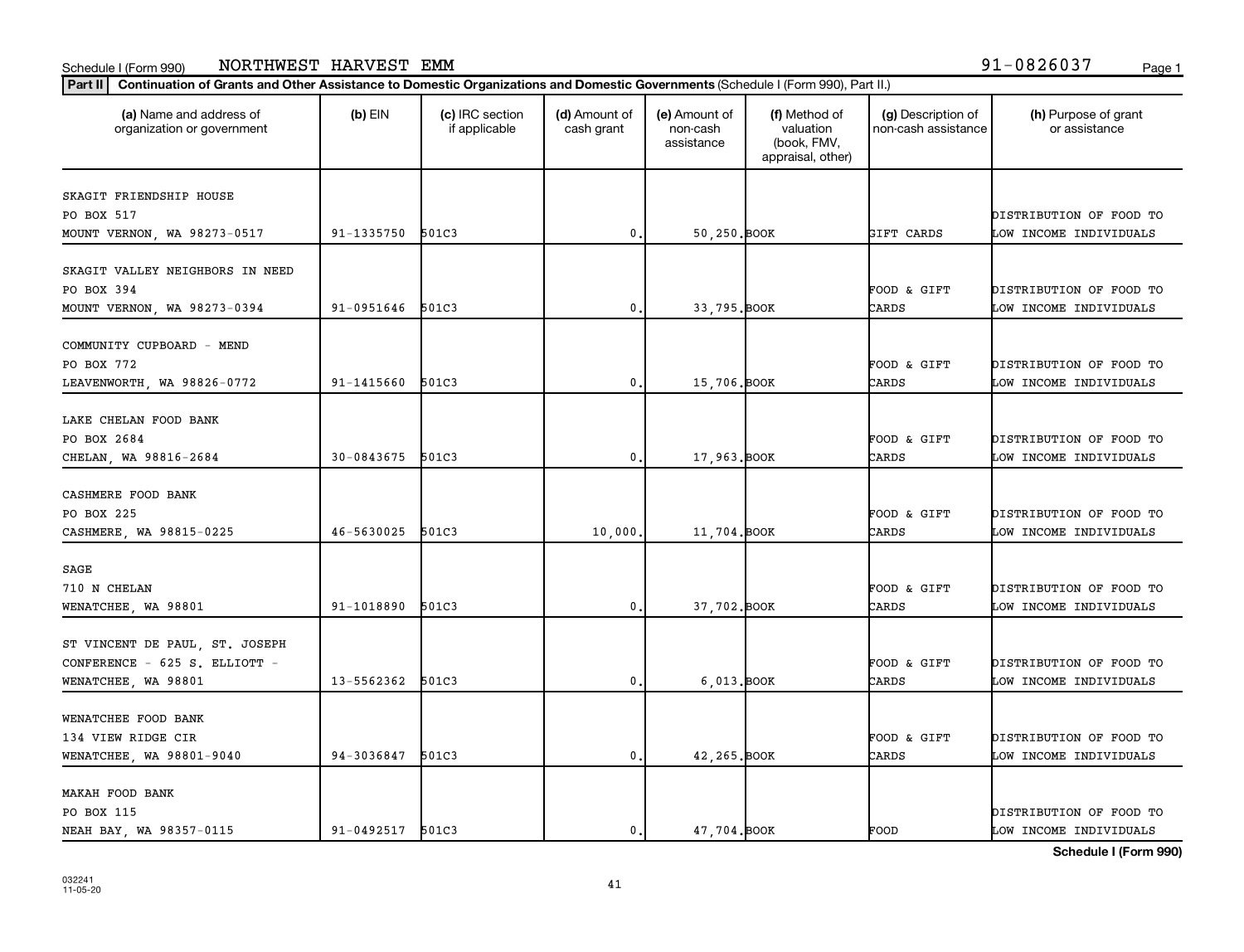Schedule I (Form 990) NORTHWEST HARVEST EMM 91-0826037

**Part II** **Continuation of Grants and Other Assistance to Domestic Organizations and Domestic Governments** (Schedule I (Form 990), Part II.)

| (a) Name and address of organization or government | (b) EIN | (c) IRC section if applicable | (d) Amount of cash grant | (e) Amount of non-cash assistance | (f) Method of valuation (book, FMV, appraisal, other) | (g) Description of non-cash assistance | (h) Purpose of grant or assistance |
|---|---|---|---|---|---|---|---|
| SKAGIT FRIENDSHIP HOUSE<br>PO BOX 517<br>MOUNT VERNON, WA 98273-0517 | 91-1335750 | 501C3 | 0. | 50,250. | BOOK | GIFT CARDS | DISTRIBUTION OF FOOD TO LOW INCOME INDIVIDUALS |
| SKAGIT VALLEY NEIGHBORS IN NEED<br>PO BOX 394<br>MOUNT VERNON, WA 98273-0394 | 91-0951646 | 501C3 | 0. | 33,795. | BOOK | FOOD & GIFT CARDS | DISTRIBUTION OF FOOD TO LOW INCOME INDIVIDUALS |
| COMMUNITY CUPBOARD - MEND<br>PO BOX 772<br>LEAVENWORTH, WA 98826-0772 | 91-1415660 | 501C3 | 0. | 15,706. | BOOK | FOOD & GIFT CARDS | DISTRIBUTION OF FOOD TO LOW INCOME INDIVIDUALS |
| LAKE CHELAN FOOD BANK<br>PO BOX 2684<br>CHELAN, WA 98816-2684 | 30-0843675 | 501C3 | 0. | 17,963. | BOOK | FOOD & GIFT CARDS | DISTRIBUTION OF FOOD TO LOW INCOME INDIVIDUALS |
| CASHMERE FOOD BANK<br>PO BOX 225<br>CASHMERE, WA 98815-0225 | 46-5630025 | 501C3 | 10,000. | 11,704. | BOOK | FOOD & GIFT CARDS | DISTRIBUTION OF FOOD TO LOW INCOME INDIVIDUALS |
| SAGE<br>710 N CHELAN<br>WENATCHEE, WA 98801 | 91-1018890 | 501C3 | 0. | 37,702. | BOOK | FOOD & GIFT CARDS | DISTRIBUTION OF FOOD TO LOW INCOME INDIVIDUALS |
| ST VINCENT DE PAUL, ST. JOSEPH CONFERENCE - 625 S. ELLIOTT -<br>WENATCHEE, WA 98801 | 13-5562362 | 501C3 | 0. | 6,013. | BOOK | FOOD & GIFT CARDS | DISTRIBUTION OF FOOD TO LOW INCOME INDIVIDUALS |
| WENATCHEE FOOD BANK<br>134 VIEW RIDGE CIR<br>WENATCHEE, WA 98801-9040 | 94-3036847 | 501C3 | 0. | 42,265. | BOOK | FOOD & GIFT CARDS | DISTRIBUTION OF FOOD TO LOW INCOME INDIVIDUALS |
| MAKAH FOOD BANK<br>PO BOX 115<br>NEAH BAY, WA 98357-0115 | 91-0492517 | 501C3 | 0. | 47,704. | BOOK | FOOD | DISTRIBUTION OF FOOD TO LOW INCOME INDIVIDUALS |

**Schedule I (Form 990)**

032241
11-05-20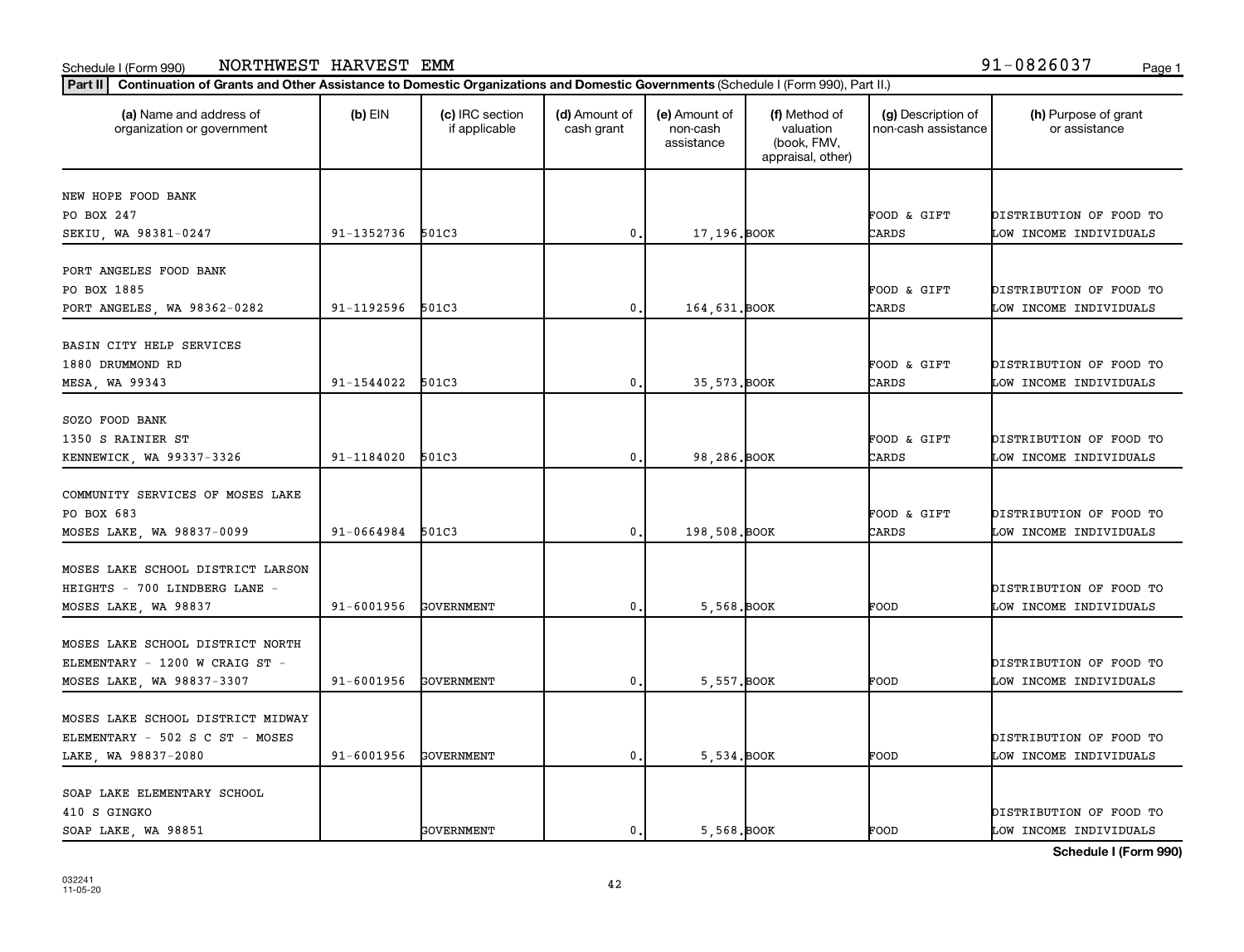Schedule I (Form 990) NORTHWEST HARVEST EMM 91-0826037

**Part II** **Continuation of Grants and Other Assistance to Domestic Organizations and Domestic Governments** (Schedule I (Form 990), Part II.)

| (a) Name and address of organization or government | (b) EIN | (c) IRC section if applicable | (d) Amount of cash grant | (e) Amount of non-cash assistance | (f) Method of valuation (book, FMV, appraisal, other) | (g) Description of non-cash assistance | (h) Purpose of grant or assistance |
|---|---|---|---|---|---|---|---|
| NEW HOPE FOOD BANK PO BOX 247 SEKIU, WA 98381-0247 | 91-1352736 | 501C3 | 0. | 17,196. | BOOK | FOOD & GIFT CARDS | DISTRIBUTION OF FOOD TO LOW INCOME INDIVIDUALS |
| PORT ANGELES FOOD BANK PO BOX 1885 PORT ANGELES, WA 98362-0282 | 91-1192596 | 501C3 | 0. | 164,631. | BOOK | FOOD & GIFT CARDS | DISTRIBUTION OF FOOD TO LOW INCOME INDIVIDUALS |
| BASIN CITY HELP SERVICES 1880 DRUMMOND RD MESA, WA 99343 | 91-1544022 | 501C3 | 0. | 35,573. | BOOK | FOOD & GIFT CARDS | DISTRIBUTION OF FOOD TO LOW INCOME INDIVIDUALS |
| SOZO FOOD BANK 1350 S RAINIER ST KENNEWICK, WA 99337-3326 | 91-1184020 | 501C3 | 0. | 98,286. | BOOK | FOOD & GIFT CARDS | DISTRIBUTION OF FOOD TO LOW INCOME INDIVIDUALS |
| COMMUNITY SERVICES OF MOSES LAKE PO BOX 683 MOSES LAKE, WA 98837-0099 | 91-0664984 | 501C3 | 0. | 198,508. | BOOK | FOOD & GIFT CARDS | DISTRIBUTION OF FOOD TO LOW INCOME INDIVIDUALS |
| MOSES LAKE SCHOOL DISTRICT LARSON HEIGHTS - 700 LINDBERG LANE - MOSES LAKE, WA 98837 | 91-6001956 | GOVERNMENT | 0. | 5,568. | BOOK | FOOD | DISTRIBUTION OF FOOD TO LOW INCOME INDIVIDUALS |
| MOSES LAKE SCHOOL DISTRICT NORTH ELEMENTARY - 1200 W CRAIG ST - MOSES LAKE, WA 98837-3307 | 91-6001956 | GOVERNMENT | 0. | 5,557. | BOOK | FOOD | DISTRIBUTION OF FOOD TO LOW INCOME INDIVIDUALS |
| MOSES LAKE SCHOOL DISTRICT MIDWAY ELEMENTARY - 502 S C ST - MOSES LAKE, WA 98837-2080 | 91-6001956 | GOVERNMENT | 0. | 5,534. | BOOK | FOOD | DISTRIBUTION OF FOOD TO LOW INCOME INDIVIDUALS |
| SOAP LAKE ELEMENTARY SCHOOL 410 S GINGKO SOAP LAKE, WA 98851 | | GOVERNMENT | 0. | 5,568. | BOOK | FOOD | DISTRIBUTION OF FOOD TO LOW INCOME INDIVIDUALS |

**Schedule I (Form 990)**

032241 11-05-20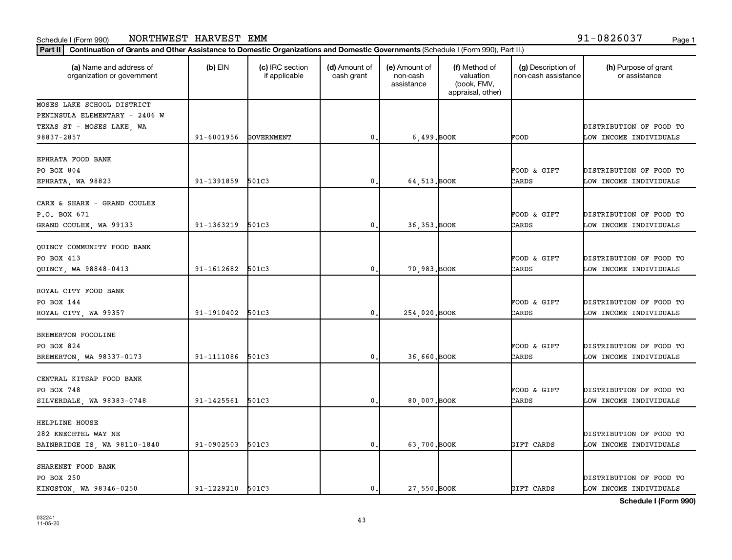Schedule I (Form 990) NORTHWEST HARVEST EMM 91-0826037

**Part II** Continuation of Grants and Other Assistance to Domestic Organizations and Domestic Governments (Schedule I (Form 990), Part II.)

| (a) Name and address of organization or government | (b) EIN | (c) IRC section if applicable | (d) Amount of cash grant | (e) Amount of non-cash assistance | (f) Method of valuation (book, FMV, appraisal, other) | (g) Description of non-cash assistance | (h) Purpose of grant or assistance |
|---|---|---|---|---|---|---|---|
| MOSES LAKE SCHOOL DISTRICT PENINSULA ELEMENTARY - 2406 W TEXAS ST - MOSES LAKE, WA 98837-2857 | 91-6001956 | GOVERNMENT | 0. | 6,499. | BOOK | FOOD | DISTRIBUTION OF FOOD TO LOW INCOME INDIVIDUALS |
| EPHRATA FOOD BANK PO BOX 804 EPHRATA, WA 98823 | 91-1391859 | 501C3 | 0. | 64,513. | BOOK | FOOD & GIFT CARDS | DISTRIBUTION OF FOOD TO LOW INCOME INDIVIDUALS |
| CARE & SHARE - GRAND COULEE P.O. BOX 671 GRAND COULEE, WA 99133 | 91-1363219 | 501C3 | 0. | 36,353. | BOOK | FOOD & GIFT CARDS | DISTRIBUTION OF FOOD TO LOW INCOME INDIVIDUALS |
| QUINCY COMMUNITY FOOD BANK PO BOX 413 QUINCY, WA 98848-0413 | 91-1612682 | 501C3 | 0. | 70,983. | BOOK | FOOD & GIFT CARDS | DISTRIBUTION OF FOOD TO LOW INCOME INDIVIDUALS |
| ROYAL CITY FOOD BANK PO BOX 144 ROYAL CITY, WA 99357 | 91-1910402 | 501C3 | 0. | 254,020. | BOOK | FOOD & GIFT CARDS | DISTRIBUTION OF FOOD TO LOW INCOME INDIVIDUALS |
| BREMERTON FOODLINE PO BOX 824 BREMERTON, WA 98337-0173 | 91-1111086 | 501C3 | 0. | 36,660. | BOOK | FOOD & GIFT CARDS | DISTRIBUTION OF FOOD TO LOW INCOME INDIVIDUALS |
| CENTRAL KITSAP FOOD BANK PO BOX 748 SILVERDALE, WA 98383-0748 | 91-1425561 | 501C3 | 0. | 80,007. | BOOK | FOOD & GIFT CARDS | DISTRIBUTION OF FOOD TO LOW INCOME INDIVIDUALS |
| HELPLINE HOUSE 282 KNECHTEL WAY NE BAINBRIDGE IS, WA 98110-1840 | 91-0902503 | 501C3 | 0. | 63,700. | BOOK | GIFT CARDS | DISTRIBUTION OF FOOD TO LOW INCOME INDIVIDUALS |
| SHARENET FOOD BANK PO BOX 250 KINGSTON, WA 98346-0250 | 91-1229210 | 501C3 | 0. | 27,550. | BOOK | GIFT CARDS | DISTRIBUTION OF FOOD TO LOW INCOME INDIVIDUALS |

**Schedule I (Form 990)**

032241 11-05-20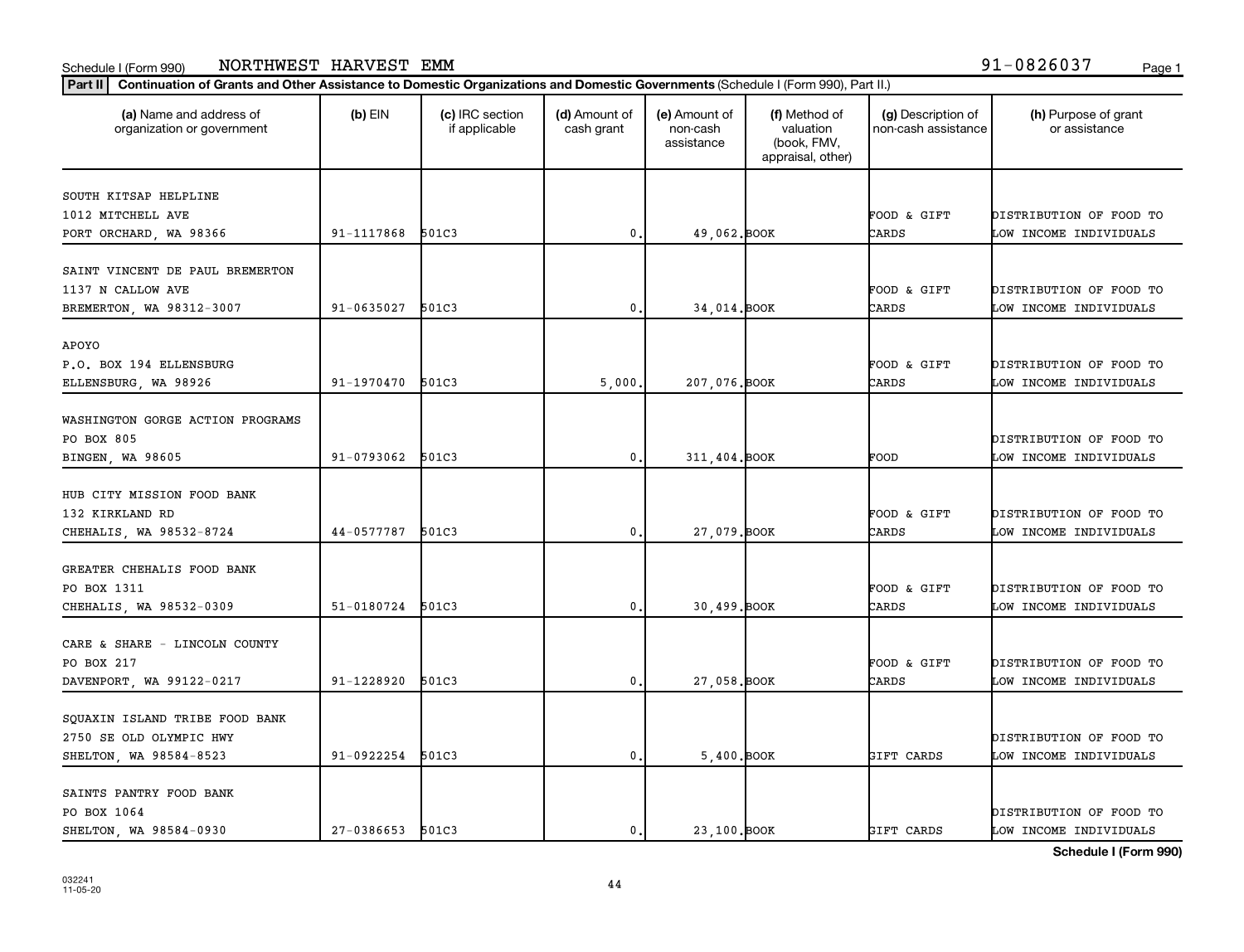Schedule I (Form 990) NORTHWEST HARVEST EMM 91-0826037

**Part II** **Continuation of Grants and Other Assistance to Domestic Organizations and Domestic Governments** (Schedule I (Form 990), Part II.)

| (a) Name and address of organization or government | (b) EIN | (c) IRC section if applicable | (d) Amount of cash grant | (e) Amount of non-cash assistance | (f) Method of valuation (book, FMV, appraisal, other) | (g) Description of non-cash assistance | (h) Purpose of grant or assistance |
|---|---|---|---|---|---|---|---|
| SOUTH KITSAP HELPLINE<br>1012 MITCHELL AVE<br>PORT ORCHARD, WA 98366 | 91-1117868 | 501C3 | 0. | 49,062. | BOOK | FOOD & GIFT CARDS | DISTRIBUTION OF FOOD TO LOW INCOME INDIVIDUALS |
| SAINT VINCENT DE PAUL BREMERTON<br>1137 N CALLOW AVE<br>BREMERTON, WA 98312-3007 | 91-0635027 | 501C3 | 0. | 34,014. | BOOK | FOOD & GIFT CARDS | DISTRIBUTION OF FOOD TO LOW INCOME INDIVIDUALS |
| APOYO<br>P.O. BOX 194 ELLENSBURG<br>ELLENSBURG, WA 98926 | 91-1970470 | 501C3 | 5,000. | 207,076. | BOOK | FOOD & GIFT CARDS | DISTRIBUTION OF FOOD TO LOW INCOME INDIVIDUALS |
| WASHINGTON GORGE ACTION PROGRAMS<br>PO BOX 805<br>BINGEN, WA 98605 | 91-0793062 | 501C3 | 0. | 311,404. | BOOK | FOOD | DISTRIBUTION OF FOOD TO LOW INCOME INDIVIDUALS |
| HUB CITY MISSION FOOD BANK<br>132 KIRKLAND RD<br>CHEHALIS, WA 98532-8724 | 44-0577787 | 501C3 | 0. | 27,079. | BOOK | FOOD & GIFT CARDS | DISTRIBUTION OF FOOD TO LOW INCOME INDIVIDUALS |
| GREATER CHEHALIS FOOD BANK<br>PO BOX 1311<br>CHEHALIS, WA 98532-0309 | 51-0180724 | 501C3 | 0. | 30,499. | BOOK | FOOD & GIFT CARDS | DISTRIBUTION OF FOOD TO LOW INCOME INDIVIDUALS |
| CARE & SHARE - LINCOLN COUNTY<br>PO BOX 217<br>DAVENPORT, WA 99122-0217 | 91-1228920 | 501C3 | 0. | 27,058. | BOOK | FOOD & GIFT CARDS | DISTRIBUTION OF FOOD TO LOW INCOME INDIVIDUALS |
| SQUAXIN ISLAND TRIBE FOOD BANK<br>2750 SE OLD OLYMPIC HWY<br>SHELTON, WA 98584-8523 | 91-0922254 | 501C3 | 0. | 5,400. | BOOK | GIFT CARDS | DISTRIBUTION OF FOOD TO LOW INCOME INDIVIDUALS |
| SAINTS PANTRY FOOD BANK<br>PO BOX 1064<br>SHELTON, WA 98584-0930 | 27-0386653 | 501C3 | 0. | 23,100. | BOOK | GIFT CARDS | DISTRIBUTION OF FOOD TO LOW INCOME INDIVIDUALS |

**Schedule I (Form 990)**

032241
11-05-20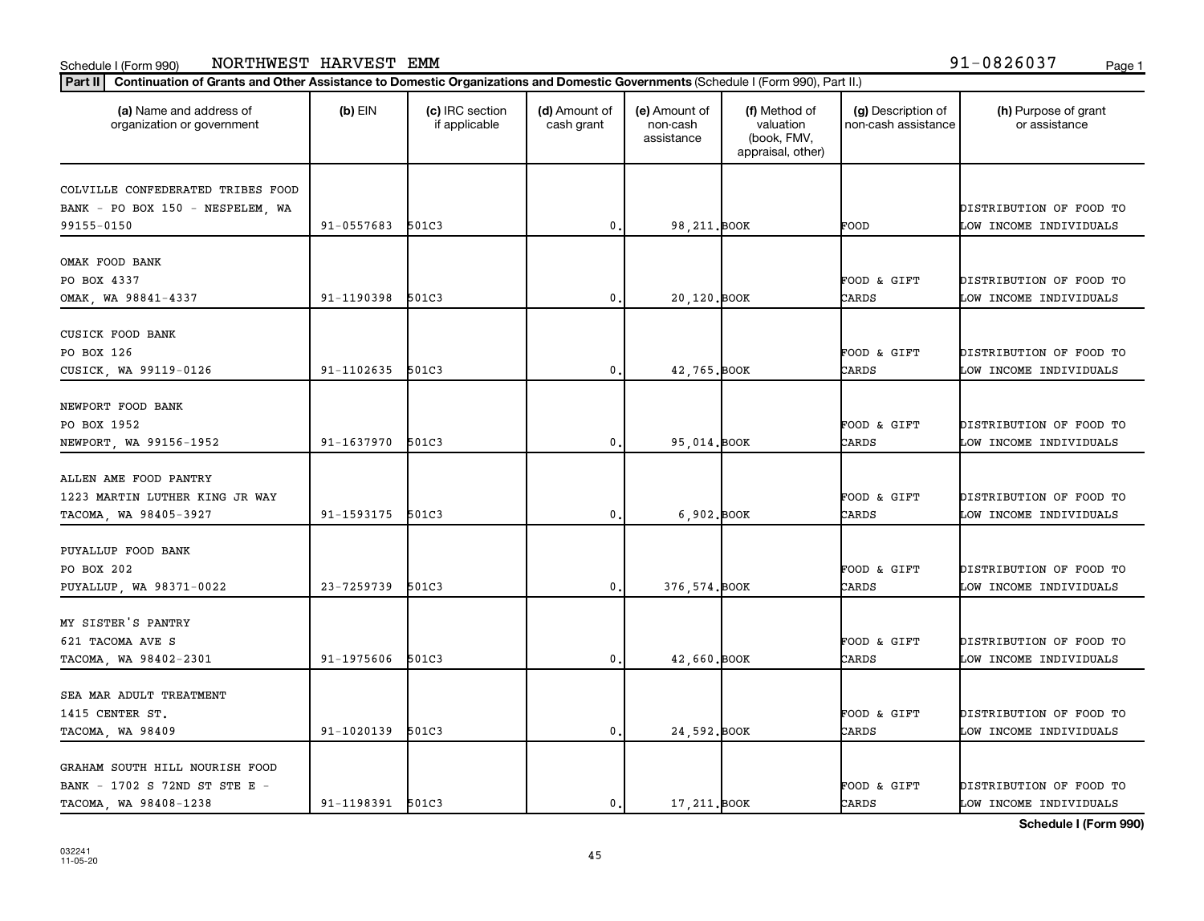Schedule I (Form 990) NORTHWEST HARVEST EMM 91-0826037

**Part II** Continuation of Grants and Other Assistance to Domestic Organizations and Domestic Governments (Schedule I (Form 990), Part II.)

| (a) Name and address of organization or government | (b) EIN | (c) IRC section if applicable | (d) Amount of cash grant | (e) Amount of non-cash assistance | (f) Method of valuation (book, FMV, appraisal, other) | (g) Description of non-cash assistance | (h) Purpose of grant or assistance |
|---|---|---|---|---|---|---|---|
| COLVILLE CONFEDERATED TRIBES FOOD BANK - PO BOX 150 - NESPELEM, WA 99155-0150 | 91-0557683 | 501C3 | 0. | 98,211. | BOOK | FOOD | DISTRIBUTION OF FOOD TO LOW INCOME INDIVIDUALS |
| OMAK FOOD BANK PO BOX 4337 OMAK, WA 98841-4337 | 91-1190398 | 501C3 | 0. | 20,120. | BOOK | FOOD & GIFT CARDS | DISTRIBUTION OF FOOD TO LOW INCOME INDIVIDUALS |
| CUSICK FOOD BANK PO BOX 126 CUSICK, WA 99119-0126 | 91-1102635 | 501C3 | 0. | 42,765. | BOOK | FOOD & GIFT CARDS | DISTRIBUTION OF FOOD TO LOW INCOME INDIVIDUALS |
| NEWPORT FOOD BANK PO BOX 1952 NEWPORT, WA 99156-1952 | 91-1637970 | 501C3 | 0. | 95,014. | BOOK | FOOD & GIFT CARDS | DISTRIBUTION OF FOOD TO LOW INCOME INDIVIDUALS |
| ALLEN AME FOOD PANTRY 1223 MARTIN LUTHER KING JR WAY TACOMA, WA 98405-3927 | 91-1593175 | 501C3 | 0. | 6,902. | BOOK | FOOD & GIFT CARDS | DISTRIBUTION OF FOOD TO LOW INCOME INDIVIDUALS |
| PUYALLUP FOOD BANK PO BOX 202 PUYALLUP, WA 98371-0022 | 23-7259739 | 501C3 | 0. | 376,574. | BOOK | FOOD & GIFT CARDS | DISTRIBUTION OF FOOD TO LOW INCOME INDIVIDUALS |
| MY SISTER'S PANTRY 621 TACOMA AVE S TACOMA, WA 98402-2301 | 91-1975606 | 501C3 | 0. | 42,660. | BOOK | FOOD & GIFT CARDS | DISTRIBUTION OF FOOD TO LOW INCOME INDIVIDUALS |
| SEA MAR ADULT TREATMENT 1415 CENTER ST. TACOMA, WA 98409 | 91-1020139 | 501C3 | 0. | 24,592. | BOOK | FOOD & GIFT CARDS | DISTRIBUTION OF FOOD TO LOW INCOME INDIVIDUALS |
| GRAHAM SOUTH HILL NOURISH FOOD BANK - 1702 S 72ND ST STE E - TACOMA, WA 98408-1238 | 91-1198391 | 501C3 | 0. | 17,211. | BOOK | FOOD & GIFT CARDS | DISTRIBUTION OF FOOD TO LOW INCOME INDIVIDUALS |

Schedule I (Form 990)

032241 11-05-20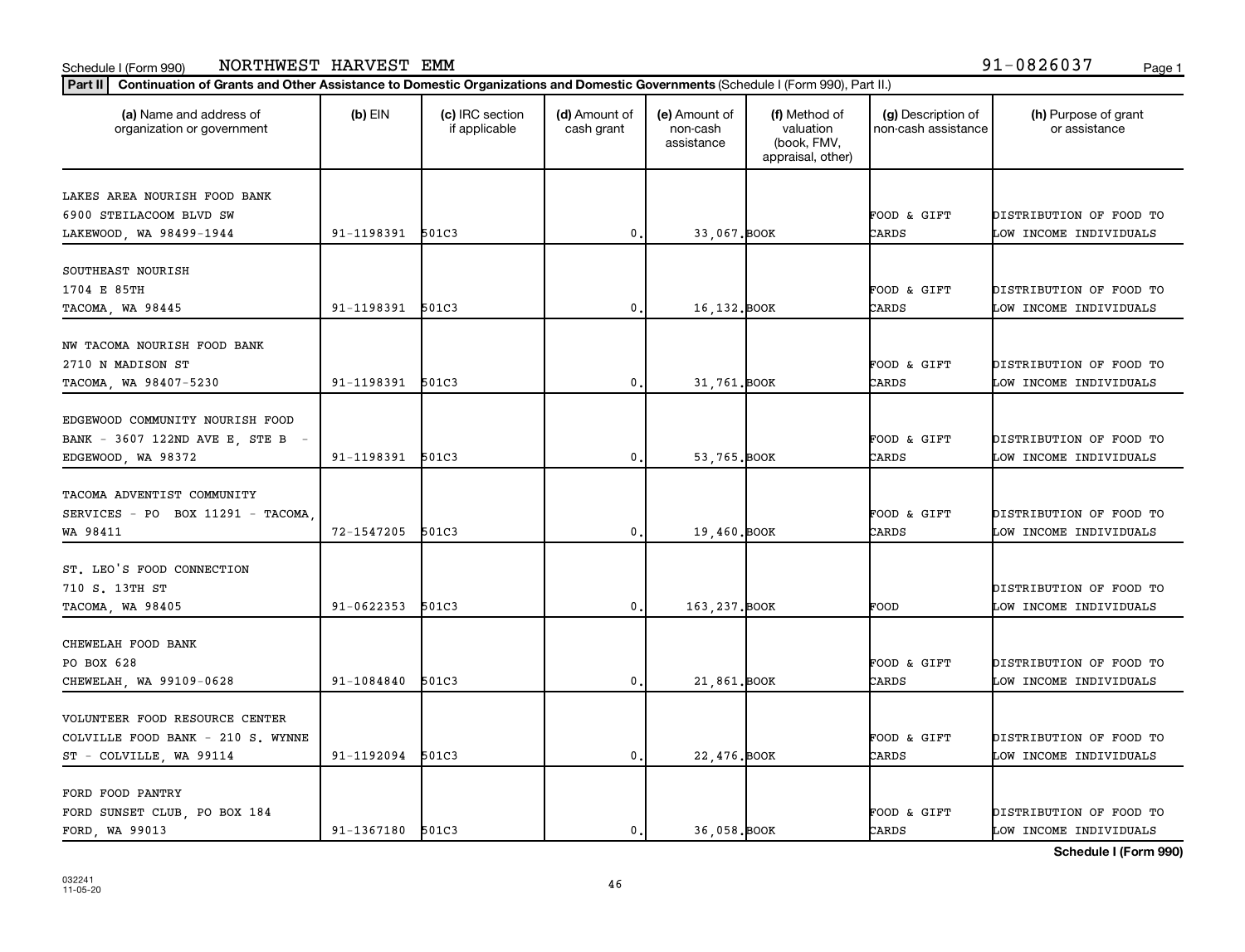Schedule I (Form 990) NORTHWEST HARVEST EMM 91-0826037

**Part II** **Continuation of Grants and Other Assistance to Domestic Organizations and Domestic Governments** (Schedule I (Form 990), Part II.)

| (a) Name and address of organization or government | (b) EIN | (c) IRC section if applicable | (d) Amount of cash grant | (e) Amount of non-cash assistance | (f) Method of valuation (book, FMV, appraisal, other) | (g) Description of non-cash assistance | (h) Purpose of grant or assistance |
|---|---|---|---|---|---|---|---|
| LAKES AREA NOURISH FOOD BANK<br>6900 STEILACOOM BLVD SW<br>LAKEWOOD, WA 98499-1944 | 91-1198391 | 501C3 | 0. | 33,067. | BOOK | FOOD & GIFT CARDS | DISTRIBUTION OF FOOD TO LOW INCOME INDIVIDUALS |
| SOUTHEAST NOURISH<br>1704 E 85TH<br>TACOMA, WA 98445 | 91-1198391 | 501C3 | 0. | 16,132. | BOOK | FOOD & GIFT CARDS | DISTRIBUTION OF FOOD TO LOW INCOME INDIVIDUALS |
| NW TACOMA NOURISH FOOD BANK<br>2710 N MADISON ST<br>TACOMA, WA 98407-5230 | 91-1198391 | 501C3 | 0. | 31,761. | BOOK | FOOD & GIFT CARDS | DISTRIBUTION OF FOOD TO LOW INCOME INDIVIDUALS |
| EDGEWOOD COMMUNITY NOURISH FOOD BANK - 3607 122ND AVE E, STE B - EDGEWOOD, WA 98372 | 91-1198391 | 501C3 | 0. | 53,765. | BOOK | FOOD & GIFT CARDS | DISTRIBUTION OF FOOD TO LOW INCOME INDIVIDUALS |
| TACOMA ADVENTIST COMMUNITY SERVICES - PO BOX 11291 - TACOMA, WA 98411 | 72-1547205 | 501C3 | 0. | 19,460. | BOOK | FOOD & GIFT CARDS | DISTRIBUTION OF FOOD TO LOW INCOME INDIVIDUALS |
| ST. LEO'S FOOD CONNECTION<br>710 S. 13TH ST<br>TACOMA, WA 98405 | 91-0622353 | 501C3 | 0. | 163,237. | BOOK | FOOD | DISTRIBUTION OF FOOD TO LOW INCOME INDIVIDUALS |
| CHEWELAH FOOD BANK<br>PO BOX 628<br>CHEWELAH, WA 99109-0628 | 91-1084840 | 501C3 | 0. | 21,861. | BOOK | FOOD & GIFT CARDS | DISTRIBUTION OF FOOD TO LOW INCOME INDIVIDUALS |
| VOLUNTEER FOOD RESOURCE CENTER COLVILLE FOOD BANK - 210 S. WYNNE ST - COLVILLE, WA 99114 | 91-1192094 | 501C3 | 0. | 22,476. | BOOK | FOOD & GIFT CARDS | DISTRIBUTION OF FOOD TO LOW INCOME INDIVIDUALS |
| FORD FOOD PANTRY<br>FORD SUNSET CLUB, PO BOX 184<br>FORD, WA 99013 | 91-1367180 | 501C3 | 0. | 36,058. | BOOK | FOOD & GIFT CARDS | DISTRIBUTION OF FOOD TO LOW INCOME INDIVIDUALS |

**Schedule I (Form 990)**

032241 11-05-20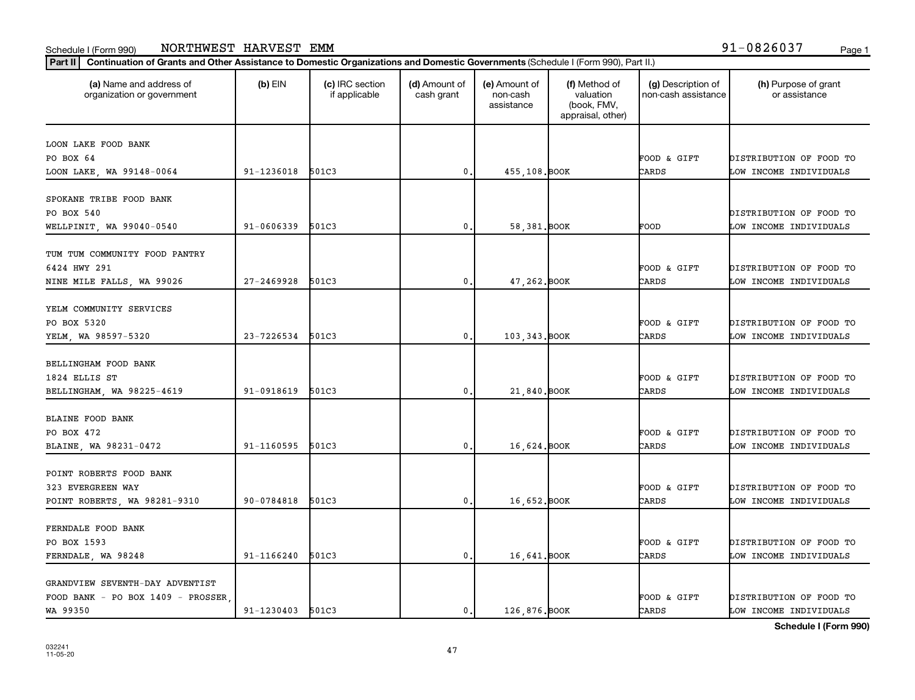Schedule I (Form 990) NORTHWEST HARVEST EMM 91-0826037

**Part II** Continuation of Grants and Other Assistance to Domestic Organizations and Domestic Governments (Schedule I (Form 990), Part II.)

| (a) Name and address of organization or government | (b) EIN | (c) IRC section if applicable | (d) Amount of cash grant | (e) Amount of non-cash assistance | (f) Method of valuation (book, FMV, appraisal, other) | (g) Description of non-cash assistance | (h) Purpose of grant or assistance |
|---|---|---|---|---|---|---|---|
| LOON LAKE FOOD BANK<br>PO BOX 64<br>LOON LAKE, WA 99148-0064 | 91-1236018 | 501C3 | 0. | 455,108. | BOOK | FOOD & GIFT CARDS | DISTRIBUTION OF FOOD TO LOW INCOME INDIVIDUALS |
| SPOKANE TRIBE FOOD BANK<br>PO BOX 540<br>WELLPINIT, WA 99040-0540 | 91-0606339 | 501C3 | 0. | 58,381. | BOOK | FOOD | DISTRIBUTION OF FOOD TO LOW INCOME INDIVIDUALS |
| TUM TUM COMMUNITY FOOD PANTRY<br>6424 HWY 291<br>NINE MILE FALLS, WA 99026 | 27-2469928 | 501C3 | 0. | 47,262. | BOOK | FOOD & GIFT CARDS | DISTRIBUTION OF FOOD TO LOW INCOME INDIVIDUALS |
| YELM COMMUNITY SERVICES<br>PO BOX 5320<br>YELM, WA 98597-5320 | 23-7226534 | 501C3 | 0. | 103,343. | BOOK | FOOD & GIFT CARDS | DISTRIBUTION OF FOOD TO LOW INCOME INDIVIDUALS |
| BELLINGHAM FOOD BANK<br>1824 ELLIS ST<br>BELLINGHAM, WA 98225-4619 | 91-0918619 | 501C3 | 0. | 21,840. | BOOK | FOOD & GIFT CARDS | DISTRIBUTION OF FOOD TO LOW INCOME INDIVIDUALS |
| BLAINE FOOD BANK<br>PO BOX 472<br>BLAINE, WA 98231-0472 | 91-1160595 | 501C3 | 0. | 16,624. | BOOK | FOOD & GIFT CARDS | DISTRIBUTION OF FOOD TO LOW INCOME INDIVIDUALS |
| POINT ROBERTS FOOD BANK<br>323 EVERGREEN WAY<br>POINT ROBERTS, WA 98281-9310 | 90-0784818 | 501C3 | 0. | 16,652. | BOOK | FOOD & GIFT CARDS | DISTRIBUTION OF FOOD TO LOW INCOME INDIVIDUALS |
| FERNDALE FOOD BANK<br>PO BOX 1593<br>FERNDALE, WA 98248 | 91-1166240 | 501C3 | 0. | 16,641. | BOOK | FOOD & GIFT CARDS | DISTRIBUTION OF FOOD TO LOW INCOME INDIVIDUALS |
| GRANDVIEW SEVENTH-DAY ADVENTIST<br>FOOD BANK - PO BOX 1409 - PROSSER,<br>WA 99350 | 91-1230403 | 501C3 | 0. | 126,876. | BOOK | FOOD & GIFT CARDS | DISTRIBUTION OF FOOD TO LOW INCOME INDIVIDUALS |

**Schedule I (Form 990)**

032241
11-05-20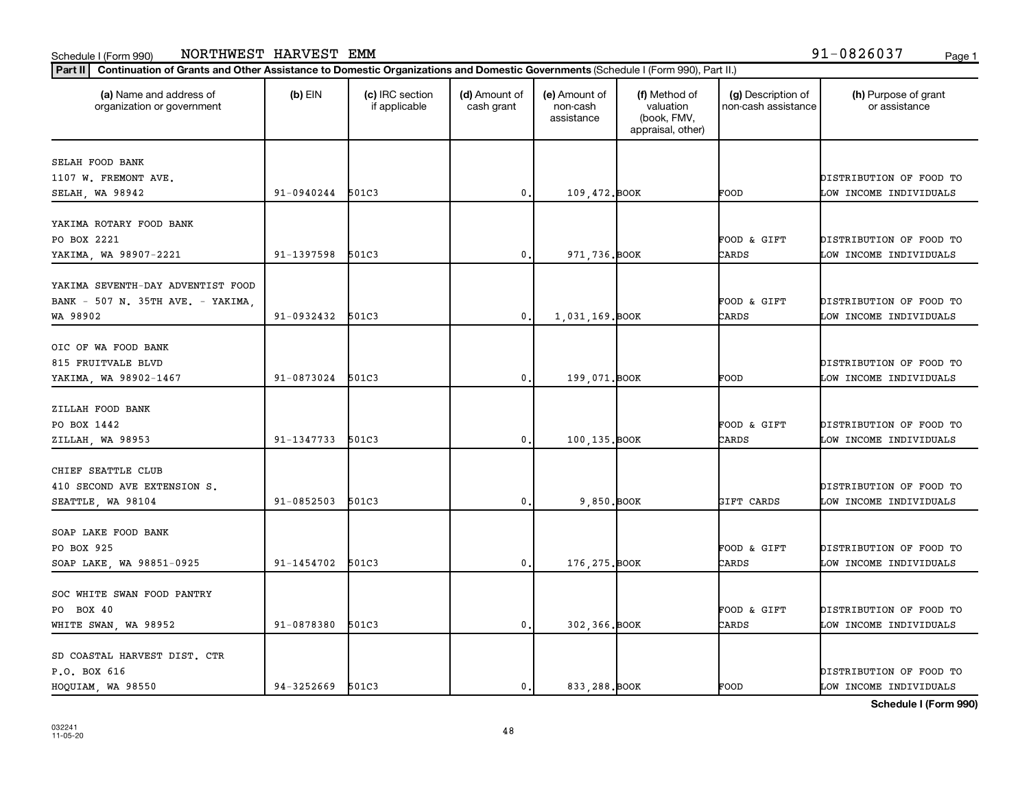Schedule I (Form 990) NORTHWEST HARVEST EMM 91-0826037

**Part II** **Continuation of Grants and Other Assistance to Domestic Organizations and Domestic Governments** (Schedule I (Form 990), Part II.)

| (a) Name and address of organization or government | (b) EIN | (c) IRC section if applicable | (d) Amount of cash grant | (e) Amount of non-cash assistance | (f) Method of valuation (book, FMV, appraisal, other) | (g) Description of non-cash assistance | (h) Purpose of grant or assistance |
|---|---|---|---|---|---|---|---|
| SELAH FOOD BANK 1107 W. FREMONT AVE. SELAH, WA 98942 | 91-0940244 | 501C3 | 0. | 109,472. | BOOK | FOOD | DISTRIBUTION OF FOOD TO LOW INCOME INDIVIDUALS |
| YAKIMA ROTARY FOOD BANK PO BOX 2221 YAKIMA, WA 98907-2221 | 91-1397598 | 501C3 | 0. | 971,736. | BOOK | FOOD & GIFT CARDS | DISTRIBUTION OF FOOD TO LOW INCOME INDIVIDUALS |
| YAKIMA SEVENTH-DAY ADVENTIST FOOD BANK - 507 N. 35TH AVE. - YAKIMA, WA 98902 | 91-0932432 | 501C3 | 0. | 1,031,169. | BOOK | FOOD & GIFT CARDS | DISTRIBUTION OF FOOD TO LOW INCOME INDIVIDUALS |
| OIC OF WA FOOD BANK 815 FRUITVALE BLVD YAKIMA, WA 98902-1467 | 91-0873024 | 501C3 | 0. | 199,071. | BOOK | FOOD | DISTRIBUTION OF FOOD TO LOW INCOME INDIVIDUALS |
| ZILLAH FOOD BANK PO BOX 1442 ZILLAH, WA 98953 | 91-1347733 | 501C3 | 0. | 100,135. | BOOK | FOOD & GIFT CARDS | DISTRIBUTION OF FOOD TO LOW INCOME INDIVIDUALS |
| CHIEF SEATTLE CLUB 410 SECOND AVE EXTENSION S. SEATTLE, WA 98104 | 91-0852503 | 501C3 | 0. | 9,850. | BOOK | GIFT CARDS | DISTRIBUTION OF FOOD TO LOW INCOME INDIVIDUALS |
| SOAP LAKE FOOD BANK PO BOX 925 SOAP LAKE, WA 98851-0925 | 91-1454702 | 501C3 | 0. | 176,275. | BOOK | FOOD & GIFT CARDS | DISTRIBUTION OF FOOD TO LOW INCOME INDIVIDUALS |
| SOC WHITE SWAN FOOD PANTRY PO BOX 40 WHITE SWAN, WA 98952 | 91-0878380 | 501C3 | 0. | 302,366. | BOOK | FOOD & GIFT CARDS | DISTRIBUTION OF FOOD TO LOW INCOME INDIVIDUALS |
| SD COASTAL HARVEST DIST. CTR P.O. BOX 616 HOQUIAM, WA 98550 | 94-3252669 | 501C3 | 0. | 833,288. | BOOK | FOOD | DISTRIBUTION OF FOOD TO LOW INCOME INDIVIDUALS |

**Schedule I (Form 990)**

032241 11-05-20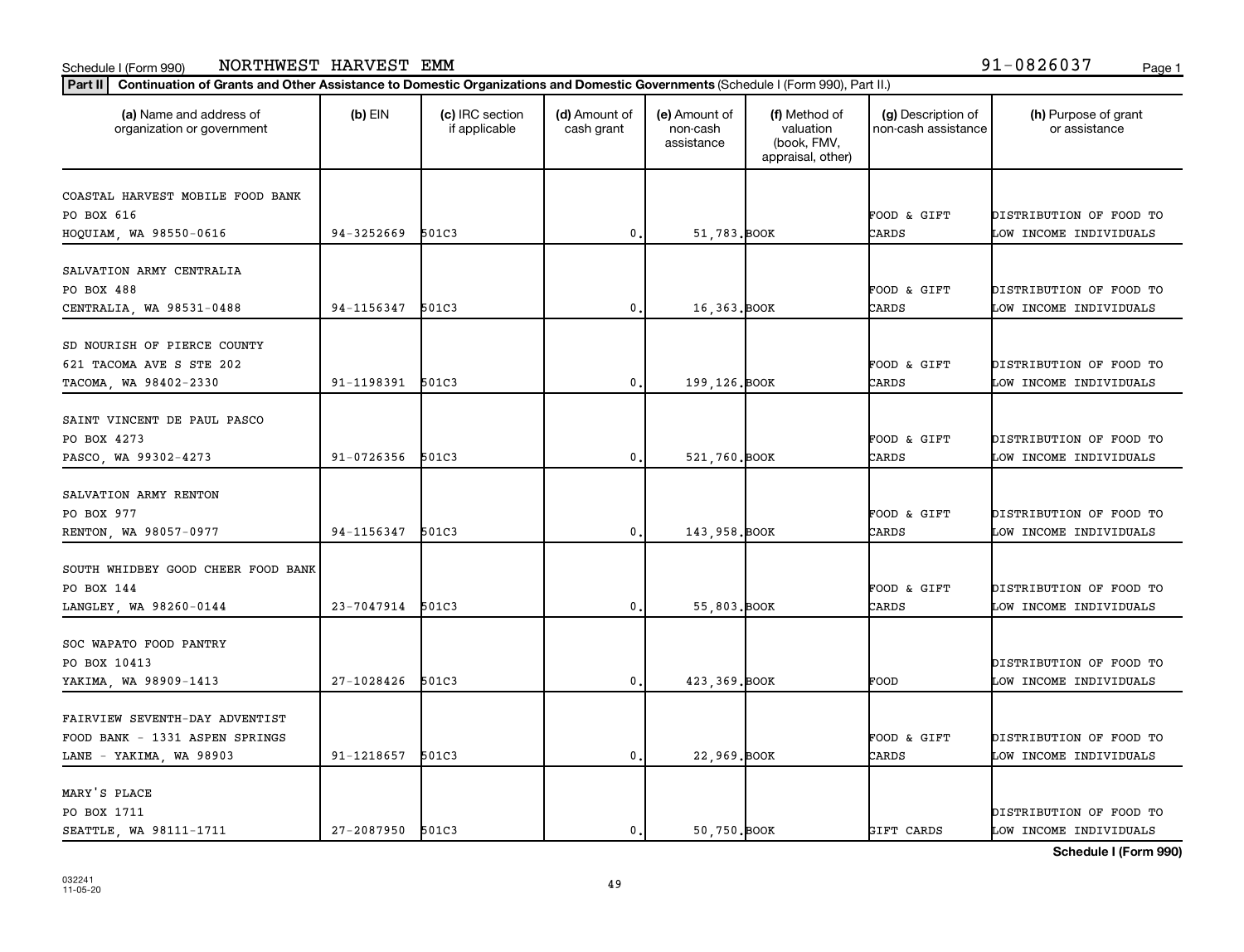Schedule I (Form 990) NORTHWEST HARVEST EMM 91-0826037

**Part II** **Continuation of Grants and Other Assistance to Domestic Organizations and Domestic Governments** (Schedule I (Form 990), Part II.)

| (a) Name and address of organization or government | (b) EIN | (c) IRC section if applicable | (d) Amount of cash grant | (e) Amount of non-cash assistance | (f) Method of valuation (book, FMV, appraisal, other) | (g) Description of non-cash assistance | (h) Purpose of grant or assistance |
|---|---|---|---|---|---|---|---|
| COASTAL HARVEST MOBILE FOOD BANK PO BOX 616 HOQUIAM, WA 98550-0616 | 94-3252669 | 501C3 | 0. | 51,783. | BOOK | FOOD & GIFT CARDS | DISTRIBUTION OF FOOD TO LOW INCOME INDIVIDUALS |
| SALVATION ARMY CENTRALIA PO BOX 488 CENTRALIA, WA 98531-0488 | 94-1156347 | 501C3 | 0. | 16,363. | BOOK | FOOD & GIFT CARDS | DISTRIBUTION OF FOOD TO LOW INCOME INDIVIDUALS |
| SD NOURISH OF PIERCE COUNTY 621 TACOMA AVE S STE 202 TACOMA, WA 98402-2330 | 91-1198391 | 501C3 | 0. | 199,126. | BOOK | FOOD & GIFT CARDS | DISTRIBUTION OF FOOD TO LOW INCOME INDIVIDUALS |
| SAINT VINCENT DE PAUL PASCO PO BOX 4273 PASCO, WA 99302-4273 | 91-0726356 | 501C3 | 0. | 521,760. | BOOK | FOOD & GIFT CARDS | DISTRIBUTION OF FOOD TO LOW INCOME INDIVIDUALS |
| SALVATION ARMY RENTON PO BOX 977 RENTON, WA 98057-0977 | 94-1156347 | 501C3 | 0. | 143,958. | BOOK | FOOD & GIFT CARDS | DISTRIBUTION OF FOOD TO LOW INCOME INDIVIDUALS |
| SOUTH WHIDBEY GOOD CHEER FOOD BANK PO BOX 144 LANGLEY, WA 98260-0144 | 23-7047914 | 501C3 | 0. | 55,803. | BOOK | FOOD & GIFT CARDS | DISTRIBUTION OF FOOD TO LOW INCOME INDIVIDUALS |
| SOC WAPATO FOOD PANTRY PO BOX 10413 YAKIMA, WA 98909-1413 | 27-1028426 | 501C3 | 0. | 423,369. | BOOK | FOOD | DISTRIBUTION OF FOOD TO LOW INCOME INDIVIDUALS |
| FAIRVIEW SEVENTH-DAY ADVENTIST FOOD BANK - 1331 ASPEN SPRINGS LANE - YAKIMA, WA 98903 | 91-1218657 | 501C3 | 0. | 22,969. | BOOK | FOOD & GIFT CARDS | DISTRIBUTION OF FOOD TO LOW INCOME INDIVIDUALS |
| MARY'S PLACE PO BOX 1711 SEATTLE, WA 98111-1711 | 27-2087950 | 501C3 | 0. | 50,750. | BOOK | GIFT CARDS | DISTRIBUTION OF FOOD TO LOW INCOME INDIVIDUALS |

**Schedule I (Form 990)**

032241 11-05-20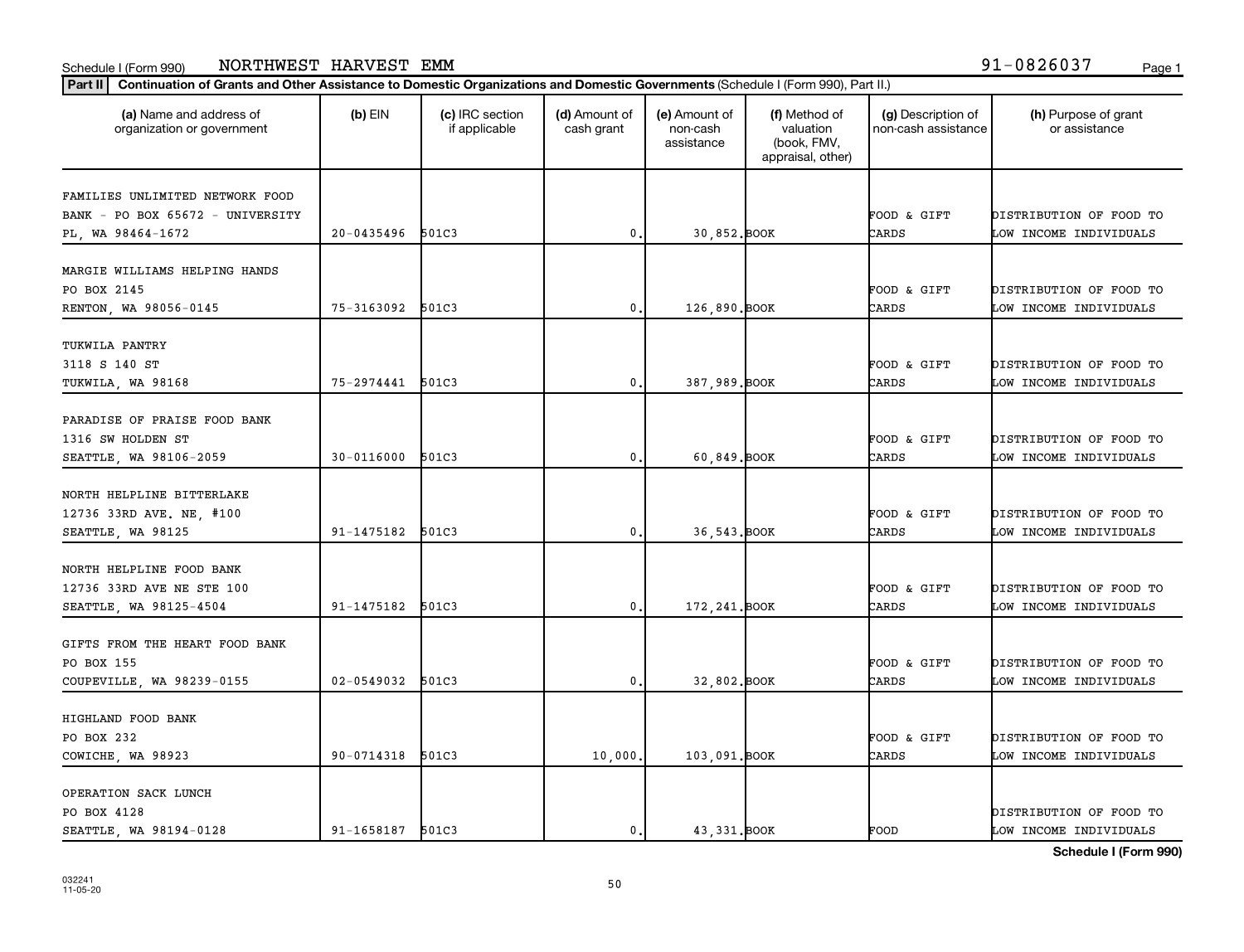Schedule I (Form 990) NORTHWEST HARVEST EMM 91-0826037

**Part II** **Continuation of Grants and Other Assistance to Domestic Organizations and Domestic Governments** (Schedule I (Form 990), Part II.)

| (a) Name and address of organization or government | (b) EIN | (c) IRC section if applicable | (d) Amount of cash grant | (e) Amount of non-cash assistance | (f) Method of valuation (book, FMV, appraisal, other) | (g) Description of non-cash assistance | (h) Purpose of grant or assistance |
|---|---|---|---|---|---|---|---|
| FAMILIES UNLIMITED NETWORK FOOD BANK - PO BOX 65672 - UNIVERSITY PL, WA 98464-1672 | 20-0435496 | 501C3 | 0. | 30,852. | BOOK | FOOD & GIFT CARDS | DISTRIBUTION OF FOOD TO LOW INCOME INDIVIDUALS |
| MARGIE WILLIAMS HELPING HANDS PO BOX 2145 RENTON, WA 98056-0145 | 75-3163092 | 501C3 | 0. | 126,890. | BOOK | FOOD & GIFT CARDS | DISTRIBUTION OF FOOD TO LOW INCOME INDIVIDUALS |
| TUKWILA PANTRY 3118 S 140 ST TUKWILA, WA 98168 | 75-2974441 | 501C3 | 0. | 387,989. | BOOK | FOOD & GIFT CARDS | DISTRIBUTION OF FOOD TO LOW INCOME INDIVIDUALS |
| PARADISE OF PRAISE FOOD BANK 1316 SW HOLDEN ST SEATTLE, WA 98106-2059 | 30-0116000 | 501C3 | 0. | 60,849. | BOOK | FOOD & GIFT CARDS | DISTRIBUTION OF FOOD TO LOW INCOME INDIVIDUALS |
| NORTH HELPLINE BITTERLAKE 12736 33RD AVE. NE, #100 SEATTLE, WA 98125 | 91-1475182 | 501C3 | 0. | 36,543. | BOOK | FOOD & GIFT CARDS | DISTRIBUTION OF FOOD TO LOW INCOME INDIVIDUALS |
| NORTH HELPLINE FOOD BANK 12736 33RD AVE NE STE 100 SEATTLE, WA 98125-4504 | 91-1475182 | 501C3 | 0. | 172,241. | BOOK | FOOD & GIFT CARDS | DISTRIBUTION OF FOOD TO LOW INCOME INDIVIDUALS |
| GIFTS FROM THE HEART FOOD BANK PO BOX 155 COUPEVILLE, WA 98239-0155 | 02-0549032 | 501C3 | 0. | 32,802. | BOOK | FOOD & GIFT CARDS | DISTRIBUTION OF FOOD TO LOW INCOME INDIVIDUALS |
| HIGHLAND FOOD BANK PO BOX 232 COWICHE, WA 98923 | 90-0714318 | 501C3 | 10,000. | 103,091. | BOOK | FOOD & GIFT CARDS | DISTRIBUTION OF FOOD TO LOW INCOME INDIVIDUALS |
| OPERATION SACK LUNCH PO BOX 4128 SEATTLE, WA 98194-0128 | 91-1658187 | 501C3 | 0. | 43,331. | BOOK | FOOD | DISTRIBUTION OF FOOD TO LOW INCOME INDIVIDUALS |

**Schedule I (Form 990)**

032241 11-05-20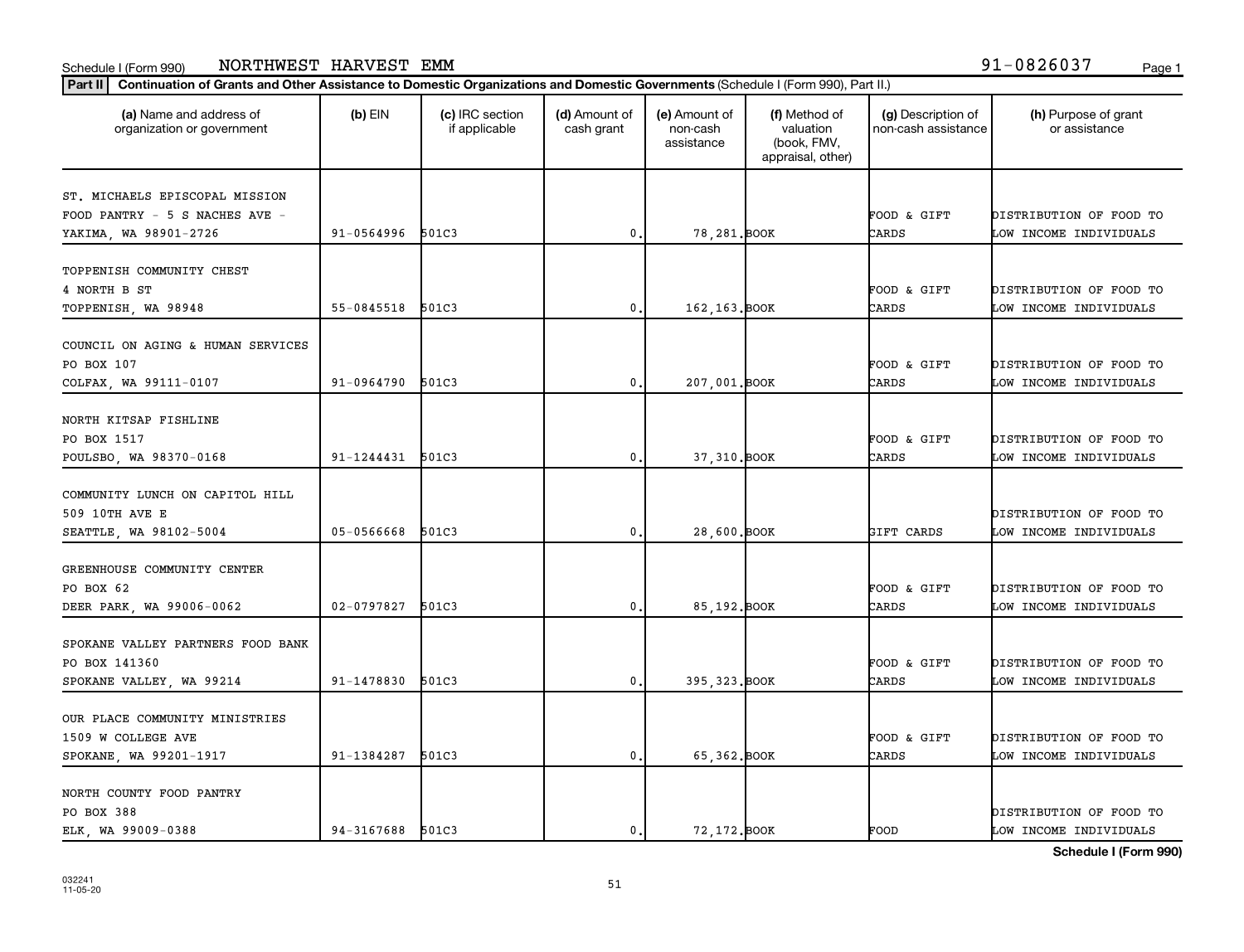Schedule I (Form 990) NORTHWEST HARVEST EMM 91-0826037

**Part II** **Continuation of Grants and Other Assistance to Domestic Organizations and Domestic Governments** (Schedule I (Form 990), Part II.)

| (a) Name and address of organization or government | (b) EIN | (c) IRC section if applicable | (d) Amount of cash grant | (e) Amount of non-cash assistance | (f) Method of valuation (book, FMV, appraisal, other) | (g) Description of non-cash assistance | (h) Purpose of grant or assistance |
|---|---|---|---|---|---|---|---|
| ST. MICHAELS EPISCOPAL MISSION FOOD PANTRY - 5 S NACHES AVE - YAKIMA, WA 98901-2726 | 91-0564996 | 501C3 | 0. | 78,281. | BOOK | FOOD & GIFT CARDS | DISTRIBUTION OF FOOD TO LOW INCOME INDIVIDUALS |
| TOPPENISH COMMUNITY CHEST 4 NORTH B ST TOPPENISH, WA 98948 | 55-0845518 | 501C3 | 0. | 162,163. | BOOK | FOOD & GIFT CARDS | DISTRIBUTION OF FOOD TO LOW INCOME INDIVIDUALS |
| COUNCIL ON AGING & HUMAN SERVICES PO BOX 107 COLFAX, WA 99111-0107 | 91-0964790 | 501C3 | 0. | 207,001. | BOOK | FOOD & GIFT CARDS | DISTRIBUTION OF FOOD TO LOW INCOME INDIVIDUALS |
| NORTH KITSAP FISHLINE PO BOX 1517 POULSBO, WA 98370-0168 | 91-1244431 | 501C3 | 0. | 37,310. | BOOK | FOOD & GIFT CARDS | DISTRIBUTION OF FOOD TO LOW INCOME INDIVIDUALS |
| COMMUNITY LUNCH ON CAPITOL HILL 509 10TH AVE E SEATTLE, WA 98102-5004 | 05-0566668 | 501C3 | 0. | 28,600. | BOOK | GIFT CARDS | DISTRIBUTION OF FOOD TO LOW INCOME INDIVIDUALS |
| GREENHOUSE COMMUNITY CENTER PO BOX 62 DEER PARK, WA 99006-0062 | 02-0797827 | 501C3 | 0. | 85,192. | BOOK | FOOD & GIFT CARDS | DISTRIBUTION OF FOOD TO LOW INCOME INDIVIDUALS |
| SPOKANE VALLEY PARTNERS FOOD BANK PO BOX 141360 SPOKANE VALLEY, WA 99214 | 91-1478830 | 501C3 | 0. | 395,323. | BOOK | FOOD & GIFT CARDS | DISTRIBUTION OF FOOD TO LOW INCOME INDIVIDUALS |
| OUR PLACE COMMUNITY MINISTRIES 1509 W COLLEGE AVE SPOKANE, WA 99201-1917 | 91-1384287 | 501C3 | 0. | 65,362. | BOOK | FOOD & GIFT CARDS | DISTRIBUTION OF FOOD TO LOW INCOME INDIVIDUALS |
| NORTH COUNTY FOOD PANTRY PO BOX 388 ELK, WA 99009-0388 | 94-3167688 | 501C3 | 0. | 72,172. | BOOK | FOOD | DISTRIBUTION OF FOOD TO LOW INCOME INDIVIDUALS |

**Schedule I (Form 990)**

032241 11-05-20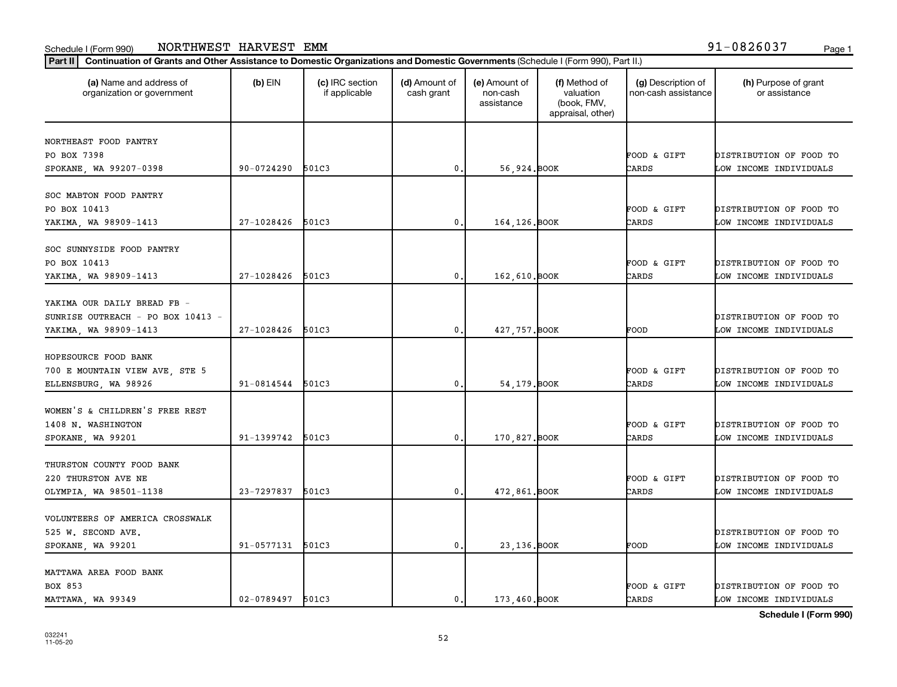Schedule I (Form 990) NORTHWEST HARVEST EMM 91-0826037

**Part II | Continuation of Grants and Other Assistance to Domestic Organizations and Domestic Governments** (Schedule I (Form 990), Part II.)

| (a) Name and address of organization or government | (b) EIN | (c) IRC section if applicable | (d) Amount of cash grant | (e) Amount of non-cash assistance | (f) Method of valuation (book, FMV, appraisal, other) | (g) Description of non-cash assistance | (h) Purpose of grant or assistance |
|---|---|---|---|---|---|---|---|
| NORTHEAST FOOD PANTRY<br>PO BOX 7398<br>SPOKANE, WA 99207-0398 | 90-0724290 | 501C3 | 0. | 56,924. | BOOK | FOOD & GIFT CARDS | DISTRIBUTION OF FOOD TO LOW INCOME INDIVIDUALS |
| SOC MABTON FOOD PANTRY<br>PO BOX 10413<br>YAKIMA, WA 98909-1413 | 27-1028426 | 501C3 | 0. | 164,126. | BOOK | FOOD & GIFT CARDS | DISTRIBUTION OF FOOD TO LOW INCOME INDIVIDUALS |
| SOC SUNNYSIDE FOOD PANTRY<br>PO BOX 10413<br>YAKIMA, WA 98909-1413 | 27-1028426 | 501C3 | 0. | 162,610. | BOOK | FOOD & GIFT CARDS | DISTRIBUTION OF FOOD TO LOW INCOME INDIVIDUALS |
| YAKIMA OUR DAILY BREAD FB -<br>SUNRISE OUTREACH - PO BOX 10413 -<br>YAKIMA, WA 98909-1413 | 27-1028426 | 501C3 | 0. | 427,757. | BOOK | FOOD | DISTRIBUTION OF FOOD TO LOW INCOME INDIVIDUALS |
| HOPESOURCE FOOD BANK<br>700 E MOUNTAIN VIEW AVE, STE 5<br>ELLENSBURG, WA 98926 | 91-0814544 | 501C3 | 0. | 54,179. | BOOK | FOOD & GIFT CARDS | DISTRIBUTION OF FOOD TO LOW INCOME INDIVIDUALS |
| WOMEN'S & CHILDREN'S FREE REST<br>1408 N. WASHINGTON<br>SPOKANE, WA 99201 | 91-1399742 | 501C3 | 0. | 170,827. | BOOK | FOOD & GIFT CARDS | DISTRIBUTION OF FOOD TO LOW INCOME INDIVIDUALS |
| THURSTON COUNTY FOOD BANK<br>220 THURSTON AVE NE<br>OLYMPIA, WA 98501-1138 | 23-7297837 | 501C3 | 0. | 472,861. | BOOK | FOOD & GIFT CARDS | DISTRIBUTION OF FOOD TO LOW INCOME INDIVIDUALS |
| VOLUNTEERS OF AMERICA CROSSWALK<br>525 W. SECOND AVE.<br>SPOKANE, WA 99201 | 91-0577131 | 501C3 | 0. | 23,136. | BOOK | FOOD | DISTRIBUTION OF FOOD TO LOW INCOME INDIVIDUALS |
| MATTAWA AREA FOOD BANK<br>BOX 853<br>MATTAWA, WA 99349 | 02-0789497 | 501C3 | 0. | 173,460. | BOOK | FOOD & GIFT CARDS | DISTRIBUTION OF FOOD TO LOW INCOME INDIVIDUALS |

**Schedule I (Form 990)**

032241
11-05-20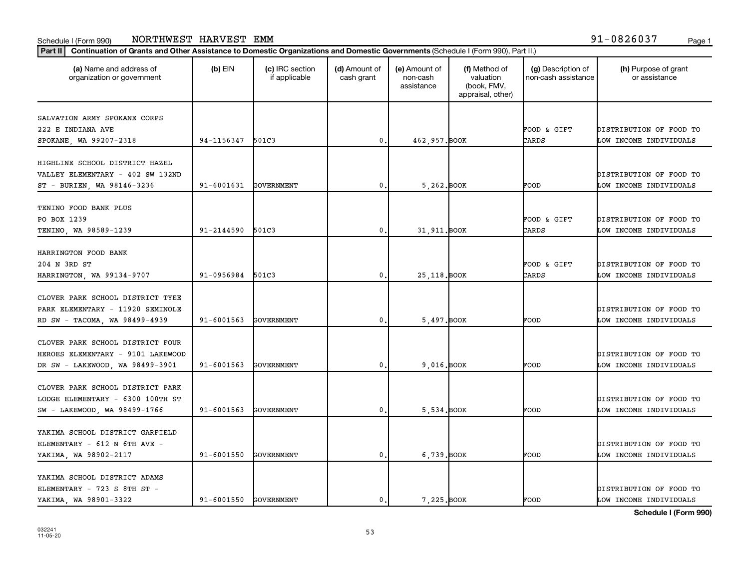Schedule I (Form 990) NORTHWEST HARVEST EMM 91-0826037

**Part II** **Continuation of Grants and Other Assistance to Domestic Organizations and Domestic Governments** (Schedule I (Form 990), Part II.)

| (a) Name and address of organization or government | (b) EIN | (c) IRC section if applicable | (d) Amount of cash grant | (e) Amount of non-cash assistance | (f) Method of valuation (book, FMV, appraisal, other) | (g) Description of non-cash assistance | (h) Purpose of grant or assistance |
|---|---|---|---|---|---|---|---|
| SALVATION ARMY SPOKANE CORPS 222 E INDIANA AVE SPOKANE, WA 99207-2318 | 94-1156347 | 501C3 | 0. | 462,957. | BOOK | FOOD & GIFT CARDS | DISTRIBUTION OF FOOD TO LOW INCOME INDIVIDUALS |
| HIGHLINE SCHOOL DISTRICT HAZEL VALLEY ELEMENTARY - 402 SW 132ND ST - BURIEN, WA 98146-3236 | 91-6001631 | GOVERNMENT | 0. | 5,262. | BOOK | FOOD | DISTRIBUTION OF FOOD TO LOW INCOME INDIVIDUALS |
| TENINO FOOD BANK PLUS PO BOX 1239 TENINO, WA 98589-1239 | 91-2144590 | 501C3 | 0. | 31,911. | BOOK | FOOD & GIFT CARDS | DISTRIBUTION OF FOOD TO LOW INCOME INDIVIDUALS |
| HARRINGTON FOOD BANK 204 N 3RD ST HARRINGTON, WA 99134-9707 | 91-0956984 | 501C3 | 0. | 25,118. | BOOK | FOOD & GIFT CARDS | DISTRIBUTION OF FOOD TO LOW INCOME INDIVIDUALS |
| CLOVER PARK SCHOOL DISTRICT TYEE PARK ELEMENTARY - 11920 SEMINOLE RD SW - TACOMA, WA 98499-4939 | 91-6001563 | GOVERNMENT | 0. | 5,497. | BOOK | FOOD | DISTRIBUTION OF FOOD TO LOW INCOME INDIVIDUALS |
| CLOVER PARK SCHOOL DISTRICT FOUR HEROES ELEMENTARY - 9101 LAKEWOOD DR SW - LAKEWOOD, WA 98499-3901 | 91-6001563 | GOVERNMENT | 0. | 9,016. | BOOK | FOOD | DISTRIBUTION OF FOOD TO LOW INCOME INDIVIDUALS |
| CLOVER PARK SCHOOL DISTRICT PARK LODGE ELEMENTARY - 6300 100TH ST SW - LAKEWOOD, WA 98499-1766 | 91-6001563 | GOVERNMENT | 0. | 5,534. | BOOK | FOOD | DISTRIBUTION OF FOOD TO LOW INCOME INDIVIDUALS |
| YAKIMA SCHOOL DISTRICT GARFIELD ELEMENTARY - 612 N 6TH AVE - YAKIMA, WA 98902-2117 | 91-6001550 | GOVERNMENT | 0. | 6,739. | BOOK | FOOD | DISTRIBUTION OF FOOD TO LOW INCOME INDIVIDUALS |
| YAKIMA SCHOOL DISTRICT ADAMS ELEMENTARY - 723 S 8TH ST - YAKIMA, WA 98901-3322 | 91-6001550 | GOVERNMENT | 0. | 7,225. | BOOK | FOOD | DISTRIBUTION OF FOOD TO LOW INCOME INDIVIDUALS |

**Schedule I (Form 990)**

032241 11-05-20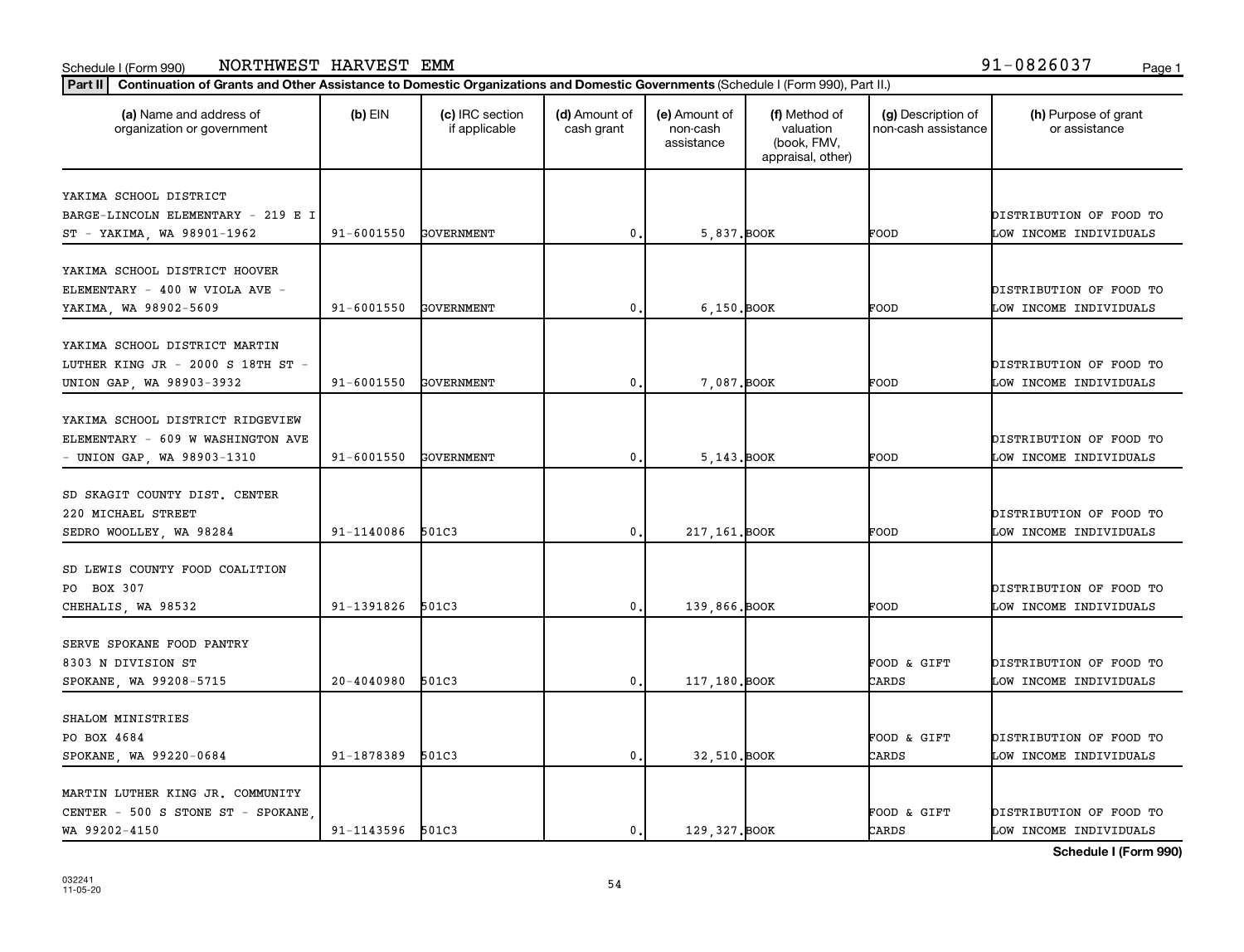Schedule I (Form 990) NORTHWEST HARVEST EMM 91-0826037

**Part II** Continuation of Grants and Other Assistance to Domestic Organizations and Domestic Governments (Schedule I (Form 990), Part II.)

| (a) Name and address of organization or government | (b) EIN | (c) IRC section if applicable | (d) Amount of cash grant | (e) Amount of non-cash assistance | (f) Method of valuation (book, FMV, appraisal, other) | (g) Description of non-cash assistance | (h) Purpose of grant or assistance |
|---|---|---|---|---|---|---|---|
| YAKIMA SCHOOL DISTRICT BARGE-LINCOLN ELEMENTARY - 219 E I ST - YAKIMA, WA 98901-1962 | 91-6001550 | GOVERNMENT | 0. | 5,837. | BOOK | FOOD | DISTRIBUTION OF FOOD TO LOW INCOME INDIVIDUALS |
| YAKIMA SCHOOL DISTRICT HOOVER ELEMENTARY - 400 W VIOLA AVE - YAKIMA, WA 98902-5609 | 91-6001550 | GOVERNMENT | 0. | 6,150. | BOOK | FOOD | DISTRIBUTION OF FOOD TO LOW INCOME INDIVIDUALS |
| YAKIMA SCHOOL DISTRICT MARTIN LUTHER KING JR - 2000 S 18TH ST - UNION GAP, WA 98903-3932 | 91-6001550 | GOVERNMENT | 0. | 7,087. | BOOK | FOOD | DISTRIBUTION OF FOOD TO LOW INCOME INDIVIDUALS |
| YAKIMA SCHOOL DISTRICT RIDGEVIEW ELEMENTARY - 609 W WASHINGTON AVE - UNION GAP, WA 98903-1310 | 91-6001550 | GOVERNMENT | 0. | 5,143. | BOOK | FOOD | DISTRIBUTION OF FOOD TO LOW INCOME INDIVIDUALS |
| SD SKAGIT COUNTY DIST. CENTER 220 MICHAEL STREET SEDRO WOOLLEY, WA 98284 | 91-1140086 | 501C3 | 0. | 217,161. | BOOK | FOOD | DISTRIBUTION OF FOOD TO LOW INCOME INDIVIDUALS |
| SD LEWIS COUNTY FOOD COALITION PO BOX 307 CHEHALIS, WA 98532 | 91-1391826 | 501C3 | 0. | 139,866. | BOOK | FOOD | DISTRIBUTION OF FOOD TO LOW INCOME INDIVIDUALS |
| SERVE SPOKANE FOOD PANTRY 8303 N DIVISION ST SPOKANE, WA 99208-5715 | 20-4040980 | 501C3 | 0. | 117,180. | BOOK | FOOD & GIFT CARDS | DISTRIBUTION OF FOOD TO LOW INCOME INDIVIDUALS |
| SHALOM MINISTRIES PO BOX 4684 SPOKANE, WA 99220-0684 | 91-1878389 | 501C3 | 0. | 32,510. | BOOK | FOOD & GIFT CARDS | DISTRIBUTION OF FOOD TO LOW INCOME INDIVIDUALS |
| MARTIN LUTHER KING JR. COMMUNITY CENTER - 500 S STONE ST - SPOKANE, WA 99202-4150 | 91-1143596 | 501C3 | 0. | 129,327. | BOOK | FOOD & GIFT CARDS | DISTRIBUTION OF FOOD TO LOW INCOME INDIVIDUALS |

**Schedule I (Form 990)**

032241 11-05-20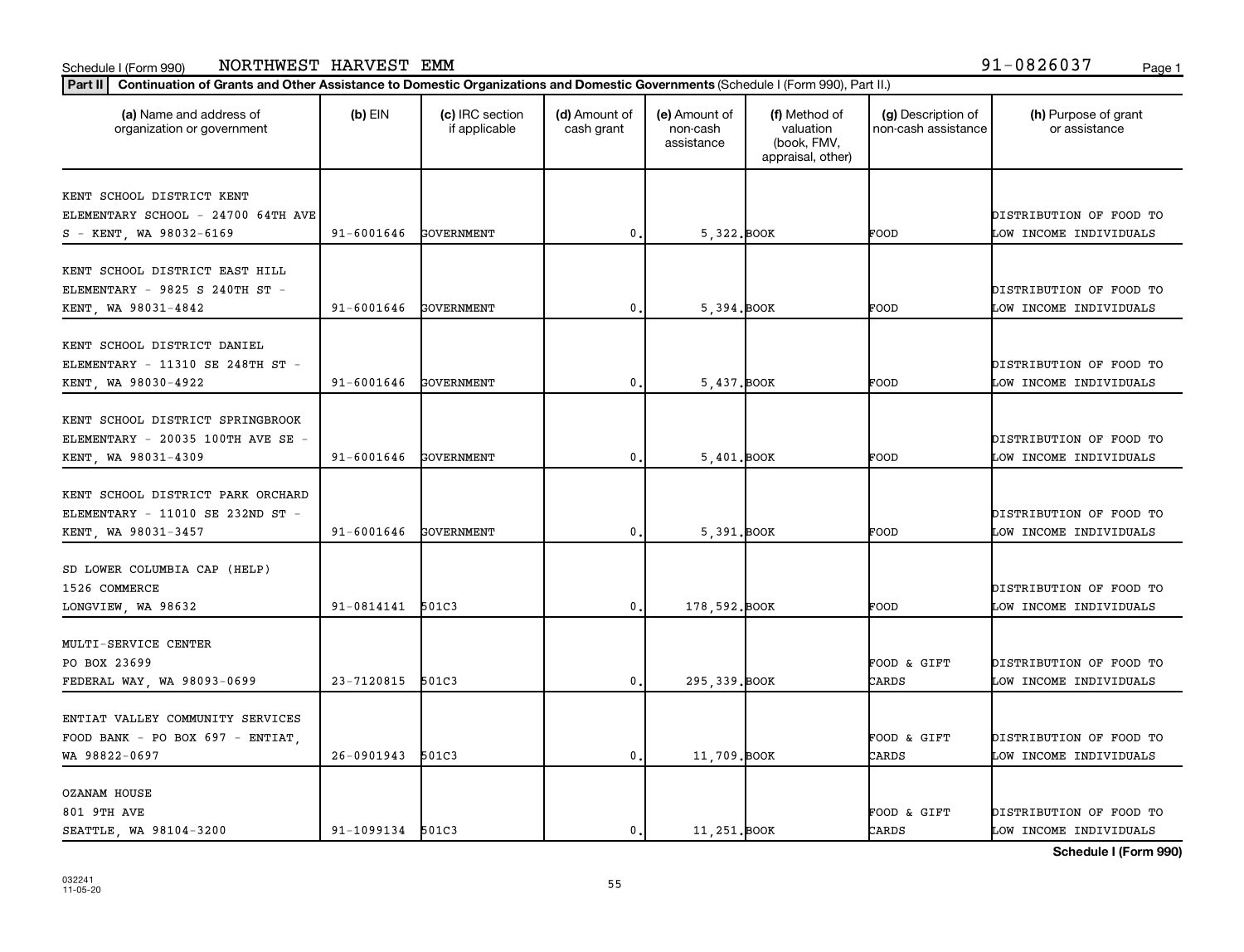Schedule I (Form 990) NORTHWEST HARVEST EMM 91-0826037

**Part II** **Continuation of Grants and Other Assistance to Domestic Organizations and Domestic Governments** (Schedule I (Form 990), Part II.)

| (a) Name and address of organization or government | (b) EIN | (c) IRC section if applicable | (d) Amount of cash grant | (e) Amount of non-cash assistance | (f) Method of valuation (book, FMV, appraisal, other) | (g) Description of non-cash assistance | (h) Purpose of grant or assistance |
|---|---|---|---|---|---|---|---|
| KENT SCHOOL DISTRICT KENT ELEMENTARY SCHOOL - 24700 64TH AVE S - KENT, WA 98032-6169 | 91-6001646 | GOVERNMENT | 0. | 5,322. | BOOK | FOOD | DISTRIBUTION OF FOOD TO LOW INCOME INDIVIDUALS |
| KENT SCHOOL DISTRICT EAST HILL ELEMENTARY - 9825 S 240TH ST - KENT, WA 98031-4842 | 91-6001646 | GOVERNMENT | 0. | 5,394. | BOOK | FOOD | DISTRIBUTION OF FOOD TO LOW INCOME INDIVIDUALS |
| KENT SCHOOL DISTRICT DANIEL ELEMENTARY - 11310 SE 248TH ST - KENT, WA 98030-4922 | 91-6001646 | GOVERNMENT | 0. | 5,437. | BOOK | FOOD | DISTRIBUTION OF FOOD TO LOW INCOME INDIVIDUALS |
| KENT SCHOOL DISTRICT SPRINGBROOK ELEMENTARY - 20035 100TH AVE SE - KENT, WA 98031-4309 | 91-6001646 | GOVERNMENT | 0. | 5,401. | BOOK | FOOD | DISTRIBUTION OF FOOD TO LOW INCOME INDIVIDUALS |
| KENT SCHOOL DISTRICT PARK ORCHARD ELEMENTARY - 11010 SE 232ND ST - KENT, WA 98031-3457 | 91-6001646 | GOVERNMENT | 0. | 5,391. | BOOK | FOOD | DISTRIBUTION OF FOOD TO LOW INCOME INDIVIDUALS |
| SD LOWER COLUMBIA CAP (HELP) 1526 COMMERCE LONGVIEW, WA 98632 | 91-0814141 | 501C3 | 0. | 178,592. | BOOK | FOOD | DISTRIBUTION OF FOOD TO LOW INCOME INDIVIDUALS |
| MULTI-SERVICE CENTER PO BOX 23699 FEDERAL WAY, WA 98093-0699 | 23-7120815 | 501C3 | 0. | 295,339. | BOOK | FOOD & GIFT CARDS | DISTRIBUTION OF FOOD TO LOW INCOME INDIVIDUALS |
| ENTIAT VALLEY COMMUNITY SERVICES FOOD BANK - PO BOX 697 - ENTIAT, WA 98822-0697 | 26-0901943 | 501C3 | 0. | 11,709. | BOOK | FOOD & GIFT CARDS | DISTRIBUTION OF FOOD TO LOW INCOME INDIVIDUALS |
| OZANAM HOUSE 801 9TH AVE SEATTLE, WA 98104-3200 | 91-1099134 | 501C3 | 0. | 11,251. | BOOK | FOOD & GIFT CARDS | DISTRIBUTION OF FOOD TO LOW INCOME INDIVIDUALS |

**Schedule I (Form 990)**

032241 11-05-20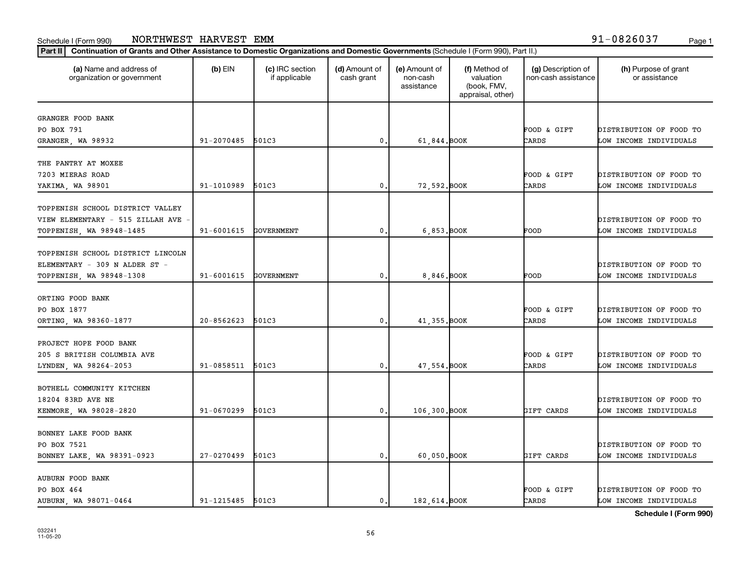Schedule I (Form 990) NORTHWEST HARVEST EMM 91-0826037

**Part II** **Continuation of Grants and Other Assistance to Domestic Organizations and Domestic Governments** (Schedule I (Form 990), Part II.)

| (a) Name and address of organization or government | (b) EIN | (c) IRC section if applicable | (d) Amount of cash grant | (e) Amount of non-cash assistance | (f) Method of valuation (book, FMV, appraisal, other) | (g) Description of non-cash assistance | (h) Purpose of grant or assistance |
|---|---|---|---|---|---|---|---|
| GRANGER FOOD BANK<br>PO BOX 791<br>GRANGER, WA 98932 | 91-2070485 | 501C3 | 0. | 61,844. | BOOK | FOOD & GIFT CARDS | DISTRIBUTION OF FOOD TO LOW INCOME INDIVIDUALS |
| THE PANTRY AT MOXEE<br>7203 MIERAS ROAD<br>YAKIMA, WA 98901 | 91-1010989 | 501C3 | 0. | 72,592. | BOOK | FOOD & GIFT CARDS | DISTRIBUTION OF FOOD TO LOW INCOME INDIVIDUALS |
| TOPPENISH SCHOOL DISTRICT VALLEY VIEW ELEMENTARY - 515 ZILLAH AVE -<br>TOPPENISH, WA 98948-1485 | 91-6001615 | GOVERNMENT | 0. | 6,853. | BOOK | FOOD | DISTRIBUTION OF FOOD TO LOW INCOME INDIVIDUALS |
| TOPPENISH SCHOOL DISTRICT LINCOLN ELEMENTARY - 309 N ALDER ST -<br>TOPPENISH, WA 98948-1308 | 91-6001615 | GOVERNMENT | 0. | 8,846. | BOOK | FOOD | DISTRIBUTION OF FOOD TO LOW INCOME INDIVIDUALS |
| ORTING FOOD BANK<br>PO BOX 1877<br>ORTING, WA 98360-1877 | 20-8562623 | 501C3 | 0. | 41,355. | BOOK | FOOD & GIFT CARDS | DISTRIBUTION OF FOOD TO LOW INCOME INDIVIDUALS |
| PROJECT HOPE FOOD BANK<br>205 S BRITISH COLUMBIA AVE<br>LYNDEN, WA 98264-2053 | 91-0858511 | 501C3 | 0. | 47,554. | BOOK | FOOD & GIFT CARDS | DISTRIBUTION OF FOOD TO LOW INCOME INDIVIDUALS |
| BOTHELL COMMUNITY KITCHEN<br>18204 83RD AVE NE<br>KENMORE, WA 98028-2820 | 91-0670299 | 501C3 | 0. | 106,300. | BOOK | GIFT CARDS | DISTRIBUTION OF FOOD TO LOW INCOME INDIVIDUALS |
| BONNEY LAKE FOOD BANK<br>PO BOX 7521<br>BONNEY LAKE, WA 98391-0923 | 27-0270499 | 501C3 | 0. | 60,050. | BOOK | GIFT CARDS | DISTRIBUTION OF FOOD TO LOW INCOME INDIVIDUALS |
| AUBURN FOOD BANK<br>PO BOX 464<br>AUBURN, WA 98071-0464 | 91-1215485 | 501C3 | 0. | 182,614. | BOOK | FOOD & GIFT CARDS | DISTRIBUTION OF FOOD TO LOW INCOME INDIVIDUALS |

**Schedule I (Form 990)**

032241
11-05-20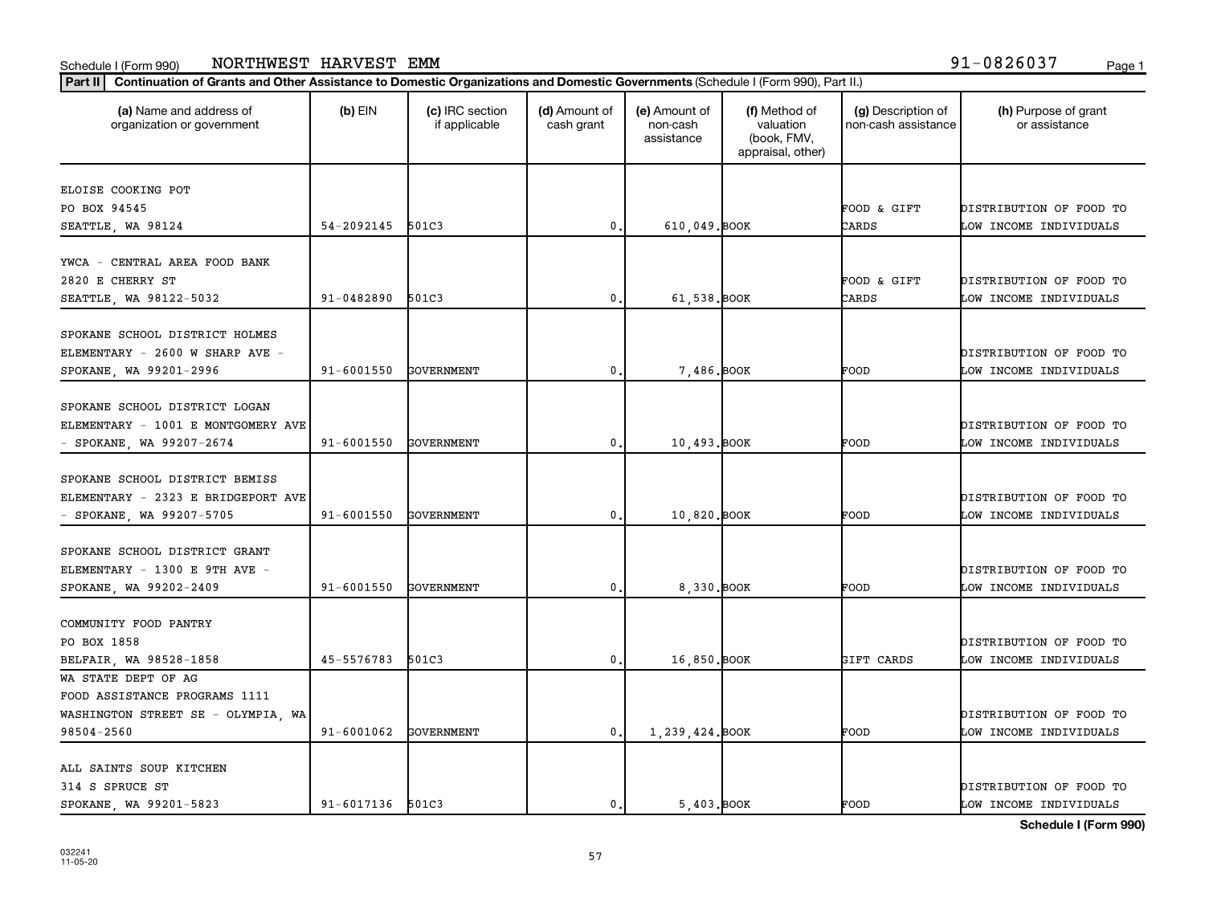Schedule I (Form 990) NORTHWEST HARVEST EMM 91-0826037

**Part II** **Continuation of Grants and Other Assistance to Domestic Organizations and Domestic Governments** (Schedule I (Form 990), Part II.)

| (a) Name and address of organization or government | (b) EIN | (c) IRC section if applicable | (d) Amount of cash grant | (e) Amount of non-cash assistance | (f) Method of valuation (book, FMV, appraisal, other) | (g) Description of non-cash assistance | (h) Purpose of grant or assistance |
|---|---|---|---|---|---|---|---|
| ELOISE COOKING POT PO BOX 94545 SEATTLE, WA 98124 | 54-2092145 | 501C3 | 0. | 610,049. | BOOK | FOOD & GIFT CARDS | DISTRIBUTION OF FOOD TO LOW INCOME INDIVIDUALS |
| YWCA - CENTRAL AREA FOOD BANK 2820 E CHERRY ST SEATTLE, WA 98122-5032 | 91-0482890 | 501C3 | 0. | 61,538. | BOOK | FOOD & GIFT CARDS | DISTRIBUTION OF FOOD TO LOW INCOME INDIVIDUALS |
| SPOKANE SCHOOL DISTRICT HOLMES ELEMENTARY - 2600 W SHARP AVE - SPOKANE, WA 99201-2996 | 91-6001550 | GOVERNMENT | 0. | 7,486. | BOOK | FOOD | DISTRIBUTION OF FOOD TO LOW INCOME INDIVIDUALS |
| SPOKANE SCHOOL DISTRICT LOGAN ELEMENTARY - 1001 E MONTGOMERY AVE - SPOKANE, WA 99207-2674 | 91-6001550 | GOVERNMENT | 0. | 10,493. | BOOK | FOOD | DISTRIBUTION OF FOOD TO LOW INCOME INDIVIDUALS |
| SPOKANE SCHOOL DISTRICT BEMISS ELEMENTARY - 2323 E BRIDGEPORT AVE - SPOKANE, WA 99207-5705 | 91-6001550 | GOVERNMENT | 0. | 10,820. | BOOK | FOOD | DISTRIBUTION OF FOOD TO LOW INCOME INDIVIDUALS |
| SPOKANE SCHOOL DISTRICT GRANT ELEMENTARY - 1300 E 9TH AVE - SPOKANE, WA 99202-2409 | 91-6001550 | GOVERNMENT | 0. | 8,330. | BOOK | FOOD | DISTRIBUTION OF FOOD TO LOW INCOME INDIVIDUALS |
| COMMUNITY FOOD PANTRY PO BOX 1858 BELFAIR, WA 98528-1858 | 45-5576783 | 501C3 | 0. | 16,850. | BOOK | GIFT CARDS | DISTRIBUTION OF FOOD TO LOW INCOME INDIVIDUALS |
| WA STATE DEPT OF AG FOOD ASSISTANCE PROGRAMS 1111 WASHINGTON STREET SE - OLYMPIA, WA 98504-2560 | 91-6001062 | GOVERNMENT | 0. | 1,239,424. | BOOK | FOOD | DISTRIBUTION OF FOOD TO LOW INCOME INDIVIDUALS |
| ALL SAINTS SOUP KITCHEN 314 S SPRUCE ST SPOKANE, WA 99201-5823 | 91-6017136 | 501C3 | 0. | 5,403. | BOOK | FOOD | DISTRIBUTION OF FOOD TO LOW INCOME INDIVIDUALS |

**Schedule I (Form 990)**

032241
11-05-20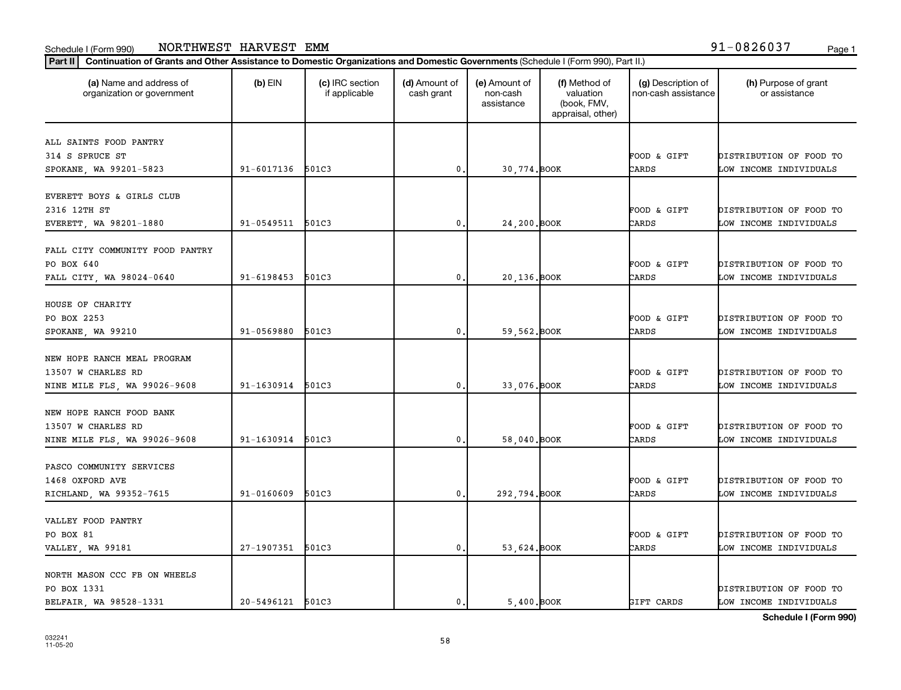Schedule I (Form 990) NORTHWEST HARVEST EMM 91-0826037

**Part II** Continuation of Grants and Other Assistance to Domestic Organizations and Domestic Governments (Schedule I (Form 990), Part II.)

| (a) Name and address of organization or government | (b) EIN | (c) IRC section if applicable | (d) Amount of cash grant | (e) Amount of non-cash assistance | (f) Method of valuation (book, FMV, appraisal, other) | (g) Description of non-cash assistance | (h) Purpose of grant or assistance |
|---|---|---|---|---|---|---|---|
| ALL SAINTS FOOD PANTRY<br>314 S SPRUCE ST<br>SPOKANE, WA 99201-5823 | 91-6017136 | 501C3 | 0. | 30,774. | BOOK | FOOD & GIFT CARDS | DISTRIBUTION OF FOOD TO LOW INCOME INDIVIDUALS |
| EVERETT BOYS & GIRLS CLUB<br>2316 12TH ST<br>EVERETT, WA 98201-1880 | 91-0549511 | 501C3 | 0. | 24,200. | BOOK | FOOD & GIFT CARDS | DISTRIBUTION OF FOOD TO LOW INCOME INDIVIDUALS |
| FALL CITY COMMUNITY FOOD PANTRY<br>PO BOX 640<br>FALL CITY, WA 98024-0640 | 91-6198453 | 501C3 | 0. | 20,136. | BOOK | FOOD & GIFT CARDS | DISTRIBUTION OF FOOD TO LOW INCOME INDIVIDUALS |
| HOUSE OF CHARITY<br>PO BOX 2253<br>SPOKANE, WA 99210 | 91-0569880 | 501C3 | 0. | 59,562. | BOOK | FOOD & GIFT CARDS | DISTRIBUTION OF FOOD TO LOW INCOME INDIVIDUALS |
| NEW HOPE RANCH MEAL PROGRAM<br>13507 W CHARLES RD<br>NINE MILE FLS, WA 99026-9608 | 91-1630914 | 501C3 | 0. | 33,076. | BOOK | FOOD & GIFT CARDS | DISTRIBUTION OF FOOD TO LOW INCOME INDIVIDUALS |
| NEW HOPE RANCH FOOD BANK<br>13507 W CHARLES RD<br>NINE MILE FLS, WA 99026-9608 | 91-1630914 | 501C3 | 0. | 58,040. | BOOK | FOOD & GIFT CARDS | DISTRIBUTION OF FOOD TO LOW INCOME INDIVIDUALS |
| PASCO COMMUNITY SERVICES<br>1468 OXFORD AVE<br>RICHLAND, WA 99352-7615 | 91-0160609 | 501C3 | 0. | 292,794. | BOOK | FOOD & GIFT CARDS | DISTRIBUTION OF FOOD TO LOW INCOME INDIVIDUALS |
| VALLEY FOOD PANTRY<br>PO BOX 81<br>VALLEY, WA 99181 | 27-1907351 | 501C3 | 0. | 53,624. | BOOK | FOOD & GIFT CARDS | DISTRIBUTION OF FOOD TO LOW INCOME INDIVIDUALS |
| NORTH MASON CCC FB ON WHEELS<br>PO BOX 1331<br>BELFAIR, WA 98528-1331 | 20-5496121 | 501C3 | 0. | 5,400. | BOOK | GIFT CARDS | DISTRIBUTION OF FOOD TO LOW INCOME INDIVIDUALS |

**Schedule I (Form 990)**

032241 11-05-20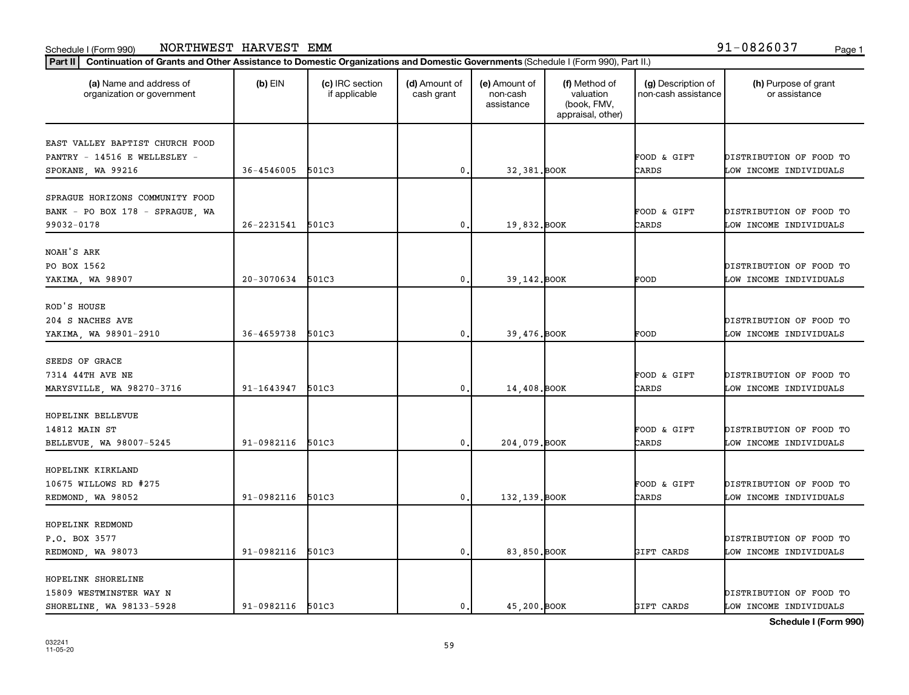Schedule I (Form 990) NORTHWEST HARVEST EMM 91-0826037

**Part II Continuation of Grants and Other Assistance to Domestic Organizations and Domestic Governments** (Schedule I (Form 990), Part II.)

| (a) Name and address of organization or government | (b) EIN | (c) IRC section if applicable | (d) Amount of cash grant | (e) Amount of non-cash assistance | (f) Method of valuation (book, FMV, appraisal, other) | (g) Description of non-cash assistance | (h) Purpose of grant or assistance |
|---|---|---|---|---|---|---|---|
| EAST VALLEY BAPTIST CHURCH FOOD PANTRY - 14516 E WELLESLEY - SPOKANE, WA 99216 | 36-4546005 | 501C3 | 0. | 32,381. | BOOK | FOOD & GIFT CARDS | DISTRIBUTION OF FOOD TO LOW INCOME INDIVIDUALS |
| SPRAGUE HORIZONS COMMUNITY FOOD BANK - PO BOX 178 - SPRAGUE, WA 99032-0178 | 26-2231541 | 501C3 | 0. | 19,832. | BOOK | FOOD & GIFT CARDS | DISTRIBUTION OF FOOD TO LOW INCOME INDIVIDUALS |
| NOAH'S ARK PO BOX 1562 YAKIMA, WA 98907 | 20-3070634 | 501C3 | 0. | 39,142. | BOOK | FOOD | DISTRIBUTION OF FOOD TO LOW INCOME INDIVIDUALS |
| ROD'S HOUSE 204 S NACHES AVE YAKIMA, WA 98901-2910 | 36-4659738 | 501C3 | 0. | 39,476. | BOOK | FOOD | DISTRIBUTION OF FOOD TO LOW INCOME INDIVIDUALS |
| SEEDS OF GRACE 7314 44TH AVE NE MARYSVILLE, WA 98270-3716 | 91-1643947 | 501C3 | 0. | 14,408. | BOOK | FOOD & GIFT CARDS | DISTRIBUTION OF FOOD TO LOW INCOME INDIVIDUALS |
| HOPELINK BELLEVUE 14812 MAIN ST BELLEVUE, WA 98007-5245 | 91-0982116 | 501C3 | 0. | 204,079. | BOOK | FOOD & GIFT CARDS | DISTRIBUTION OF FOOD TO LOW INCOME INDIVIDUALS |
| HOPELINK KIRKLAND 10675 WILLOWS RD #275 REDMOND, WA 98052 | 91-0982116 | 501C3 | 0. | 132,139. | BOOK | FOOD & GIFT CARDS | DISTRIBUTION OF FOOD TO LOW INCOME INDIVIDUALS |
| HOPELINK REDMOND P.O. BOX 3577 REDMOND, WA 98073 | 91-0982116 | 501C3 | 0. | 83,850. | BOOK | GIFT CARDS | DISTRIBUTION OF FOOD TO LOW INCOME INDIVIDUALS |
| HOPELINK SHORELINE 15809 WESTMINSTER WAY N SHORELINE, WA 98133-5928 | 91-0982116 | 501C3 | 0. | 45,200. | BOOK | GIFT CARDS | DISTRIBUTION OF FOOD TO LOW INCOME INDIVIDUALS |

**Schedule I (Form 990)**

032241 11-05-20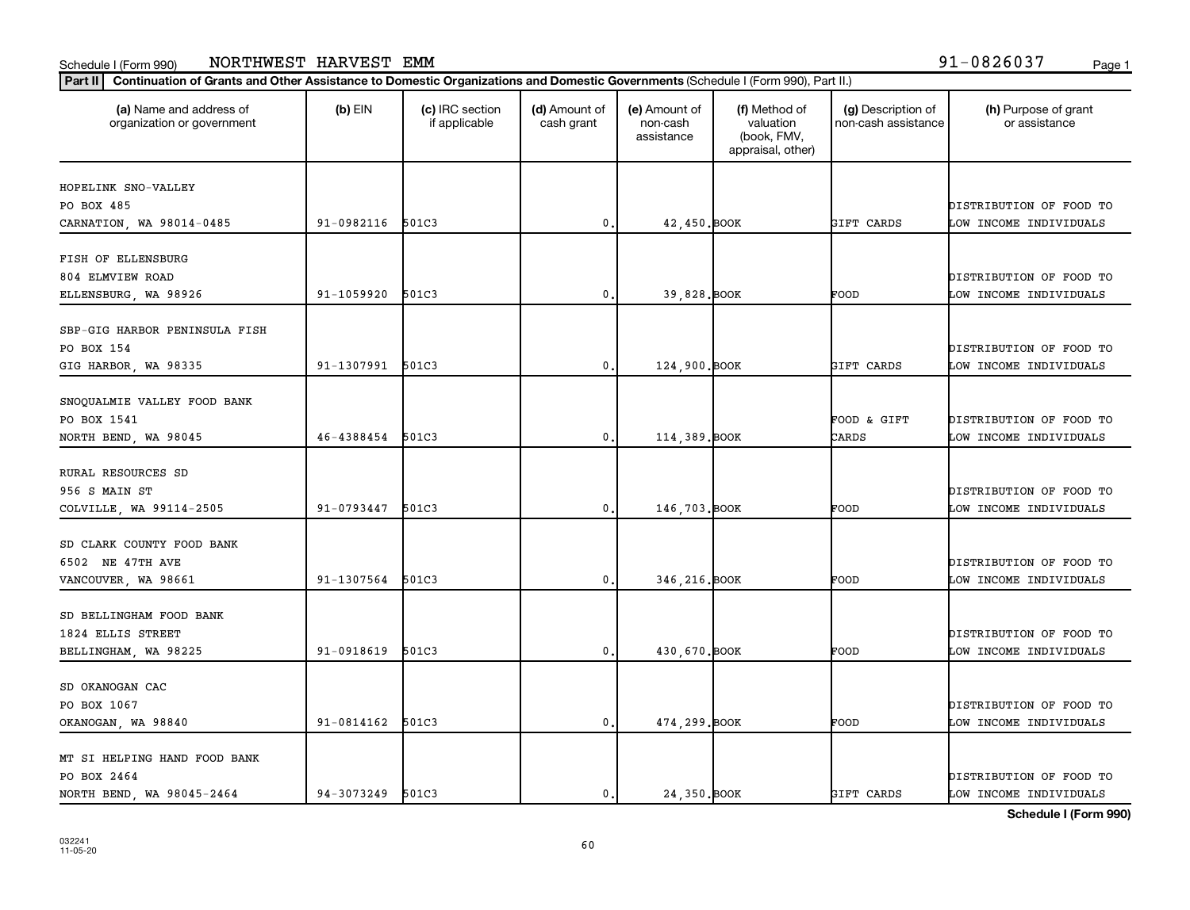Schedule I (Form 990) NORTHWEST HARVEST EMM 91-0826037

**Part II** **Continuation of Grants and Other Assistance to Domestic Organizations and Domestic Governments** (Schedule I (Form 990), Part II.)

| (a) Name and address of organization or government | (b) EIN | (c) IRC section if applicable | (d) Amount of cash grant | (e) Amount of non-cash assistance | (f) Method of valuation (book, FMV, appraisal, other) | (g) Description of non-cash assistance | (h) Purpose of grant or assistance |
|---|---|---|---|---|---|---|---|
| HOPELINK SNO-VALLEY<br>PO BOX 485<br>CARNATION, WA 98014-0485 | 91-0982116 | 501C3 | 0. | 42,450. | BOOK | GIFT CARDS | DISTRIBUTION OF FOOD TO LOW INCOME INDIVIDUALS |
| FISH OF ELLENSBURG<br>804 ELMVIEW ROAD<br>ELLENSBURG, WA 98926 | 91-1059920 | 501C3 | 0. | 39,828. | BOOK | FOOD | DISTRIBUTION OF FOOD TO LOW INCOME INDIVIDUALS |
| SBP-GIG HARBOR PENINSULA FISH<br>PO BOX 154<br>GIG HARBOR, WA 98335 | 91-1307991 | 501C3 | 0. | 124,900. | BOOK | GIFT CARDS | DISTRIBUTION OF FOOD TO LOW INCOME INDIVIDUALS |
| SNOQUALMIE VALLEY FOOD BANK<br>PO BOX 1541<br>NORTH BEND, WA 98045 | 46-4388454 | 501C3 | 0. | 114,389. | BOOK | FOOD & GIFT CARDS | DISTRIBUTION OF FOOD TO LOW INCOME INDIVIDUALS |
| RURAL RESOURCES SD<br>956 S MAIN ST<br>COLVILLE, WA 99114-2505 | 91-0793447 | 501C3 | 0. | 146,703. | BOOK | FOOD | DISTRIBUTION OF FOOD TO LOW INCOME INDIVIDUALS |
| SD CLARK COUNTY FOOD BANK<br>6502 NE 47TH AVE<br>VANCOUVER, WA 98661 | 91-1307564 | 501C3 | 0. | 346,216. | BOOK | FOOD | DISTRIBUTION OF FOOD TO LOW INCOME INDIVIDUALS |
| SD BELLINGHAM FOOD BANK<br>1824 ELLIS STREET<br>BELLINGHAM, WA 98225 | 91-0918619 | 501C3 | 0. | 430,670. | BOOK | FOOD | DISTRIBUTION OF FOOD TO LOW INCOME INDIVIDUALS |
| SD OKANOGAN CAC<br>PO BOX 1067<br>OKANOGAN, WA 98840 | 91-0814162 | 501C3 | 0. | 474,299. | BOOK | FOOD | DISTRIBUTION OF FOOD TO LOW INCOME INDIVIDUALS |
| MT SI HELPING HAND FOOD BANK<br>PO BOX 2464<br>NORTH BEND, WA 98045-2464 | 94-3073249 | 501C3 | 0. | 24,350. | BOOK | GIFT CARDS | DISTRIBUTION OF FOOD TO LOW INCOME INDIVIDUALS |

**Schedule I (Form 990)**

032241
11-05-20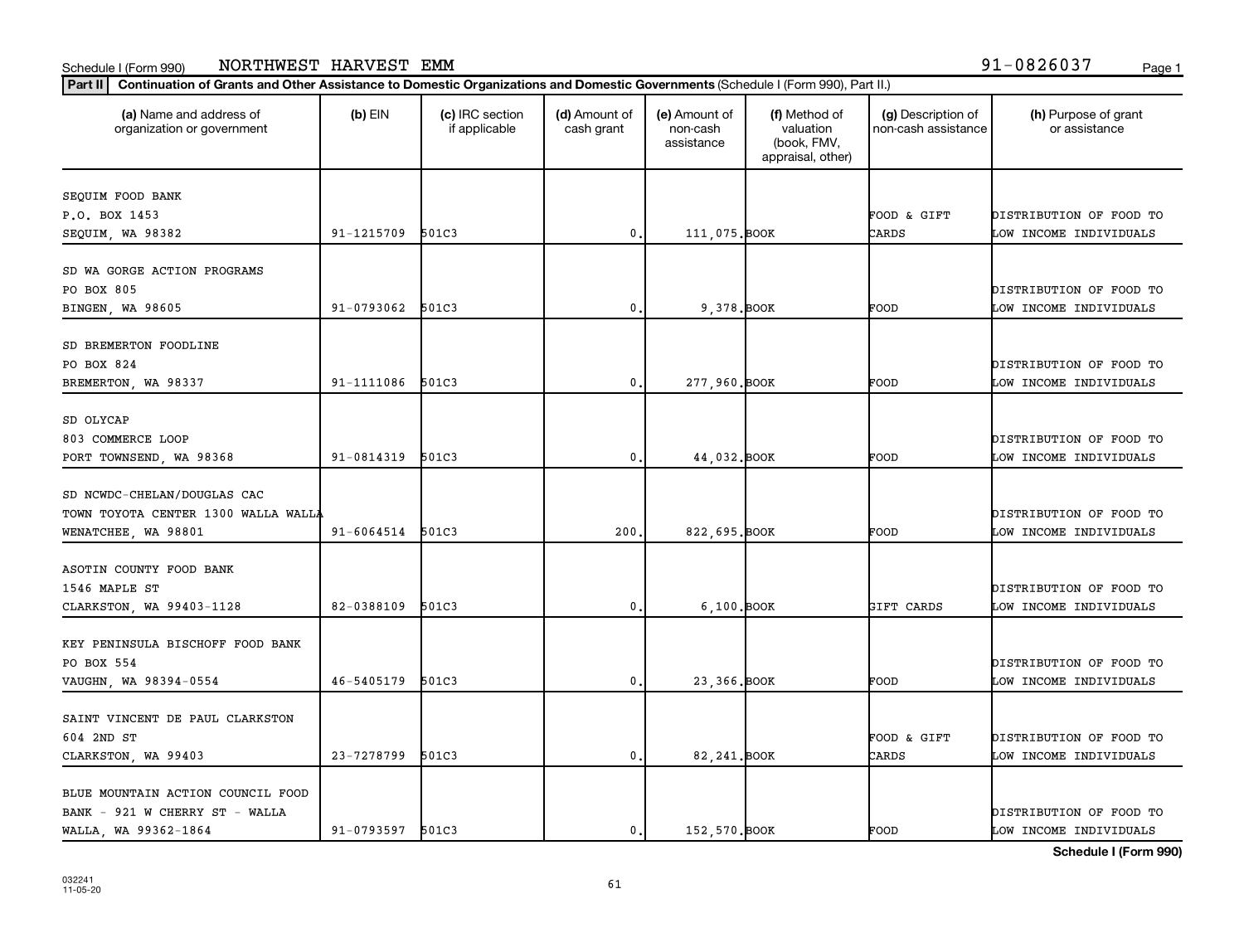Schedule I (Form 990) NORTHWEST HARVEST EMM 91-0826037

**Part II** **Continuation of Grants and Other Assistance to Domestic Organizations and Domestic Governments** (Schedule I (Form 990), Part II.)

| (a) Name and address of organization or government | (b) EIN | (c) IRC section if applicable | (d) Amount of cash grant | (e) Amount of non-cash assistance | (f) Method of valuation (book, FMV, appraisal, other) | (g) Description of non-cash assistance | (h) Purpose of grant or assistance |
|---|---|---|---|---|---|---|---|
| SEQUIM FOOD BANK<br>P.O. BOX 1453<br>SEQUIM, WA 98382 | 91-1215709 | 501C3 | 0. | 111,075. | BOOK | FOOD & GIFT CARDS | DISTRIBUTION OF FOOD TO LOW INCOME INDIVIDUALS |
| SD WA GORGE ACTION PROGRAMS<br>PO BOX 805<br>BINGEN, WA 98605 | 91-0793062 | 501C3 | 0. | 9,378. | BOOK | FOOD | DISTRIBUTION OF FOOD TO LOW INCOME INDIVIDUALS |
| SD BREMERTON FOODLINE<br>PO BOX 824<br>BREMERTON, WA 98337 | 91-1111086 | 501C3 | 0. | 277,960. | BOOK | FOOD | DISTRIBUTION OF FOOD TO LOW INCOME INDIVIDUALS |
| SD OLYCAP<br>803 COMMERCE LOOP<br>PORT TOWNSEND, WA 98368 | 91-0814319 | 501C3 | 0. | 44,032. | BOOK | FOOD | DISTRIBUTION OF FOOD TO LOW INCOME INDIVIDUALS |
| SD NCWDC-CHELAN/DOUGLAS CAC<br>TOWN TOYOTA CENTER 1300 WALLA WALLA<br>WENATCHEE, WA 98801 | 91-6064514 | 501C3 | 200. | 822,695. | BOOK | FOOD | DISTRIBUTION OF FOOD TO LOW INCOME INDIVIDUALS |
| ASOTIN COUNTY FOOD BANK<br>1546 MAPLE ST<br>CLARKSTON, WA 99403-1128 | 82-0388109 | 501C3 | 0. | 6,100. | BOOK | GIFT CARDS | DISTRIBUTION OF FOOD TO LOW INCOME INDIVIDUALS |
| KEY PENINSULA BISCHOFF FOOD BANK<br>PO BOX 554<br>VAUGHN, WA 98394-0554 | 46-5405179 | 501C3 | 0. | 23,366. | BOOK | FOOD | DISTRIBUTION OF FOOD TO LOW INCOME INDIVIDUALS |
| SAINT VINCENT DE PAUL CLARKSTON<br>604 2ND ST<br>CLARKSTON, WA 99403 | 23-7278799 | 501C3 | 0. | 82,241. | BOOK | FOOD & GIFT CARDS | DISTRIBUTION OF FOOD TO LOW INCOME INDIVIDUALS |
| BLUE MOUNTAIN ACTION COUNCIL FOOD<br>BANK - 921 W CHERRY ST - WALLA<br>WALLA, WA 99362-1864 | 91-0793597 | 501C3 | 0. | 152,570. | BOOK | FOOD | DISTRIBUTION OF FOOD TO LOW INCOME INDIVIDUALS |

**Schedule I (Form 990)**

032241
11-05-20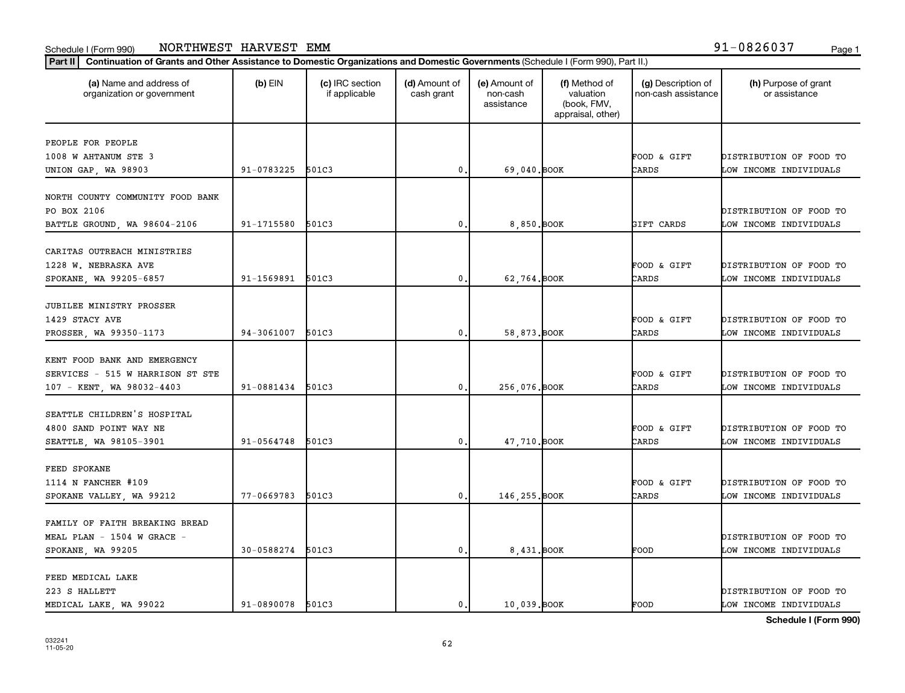Schedule I (Form 990) NORTHWEST HARVEST EMM 91-0826037

**Part II Continuation of Grants and Other Assistance to Domestic Organizations and Domestic Governments** (Schedule I (Form 990), Part II.)

| (a) Name and address of organization or government | (b) EIN | (c) IRC section if applicable | (d) Amount of cash grant | (e) Amount of non-cash assistance | (f) Method of valuation (book, FMV, appraisal, other) | (g) Description of non-cash assistance | (h) Purpose of grant or assistance |
|---|---|---|---|---|---|---|---|
| PEOPLE FOR PEOPLE 1008 W AHTANUM STE 3 UNION GAP, WA 98903 | 91-0783225 | 501C3 | 0. | 69,040. | BOOK | FOOD & GIFT CARDS | DISTRIBUTION OF FOOD TO LOW INCOME INDIVIDUALS |
| NORTH COUNTY COMMUNITY FOOD BANK PO BOX 2106 BATTLE GROUND, WA 98604-2106 | 91-1715580 | 501C3 | 0. | 8,850. | BOOK | GIFT CARDS | DISTRIBUTION OF FOOD TO LOW INCOME INDIVIDUALS |
| CARITAS OUTREACH MINISTRIES 1228 W. NEBRASKA AVE SPOKANE, WA 99205-6857 | 91-1569891 | 501C3 | 0. | 62,764. | BOOK | FOOD & GIFT CARDS | DISTRIBUTION OF FOOD TO LOW INCOME INDIVIDUALS |
| JUBILEE MINISTRY PROSSER 1429 STACY AVE PROSSER, WA 99350-1173 | 94-3061007 | 501C3 | 0. | 58,873. | BOOK | FOOD & GIFT CARDS | DISTRIBUTION OF FOOD TO LOW INCOME INDIVIDUALS |
| KENT FOOD BANK AND EMERGENCY SERVICES - 515 W HARRISON ST STE 107 - KENT, WA 98032-4403 | 91-0881434 | 501C3 | 0. | 256,076. | BOOK | FOOD & GIFT CARDS | DISTRIBUTION OF FOOD TO LOW INCOME INDIVIDUALS |
| SEATTLE CHILDREN'S HOSPITAL 4800 SAND POINT WAY NE SEATTLE, WA 98105-3901 | 91-0564748 | 501C3 | 0. | 47,710. | BOOK | FOOD & GIFT CARDS | DISTRIBUTION OF FOOD TO LOW INCOME INDIVIDUALS |
| FEED SPOKANE 1114 N FANCHER #109 SPOKANE VALLEY, WA 99212 | 77-0669783 | 501C3 | 0. | 146,255. | BOOK | FOOD & GIFT CARDS | DISTRIBUTION OF FOOD TO LOW INCOME INDIVIDUALS |
| FAMILY OF FAITH BREAKING BREAD MEAL PLAN - 1504 W GRACE - SPOKANE, WA 99205 | 30-0588274 | 501C3 | 0. | 8,431. | BOOK | FOOD | DISTRIBUTION OF FOOD TO LOW INCOME INDIVIDUALS |
| FEED MEDICAL LAKE 223 S HALLETT MEDICAL LAKE, WA 99022 | 91-0890078 | 501C3 | 0. | 10,039. | BOOK | FOOD | DISTRIBUTION OF FOOD TO LOW INCOME INDIVIDUALS |

**Schedule I (Form 990)**

032241 11-05-20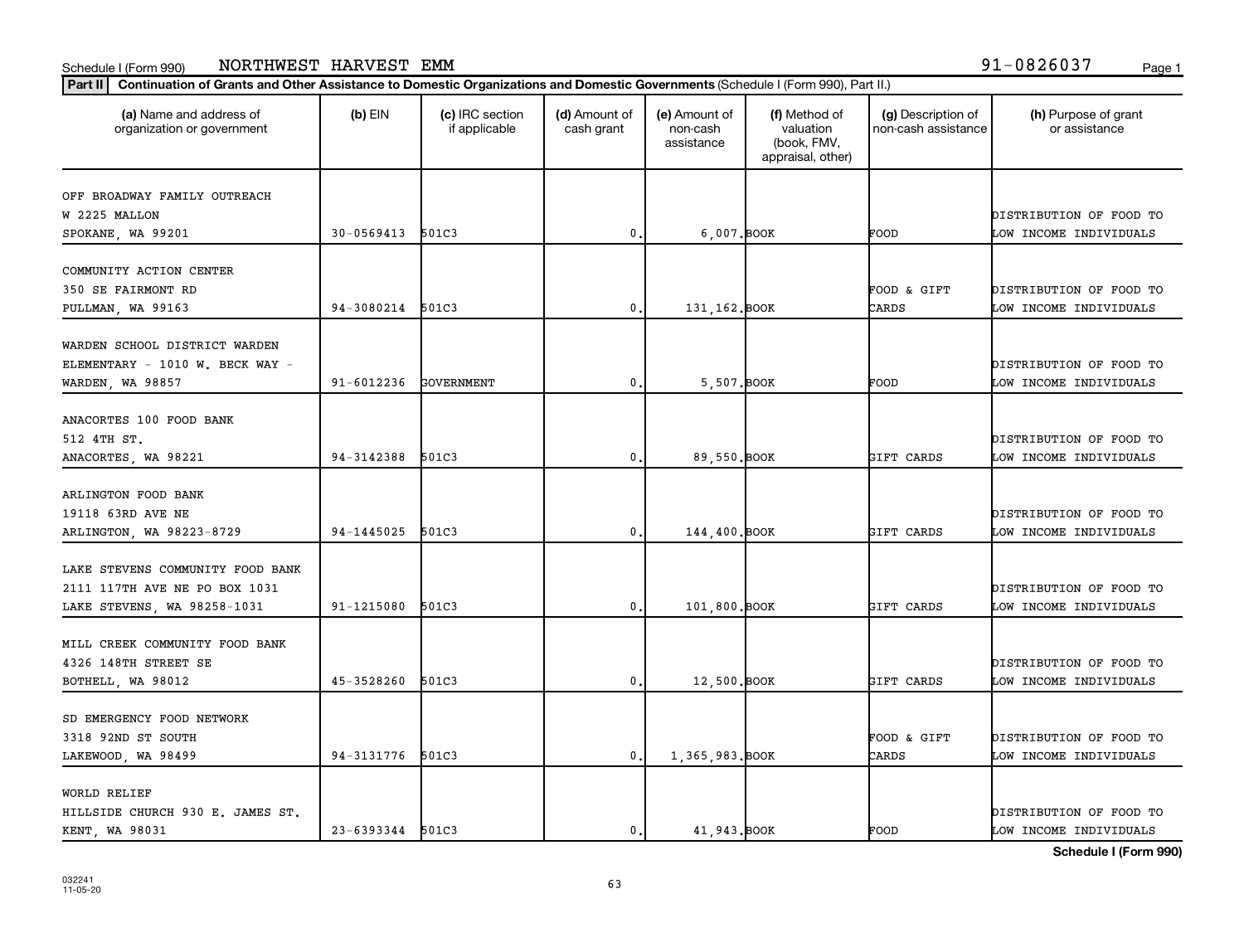Schedule I (Form 990) NORTHWEST HARVEST EMM 91-0826037

**Part II** **Continuation of Grants and Other Assistance to Domestic Organizations and Domestic Governments** (Schedule I (Form 990), Part II.)

| (a) Name and address of organization or government | (b) EIN | (c) IRC section if applicable | (d) Amount of cash grant | (e) Amount of non-cash assistance | (f) Method of valuation (book, FMV, appraisal, other) | (g) Description of non-cash assistance | (h) Purpose of grant or assistance |
|---|---|---|---|---|---|---|---|
| OFF BROADWAY FAMILY OUTREACH W 2225 MALLON SPOKANE, WA 99201 | 30-0569413 | 501C3 | 0. | 6,007. | BOOK | FOOD | DISTRIBUTION OF FOOD TO LOW INCOME INDIVIDUALS |
| COMMUNITY ACTION CENTER 350 SE FAIRMONT RD PULLMAN, WA 99163 | 94-3080214 | 501C3 | 0. | 131,162. | BOOK | FOOD & GIFT CARDS | DISTRIBUTION OF FOOD TO LOW INCOME INDIVIDUALS |
| WARDEN SCHOOL DISTRICT WARDEN ELEMENTARY - 1010 W. BECK WAY - WARDEN, WA 98857 | 91-6012236 | GOVERNMENT | 0. | 5,507. | BOOK | FOOD | DISTRIBUTION OF FOOD TO LOW INCOME INDIVIDUALS |
| ANACORTES 100 FOOD BANK 512 4TH ST. ANACORTES, WA 98221 | 94-3142388 | 501C3 | 0. | 89,550. | BOOK | GIFT CARDS | DISTRIBUTION OF FOOD TO LOW INCOME INDIVIDUALS |
| ARLINGTON FOOD BANK 19118 63RD AVE NE ARLINGTON, WA 98223-8729 | 94-1445025 | 501C3 | 0. | 144,400. | BOOK | GIFT CARDS | DISTRIBUTION OF FOOD TO LOW INCOME INDIVIDUALS |
| LAKE STEVENS COMMUNITY FOOD BANK 2111 117TH AVE NE PO BOX 1031 LAKE STEVENS, WA 98258-1031 | 91-1215080 | 501C3 | 0. | 101,800. | BOOK | GIFT CARDS | DISTRIBUTION OF FOOD TO LOW INCOME INDIVIDUALS |
| MILL CREEK COMMUNITY FOOD BANK 4326 148TH STREET SE BOTHELL, WA 98012 | 45-3528260 | 501C3 | 0. | 12,500. | BOOK | GIFT CARDS | DISTRIBUTION OF FOOD TO LOW INCOME INDIVIDUALS |
| SD EMERGENCY FOOD NETWORK 3318 92ND ST SOUTH LAKEWOOD, WA 98499 | 94-3131776 | 501C3 | 0. | 1,365,983. | BOOK | FOOD & GIFT CARDS | DISTRIBUTION OF FOOD TO LOW INCOME INDIVIDUALS |
| WORLD RELIEF HILLSIDE CHURCH 930 E. JAMES ST. KENT, WA 98031 | 23-6393344 | 501C3 | 0. | 41,943. | BOOK | FOOD | DISTRIBUTION OF FOOD TO LOW INCOME INDIVIDUALS |

**Schedule I (Form 990)**

032241 11-05-20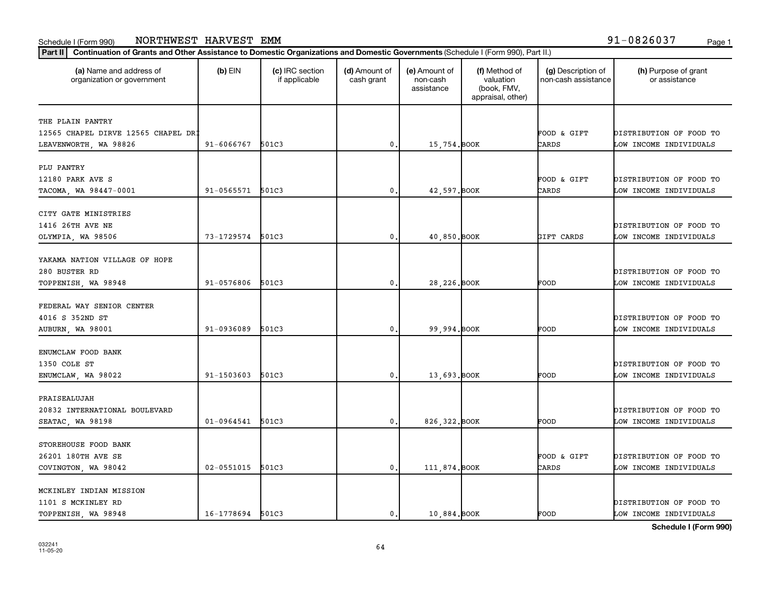Schedule I (Form 990) NORTHWEST HARVEST EMM 91-0826037

**Part II** **Continuation of Grants and Other Assistance to Domestic Organizations and Domestic Governments** (Schedule I (Form 990), Part II.)

| (a) Name and address of organization or government | (b) EIN | (c) IRC section if applicable | (d) Amount of cash grant | (e) Amount of non-cash assistance | (f) Method of valuation (book, FMV, appraisal, other) | (g) Description of non-cash assistance | (h) Purpose of grant or assistance |
|---|---|---|---|---|---|---|---|
| THE PLAIN PANTRY<br>12565 CHAPEL DIRVE 12565 CHAPEL DRI<br>LEAVENWORTH, WA 98826 | 91-6066767 | 501C3 | 0. | 15,754. | BOOK | FOOD & GIFT CARDS | DISTRIBUTION OF FOOD TO LOW INCOME INDIVIDUALS |
| PLU PANTRY<br>12180 PARK AVE S<br>TACOMA, WA 98447-0001 | 91-0565571 | 501C3 | 0. | 42,597. | BOOK | FOOD & GIFT CARDS | DISTRIBUTION OF FOOD TO LOW INCOME INDIVIDUALS |
| CITY GATE MINISTRIES<br>1416 26TH AVE NE<br>OLYMPIA, WA 98506 | 73-1729574 | 501C3 | 0. | 40,850. | BOOK | GIFT CARDS | DISTRIBUTION OF FOOD TO LOW INCOME INDIVIDUALS |
| YAKAMA NATION VILLAGE OF HOPE<br>280 BUSTER RD<br>TOPPENISH, WA 98948 | 91-0576806 | 501C3 | 0. | 28,226. | BOOK | FOOD | DISTRIBUTION OF FOOD TO LOW INCOME INDIVIDUALS |
| FEDERAL WAY SENIOR CENTER<br>4016 S 352ND ST<br>AUBURN, WA 98001 | 91-0936089 | 501C3 | 0. | 99,994. | BOOK | FOOD | DISTRIBUTION OF FOOD TO LOW INCOME INDIVIDUALS |
| ENUMCLAW FOOD BANK<br>1350 COLE ST<br>ENUMCLAW, WA 98022 | 91-1503603 | 501C3 | 0. | 13,693. | BOOK | FOOD | DISTRIBUTION OF FOOD TO LOW INCOME INDIVIDUALS |
| PRAISEALUJAH<br>20832 INTERNATIONAL BOULEVARD<br>SEATAC, WA 98198 | 01-0964541 | 501C3 | 0. | 826,322. | BOOK | FOOD | DISTRIBUTION OF FOOD TO LOW INCOME INDIVIDUALS |
| STOREHOUSE FOOD BANK<br>26201 180TH AVE SE<br>COVINGTON, WA 98042 | 02-0551015 | 501C3 | 0. | 111,874. | BOOK | FOOD & GIFT CARDS | DISTRIBUTION OF FOOD TO LOW INCOME INDIVIDUALS |
| MCKINLEY INDIAN MISSION<br>1101 S MCKINLEY RD<br>TOPPENISH, WA 98948 | 16-1778694 | 501C3 | 0. | 10,884. | BOOK | FOOD | DISTRIBUTION OF FOOD TO LOW INCOME INDIVIDUALS |

**Schedule I (Form 990)**

032241
11-05-20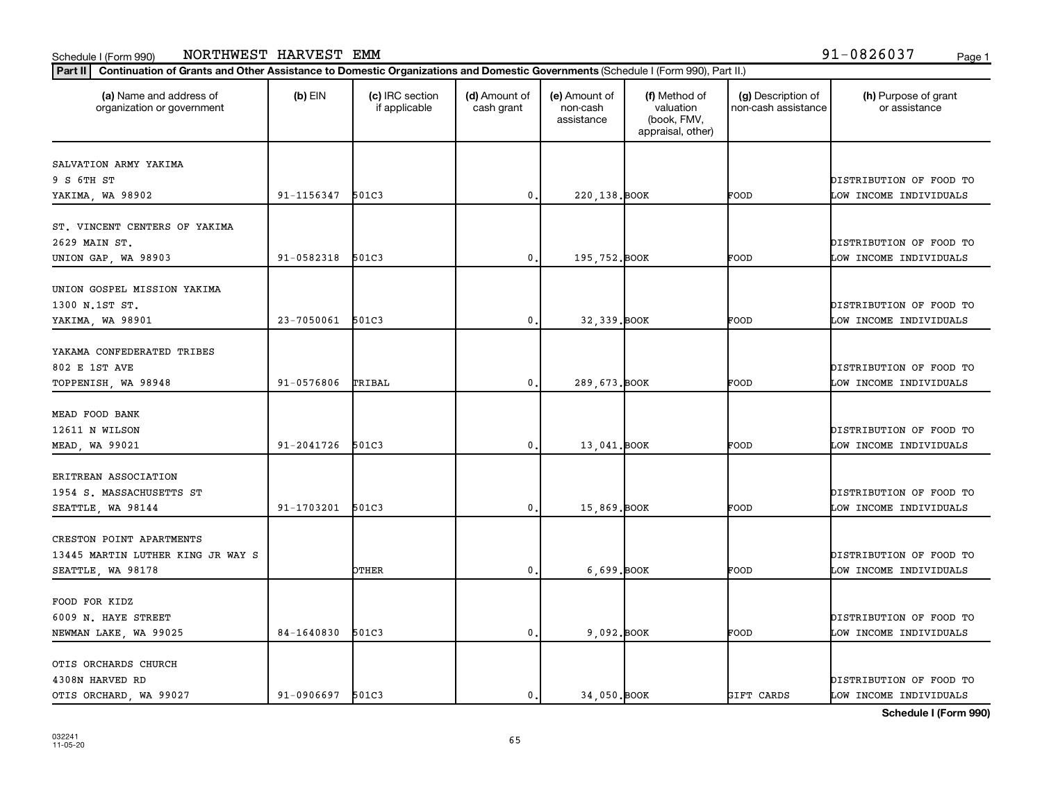Schedule I (Form 990) NORTHWEST HARVEST EMM 91-0826037

**Part II** **Continuation of Grants and Other Assistance to Domestic Organizations and Domestic Governments** (Schedule I (Form 990), Part II.)

| (a) Name and address of organization or government | (b) EIN | (c) IRC section if applicable | (d) Amount of cash grant | (e) Amount of non-cash assistance | (f) Method of valuation (book, FMV, appraisal, other) | (g) Description of non-cash assistance | (h) Purpose of grant or assistance |
|---|---|---|---|---|---|---|---|
| SALVATION ARMY YAKIMA<br>9 S 6TH ST<br>YAKIMA, WA 98902 | 91-1156347 | 501C3 | 0. | 220,138. | BOOK | FOOD | DISTRIBUTION OF FOOD TO LOW INCOME INDIVIDUALS |
| ST. VINCENT CENTERS OF YAKIMA<br>2629 MAIN ST.<br>UNION GAP, WA 98903 | 91-0582318 | 501C3 | 0. | 195,752. | BOOK | FOOD | DISTRIBUTION OF FOOD TO LOW INCOME INDIVIDUALS |
| UNION GOSPEL MISSION YAKIMA<br>1300 N.1ST ST.<br>YAKIMA, WA 98901 | 23-7050061 | 501C3 | 0. | 32,339. | BOOK | FOOD | DISTRIBUTION OF FOOD TO LOW INCOME INDIVIDUALS |
| YAKAMA CONFEDERATED TRIBES<br>802 E 1ST AVE<br>TOPPENISH, WA 98948 | 91-0576806 | TRIBAL | 0. | 289,673. | BOOK | FOOD | DISTRIBUTION OF FOOD TO LOW INCOME INDIVIDUALS |
| MEAD FOOD BANK<br>12611 N WILSON<br>MEAD, WA 99021 | 91-2041726 | 501C3 | 0. | 13,041. | BOOK | FOOD | DISTRIBUTION OF FOOD TO LOW INCOME INDIVIDUALS |
| ERITREAN ASSOCIATION<br>1954 S. MASSACHUSETTS ST<br>SEATTLE, WA 98144 | 91-1703201 | 501C3 | 0. | 15,869. | BOOK | FOOD | DISTRIBUTION OF FOOD TO LOW INCOME INDIVIDUALS |
| CRESTON POINT APARTMENTS<br>13445 MARTIN LUTHER KING JR WAY S<br>SEATTLE, WA 98178 | | OTHER | 0. | 6,699. | BOOK | FOOD | DISTRIBUTION OF FOOD TO LOW INCOME INDIVIDUALS |
| FOOD FOR KIDZ<br>6009 N. HAYE STREET<br>NEWMAN LAKE, WA 99025 | 84-1640830 | 501C3 | 0. | 9,092. | BOOK | FOOD | DISTRIBUTION OF FOOD TO LOW INCOME INDIVIDUALS |
| OTIS ORCHARDS CHURCH<br>4308N HARVED RD<br>OTIS ORCHARD, WA 99027 | 91-0906697 | 501C3 | 0. | 34,050. | BOOK | GIFT CARDS | DISTRIBUTION OF FOOD TO LOW INCOME INDIVIDUALS |

**Schedule I (Form 990)**

032241
11-05-20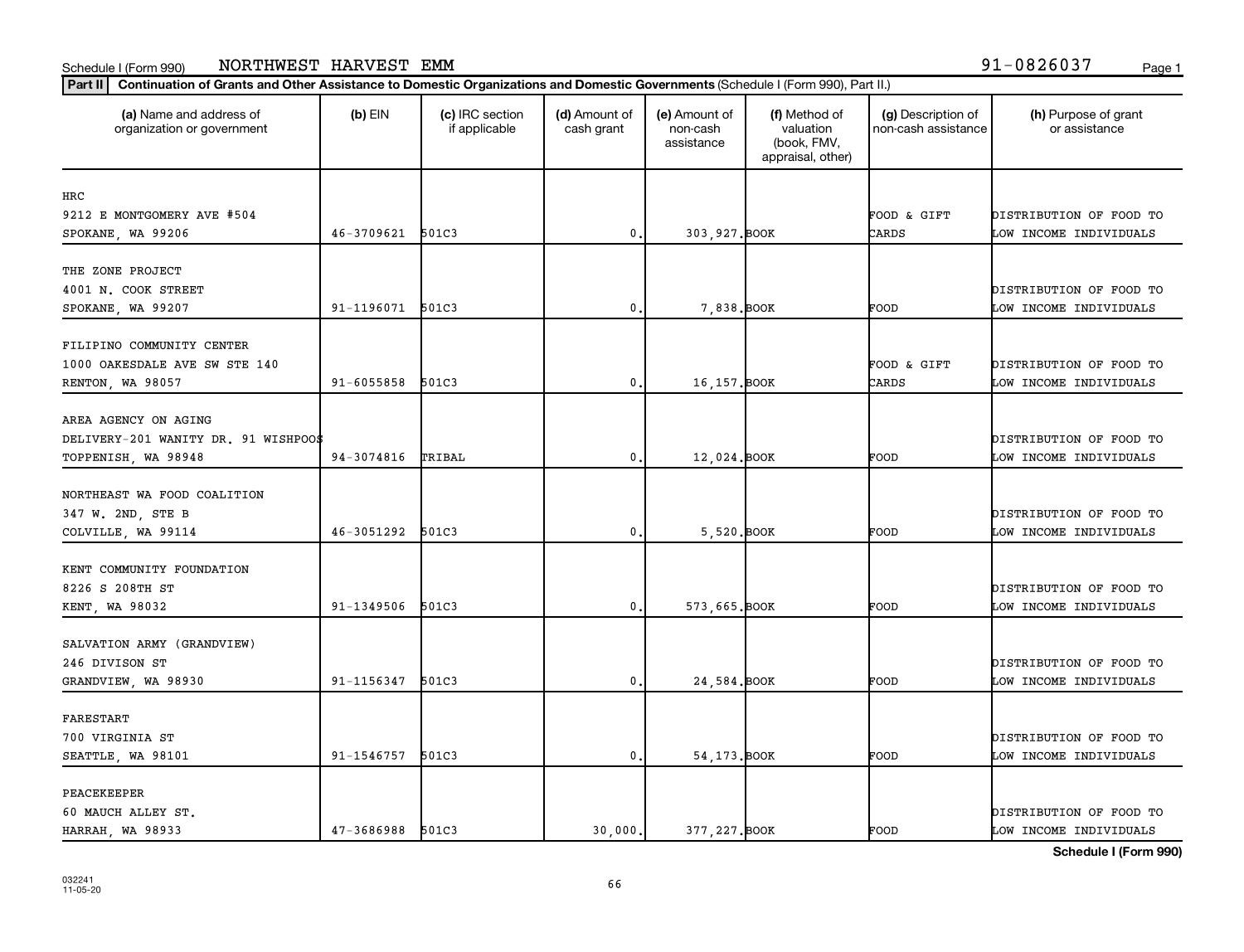Schedule I (Form 990) NORTHWEST HARVEST EMM 91-0826037

**Part II** Continuation of Grants and Other Assistance to Domestic Organizations and Domestic Governments (Schedule I (Form 990), Part II.)

| (a) Name and address of organization or government | (b) EIN | (c) IRC section if applicable | (d) Amount of cash grant | (e) Amount of non-cash assistance | (f) Method of valuation (book, FMV, appraisal, other) | (g) Description of non-cash assistance | (h) Purpose of grant or assistance |
|---|---|---|---|---|---|---|---|
| HRC<br>9212 E MONTGOMERY AVE #504<br>SPOKANE, WA 99206 | 46-3709621 | 501C3 | 0. | 303,927. | BOOK | FOOD & GIFT CARDS | DISTRIBUTION OF FOOD TO LOW INCOME INDIVIDUALS |
| THE ZONE PROJECT<br>4001 N. COOK STREET<br>SPOKANE, WA 99207 | 91-1196071 | 501C3 | 0. | 7,838. | BOOK | FOOD | DISTRIBUTION OF FOOD TO LOW INCOME INDIVIDUALS |
| FILIPINO COMMUNITY CENTER<br>1000 OAKESDALE AVE SW STE 140<br>RENTON, WA 98057 | 91-6055858 | 501C3 | 0. | 16,157. | BOOK | FOOD & GIFT CARDS | DISTRIBUTION OF FOOD TO LOW INCOME INDIVIDUALS |
| AREA AGENCY ON AGING<br>DELIVERY-201 WANITY DR. 91 WISHPOOS<br>TOPPENISH, WA 98948 | 94-3074816 | TRIBAL | 0. | 12,024. | BOOK | FOOD | DISTRIBUTION OF FOOD TO LOW INCOME INDIVIDUALS |
| NORTHEAST WA FOOD COALITION<br>347 W. 2ND, STE B<br>COLVILLE, WA 99114 | 46-3051292 | 501C3 | 0. | 5,520. | BOOK | FOOD | DISTRIBUTION OF FOOD TO LOW INCOME INDIVIDUALS |
| KENT COMMUNITY FOUNDATION<br>8226 S 208TH ST<br>KENT, WA 98032 | 91-1349506 | 501C3 | 0. | 573,665. | BOOK | FOOD | DISTRIBUTION OF FOOD TO LOW INCOME INDIVIDUALS |
| SALVATION ARMY (GRANDVIEW)<br>246 DIVISON ST<br>GRANDVIEW, WA 98930 | 91-1156347 | 501C3 | 0. | 24,584. | BOOK | FOOD | DISTRIBUTION OF FOOD TO LOW INCOME INDIVIDUALS |
| FARESTART<br>700 VIRGINIA ST<br>SEATTLE, WA 98101 | 91-1546757 | 501C3 | 0. | 54,173. | BOOK | FOOD | DISTRIBUTION OF FOOD TO LOW INCOME INDIVIDUALS |
| PEACEKEEPER<br>60 MAUCH ALLEY ST.<br>HARRAH, WA 98933 | 47-3686988 | 501C3 | 30,000. | 377,227. | BOOK | FOOD | DISTRIBUTION OF FOOD TO LOW INCOME INDIVIDUALS |

**Schedule I (Form 990)**

032241
11-05-20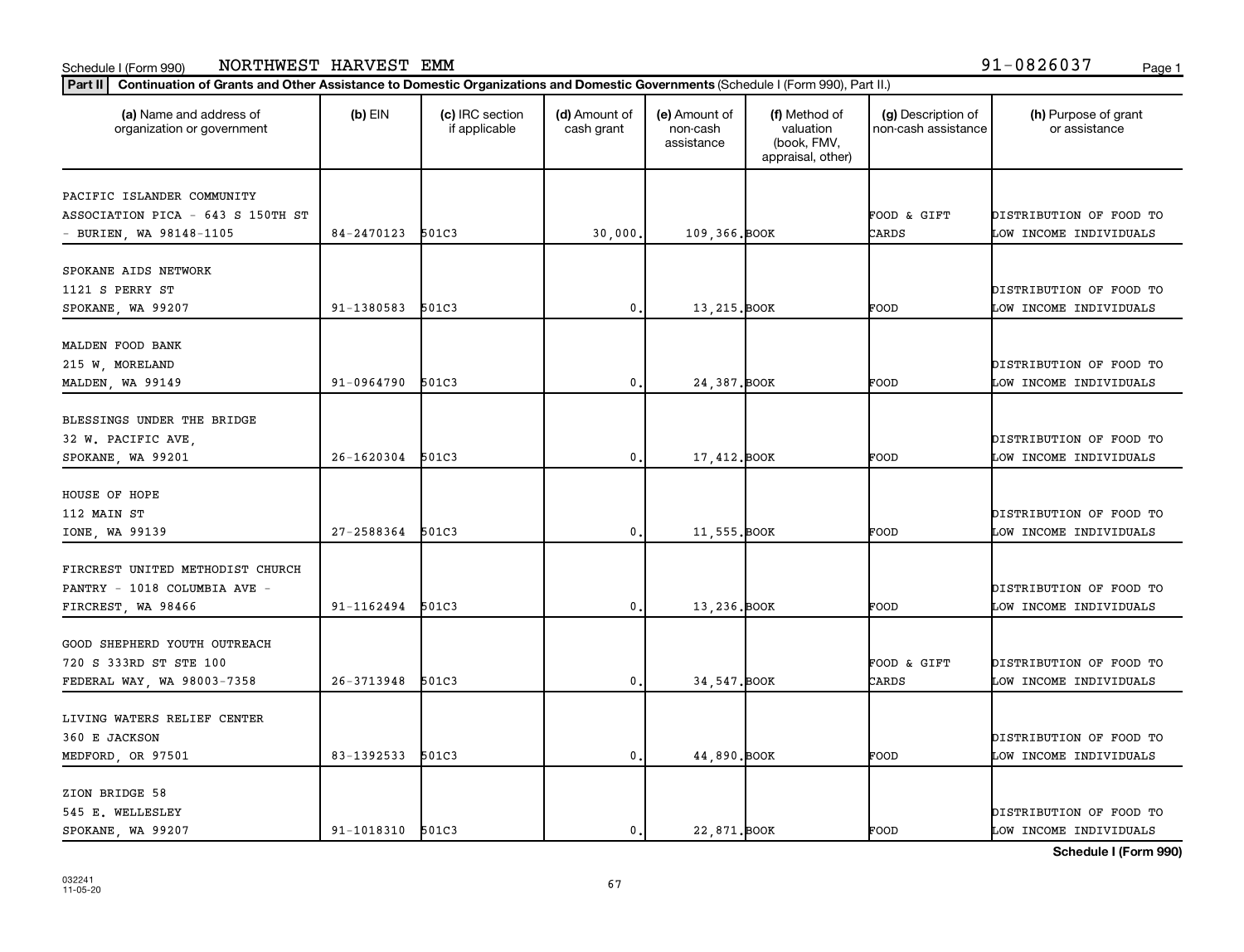Schedule I (Form 990) NORTHWEST HARVEST EMM 91-0826037

**Part II** **Continuation of Grants and Other Assistance to Domestic Organizations and Domestic Governments** (Schedule I (Form 990), Part II.)

| (a) Name and address of organization or government | (b) EIN | (c) IRC section if applicable | (d) Amount of cash grant | (e) Amount of non-cash assistance | (f) Method of valuation (book, FMV, appraisal, other) | (g) Description of non-cash assistance | (h) Purpose of grant or assistance |
|---|---|---|---|---|---|---|---|
| PACIFIC ISLANDER COMMUNITY ASSOCIATION PICA - 643 S 150TH ST - BURIEN, WA 98148-1105 | 84-2470123 | 501C3 | 30,000. | 109,366. | BOOK | FOOD & GIFT CARDS | DISTRIBUTION OF FOOD TO LOW INCOME INDIVIDUALS |
| SPOKANE AIDS NETWORK 1121 S PERRY ST SPOKANE, WA 99207 | 91-1380583 | 501C3 | 0. | 13,215. | BOOK | FOOD | DISTRIBUTION OF FOOD TO LOW INCOME INDIVIDUALS |
| MALDEN FOOD BANK 215 W, MORELAND MALDEN, WA 99149 | 91-0964790 | 501C3 | 0. | 24,387. | BOOK | FOOD | DISTRIBUTION OF FOOD TO LOW INCOME INDIVIDUALS |
| BLESSINGS UNDER THE BRIDGE 32 W. PACIFIC AVE, SPOKANE, WA 99201 | 26-1620304 | 501C3 | 0. | 17,412. | BOOK | FOOD | DISTRIBUTION OF FOOD TO LOW INCOME INDIVIDUALS |
| HOUSE OF HOPE 112 MAIN ST IONE, WA 99139 | 27-2588364 | 501C3 | 0. | 11,555. | BOOK | FOOD | DISTRIBUTION OF FOOD TO LOW INCOME INDIVIDUALS |
| FIRCREST UNITED METHODIST CHURCH PANTRY - 1018 COLUMBIA AVE - FIRCREST, WA 98466 | 91-1162494 | 501C3 | 0. | 13,236. | BOOK | FOOD | DISTRIBUTION OF FOOD TO LOW INCOME INDIVIDUALS |
| GOOD SHEPHERD YOUTH OUTREACH 720 S 333RD ST STE 100 FEDERAL WAY, WA 98003-7358 | 26-3713948 | 501C3 | 0. | 34,547. | BOOK | FOOD & GIFT CARDS | DISTRIBUTION OF FOOD TO LOW INCOME INDIVIDUALS |
| LIVING WATERS RELIEF CENTER 360 E JACKSON MEDFORD, OR 97501 | 83-1392533 | 501C3 | 0. | 44,890. | BOOK | FOOD | DISTRIBUTION OF FOOD TO LOW INCOME INDIVIDUALS |
| ZION BRIDGE 58 545 E. WELLESLEY SPOKANE, WA 99207 | 91-1018310 | 501C3 | 0. | 22,871. | BOOK | FOOD | DISTRIBUTION OF FOOD TO LOW INCOME INDIVIDUALS |

**Schedule I (Form 990)**

032241 11-05-20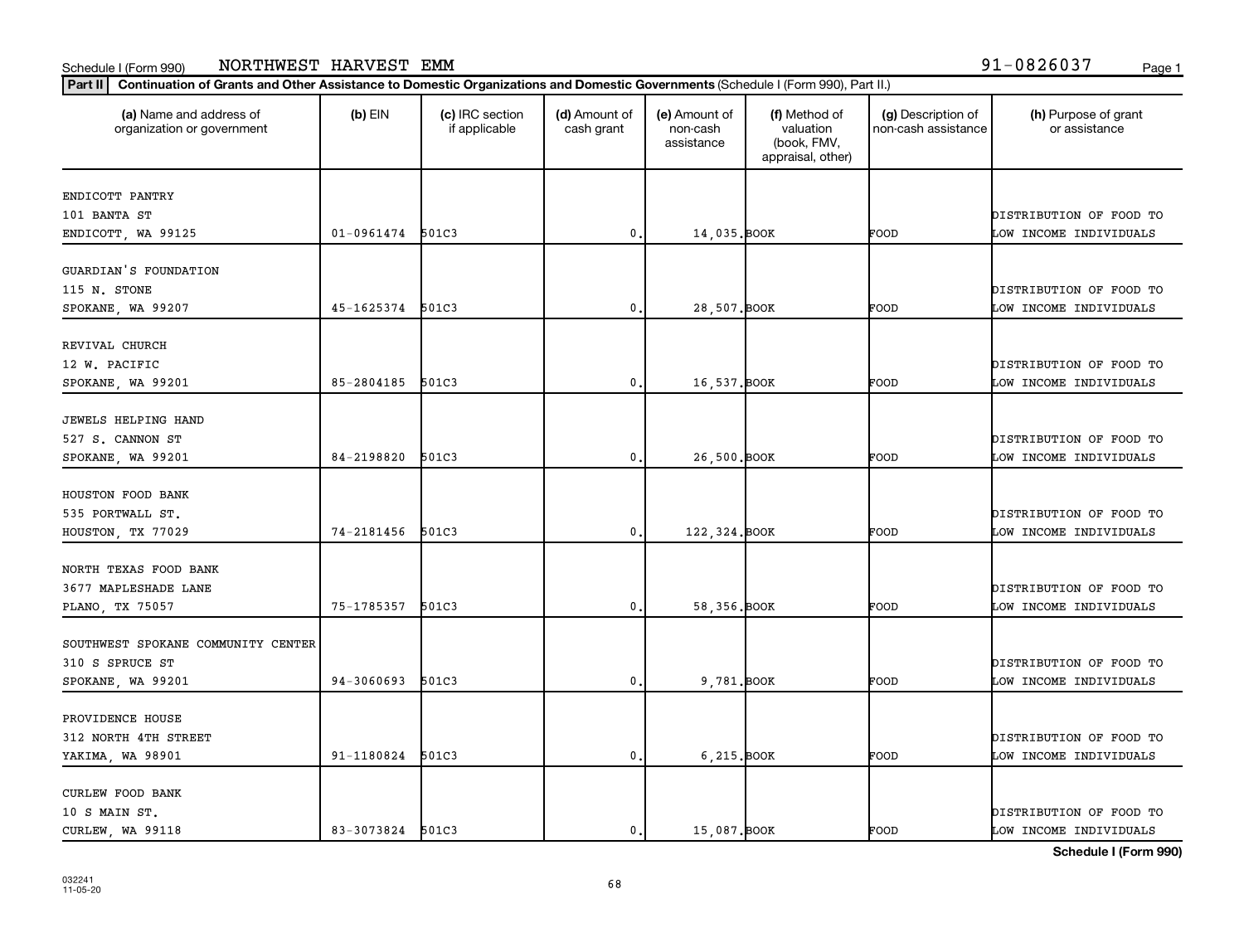Schedule I (Form 990) NORTHWEST HARVEST EMM 91-0826037

**Part II** **Continuation of Grants and Other Assistance to Domestic Organizations and Domestic Governments** (Schedule I (Form 990), Part II.)

| (a) Name and address of organization or government | (b) EIN | (c) IRC section if applicable | (d) Amount of cash grant | (e) Amount of non-cash assistance | (f) Method of valuation (book, FMV, appraisal, other) | (g) Description of non-cash assistance | (h) Purpose of grant or assistance |
|---|---|---|---|---|---|---|---|
| ENDICOTT PANTRY<br>101 BANTA ST<br>ENDICOTT, WA 99125 | 01-0961474 | 501C3 | 0. | 14,035. | BOOK | FOOD | DISTRIBUTION OF FOOD TO LOW INCOME INDIVIDUALS |
| GUARDIAN'S FOUNDATION<br>115 N. STONE<br>SPOKANE, WA 99207 | 45-1625374 | 501C3 | 0. | 28,507. | BOOK | FOOD | DISTRIBUTION OF FOOD TO LOW INCOME INDIVIDUALS |
| REVIVAL CHURCH<br>12 W. PACIFIC<br>SPOKANE, WA 99201 | 85-2804185 | 501C3 | 0. | 16,537. | BOOK | FOOD | DISTRIBUTION OF FOOD TO LOW INCOME INDIVIDUALS |
| JEWELS HELPING HAND<br>527 S. CANNON ST<br>SPOKANE, WA 99201 | 84-2198820 | 501C3 | 0. | 26,500. | BOOK | FOOD | DISTRIBUTION OF FOOD TO LOW INCOME INDIVIDUALS |
| HOUSTON FOOD BANK<br>535 PORTWALL ST.<br>HOUSTON, TX 77029 | 74-2181456 | 501C3 | 0. | 122,324. | BOOK | FOOD | DISTRIBUTION OF FOOD TO LOW INCOME INDIVIDUALS |
| NORTH TEXAS FOOD BANK<br>3677 MAPLESHADE LANE<br>PLANO, TX 75057 | 75-1785357 | 501C3 | 0. | 58,356. | BOOK | FOOD | DISTRIBUTION OF FOOD TO LOW INCOME INDIVIDUALS |
| SOUTHWEST SPOKANE COMMUNITY CENTER<br>310 S SPRUCE ST<br>SPOKANE, WA 99201 | 94-3060693 | 501C3 | 0. | 9,781. | BOOK | FOOD | DISTRIBUTION OF FOOD TO LOW INCOME INDIVIDUALS |
| PROVIDENCE HOUSE<br>312 NORTH 4TH STREET<br>YAKIMA, WA 98901 | 91-1180824 | 501C3 | 0. | 6,215. | BOOK | FOOD | DISTRIBUTION OF FOOD TO LOW INCOME INDIVIDUALS |
| CURLEW FOOD BANK<br>10 S MAIN ST.<br>CURLEW, WA 99118 | 83-3073824 | 501C3 | 0. | 15,087. | BOOK | FOOD | DISTRIBUTION OF FOOD TO LOW INCOME INDIVIDUALS |

**Schedule I (Form 990)**

032241
11-05-20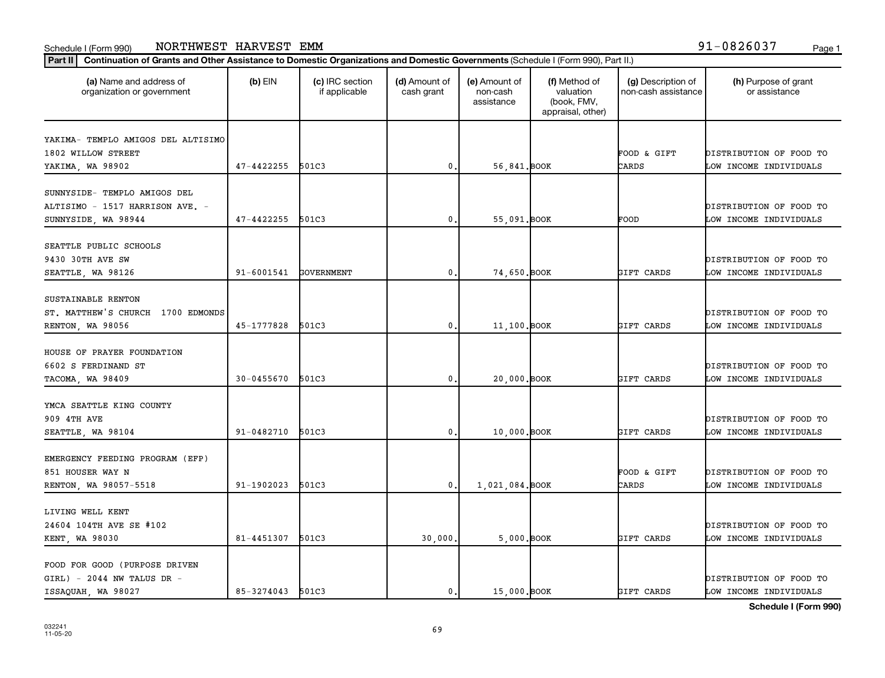Schedule I (Form 990) NORTHWEST HARVEST EMM 91-0826037

**Part II** **Continuation of Grants and Other Assistance to Domestic Organizations and Domestic Governments** (Schedule I (Form 990), Part II.)

| (a) Name and address of organization or government | (b) EIN | (c) IRC section if applicable | (d) Amount of cash grant | (e) Amount of non-cash assistance | (f) Method of valuation (book, FMV, appraisal, other) | (g) Description of non-cash assistance | (h) Purpose of grant or assistance |
|---|---|---|---|---|---|---|---|
| YAKIMA- TEMPLO AMIGOS DEL ALTISIMO<br>1802 WILLOW STREET<br>YAKIMA, WA 98902 | 47-4422255 | 501C3 | 0. | 56,841. | BOOK | FOOD & GIFT CARDS | DISTRIBUTION OF FOOD TO LOW INCOME INDIVIDUALS |
| SUNNYSIDE- TEMPLO AMIGOS DEL ALTISIMO - 1517 HARRISON AVE. -<br>SUNNYSIDE, WA 98944 | 47-4422255 | 501C3 | 0. | 55,091. | BOOK | FOOD | DISTRIBUTION OF FOOD TO LOW INCOME INDIVIDUALS |
| SEATTLE PUBLIC SCHOOLS<br>9430 30TH AVE SW<br>SEATTLE, WA 98126 | 91-6001541 | GOVERNMENT | 0. | 74,650. | BOOK | GIFT CARDS | DISTRIBUTION OF FOOD TO LOW INCOME INDIVIDUALS |
| SUSTAINABLE RENTON<br>ST. MATTHEW'S CHURCH 1700 EDMONDS<br>RENTON, WA 98056 | 45-1777828 | 501C3 | 0. | 11,100. | BOOK | GIFT CARDS | DISTRIBUTION OF FOOD TO LOW INCOME INDIVIDUALS |
| HOUSE OF PRAYER FOUNDATION<br>6602 S FERDINAND ST<br>TACOMA, WA 98409 | 30-0455670 | 501C3 | 0. | 20,000. | BOOK | GIFT CARDS | DISTRIBUTION OF FOOD TO LOW INCOME INDIVIDUALS |
| YMCA SEATTLE KING COUNTY<br>909 4TH AVE<br>SEATTLE, WA 98104 | 91-0482710 | 501C3 | 0. | 10,000. | BOOK | GIFT CARDS | DISTRIBUTION OF FOOD TO LOW INCOME INDIVIDUALS |
| EMERGENCY FEEDING PROGRAM (EFP)<br>851 HOUSER WAY N<br>RENTON, WA 98057-5518 | 91-1902023 | 501C3 | 0. | 1,021,084. | BOOK | FOOD & GIFT CARDS | DISTRIBUTION OF FOOD TO LOW INCOME INDIVIDUALS |
| LIVING WELL KENT<br>24604 104TH AVE SE #102<br>KENT, WA 98030 | 81-4451307 | 501C3 | 30,000. | 5,000. | BOOK | GIFT CARDS | DISTRIBUTION OF FOOD TO LOW INCOME INDIVIDUALS |
| FOOD FOR GOOD (PURPOSE DRIVEN GIRL) - 2044 NW TALUS DR -<br>ISSAQUAH, WA 98027 | 85-3274043 | 501C3 | 0. | 15,000. | BOOK | GIFT CARDS | DISTRIBUTION OF FOOD TO LOW INCOME INDIVIDUALS |

**Schedule I (Form 990)**

032241 11-05-20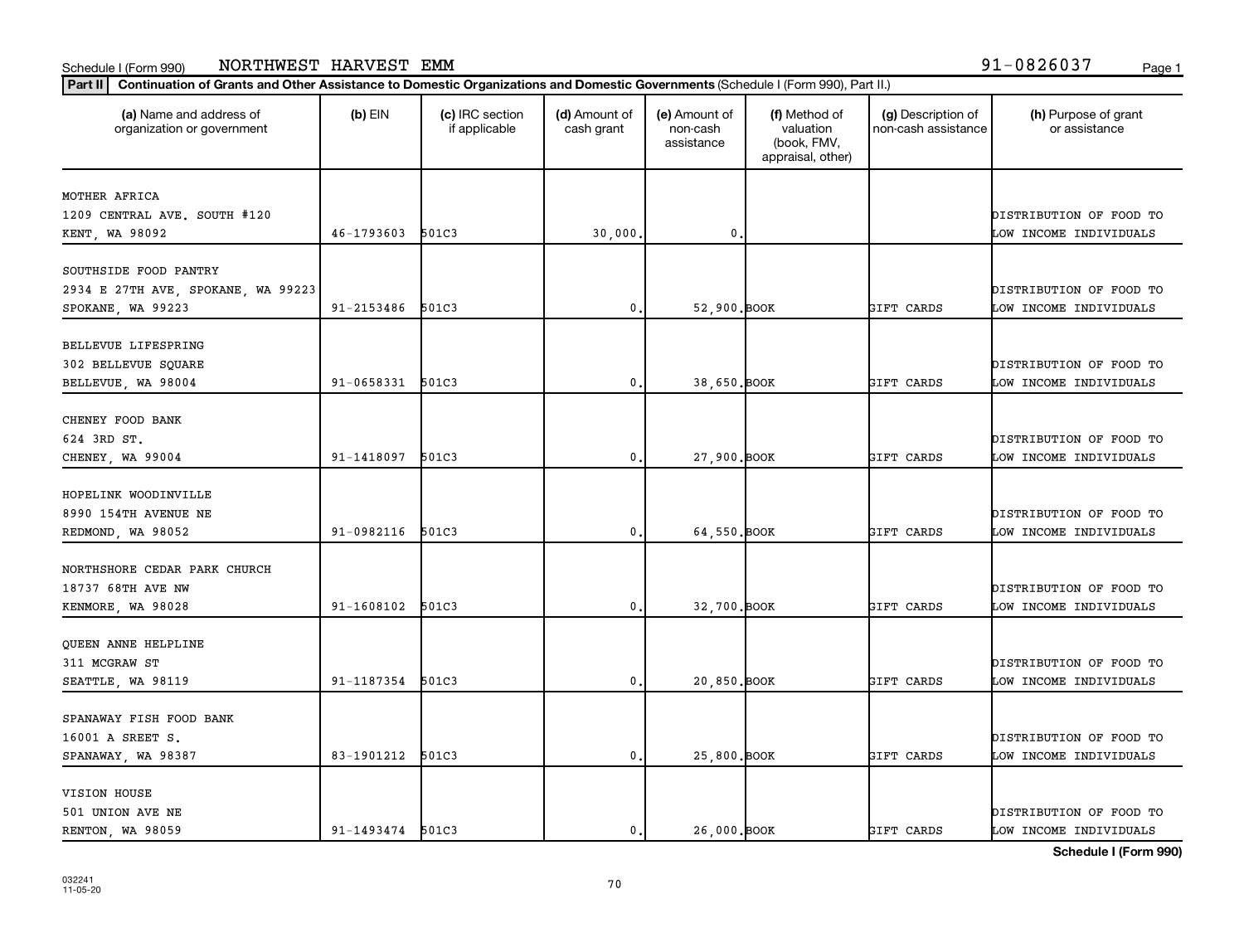Schedule I (Form 990) NORTHWEST HARVEST EMM 91-0826037

**Part II** **Continuation of Grants and Other Assistance to Domestic Organizations and Domestic Governments** (Schedule I (Form 990), Part II.)

| (a) Name and address of organization or government | (b) EIN | (c) IRC section if applicable | (d) Amount of cash grant | (e) Amount of non-cash assistance | (f) Method of valuation (book, FMV, appraisal, other) | (g) Description of non-cash assistance | (h) Purpose of grant or assistance |
|---|---|---|---|---|---|---|---|
| MOTHER AFRICA<br>1209 CENTRAL AVE. SOUTH #120<br>KENT, WA 98092 | 46-1793603 | 501C3 | 30,000. | 0. | | | DISTRIBUTION OF FOOD TO LOW INCOME INDIVIDUALS |
| SOUTHSIDE FOOD PANTRY<br>2934 E 27TH AVE, SPOKANE, WA 99223<br>SPOKANE, WA 99223 | 91-2153486 | 501C3 | 0. | 52,900. | BOOK | GIFT CARDS | DISTRIBUTION OF FOOD TO LOW INCOME INDIVIDUALS |
| BELLEVUE LIFESPRING<br>302 BELLEVUE SQUARE<br>BELLEVUE, WA 98004 | 91-0658331 | 501C3 | 0. | 38,650. | BOOK | GIFT CARDS | DISTRIBUTION OF FOOD TO LOW INCOME INDIVIDUALS |
| CHENEY FOOD BANK<br>624 3RD ST.<br>CHENEY, WA 99004 | 91-1418097 | 501C3 | 0. | 27,900. | BOOK | GIFT CARDS | DISTRIBUTION OF FOOD TO LOW INCOME INDIVIDUALS |
| HOPELINK WOODINVILLE<br>8990 154TH AVENUE NE<br>REDMOND, WA 98052 | 91-0982116 | 501C3 | 0. | 64,550. | BOOK | GIFT CARDS | DISTRIBUTION OF FOOD TO LOW INCOME INDIVIDUALS |
| NORTHSHORE CEDAR PARK CHURCH<br>18737 68TH AVE NW<br>KENMORE, WA 98028 | 91-1608102 | 501C3 | 0. | 32,700. | BOOK | GIFT CARDS | DISTRIBUTION OF FOOD TO LOW INCOME INDIVIDUALS |
| QUEEN ANNE HELPLINE<br>311 MCGRAW ST<br>SEATTLE, WA 98119 | 91-1187354 | 501C3 | 0. | 20,850. | BOOK | GIFT CARDS | DISTRIBUTION OF FOOD TO LOW INCOME INDIVIDUALS |
| SPANAWAY FISH FOOD BANK<br>16001 A SREET S.<br>SPANAWAY, WA 98387 | 83-1901212 | 501C3 | 0. | 25,800. | BOOK | GIFT CARDS | DISTRIBUTION OF FOOD TO LOW INCOME INDIVIDUALS |
| VISION HOUSE<br>501 UNION AVE NE<br>RENTON, WA 98059 | 91-1493474 | 501C3 | 0. | 26,000. | BOOK | GIFT CARDS | DISTRIBUTION OF FOOD TO LOW INCOME INDIVIDUALS |

**Schedule I (Form 990)**

032241
11-05-20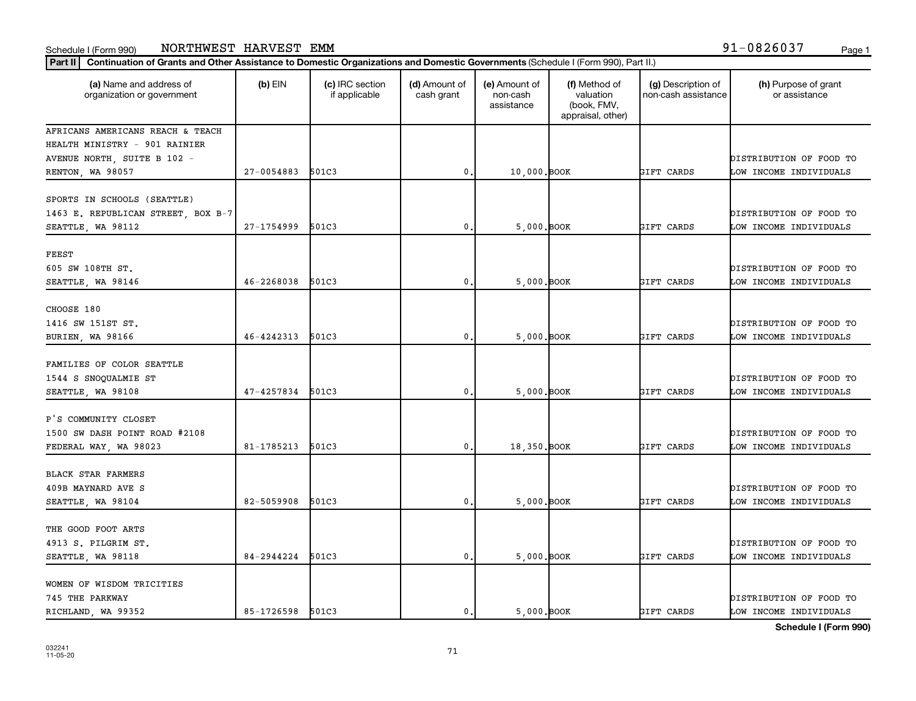Schedule I (Form 990) NORTHWEST HARVEST EMM 91-0826037

**Part II** **Continuation of Grants and Other Assistance to Domestic Organizations and Domestic Governments** (Schedule I (Form 990), Part II.)

| (a) Name and address of organization or government | (b) EIN | (c) IRC section if applicable | (d) Amount of cash grant | (e) Amount of non-cash assistance | (f) Method of valuation (book, FMV, appraisal, other) | (g) Description of non-cash assistance | (h) Purpose of grant or assistance |
|---|---|---|---|---|---|---|---|
| AFRICANS AMERICANS REACH & TEACH HEALTH MINISTRY - 901 RAINIER AVENUE NORTH, SUITE B 102 - RENTON, WA 98057 | 27-0054883 | 501C3 | 0. | 10,000. | BOOK | GIFT CARDS | DISTRIBUTION OF FOOD TO LOW INCOME INDIVIDUALS |
| SPORTS IN SCHOOLS (SEATTLE) 1463 E. REPUBLICAN STREET, BOX B-7 SEATTLE, WA 98112 | 27-1754999 | 501C3 | 0. | 5,000. | BOOK | GIFT CARDS | DISTRIBUTION OF FOOD TO LOW INCOME INDIVIDUALS |
| FEEST 605 SW 108TH ST. SEATTLE, WA 98146 | 46-2268038 | 501C3 | 0. | 5,000. | BOOK | GIFT CARDS | DISTRIBUTION OF FOOD TO LOW INCOME INDIVIDUALS |
| CHOOSE 180 1416 SW 151ST ST. BURIEN, WA 98166 | 46-4242313 | 501C3 | 0. | 5,000. | BOOK | GIFT CARDS | DISTRIBUTION OF FOOD TO LOW INCOME INDIVIDUALS |
| FAMILIES OF COLOR SEATTLE 1544 S SNOQUALMIE ST SEATTLE, WA 98108 | 47-4257834 | 501C3 | 0. | 5,000. | BOOK | GIFT CARDS | DISTRIBUTION OF FOOD TO LOW INCOME INDIVIDUALS |
| P'S COMMUNITY CLOSET 1500 SW DASH POINT ROAD #2108 FEDERAL WAY, WA 98023 | 81-1785213 | 501C3 | 0. | 18,350. | BOOK | GIFT CARDS | DISTRIBUTION OF FOOD TO LOW INCOME INDIVIDUALS |
| BLACK STAR FARMERS 409B MAYNARD AVE S SEATTLE, WA 98104 | 82-5059908 | 501C3 | 0. | 5,000. | BOOK | GIFT CARDS | DISTRIBUTION OF FOOD TO LOW INCOME INDIVIDUALS |
| THE GOOD FOOT ARTS 4913 S. PILGRIM ST. SEATTLE, WA 98118 | 84-2944224 | 501C3 | 0. | 5,000. | BOOK | GIFT CARDS | DISTRIBUTION OF FOOD TO LOW INCOME INDIVIDUALS |
| WOMEN OF WISDOM TRICITIES 745 THE PARKWAY RICHLAND, WA 99352 | 85-1726598 | 501C3 | 0. | 5,000. | BOOK | GIFT CARDS | DISTRIBUTION OF FOOD TO LOW INCOME INDIVIDUALS |

032241 11-05-20

**Schedule I (Form 990)**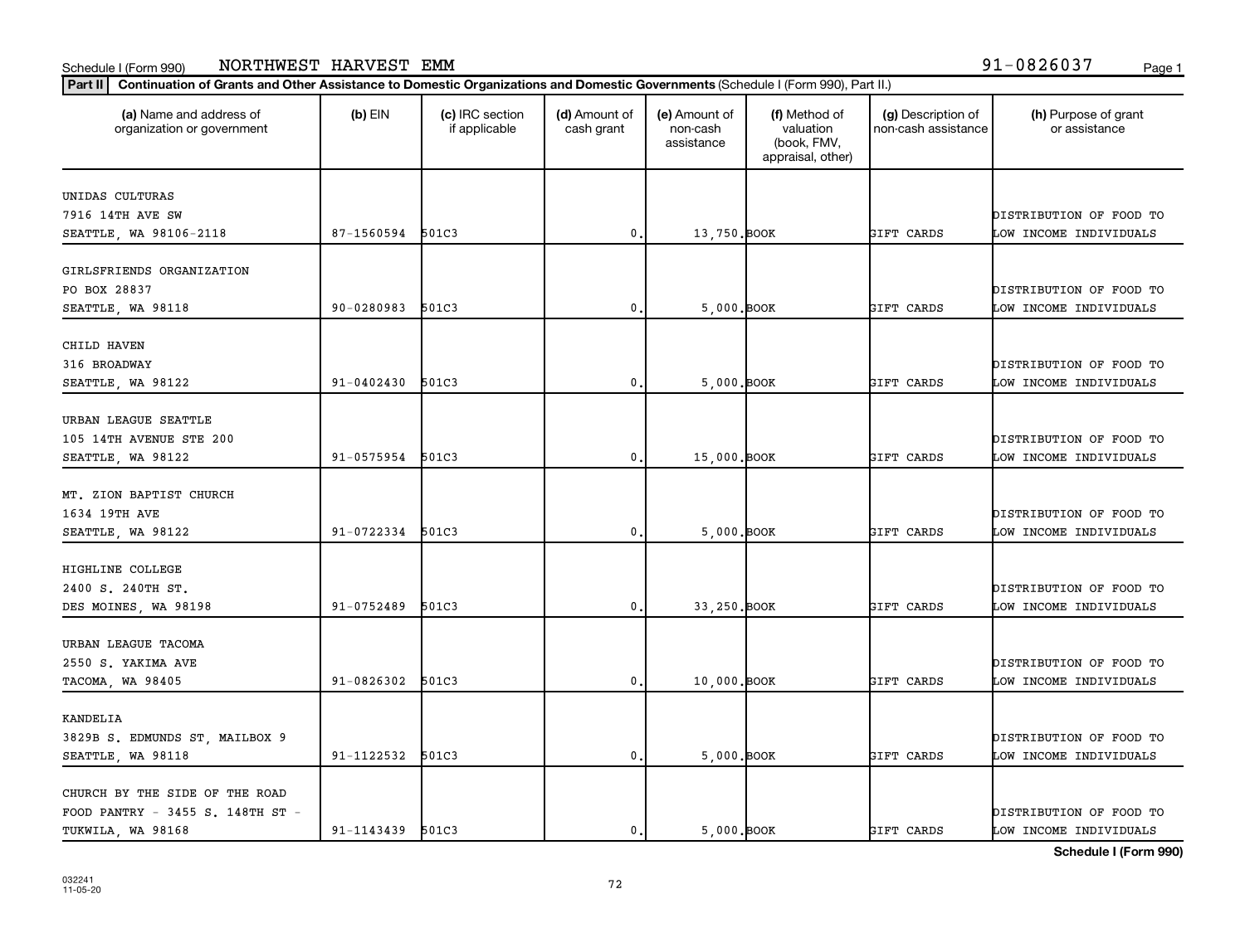Schedule I (Form 990)  NORTHWEST HARVEST EMM  91-0826037

**Part II** **Continuation of Grants and Other Assistance to Domestic Organizations and Domestic Governments** (Schedule I (Form 990), Part II.)

| (a) Name and address of organization or government | (b) EIN | (c) IRC section if applicable | (d) Amount of cash grant | (e) Amount of non-cash assistance | (f) Method of valuation (book, FMV, appraisal, other) | (g) Description of non-cash assistance | (h) Purpose of grant or assistance |
|---|---|---|---|---|---|---|---|
| UNIDAS CULTURAS<br>7916 14TH AVE SW<br>SEATTLE, WA 98106-2118 | 87-1560594 | 501C3 | 0. | 13,750. | BOOK | GIFT CARDS | DISTRIBUTION OF FOOD TO LOW INCOME INDIVIDUALS |
| GIRLSFRIENDS ORGANIZATION<br>PO BOX 28837<br>SEATTLE, WA 98118 | 90-0280983 | 501C3 | 0. | 5,000. | BOOK | GIFT CARDS | DISTRIBUTION OF FOOD TO LOW INCOME INDIVIDUALS |
| CHILD HAVEN<br>316 BROADWAY<br>SEATTLE, WA 98122 | 91-0402430 | 501C3 | 0. | 5,000. | BOOK | GIFT CARDS | DISTRIBUTION OF FOOD TO LOW INCOME INDIVIDUALS |
| URBAN LEAGUE SEATTLE<br>105 14TH AVENUE STE 200<br>SEATTLE, WA 98122 | 91-0575954 | 501C3 | 0. | 15,000. | BOOK | GIFT CARDS | DISTRIBUTION OF FOOD TO LOW INCOME INDIVIDUALS |
| MT. ZION BAPTIST CHURCH<br>1634 19TH AVE<br>SEATTLE, WA 98122 | 91-0722334 | 501C3 | 0. | 5,000. | BOOK | GIFT CARDS | DISTRIBUTION OF FOOD TO LOW INCOME INDIVIDUALS |
| HIGHLINE COLLEGE<br>2400 S. 240TH ST.<br>DES MOINES, WA 98198 | 91-0752489 | 501C3 | 0. | 33,250. | BOOK | GIFT CARDS | DISTRIBUTION OF FOOD TO LOW INCOME INDIVIDUALS |
| URBAN LEAGUE TACOMA<br>2550 S. YAKIMA AVE<br>TACOMA, WA 98405 | 91-0826302 | 501C3 | 0. | 10,000. | BOOK | GIFT CARDS | DISTRIBUTION OF FOOD TO LOW INCOME INDIVIDUALS |
| KANDELIA<br>3829B S. EDMUNDS ST, MAILBOX 9<br>SEATTLE, WA 98118 | 91-1122532 | 501C3 | 0. | 5,000. | BOOK | GIFT CARDS | DISTRIBUTION OF FOOD TO LOW INCOME INDIVIDUALS |
| CHURCH BY THE SIDE OF THE ROAD<br>FOOD PANTRY - 3455 S. 148TH ST -<br>TUKWILA, WA 98168 | 91-1143439 | 501C3 | 0. | 5,000. | BOOK | GIFT CARDS | DISTRIBUTION OF FOOD TO LOW INCOME INDIVIDUALS |

**Schedule I (Form 990)**

032241
11-05-20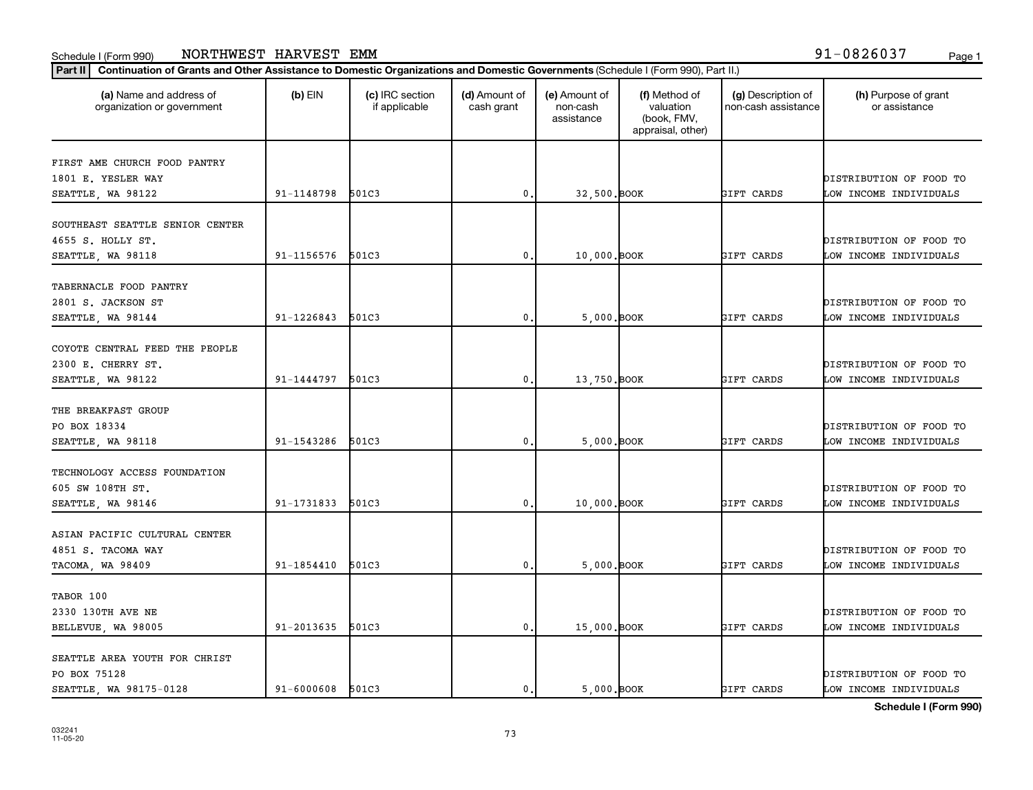Schedule I (Form 990) NORTHWEST HARVEST EMM 91-0826037

**Part II** **Continuation of Grants and Other Assistance to Domestic Organizations and Domestic Governments** (Schedule I (Form 990), Part II.)

| (a) Name and address of organization or government | (b) EIN | (c) IRC section if applicable | (d) Amount of cash grant | (e) Amount of non-cash assistance | (f) Method of valuation (book, FMV, appraisal, other) | (g) Description of non-cash assistance | (h) Purpose of grant or assistance |
|---|---|---|---|---|---|---|---|
| FIRST AME CHURCH FOOD PANTRY 1801 E. YESLER WAY SEATTLE, WA 98122 | 91-1148798 | 501C3 | 0. | 32,500. | BOOK | GIFT CARDS | DISTRIBUTION OF FOOD TO LOW INCOME INDIVIDUALS |
| SOUTHEAST SEATTLE SENIOR CENTER 4655 S. HOLLY ST. SEATTLE, WA 98118 | 91-1156576 | 501C3 | 0. | 10,000. | BOOK | GIFT CARDS | DISTRIBUTION OF FOOD TO LOW INCOME INDIVIDUALS |
| TABERNACLE FOOD PANTRY 2801 S. JACKSON ST SEATTLE, WA 98144 | 91-1226843 | 501C3 | 0. | 5,000. | BOOK | GIFT CARDS | DISTRIBUTION OF FOOD TO LOW INCOME INDIVIDUALS |
| COYOTE CENTRAL FEED THE PEOPLE 2300 E. CHERRY ST. SEATTLE, WA 98122 | 91-1444797 | 501C3 | 0. | 13,750. | BOOK | GIFT CARDS | DISTRIBUTION OF FOOD TO LOW INCOME INDIVIDUALS |
| THE BREAKFAST GROUP PO BOX 18334 SEATTLE, WA 98118 | 91-1543286 | 501C3 | 0. | 5,000. | BOOK | GIFT CARDS | DISTRIBUTION OF FOOD TO LOW INCOME INDIVIDUALS |
| TECHNOLOGY ACCESS FOUNDATION 605 SW 108TH ST. SEATTLE, WA 98146 | 91-1731833 | 501C3 | 0. | 10,000. | BOOK | GIFT CARDS | DISTRIBUTION OF FOOD TO LOW INCOME INDIVIDUALS |
| ASIAN PACIFIC CULTURAL CENTER 4851 S. TACOMA WAY TACOMA, WA 98409 | 91-1854410 | 501C3 | 0. | 5,000. | BOOK | GIFT CARDS | DISTRIBUTION OF FOOD TO LOW INCOME INDIVIDUALS |
| TABOR 100 2330 130TH AVE NE BELLEVUE, WA 98005 | 91-2013635 | 501C3 | 0. | 15,000. | BOOK | GIFT CARDS | DISTRIBUTION OF FOOD TO LOW INCOME INDIVIDUALS |
| SEATTLE AREA YOUTH FOR CHRIST PO BOX 75128 SEATTLE, WA 98175-0128 | 91-6000608 | 501C3 | 0. | 5,000. | BOOK | GIFT CARDS | DISTRIBUTION OF FOOD TO LOW INCOME INDIVIDUALS |

**Schedule I (Form 990)**

032241 11-05-20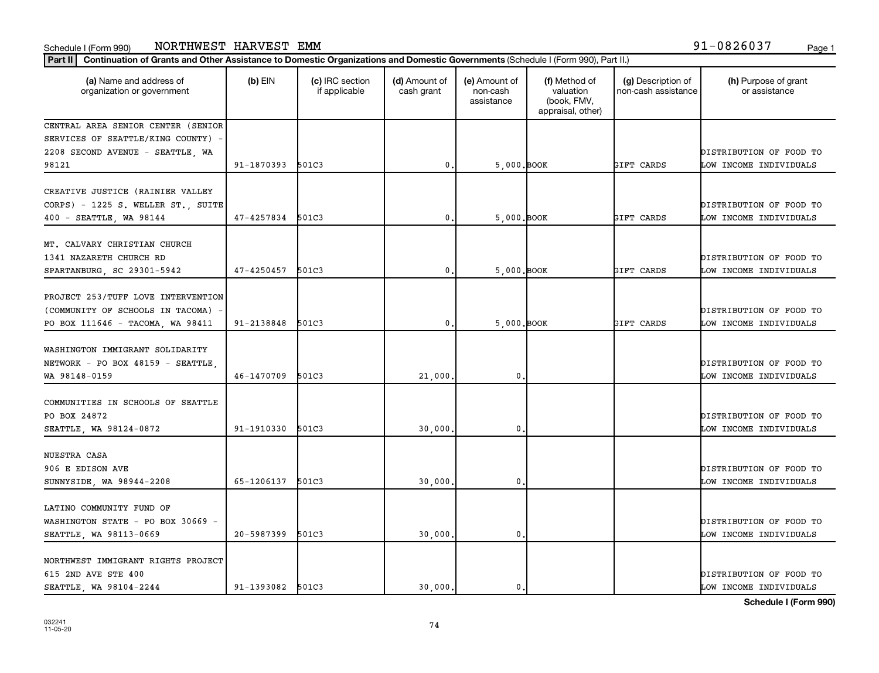Schedule I (Form 990) NORTHWEST HARVEST EMM 91-0826037

**Part II** **Continuation of Grants and Other Assistance to Domestic Organizations and Domestic Governments** (Schedule I (Form 990), Part II.)

| (a) Name and address of organization or government | (b) EIN | (c) IRC section if applicable | (d) Amount of cash grant | (e) Amount of non-cash assistance | (f) Method of valuation (book, FMV, appraisal, other) | (g) Description of non-cash assistance | (h) Purpose of grant or assistance |
|---|---|---|---|---|---|---|---|
| CENTRAL AREA SENIOR CENTER (SENIOR SERVICES OF SEATTLE/KING COUNTY) - 2208 SECOND AVENUE - SEATTLE, WA 98121 | 91-1870393 | 501C3 | 0. | 5,000. | BOOK | GIFT CARDS | DISTRIBUTION OF FOOD TO LOW INCOME INDIVIDUALS |
| CREATIVE JUSTICE (RAINIER VALLEY CORPS) - 1225 S. WELLER ST., SUITE 400 - SEATTLE, WA 98144 | 47-4257834 | 501C3 | 0. | 5,000. | BOOK | GIFT CARDS | DISTRIBUTION OF FOOD TO LOW INCOME INDIVIDUALS |
| MT. CALVARY CHRISTIAN CHURCH 1341 NAZARETH CHURCH RD SPARTANBURG, SC 29301-5942 | 47-4250457 | 501C3 | 0. | 5,000. | BOOK | GIFT CARDS | DISTRIBUTION OF FOOD TO LOW INCOME INDIVIDUALS |
| PROJECT 253/TUFF LOVE INTERVENTION (COMMUNITY OF SCHOOLS IN TACOMA) - PO BOX 111646 - TACOMA, WA 98411 | 91-2138848 | 501C3 | 0. | 5,000. | BOOK | GIFT CARDS | DISTRIBUTION OF FOOD TO LOW INCOME INDIVIDUALS |
| WASHINGTON IMMIGRANT SOLIDARITY NETWORK - PO BOX 48159 - SEATTLE, WA 98148-0159 | 46-1470709 | 501C3 | 21,000. | 0. | | | DISTRIBUTION OF FOOD TO LOW INCOME INDIVIDUALS |
| COMMUNITIES IN SCHOOLS OF SEATTLE PO BOX 24872 SEATTLE, WA 98124-0872 | 91-1910330 | 501C3 | 30,000. | 0. | | | DISTRIBUTION OF FOOD TO LOW INCOME INDIVIDUALS |
| NUESTRA CASA 906 E EDISON AVE SUNNYSIDE, WA 98944-2208 | 65-1206137 | 501C3 | 30,000. | 0. | | | DISTRIBUTION OF FOOD TO LOW INCOME INDIVIDUALS |
| LATINO COMMUNITY FUND OF WASHINGTON STATE - PO BOX 30669 - SEATTLE, WA 98113-0669 | 20-5987399 | 501C3 | 30,000. | 0. | | | DISTRIBUTION OF FOOD TO LOW INCOME INDIVIDUALS |
| NORTHWEST IMMIGRANT RIGHTS PROJECT 615 2ND AVE STE 400 SEATTLE, WA 98104-2244 | 91-1393082 | 501C3 | 30,000. | 0. | | | DISTRIBUTION OF FOOD TO LOW INCOME INDIVIDUALS |

**Schedule I (Form 990)**

032241
11-05-20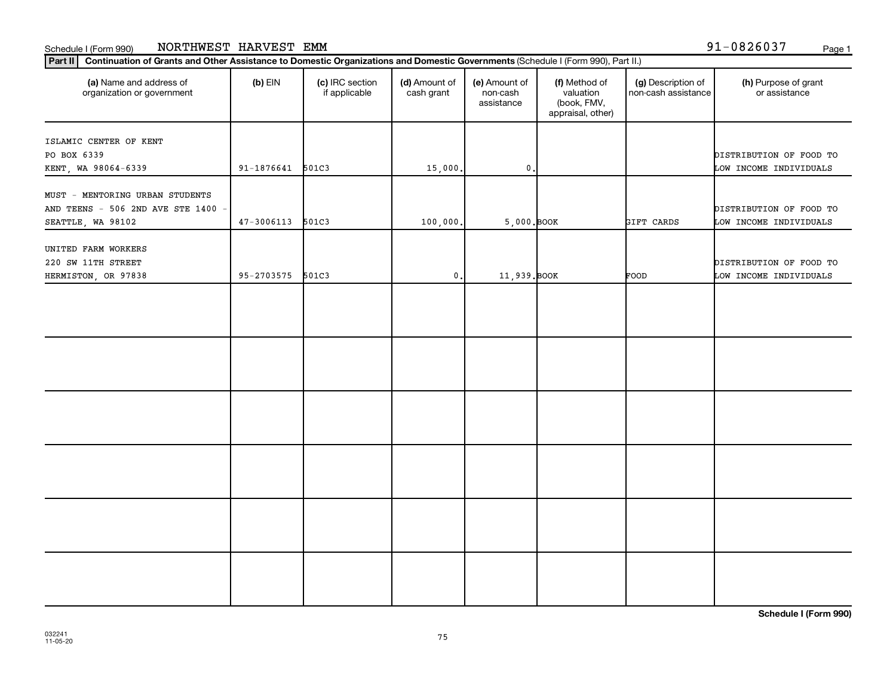Schedule I (Form 990) NORTHWEST HARVEST EMM 91-0826037

**Part II** **Continuation of Grants and Other Assistance to Domestic Organizations and Domestic Governments** (Schedule I (Form 990), Part II.)

| (a) Name and address of organization or government | (b) EIN | (c) IRC section if applicable | (d) Amount of cash grant | (e) Amount of non-cash assistance | (f) Method of valuation (book, FMV, appraisal, other) | (g) Description of non-cash assistance | (h) Purpose of grant or assistance |
|---|---|---|---|---|---|---|---|
| ISLAMIC CENTER OF KENT PO BOX 6339 KENT, WA 98064-6339 | 91-1876641 | 501C3 | 15,000. | 0. | | | DISTRIBUTION OF FOOD TO LOW INCOME INDIVIDUALS |
| MUST - MENTORING URBAN STUDENTS AND TEENS - 506 2ND AVE STE 1400 - SEATTLE, WA 98102 | 47-3006113 | 501C3 | 100,000. | 5,000. | BOOK | GIFT CARDS | DISTRIBUTION OF FOOD TO LOW INCOME INDIVIDUALS |
| UNITED FARM WORKERS 220 SW 11TH STREET HERMISTON, OR 97838 | 95-2703575 | 501C3 | 0. | 11,939. | BOOK | FOOD | DISTRIBUTION OF FOOD TO LOW INCOME INDIVIDUALS |
| | | | | | | | |
| | | | | | | | |
| | | | | | | | |
| | | | | | | | |
| | | | | | | | |
| | | | | | | | |

**Schedule I (Form 990)**

032241 11-05-20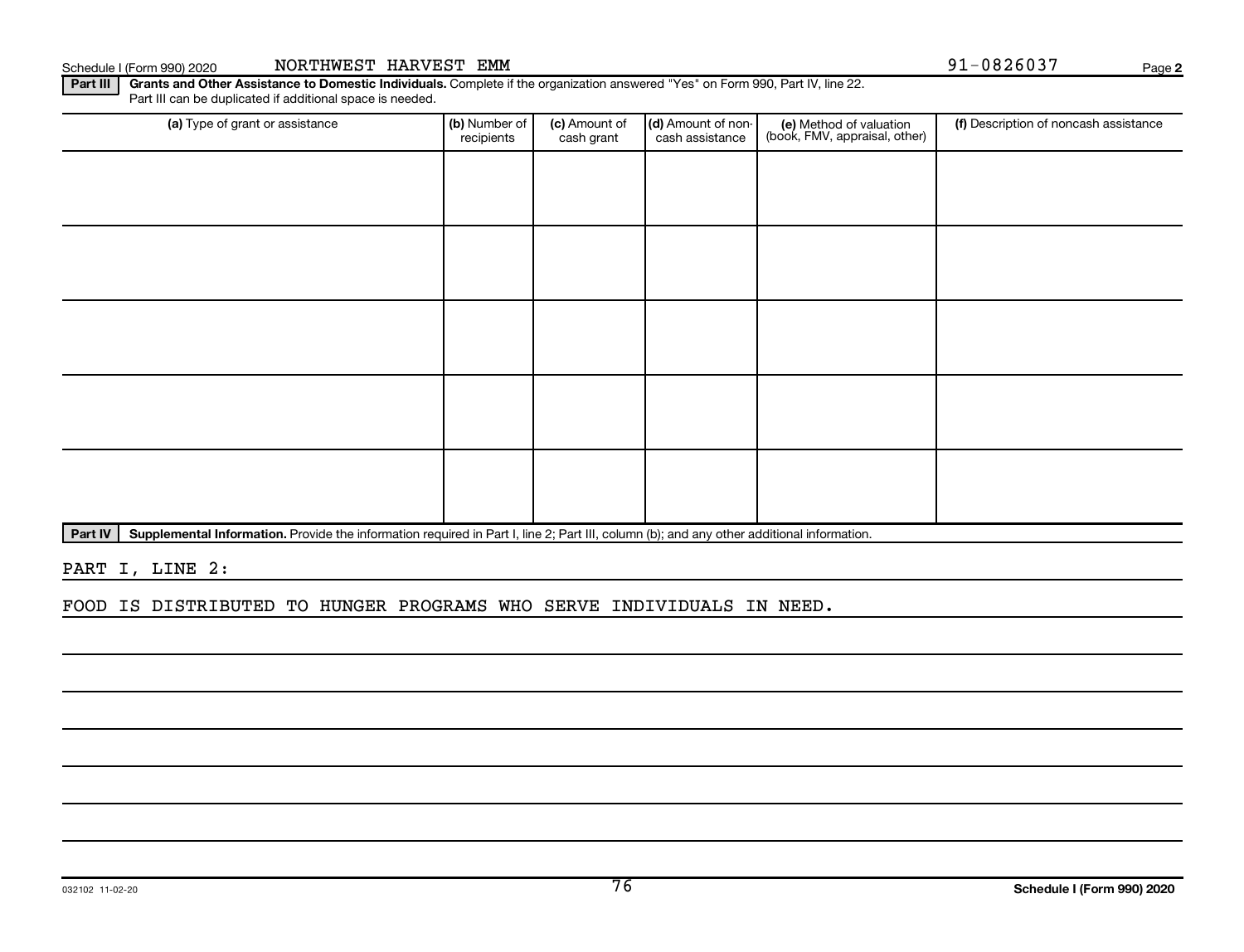Schedule I (Form 990) 2020 NORTHWEST HARVEST EMM 91-0826037

**Part III** **Grants and Other Assistance to Domestic Individuals.** Complete if the organization answered "Yes" on Form 990, Part IV, line 22. Part III can be duplicated if additional space is needed.

| (a) Type of grant or assistance | (b) Number of recipients | (c) Amount of cash grant | (d) Amount of non-cash assistance | (e) Method of valuation (book, FMV, appraisal, other) | (f) Description of noncash assistance |
|---|---|---|---|---|---|
| | | | | | |
| | | | | | |
| | | | | | |
| | | | | | |
| | | | | | |

**Part IV** **Supplemental Information.** Provide the information required in Part I, line 2; Part III, column (b); and any other additional information.

PART I, LINE 2:

FOOD IS DISTRIBUTED TO HUNGER PROGRAMS WHO SERVE INDIVIDUALS IN NEED.

032102 11-02-20 **Schedule I (Form 990) 2020**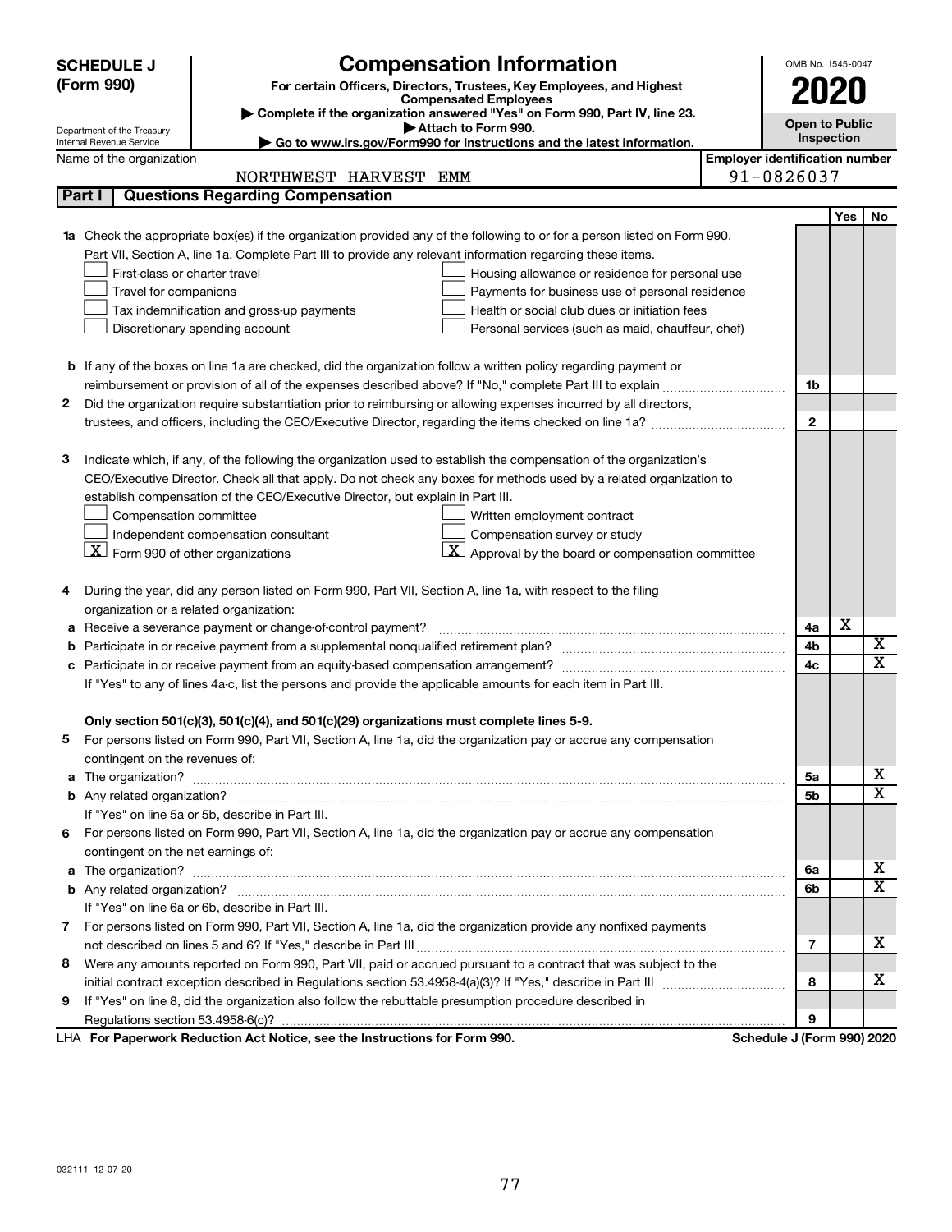**SCHEDULE J (Form 990)**

Department of the Treasury
Internal Revenue Service

# Compensation Information

**For certain Officers, Directors, Trustees, Key Employees, and Highest Compensated Employees**

▶ Complete if the organization answered "Yes" on Form 990, Part IV, line 23.
▶ Attach to Form 990.
▶ Go to www.irs.gov/Form990 for instructions and the latest information.

OMB No. 1545-0047

**2020**

**Open to Public Inspection**

Name of the organization: NORTHWEST HARVEST EMM

**Employer identification number** 91-0826037

## Part I | Questions Regarding Compensation

| | | | Yes | No |
|---|---|---|---|---|
| **1a** | Check the appropriate box(es) if the organization provided any of the following to or for a person listed on Form 990, Part VII, Section A, line 1a. Complete Part III to provide any relevant information regarding these items.<br>☐ First-class or charter travel ☐ Housing allowance or residence for personal use<br>☐ Travel for companions ☐ Payments for business use of personal residence<br>☐ Tax indemnification and gross-up payments ☐ Health or social club dues or initiation fees<br>☐ Discretionary spending account ☐ Personal services (such as maid, chauffeur, chef) | | | |
| **b** | If any of the boxes on line 1a are checked, did the organization follow a written policy regarding payment or reimbursement or provision of all of the expenses described above? If "No," complete Part III to explain | 1b | | |
| **2** | Did the organization require substantiation prior to reimbursing or allowing expenses incurred by all directors, trustees, and officers, including the CEO/Executive Director, regarding the items checked on line 1a? | 2 | | |
| **3** | Indicate which, if any, of the following the organization used to establish the compensation of the organization's CEO/Executive Director. Check all that apply. Do not check any boxes for methods used by a related organization to establish compensation of the CEO/Executive Director, but explain in Part III.<br>☐ Compensation committee ☐ Written employment contract<br>☐ Independent compensation consultant ☐ Compensation survey or study<br>☒ Form 990 of other organizations ☒ Approval by the board or compensation committee | | | |
| **4** | During the year, did any person listed on Form 990, Part VII, Section A, line 1a, with respect to the filing organization or a related organization: | | | |
| **a** | Receive a severance payment or change-of-control payment? | 4a | X | |
| **b** | Participate in or receive payment from a supplemental nonqualified retirement plan? | 4b | | X |
| **c** | Participate in or receive payment from an equity-based compensation arrangement? | 4c | | X |
| | If "Yes" to any of lines 4a-c, list the persons and provide the applicable amounts for each item in Part III. | | | |
| | **Only section 501(c)(3), 501(c)(4), and 501(c)(29) organizations must complete lines 5-9.** | | | |
| **5** | For persons listed on Form 990, Part VII, Section A, line 1a, did the organization pay or accrue any compensation contingent on the revenues of: | | | |
| **a** | The organization? | 5a | | X |
| **b** | Any related organization? | 5b | | X |
| | If "Yes" on line 5a or 5b, describe in Part III. | | | |
| **6** | For persons listed on Form 990, Part VII, Section A, line 1a, did the organization pay or accrue any compensation contingent on the net earnings of: | | | |
| **a** | The organization? | 6a | | X |
| **b** | Any related organization? | 6b | | X |
| | If "Yes" on line 6a or 6b, describe in Part III. | | | |
| **7** | For persons listed on Form 990, Part VII, Section A, line 1a, did the organization provide any nonfixed payments not described on lines 5 and 6? If "Yes," describe in Part III | 7 | | X |
| **8** | Were any amounts reported on Form 990, Part VII, paid or accrued pursuant to a contract that was subject to the initial contract exception described in Regulations section 53.4958-4(a)(3)? If "Yes," describe in Part III | 8 | | X |
| **9** | If "Yes" on line 8, did the organization also follow the rebuttable presumption procedure described in Regulations section 53.4958-6(c)? | 9 | | |

LHA **For Paperwork Reduction Act Notice, see the Instructions for Form 990.** **Schedule J (Form 990) 2020**

032111 12-07-20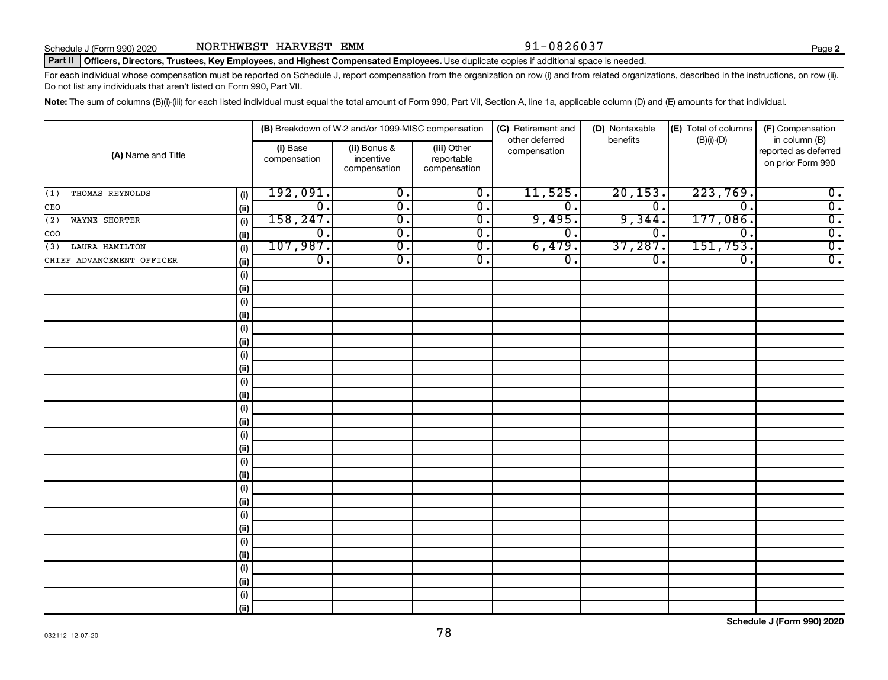Schedule J (Form 990) 2020 NORTHWEST HARVEST EMM 91-0826037 Page **2**

**Part II** **Officers, Directors, Trustees, Key Employees, and Highest Compensated Employees.** Use duplicate copies if additional space is needed.

For each individual whose compensation must be reported on Schedule J, report compensation from the organization on row (i) and from related organizations, described in the instructions, on row (ii). Do not list any individuals that aren't listed on Form 990, Part VII.

**Note:** The sum of columns (B)(i)-(iii) for each listed individual must equal the total amount of Form 990, Part VII, Section A, line 1a, applicable column (D) and (E) amounts for that individual.

| (A) Name and Title | | (B) Breakdown of W-2 and/or 1099-MISC compensation | | | (C) Retirement and other deferred compensation | (D) Nontaxable benefits | (E) Total of columns (B)(i)-(D) | (F) Compensation in column (B) reported as deferred on prior Form 990 |
|---|---|---|---|---|---|---|---|---|
| | | (i) Base compensation | (ii) Bonus & incentive compensation | (iii) Other reportable compensation | | | | |
| (1) THOMAS REYNOLDS | (i) | 192,091. | 0. | 0. | 11,525. | 20,153. | 223,769. | 0. |
| CEO | (ii) | 0. | 0. | 0. | 0. | 0. | 0. | 0. |
| (2) WAYNE SHORTER | (i) | 158,247. | 0. | 0. | 9,495. | 9,344. | 177,086. | 0. |
| COO | (ii) | 0. | 0. | 0. | 0. | 0. | 0. | 0. |
| (3) LAURA HAMILTON | (i) | 107,987. | 0. | 0. | 6,479. | 37,287. | 151,753. | 0. |
| CHIEF ADVANCEMENT OFFICER | (ii) | 0. | 0. | 0. | 0. | 0. | 0. | 0. |
| | (i) | | | | | | | |
| | (ii) | | | | | | | |
| | (i) | | | | | | | |
| | (ii) | | | | | | | |
| | (i) | | | | | | | |
| | (ii) | | | | | | | |
| | (i) | | | | | | | |
| | (ii) | | | | | | | |
| | (i) | | | | | | | |
| | (ii) | | | | | | | |
| | (i) | | | | | | | |
| | (ii) | | | | | | | |
| | (i) | | | | | | | |
| | (ii) | | | | | | | |
| | (i) | | | | | | | |
| | (ii) | | | | | | | |
| | (i) | | | | | | | |
| | (ii) | | | | | | | |
| | (i) | | | | | | | |
| | (ii) | | | | | | | |
| | (i) | | | | | | | |
| | (ii) | | | | | | | |
| | (i) | | | | | | | |
| | (ii) | | | | | | | |
| | (i) | | | | | | | |
| | (ii) | | | | | | | |

032112 12-07-20

**Schedule J (Form 990) 2020**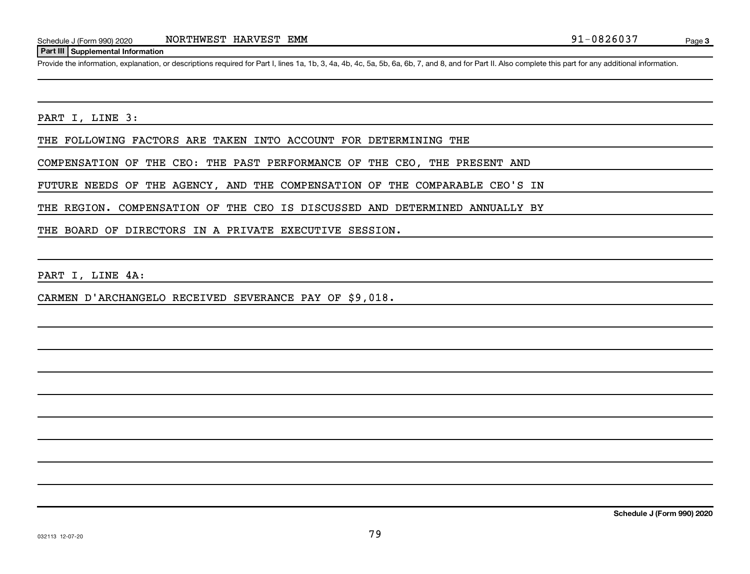## Part III Supplemental Information

Provide the information, explanation, or descriptions required for Part I, lines 1a, 1b, 3, 4a, 4b, 4c, 5a, 5b, 6a, 6b, 7, and 8, and for Part II. Also complete this part for any additional information.

PART I, LINE 3:

THE FOLLOWING FACTORS ARE TAKEN INTO ACCOUNT FOR DETERMINING THE COMPENSATION OF THE CEO: THE PAST PERFORMANCE OF THE CEO, THE PRESENT AND FUTURE NEEDS OF THE AGENCY, AND THE COMPENSATION OF THE COMPARABLE CEO'S IN THE REGION. COMPENSATION OF THE CEO IS DISCUSSED AND DETERMINED ANNUALLY BY THE BOARD OF DIRECTORS IN A PRIVATE EXECUTIVE SESSION.

PART I, LINE 4A:

CARMEN D'ARCHANGELO RECEIVED SEVERANCE PAY OF $9,018.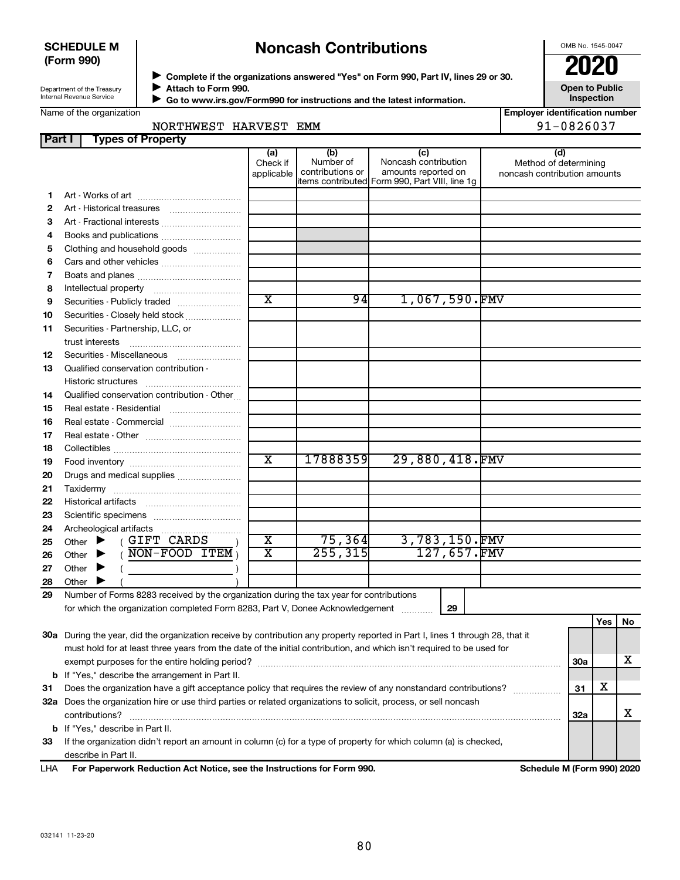**SCHEDULE M (Form 990)**

Department of the Treasury
Internal Revenue Service

# Noncash Contributions

▶ Complete if the organizations answered "Yes" on Form 990, Part IV, lines 29 or 30.
▶ Attach to Form 990.
▶ Go to www.irs.gov/Form990 for instructions and the latest information.

OMB No. 1545-0047

**2020**

**Open to Public Inspection**

Name of the organization: NORTHWEST HARVEST EMM

Employer identification number: 91-0826037

## Part I Types of Property

| | | (a) Check if applicable | (b) Number of contributions or items contributed | (c) Noncash contribution amounts reported on Form 990, Part VIII, line 1g | (d) Method of determining noncash contribution amounts |
|---|---|---|---|---|---|
| 1 | Art - Works of art | | | | |
| 2 | Art - Historical treasures | | | | |
| 3 | Art - Fractional interests | | | | |
| 4 | Books and publications | | | | |
| 5 | Clothing and household goods | | | | |
| 6 | Cars and other vehicles | | | | |
| 7 | Boats and planes | | | | |
| 8 | Intellectual property | | | | |
| 9 | Securities - Publicly traded | X | 94 | 1,067,590. | FMV |
| 10 | Securities - Closely held stock | | | | |
| 11 | Securities - Partnership, LLC, or trust interests | | | | |
| 12 | Securities - Miscellaneous | | | | |
| 13 | Qualified conservation contribution - Historic structures | | | | |
| 14 | Qualified conservation contribution - Other | | | | |
| 15 | Real estate - Residential | | | | |
| 16 | Real estate - Commercial | | | | |
| 17 | Real estate - Other | | | | |
| 18 | Collectibles | | | | |
| 19 | Food inventory | X | 17888359 | 29,880,418. | FMV |
| 20 | Drugs and medical supplies | | | | |
| 21 | Taxidermy | | | | |
| 22 | Historical artifacts | | | | |
| 23 | Scientific specimens | | | | |
| 24 | Archeological artifacts | | | | |
| 25 | Other ▶ ( GIFT CARDS ) | X | 75,364 | 3,783,150. | FMV |
| 26 | Other ▶ ( NON-FOOD ITEM ) | X | 255,315 | 127,657. | FMV |
| 27 | Other ▶ ( ) | | | | |
| 28 | Other ▶ ( ) | | | | |

29 Number of Forms 8283 received by the organization during the tax year for contributions for which the organization completed Form 8283, Part V, Donee Acknowledgement ..... **29**

| | | | Yes | No |
|---|---|---|---|---|
| 30a | During the year, did the organization receive by contribution any property reported in Part I, lines 1 through 28, that it must hold for at least three years from the date of the initial contribution, and which isn't required to be used for exempt purposes for the entire holding period? | 30a | | X |
| b | If "Yes," describe the arrangement in Part II. | | | |
| 31 | Does the organization have a gift acceptance policy that requires the review of any nonstandard contributions? | 31 | X | |
| 32a | Does the organization hire or use third parties or related organizations to solicit, process, or sell noncash contributions? | 32a | | X |
| b | If "Yes," describe in Part II. | | | |
| 33 | If the organization didn't report an amount in column (c) for a type of property for which column (a) is checked, describe in Part II. | | | |

LHA **For Paperwork Reduction Act Notice, see the Instructions for Form 990.** **Schedule M (Form 990) 2020**

032141 11-23-20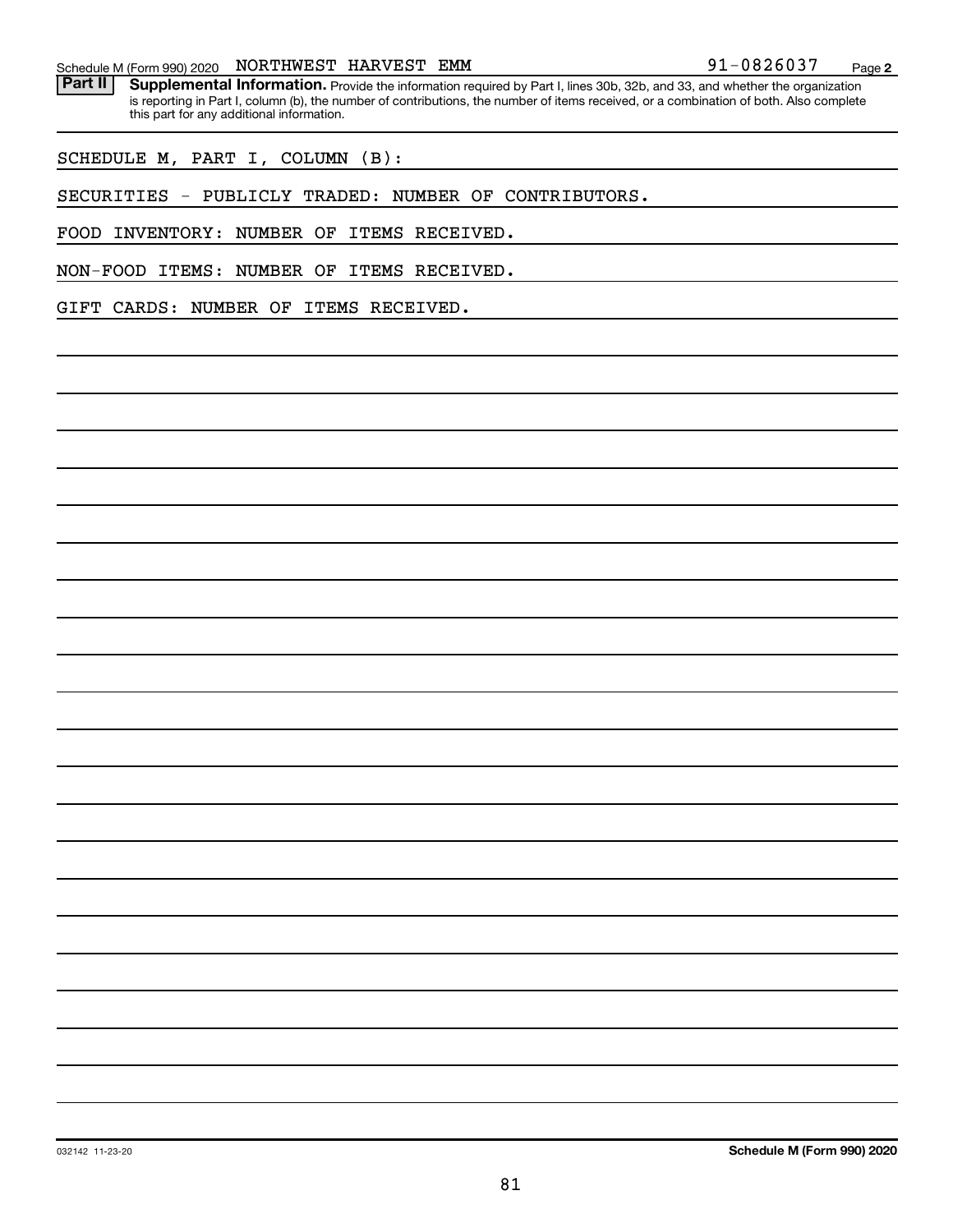Schedule M (Form 990) 2020 NORTHWEST HARVEST EMM 91-0826037 Page 2

**Part II** **Supplemental Information.** Provide the information required by Part I, lines 30b, 32b, and 33, and whether the organization is reporting in Part I, column (b), the number of contributions, the number of items received, or a combination of both. Also complete this part for any additional information.

SCHEDULE M, PART I, COLUMN (B):

SECURITIES - PUBLICLY TRADED: NUMBER OF CONTRIBUTORS.

FOOD INVENTORY: NUMBER OF ITEMS RECEIVED.

NON-FOOD ITEMS: NUMBER OF ITEMS RECEIVED.

GIFT CARDS: NUMBER OF ITEMS RECEIVED.

032142 11-23-20 **Schedule M (Form 990) 2020**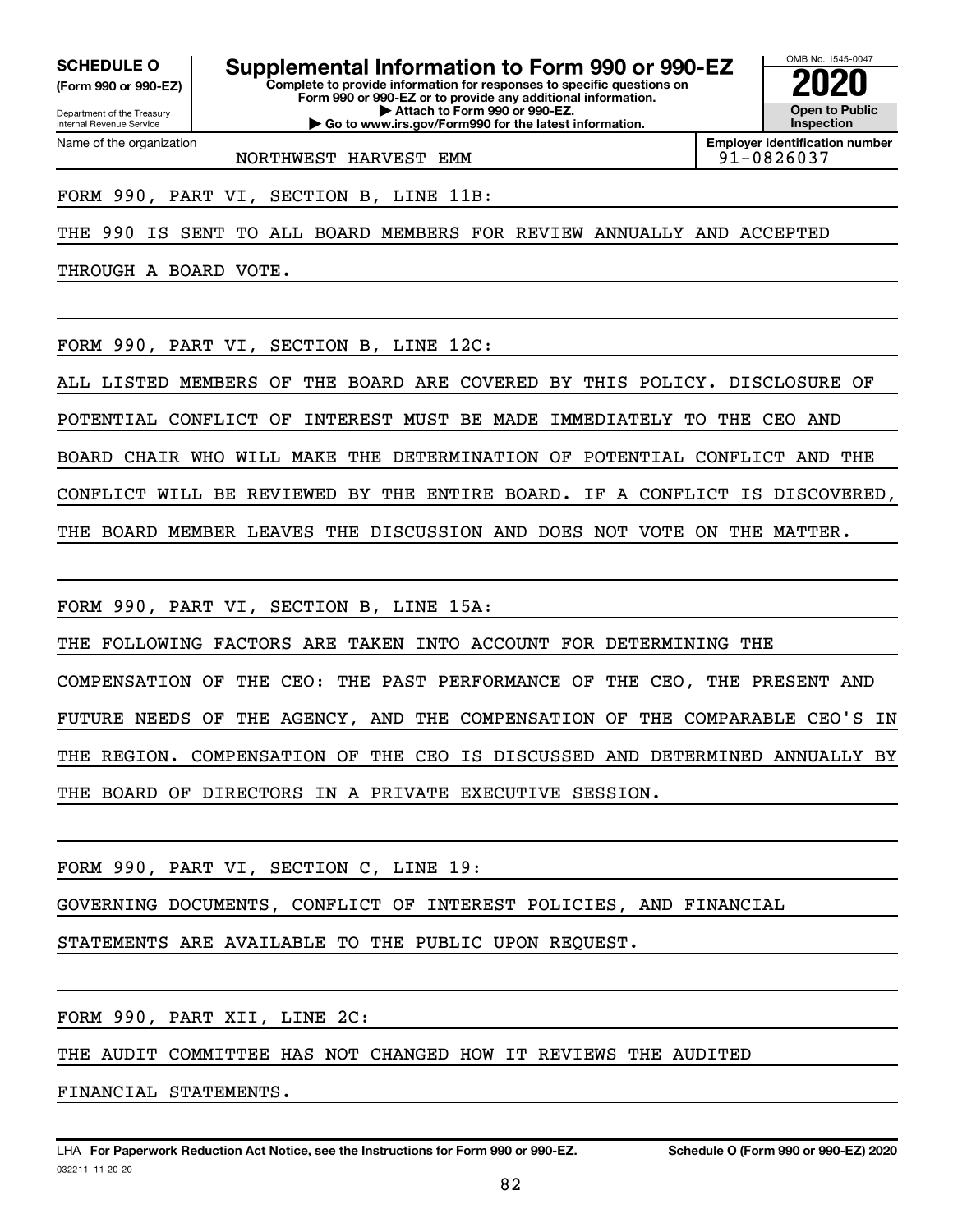**SCHEDULE O** **(Form 990 or 990-EZ)**

Department of the Treasury Internal Revenue Service

# Supplemental Information to Form 990 or 990-EZ

**Complete to provide information for responses to specific questions on Form 990 or 990-EZ or to provide any additional information.**
**▶ Attach to Form 990 or 990-EZ.**
**▶ Go to www.irs.gov/Form990 for the latest information.**

OMB No. 1545-0047

**2020**

**Open to Public Inspection**

Name of the organization: NORTHWEST HARVEST EMM

**Employer identification number**: 91-0826037

FORM 990, PART VI, SECTION B, LINE 11B:

THE 990 IS SENT TO ALL BOARD MEMBERS FOR REVIEW ANNUALLY AND ACCEPTED THROUGH A BOARD VOTE.

FORM 990, PART VI, SECTION B, LINE 12C:

ALL LISTED MEMBERS OF THE BOARD ARE COVERED BY THIS POLICY. DISCLOSURE OF POTENTIAL CONFLICT OF INTEREST MUST BE MADE IMMEDIATELY TO THE CEO AND BOARD CHAIR WHO WILL MAKE THE DETERMINATION OF POTENTIAL CONFLICT AND THE CONFLICT WILL BE REVIEWED BY THE ENTIRE BOARD. IF A CONFLICT IS DISCOVERED, THE BOARD MEMBER LEAVES THE DISCUSSION AND DOES NOT VOTE ON THE MATTER.

FORM 990, PART VI, SECTION B, LINE 15A:

THE FOLLOWING FACTORS ARE TAKEN INTO ACCOUNT FOR DETERMINING THE COMPENSATION OF THE CEO: THE PAST PERFORMANCE OF THE CEO, THE PRESENT AND FUTURE NEEDS OF THE AGENCY, AND THE COMPENSATION OF THE COMPARABLE CEO'S IN THE REGION. COMPENSATION OF THE CEO IS DISCUSSED AND DETERMINED ANNUALLY BY THE BOARD OF DIRECTORS IN A PRIVATE EXECUTIVE SESSION.

FORM 990, PART VI, SECTION C, LINE 19:

GOVERNING DOCUMENTS, CONFLICT OF INTEREST POLICIES, AND FINANCIAL STATEMENTS ARE AVAILABLE TO THE PUBLIC UPON REQUEST.

FORM 990, PART XII, LINE 2C:

THE AUDIT COMMITTEE HAS NOT CHANGED HOW IT REVIEWS THE AUDITED FINANCIAL STATEMENTS.

LHA **For Paperwork Reduction Act Notice, see the Instructions for Form 990 or 990-EZ.** **Schedule O (Form 990 or 990-EZ) 2020**

032211 11-20-20